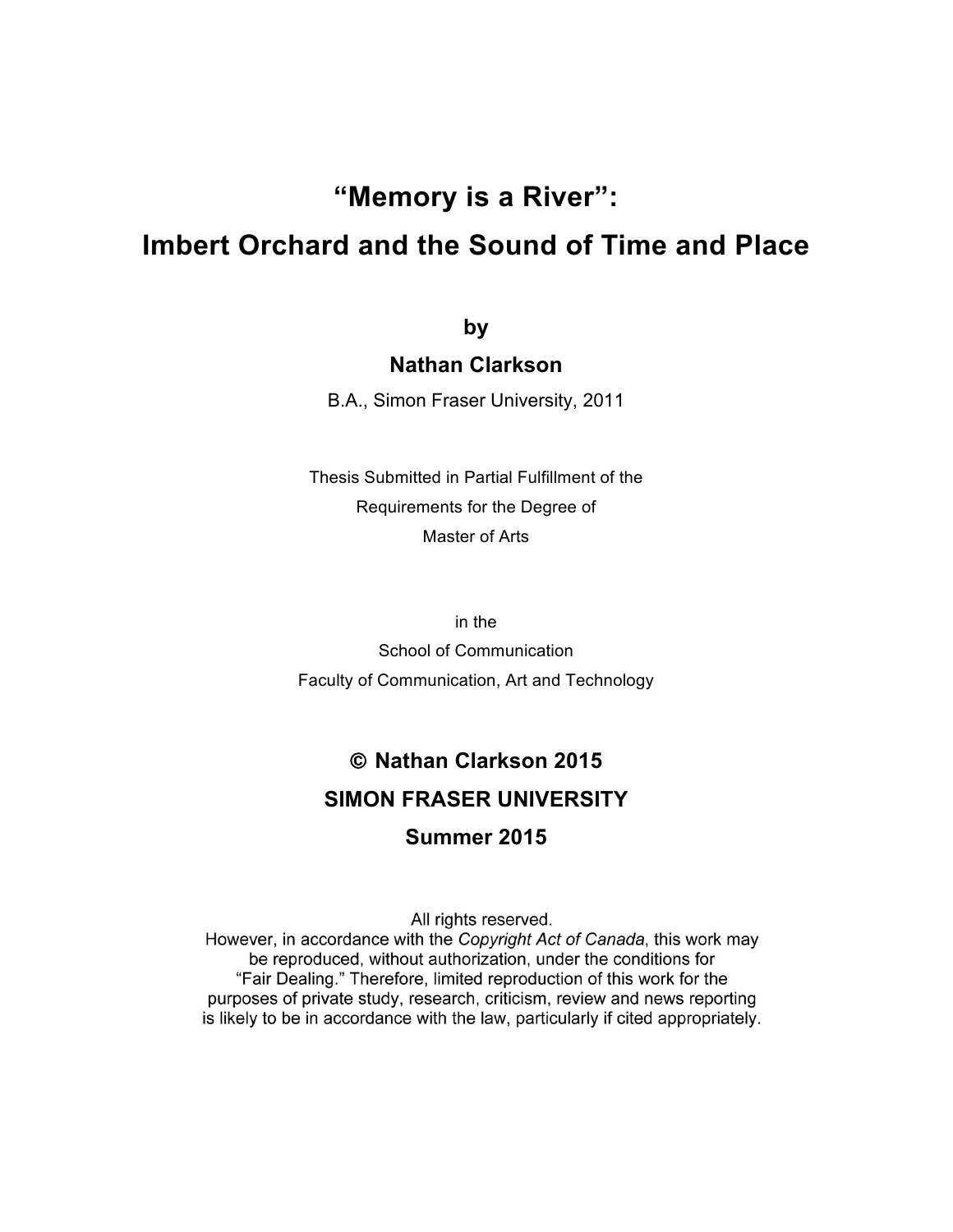# "Memory is a River": Imbert Orchard and the Sound of Time and Place

**by**

**Nathan Clarkson**

B.A., Simon Fraser University, 2011

Thesis Submitted in Partial Fulfillment of the
Requirements for the Degree of
Master of Arts

in the
School of Communication
Faculty of Communication, Art and Technology

**© Nathan Clarkson 2015**

**SIMON FRASER UNIVERSITY**

**Summer 2015**

All rights reserved.
However, in accordance with the *Copyright Act of Canada*, this work may be reproduced, without authorization, under the conditions for "Fair Dealing." Therefore, limited reproduction of this work for the purposes of private study, research, criticism, review and news reporting is likely to be in accordance with the law, particularly if cited appropriately.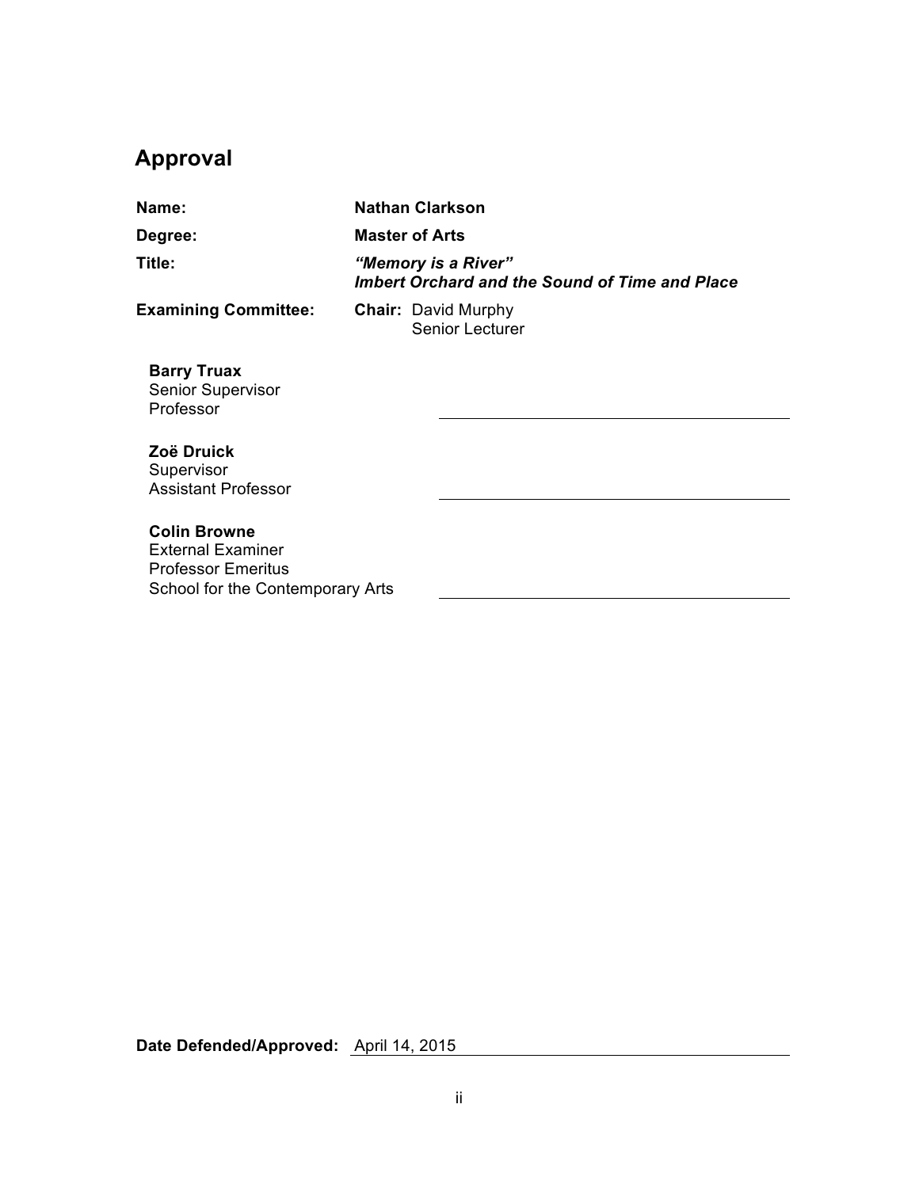## Approval

**Name:** **Nathan Clarkson**

**Degree:** **Master of Arts**

**Title:** ***"Memory is a River" Imbert Orchard and the Sound of Time and Place***

**Examining Committee:** **Chair:** David Murphy
Senior Lecturer

**Barry Truax**
Senior Supervisor
Professor

**Zoë Druick**
Supervisor
Assistant Professor

**Colin Browne**
External Examiner
Professor Emeritus
School for the Contemporary Arts

**Date Defended/Approved:** April 14, 2015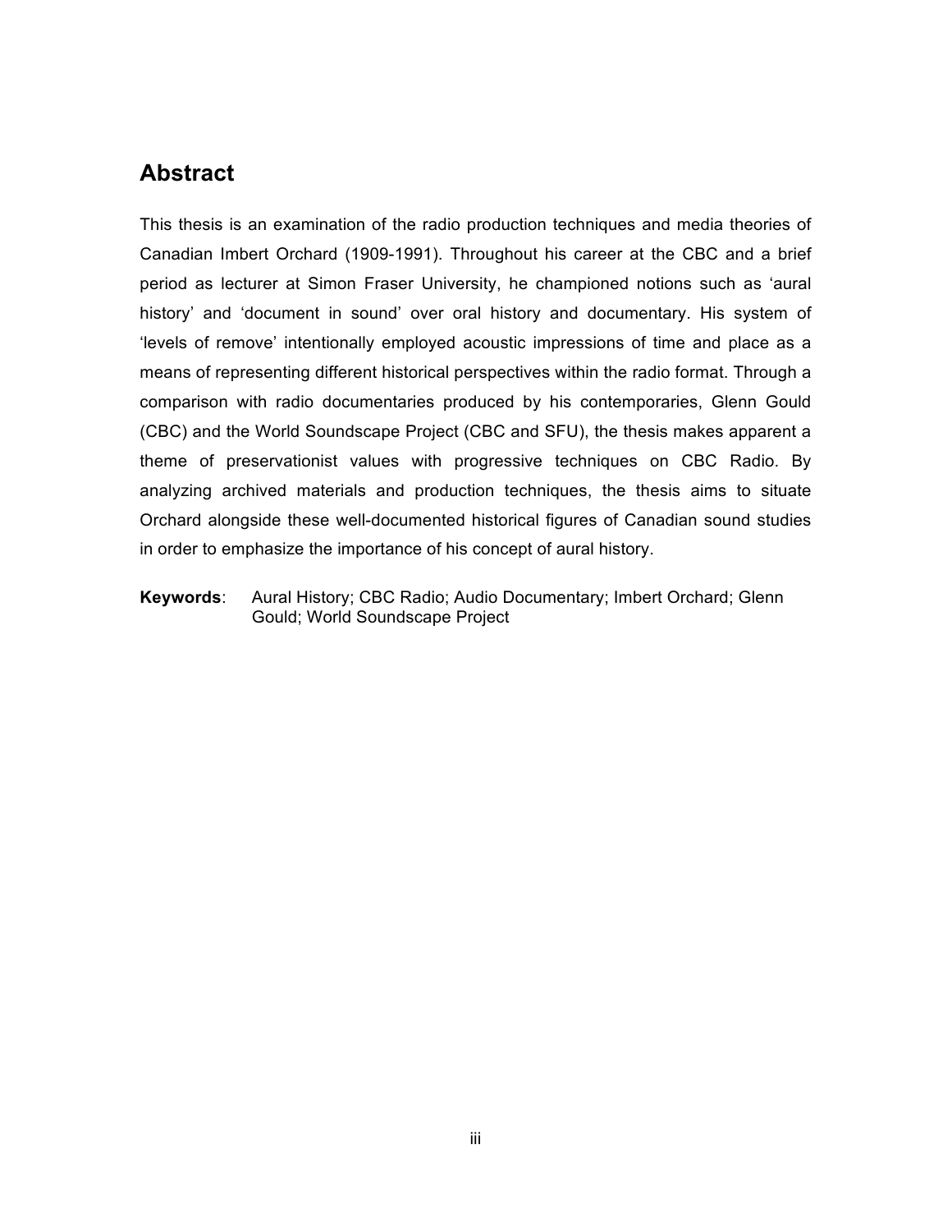## Abstract

This thesis is an examination of the radio production techniques and media theories of Canadian Imbert Orchard (1909-1991). Throughout his career at the CBC and a brief period as lecturer at Simon Fraser University, he championed notions such as 'aural history' and 'document in sound' over oral history and documentary. His system of 'levels of remove' intentionally employed acoustic impressions of time and place as a means of representing different historical perspectives within the radio format. Through a comparison with radio documentaries produced by his contemporaries, Glenn Gould (CBC) and the World Soundscape Project (CBC and SFU), the thesis makes apparent a theme of preservationist values with progressive techniques on CBC Radio. By analyzing archived materials and production techniques, the thesis aims to situate Orchard alongside these well-documented historical figures of Canadian sound studies in order to emphasize the importance of his concept of aural history.

**Keywords**: Aural History; CBC Radio; Audio Documentary; Imbert Orchard; Glenn Gould; World Soundscape Project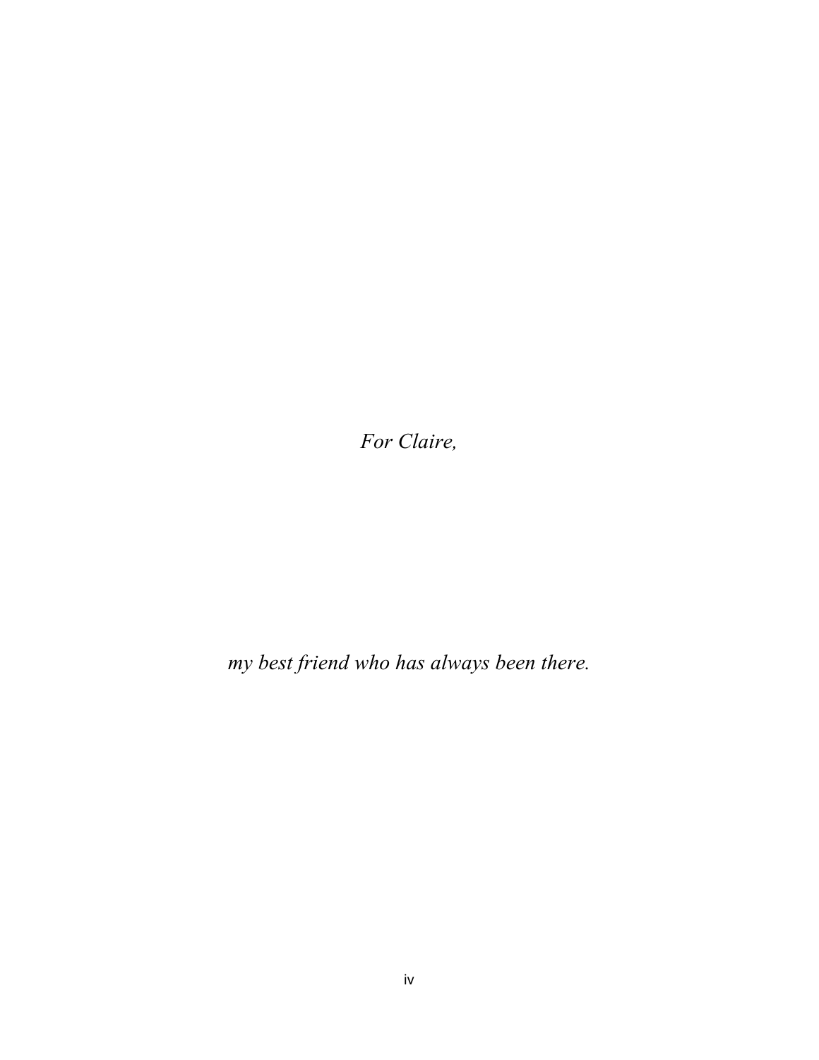*For Claire,*

*my best friend who has always been there.*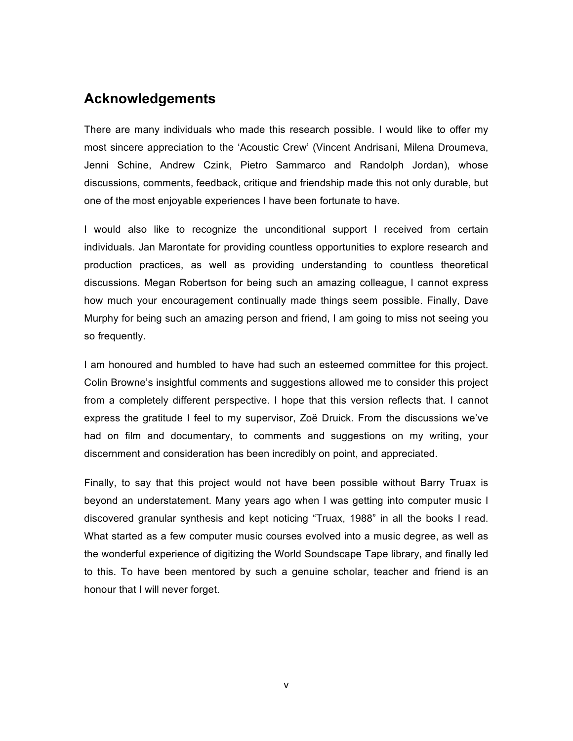## Acknowledgements

There are many individuals who made this research possible. I would like to offer my most sincere appreciation to the 'Acoustic Crew' (Vincent Andrisani, Milena Droumeva, Jenni Schine, Andrew Czink, Pietro Sammarco and Randolph Jordan), whose discussions, comments, feedback, critique and friendship made this not only durable, but one of the most enjoyable experiences I have been fortunate to have.

I would also like to recognize the unconditional support I received from certain individuals. Jan Marontate for providing countless opportunities to explore research and production practices, as well as providing understanding to countless theoretical discussions. Megan Robertson for being such an amazing colleague, I cannot express how much your encouragement continually made things seem possible. Finally, Dave Murphy for being such an amazing person and friend, I am going to miss not seeing you so frequently.

I am honoured and humbled to have had such an esteemed committee for this project. Colin Browne's insightful comments and suggestions allowed me to consider this project from a completely different perspective. I hope that this version reflects that. I cannot express the gratitude I feel to my supervisor, Zoë Druick. From the discussions we've had on film and documentary, to comments and suggestions on my writing, your discernment and consideration has been incredibly on point, and appreciated.

Finally, to say that this project would not have been possible without Barry Truax is beyond an understatement. Many years ago when I was getting into computer music I discovered granular synthesis and kept noticing "Truax, 1988" in all the books I read. What started as a few computer music courses evolved into a music degree, as well as the wonderful experience of digitizing the World Soundscape Tape library, and finally led to this. To have been mentored by such a genuine scholar, teacher and friend is an honour that I will never forget.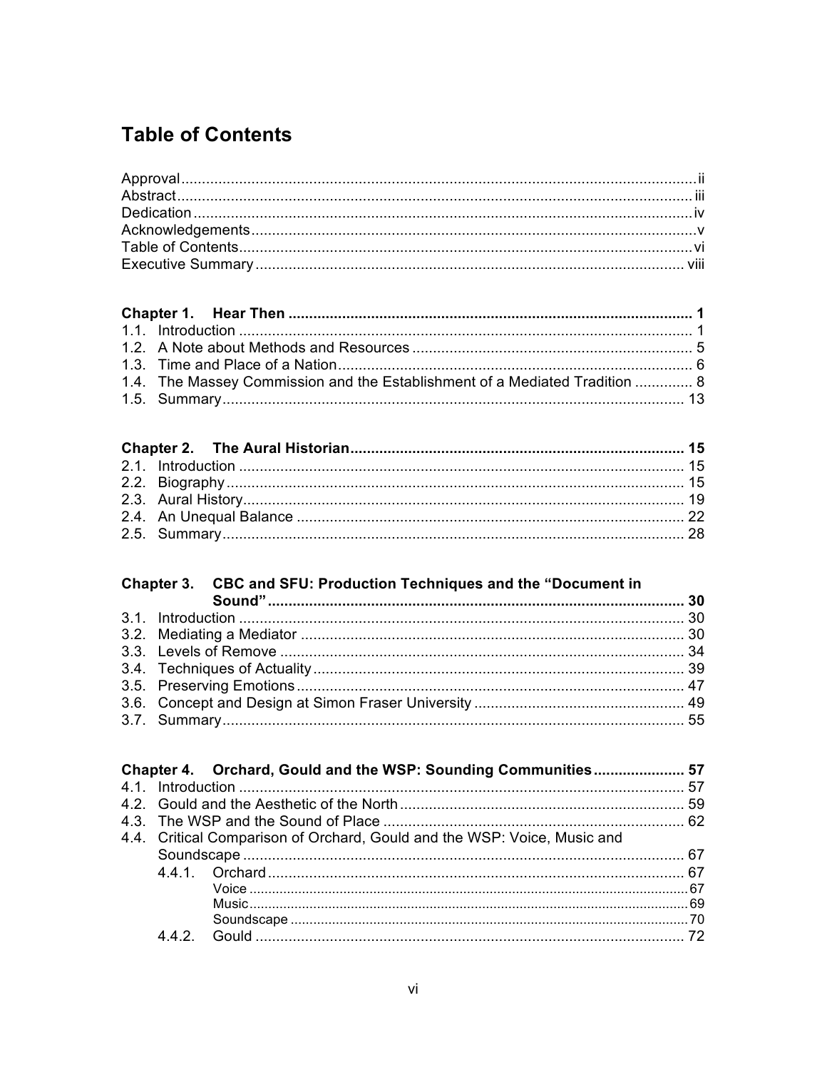# Table of Contents

Approval ..................................................................................................................... ii
Abstract ..................................................................................................................... iii
Dedication ................................................................................................................. iv
Acknowledgements ..................................................................................................... v
Table of Contents ....................................................................................................... vi
Executive Summary .................................................................................................. viii

**Chapter 1. Hear Then ..................................................................................... 1**
1.1. Introduction ..................................................................................................... 1
1.2. A Note about Methods and Resources ............................................................ 5
1.3. Time and Place of a Nation ............................................................................. 6
1.4. The Massey Commission and the Establishment of a Mediated Tradition .............. 8
1.5. Summary ......................................................................................................... 13

**Chapter 2. The Aural Historian ....................................................................... 15**
2.1. Introduction ..................................................................................................... 15
2.2. Biography ........................................................................................................ 15
2.3. Aural History ................................................................................................... 19
2.4. An Unequal Balance ....................................................................................... 22
2.5. Summary ......................................................................................................... 28

**Chapter 3. CBC and SFU: Production Techniques and the "Document in Sound" ............................................................................................................ 30**
3.1. Introduction ..................................................................................................... 30
3.2. Mediating a Mediator ...................................................................................... 30
3.3. Levels of Remove ........................................................................................... 34
3.4. Techniques of Actuality ................................................................................... 39
3.5. Preserving Emotions ....................................................................................... 47
3.6. Concept and Design at Simon Fraser University ............................................. 49
3.7. Summary ......................................................................................................... 55

**Chapter 4. Orchard, Gould and the WSP: Sounding Communities .................... 57**
4.1. Introduction ..................................................................................................... 57
4.2. Gould and the Aesthetic of the North .............................................................. 59
4.3. The WSP and the Sound of Place .................................................................... 62
4.4. Critical Comparison of Orchard, Gould and the WSP: Voice, Music and Soundscape ............................................................................................................ 67
 4.4.1. Orchard ................................................................................................... 67
  Voice ............................................................................................................ 67
  Music ............................................................................................................ 69
  Soundscape ................................................................................................. 70
 4.4.2. Gould ...................................................................................................... 72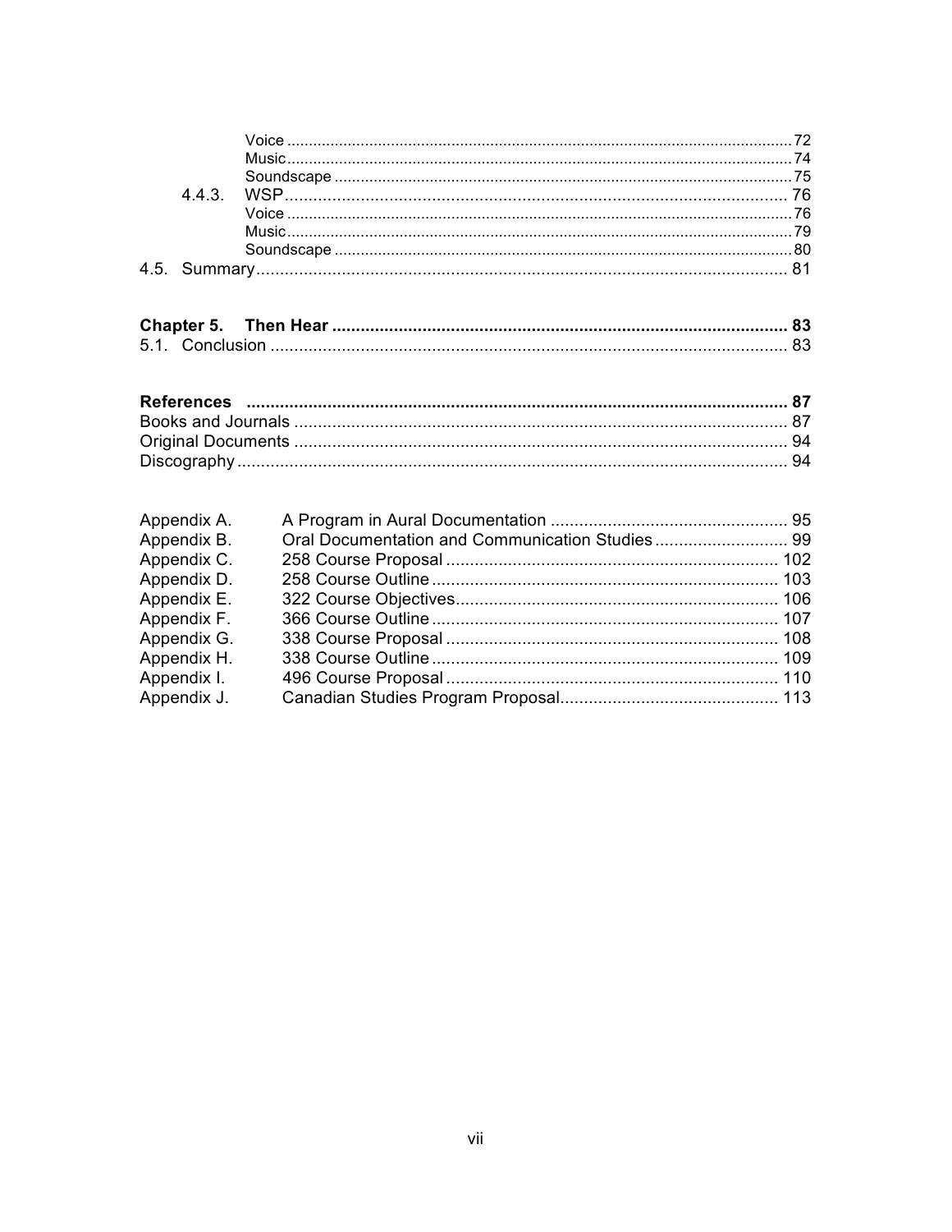Voice .......... 72
Music .......... 74
Soundscape .......... 75

4.4.3. WSP .......... 76
Voice .......... 76
Music .......... 79
Soundscape .......... 80

4.5. Summary .......... 81

**Chapter 5. Then Hear .......... 83**

5.1. Conclusion .......... 83

**References .......... 87**

Books and Journals .......... 87
Original Documents .......... 94
Discography .......... 94

Appendix A. A Program in Aural Documentation .......... 95
Appendix B. Oral Documentation and Communication Studies .......... 99
Appendix C. 258 Course Proposal .......... 102
Appendix D. 258 Course Outline .......... 103
Appendix E. 322 Course Objectives .......... 106
Appendix F. 366 Course Outline .......... 107
Appendix G. 338 Course Proposal .......... 108
Appendix H. 338 Course Outline .......... 109
Appendix I. 496 Course Proposal .......... 110
Appendix J. Canadian Studies Program Proposal .......... 113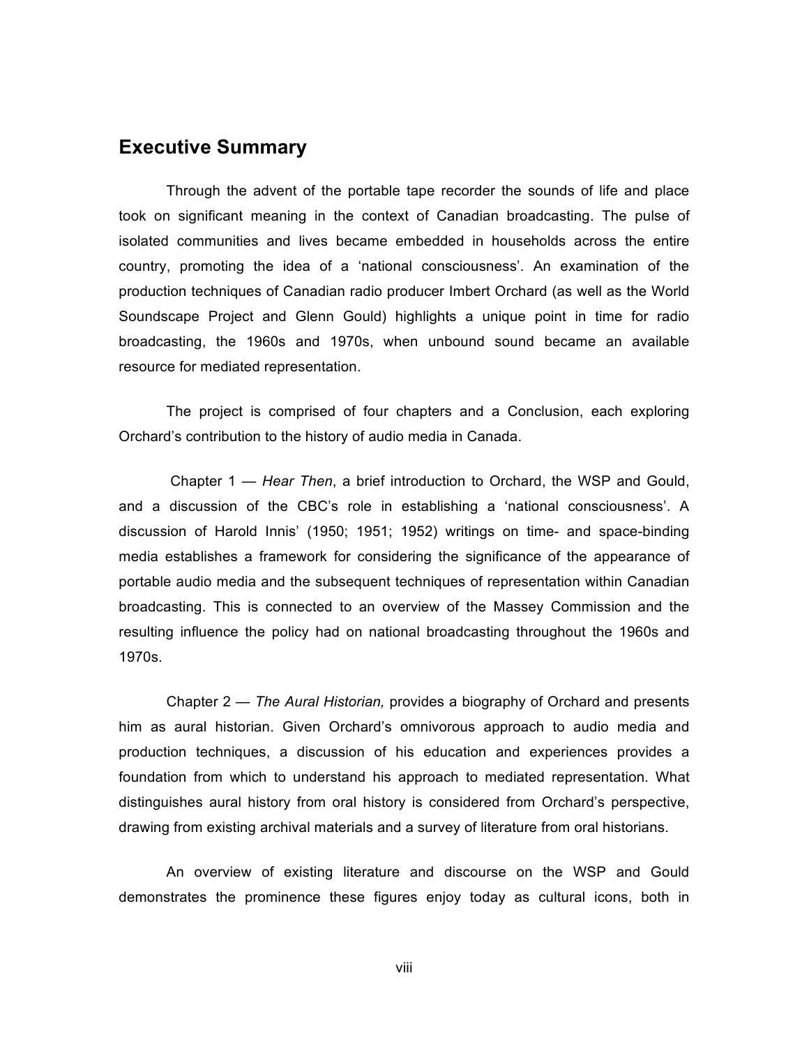## Executive Summary

Through the advent of the portable tape recorder the sounds of life and place took on significant meaning in the context of Canadian broadcasting. The pulse of isolated communities and lives became embedded in households across the entire country, promoting the idea of a 'national consciousness'. An examination of the production techniques of Canadian radio producer Imbert Orchard (as well as the World Soundscape Project and Glenn Gould) highlights a unique point in time for radio broadcasting, the 1960s and 1970s, when unbound sound became an available resource for mediated representation.

The project is comprised of four chapters and a Conclusion, each exploring Orchard's contribution to the history of audio media in Canada.

Chapter 1 — *Hear Then*, a brief introduction to Orchard, the WSP and Gould, and a discussion of the CBC's role in establishing a 'national consciousness'. A discussion of Harold Innis' (1950; 1951; 1952) writings on time- and space-binding media establishes a framework for considering the significance of the appearance of portable audio media and the subsequent techniques of representation within Canadian broadcasting. This is connected to an overview of the Massey Commission and the resulting influence the policy had on national broadcasting throughout the 1960s and 1970s.

Chapter 2 — *The Aural Historian,* provides a biography of Orchard and presents him as aural historian. Given Orchard's omnivorous approach to audio media and production techniques, a discussion of his education and experiences provides a foundation from which to understand his approach to mediated representation. What distinguishes aural history from oral history is considered from Orchard's perspective, drawing from existing archival materials and a survey of literature from oral historians.

An overview of existing literature and discourse on the WSP and Gould demonstrates the prominence these figures enjoy today as cultural icons, both in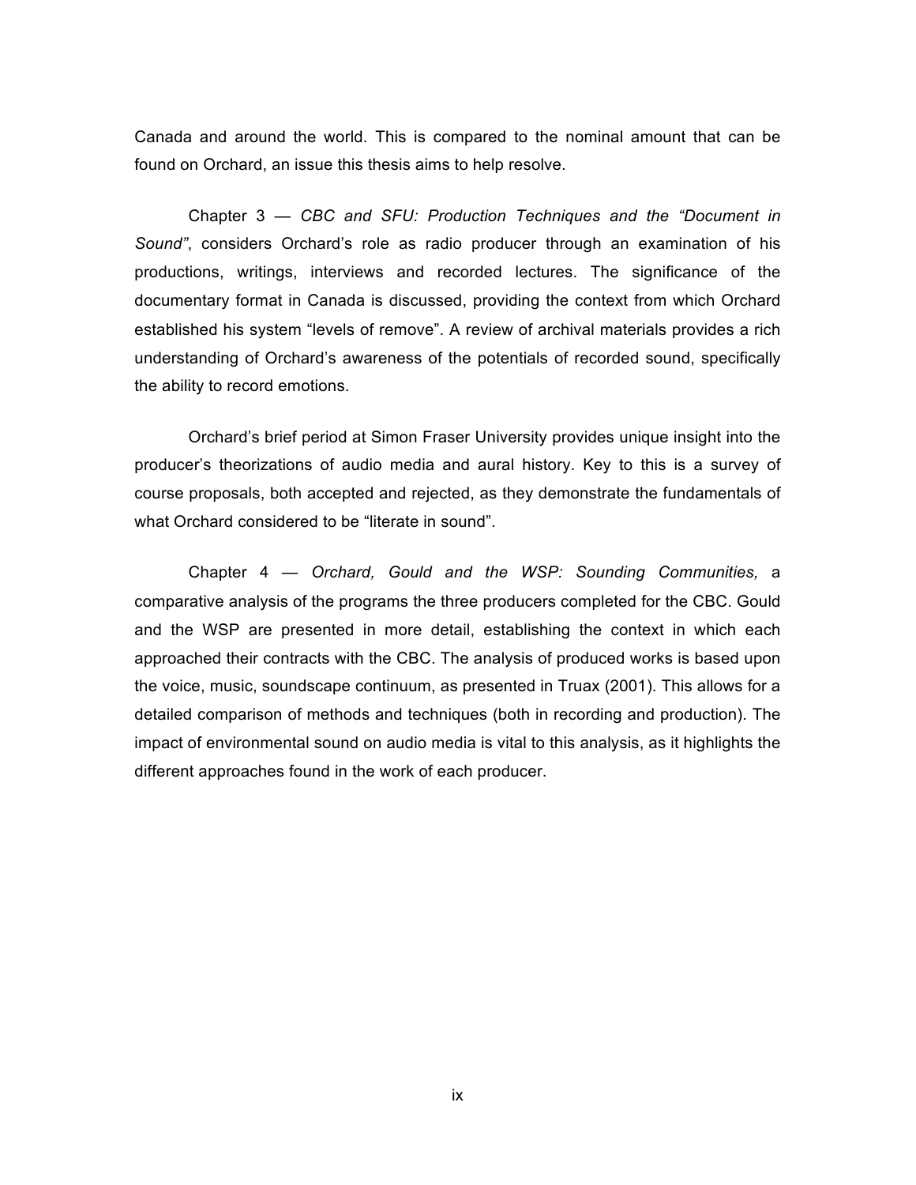Canada and around the world. This is compared to the nominal amount that can be found on Orchard, an issue this thesis aims to help resolve.

Chapter 3 — *CBC and SFU: Production Techniques and the "Document in Sound"*, considers Orchard's role as radio producer through an examination of his productions, writings, interviews and recorded lectures. The significance of the documentary format in Canada is discussed, providing the context from which Orchard established his system "levels of remove". A review of archival materials provides a rich understanding of Orchard's awareness of the potentials of recorded sound, specifically the ability to record emotions.

Orchard's brief period at Simon Fraser University provides unique insight into the producer's theorizations of audio media and aural history. Key to this is a survey of course proposals, both accepted and rejected, as they demonstrate the fundamentals of what Orchard considered to be "literate in sound".

Chapter 4 — *Orchard, Gould and the WSP: Sounding Communities,* a comparative analysis of the programs the three producers completed for the CBC. Gould and the WSP are presented in more detail, establishing the context in which each approached their contracts with the CBC. The analysis of produced works is based upon the voice, music, soundscape continuum, as presented in Truax (2001). This allows for a detailed comparison of methods and techniques (both in recording and production). The impact of environmental sound on audio media is vital to this analysis, as it highlights the different approaches found in the work of each producer.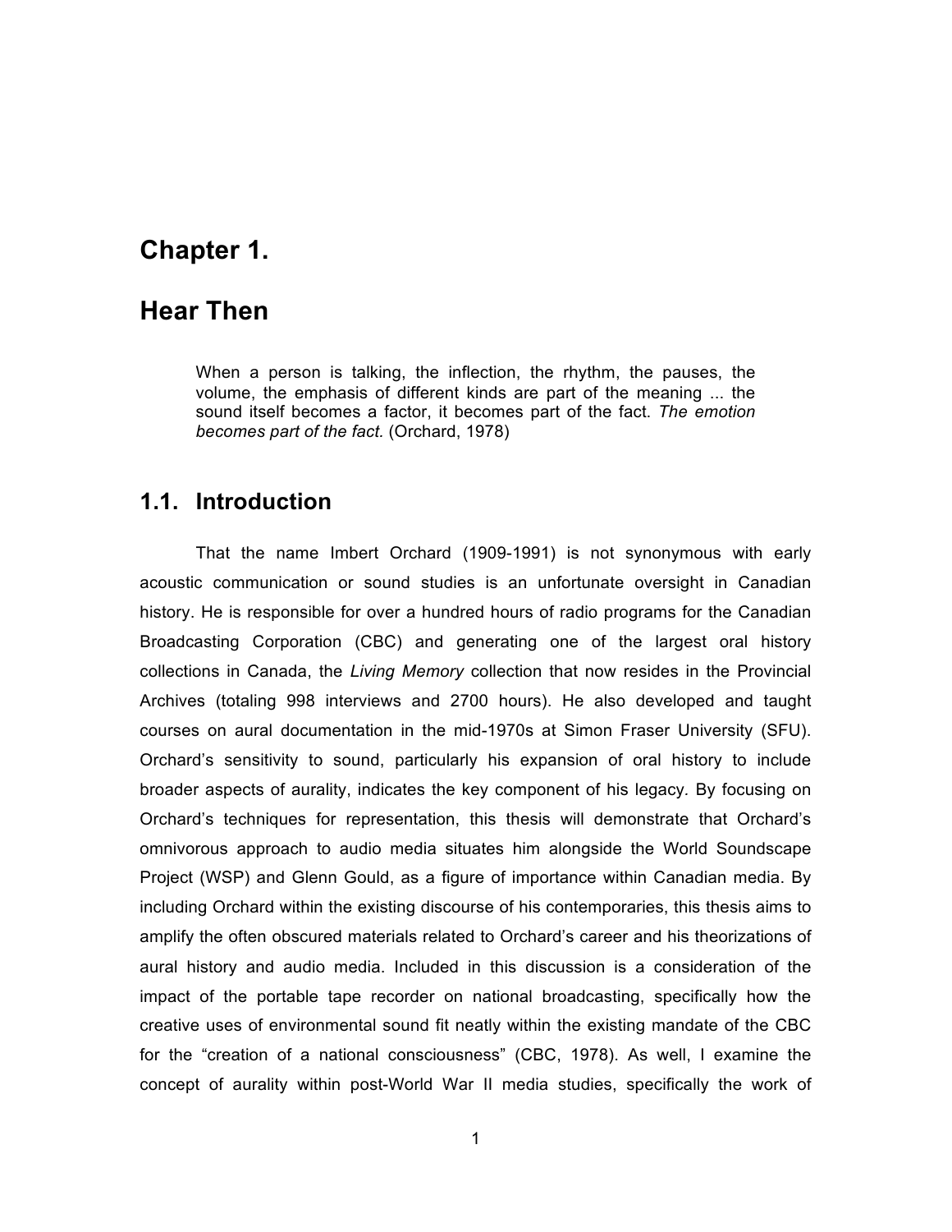# Chapter 1.

# Hear Then

> When a person is talking, the inflection, the rhythm, the pauses, the volume, the emphasis of different kinds are part of the meaning ... the sound itself becomes a factor, it becomes part of the fact. *The emotion becomes part of the fact.* (Orchard, 1978)

## 1.1. Introduction

That the name Imbert Orchard (1909-1991) is not synonymous with early acoustic communication or sound studies is an unfortunate oversight in Canadian history. He is responsible for over a hundred hours of radio programs for the Canadian Broadcasting Corporation (CBC) and generating one of the largest oral history collections in Canada, the *Living Memory* collection that now resides in the Provincial Archives (totaling 998 interviews and 2700 hours). He also developed and taught courses on aural documentation in the mid-1970s at Simon Fraser University (SFU). Orchard's sensitivity to sound, particularly his expansion of oral history to include broader aspects of aurality, indicates the key component of his legacy. By focusing on Orchard's techniques for representation, this thesis will demonstrate that Orchard's omnivorous approach to audio media situates him alongside the World Soundscape Project (WSP) and Glenn Gould, as a figure of importance within Canadian media. By including Orchard within the existing discourse of his contemporaries, this thesis aims to amplify the often obscured materials related to Orchard's career and his theorizations of aural history and audio media. Included in this discussion is a consideration of the impact of the portable tape recorder on national broadcasting, specifically how the creative uses of environmental sound fit neatly within the existing mandate of the CBC for the "creation of a national consciousness" (CBC, 1978). As well, I examine the concept of aurality within post-World War II media studies, specifically the work of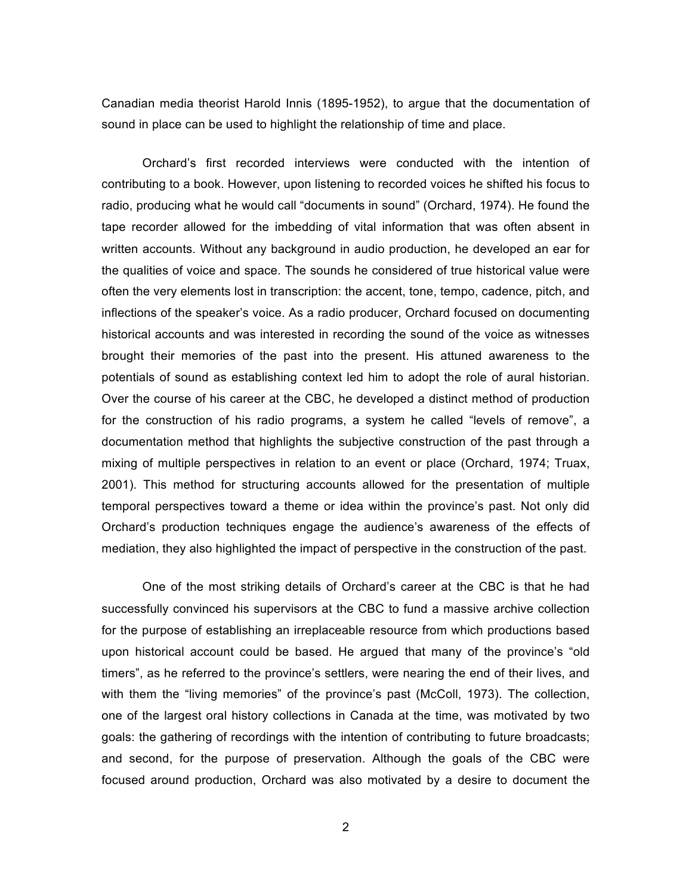Canadian media theorist Harold Innis (1895-1952), to argue that the documentation of sound in place can be used to highlight the relationship of time and place.

Orchard's first recorded interviews were conducted with the intention of contributing to a book. However, upon listening to recorded voices he shifted his focus to radio, producing what he would call "documents in sound" (Orchard, 1974). He found the tape recorder allowed for the imbedding of vital information that was often absent in written accounts. Without any background in audio production, he developed an ear for the qualities of voice and space. The sounds he considered of true historical value were often the very elements lost in transcription: the accent, tone, tempo, cadence, pitch, and inflections of the speaker's voice. As a radio producer, Orchard focused on documenting historical accounts and was interested in recording the sound of the voice as witnesses brought their memories of the past into the present. His attuned awareness to the potentials of sound as establishing context led him to adopt the role of aural historian. Over the course of his career at the CBC, he developed a distinct method of production for the construction of his radio programs, a system he called "levels of remove", a documentation method that highlights the subjective construction of the past through a mixing of multiple perspectives in relation to an event or place (Orchard, 1974; Truax, 2001). This method for structuring accounts allowed for the presentation of multiple temporal perspectives toward a theme or idea within the province's past. Not only did Orchard's production techniques engage the audience's awareness of the effects of mediation, they also highlighted the impact of perspective in the construction of the past.

One of the most striking details of Orchard's career at the CBC is that he had successfully convinced his supervisors at the CBC to fund a massive archive collection for the purpose of establishing an irreplaceable resource from which productions based upon historical account could be based. He argued that many of the province's "old timers", as he referred to the province's settlers, were nearing the end of their lives, and with them the "living memories" of the province's past (McColl, 1973). The collection, one of the largest oral history collections in Canada at the time, was motivated by two goals: the gathering of recordings with the intention of contributing to future broadcasts; and second, for the purpose of preservation. Although the goals of the CBC were focused around production, Orchard was also motivated by a desire to document the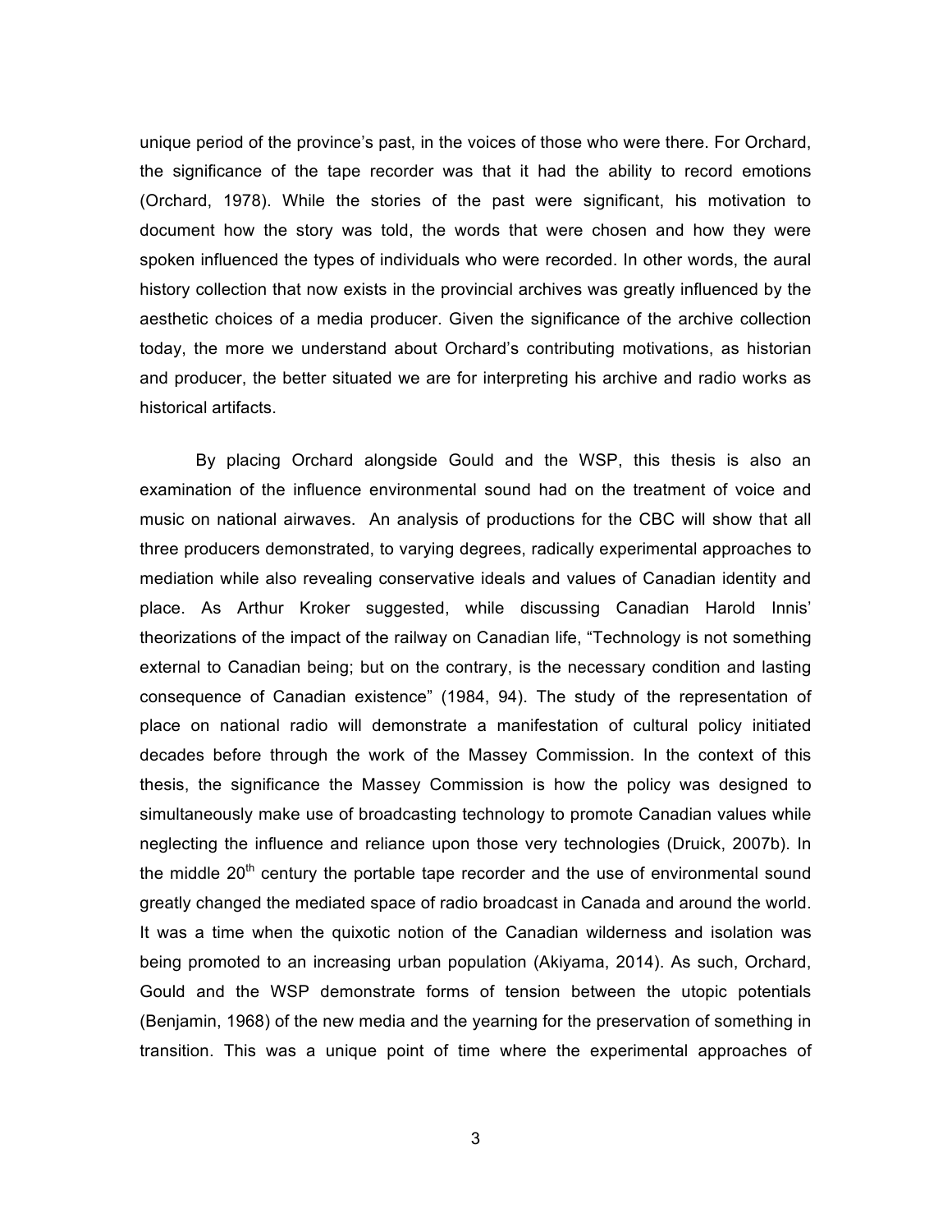unique period of the province's past, in the voices of those who were there. For Orchard, the significance of the tape recorder was that it had the ability to record emotions (Orchard, 1978). While the stories of the past were significant, his motivation to document how the story was told, the words that were chosen and how they were spoken influenced the types of individuals who were recorded. In other words, the aural history collection that now exists in the provincial archives was greatly influenced by the aesthetic choices of a media producer. Given the significance of the archive collection today, the more we understand about Orchard's contributing motivations, as historian and producer, the better situated we are for interpreting his archive and radio works as historical artifacts.

By placing Orchard alongside Gould and the WSP, this thesis is also an examination of the influence environmental sound had on the treatment of voice and music on national airwaves. An analysis of productions for the CBC will show that all three producers demonstrated, to varying degrees, radically experimental approaches to mediation while also revealing conservative ideals and values of Canadian identity and place. As Arthur Kroker suggested, while discussing Canadian Harold Innis' theorizations of the impact of the railway on Canadian life, "Technology is not something external to Canadian being; but on the contrary, is the necessary condition and lasting consequence of Canadian existence" (1984, 94). The study of the representation of place on national radio will demonstrate a manifestation of cultural policy initiated decades before through the work of the Massey Commission. In the context of this thesis, the significance the Massey Commission is how the policy was designed to simultaneously make use of broadcasting technology to promote Canadian values while neglecting the influence and reliance upon those very technologies (Druick, 2007b). In the middle 20th century the portable tape recorder and the use of environmental sound greatly changed the mediated space of radio broadcast in Canada and around the world. It was a time when the quixotic notion of the Canadian wilderness and isolation was being promoted to an increasing urban population (Akiyama, 2014). As such, Orchard, Gould and the WSP demonstrate forms of tension between the utopic potentials (Benjamin, 1968) of the new media and the yearning for the preservation of something in transition. This was a unique point of time where the experimental approaches of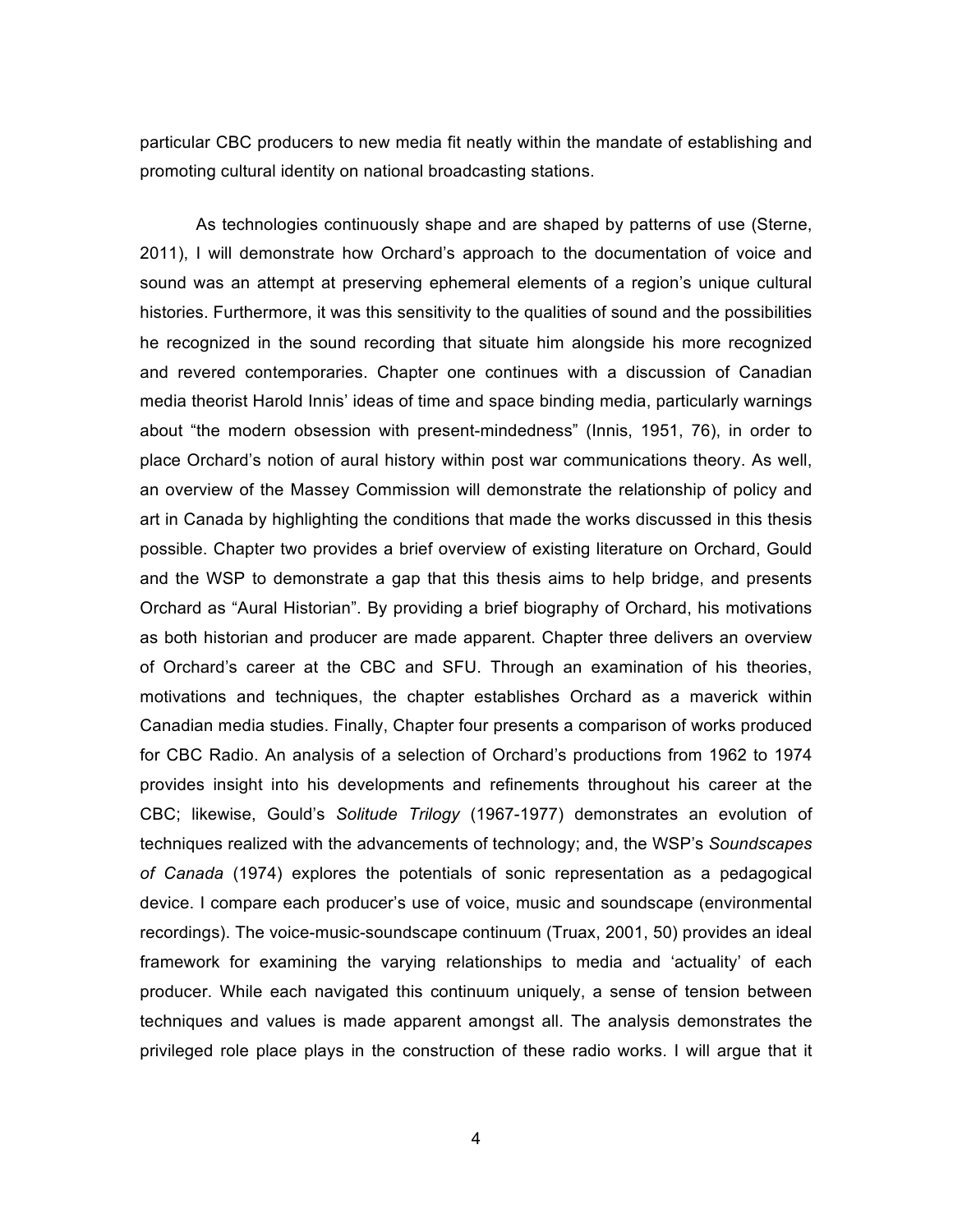particular CBC producers to new media fit neatly within the mandate of establishing and promoting cultural identity on national broadcasting stations.

As technologies continuously shape and are shaped by patterns of use (Sterne, 2011), I will demonstrate how Orchard's approach to the documentation of voice and sound was an attempt at preserving ephemeral elements of a region's unique cultural histories. Furthermore, it was this sensitivity to the qualities of sound and the possibilities he recognized in the sound recording that situate him alongside his more recognized and revered contemporaries. Chapter one continues with a discussion of Canadian media theorist Harold Innis' ideas of time and space binding media, particularly warnings about "the modern obsession with present-mindedness" (Innis, 1951, 76), in order to place Orchard's notion of aural history within post war communications theory. As well, an overview of the Massey Commission will demonstrate the relationship of policy and art in Canada by highlighting the conditions that made the works discussed in this thesis possible. Chapter two provides a brief overview of existing literature on Orchard, Gould and the WSP to demonstrate a gap that this thesis aims to help bridge, and presents Orchard as "Aural Historian". By providing a brief biography of Orchard, his motivations as both historian and producer are made apparent. Chapter three delivers an overview of Orchard's career at the CBC and SFU. Through an examination of his theories, motivations and techniques, the chapter establishes Orchard as a maverick within Canadian media studies. Finally, Chapter four presents a comparison of works produced for CBC Radio. An analysis of a selection of Orchard's productions from 1962 to 1974 provides insight into his developments and refinements throughout his career at the CBC; likewise, Gould's *Solitude Trilogy* (1967-1977) demonstrates an evolution of techniques realized with the advancements of technology; and, the WSP's *Soundscapes of Canada* (1974) explores the potentials of sonic representation as a pedagogical device. I compare each producer's use of voice, music and soundscape (environmental recordings). The voice-music-soundscape continuum (Truax, 2001, 50) provides an ideal framework for examining the varying relationships to media and 'actuality' of each producer. While each navigated this continuum uniquely, a sense of tension between techniques and values is made apparent amongst all. The analysis demonstrates the privileged role place plays in the construction of these radio works. I will argue that it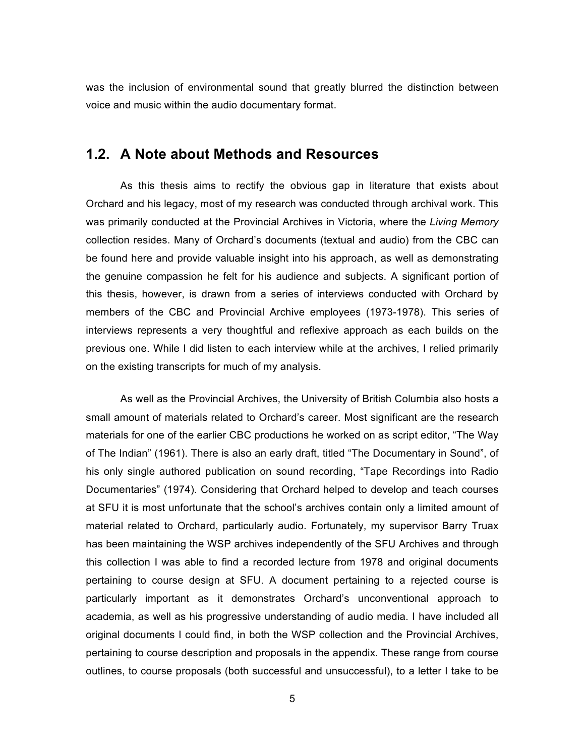was the inclusion of environmental sound that greatly blurred the distinction between voice and music within the audio documentary format.

## 1.2. A Note about Methods and Resources

As this thesis aims to rectify the obvious gap in literature that exists about Orchard and his legacy, most of my research was conducted through archival work. This was primarily conducted at the Provincial Archives in Victoria, where the *Living Memory* collection resides. Many of Orchard's documents (textual and audio) from the CBC can be found here and provide valuable insight into his approach, as well as demonstrating the genuine compassion he felt for his audience and subjects. A significant portion of this thesis, however, is drawn from a series of interviews conducted with Orchard by members of the CBC and Provincial Archive employees (1973-1978). This series of interviews represents a very thoughtful and reflexive approach as each builds on the previous one. While I did listen to each interview while at the archives, I relied primarily on the existing transcripts for much of my analysis.

As well as the Provincial Archives, the University of British Columbia also hosts a small amount of materials related to Orchard's career. Most significant are the research materials for one of the earlier CBC productions he worked on as script editor, "The Way of The Indian" (1961). There is also an early draft, titled "The Documentary in Sound", of his only single authored publication on sound recording, "Tape Recordings into Radio Documentaries" (1974). Considering that Orchard helped to develop and teach courses at SFU it is most unfortunate that the school's archives contain only a limited amount of material related to Orchard, particularly audio. Fortunately, my supervisor Barry Truax has been maintaining the WSP archives independently of the SFU Archives and through this collection I was able to find a recorded lecture from 1978 and original documents pertaining to course design at SFU. A document pertaining to a rejected course is particularly important as it demonstrates Orchard's unconventional approach to academia, as well as his progressive understanding of audio media. I have included all original documents I could find, in both the WSP collection and the Provincial Archives, pertaining to course description and proposals in the appendix. These range from course outlines, to course proposals (both successful and unsuccessful), to a letter I take to be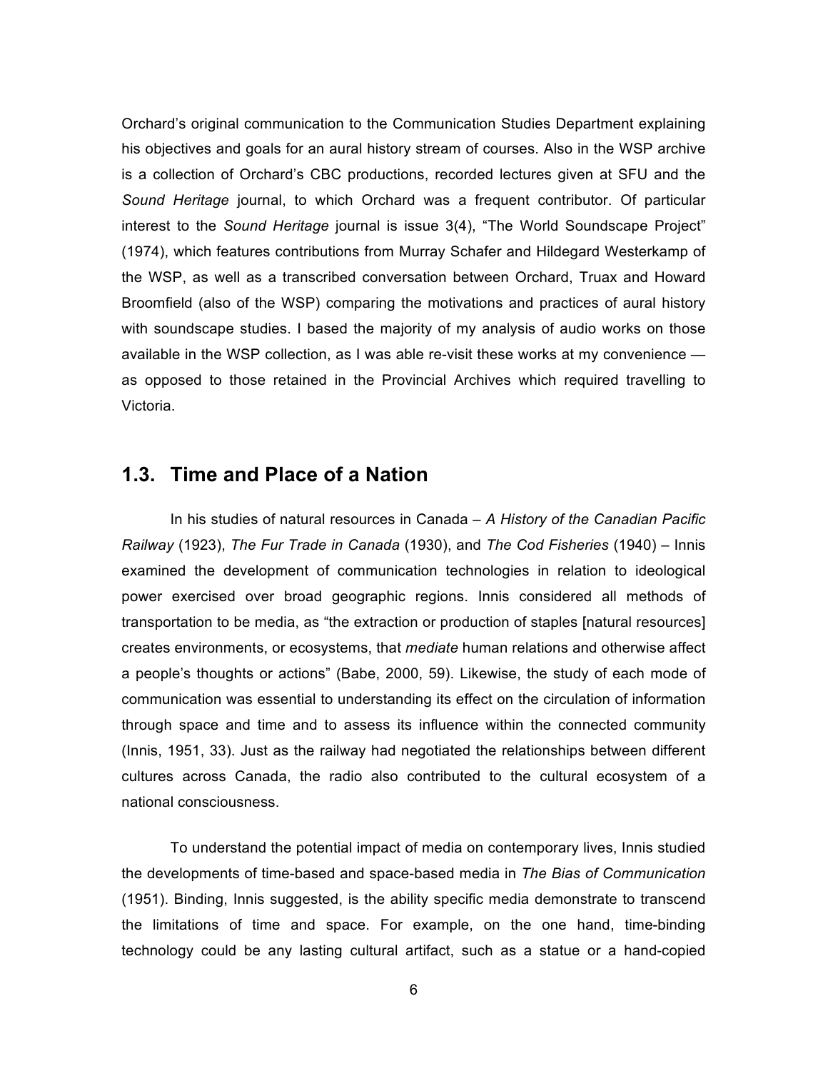Orchard's original communication to the Communication Studies Department explaining his objectives and goals for an aural history stream of courses. Also in the WSP archive is a collection of Orchard's CBC productions, recorded lectures given at SFU and the *Sound Heritage* journal, to which Orchard was a frequent contributor. Of particular interest to the *Sound Heritage* journal is issue 3(4), "The World Soundscape Project" (1974), which features contributions from Murray Schafer and Hildegard Westerkamp of the WSP, as well as a transcribed conversation between Orchard, Truax and Howard Broomfield (also of the WSP) comparing the motivations and practices of aural history with soundscape studies. I based the majority of my analysis of audio works on those available in the WSP collection, as I was able re-visit these works at my convenience — as opposed to those retained in the Provincial Archives which required travelling to Victoria.

## 1.3. Time and Place of a Nation

In his studies of natural resources in Canada – *A History of the Canadian Pacific Railway* (1923), *The Fur Trade in Canada* (1930), and *The Cod Fisheries* (1940) – Innis examined the development of communication technologies in relation to ideological power exercised over broad geographic regions. Innis considered all methods of transportation to be media, as "the extraction or production of staples [natural resources] creates environments, or ecosystems, that *mediate* human relations and otherwise affect a people's thoughts or actions" (Babe, 2000, 59). Likewise, the study of each mode of communication was essential to understanding its effect on the circulation of information through space and time and to assess its influence within the connected community (Innis, 1951, 33). Just as the railway had negotiated the relationships between different cultures across Canada, the radio also contributed to the cultural ecosystem of a national consciousness.

To understand the potential impact of media on contemporary lives, Innis studied the developments of time-based and space-based media in *The Bias of Communication* (1951). Binding, Innis suggested, is the ability specific media demonstrate to transcend the limitations of time and space. For example, on the one hand, time-binding technology could be any lasting cultural artifact, such as a statue or a hand-copied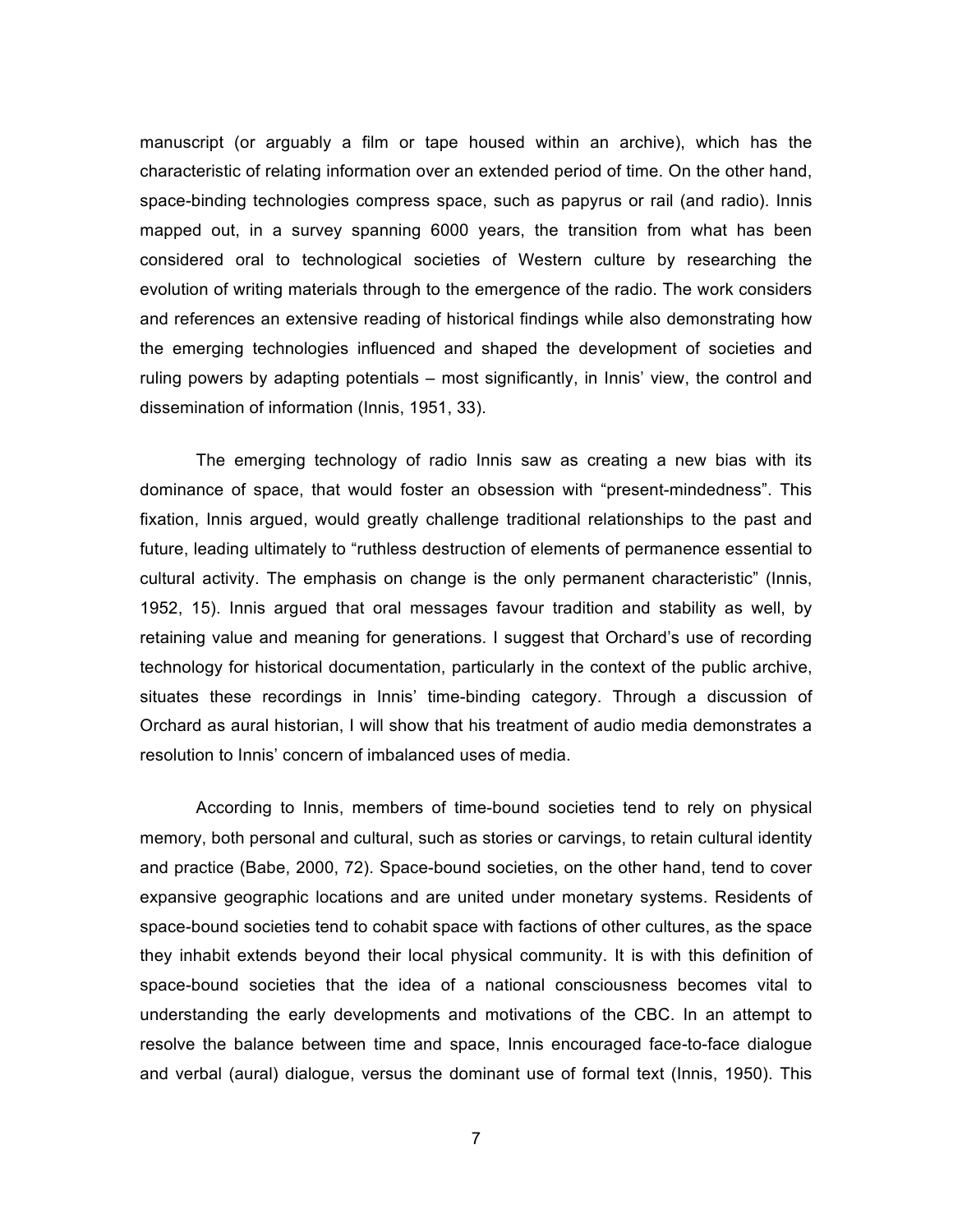manuscript (or arguably a film or tape housed within an archive), which has the characteristic of relating information over an extended period of time. On the other hand, space-binding technologies compress space, such as papyrus or rail (and radio). Innis mapped out, in a survey spanning 6000 years, the transition from what has been considered oral to technological societies of Western culture by researching the evolution of writing materials through to the emergence of the radio. The work considers and references an extensive reading of historical findings while also demonstrating how the emerging technologies influenced and shaped the development of societies and ruling powers by adapting potentials – most significantly, in Innis' view, the control and dissemination of information (Innis, 1951, 33).

The emerging technology of radio Innis saw as creating a new bias with its dominance of space, that would foster an obsession with "present-mindedness". This fixation, Innis argued, would greatly challenge traditional relationships to the past and future, leading ultimately to "ruthless destruction of elements of permanence essential to cultural activity. The emphasis on change is the only permanent characteristic" (Innis, 1952, 15). Innis argued that oral messages favour tradition and stability as well, by retaining value and meaning for generations. I suggest that Orchard's use of recording technology for historical documentation, particularly in the context of the public archive, situates these recordings in Innis' time-binding category. Through a discussion of Orchard as aural historian, I will show that his treatment of audio media demonstrates a resolution to Innis' concern of imbalanced uses of media.

According to Innis, members of time-bound societies tend to rely on physical memory, both personal and cultural, such as stories or carvings, to retain cultural identity and practice (Babe, 2000, 72). Space-bound societies, on the other hand, tend to cover expansive geographic locations and are united under monetary systems. Residents of space-bound societies tend to cohabit space with factions of other cultures, as the space they inhabit extends beyond their local physical community. It is with this definition of space-bound societies that the idea of a national consciousness becomes vital to understanding the early developments and motivations of the CBC. In an attempt to resolve the balance between time and space, Innis encouraged face-to-face dialogue and verbal (aural) dialogue, versus the dominant use of formal text (Innis, 1950). This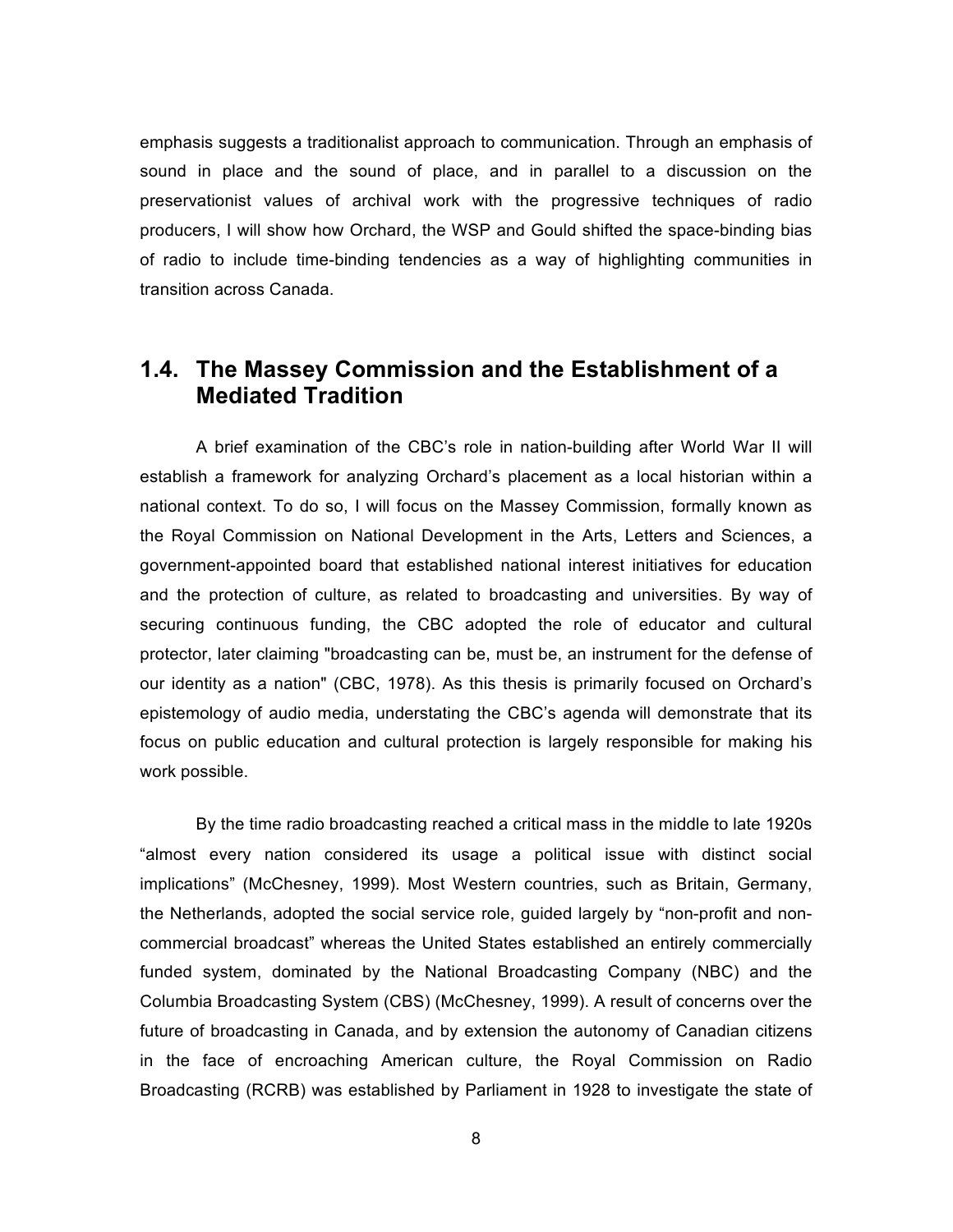emphasis suggests a traditionalist approach to communication. Through an emphasis of sound in place and the sound of place, and in parallel to a discussion on the preservationist values of archival work with the progressive techniques of radio producers, I will show how Orchard, the WSP and Gould shifted the space-binding bias of radio to include time-binding tendencies as a way of highlighting communities in transition across Canada.

## 1.4. The Massey Commission and the Establishment of a Mediated Tradition

A brief examination of the CBC's role in nation-building after World War II will establish a framework for analyzing Orchard's placement as a local historian within a national context. To do so, I will focus on the Massey Commission, formally known as the Royal Commission on National Development in the Arts, Letters and Sciences, a government-appointed board that established national interest initiatives for education and the protection of culture, as related to broadcasting and universities. By way of securing continuous funding, the CBC adopted the role of educator and cultural protector, later claiming "broadcasting can be, must be, an instrument for the defense of our identity as a nation" (CBC, 1978). As this thesis is primarily focused on Orchard's epistemology of audio media, understating the CBC's agenda will demonstrate that its focus on public education and cultural protection is largely responsible for making his work possible.

By the time radio broadcasting reached a critical mass in the middle to late 1920s "almost every nation considered its usage a political issue with distinct social implications" (McChesney, 1999). Most Western countries, such as Britain, Germany, the Netherlands, adopted the social service role, guided largely by "non-profit and non-commercial broadcast" whereas the United States established an entirely commercially funded system, dominated by the National Broadcasting Company (NBC) and the Columbia Broadcasting System (CBS) (McChesney, 1999). A result of concerns over the future of broadcasting in Canada, and by extension the autonomy of Canadian citizens in the face of encroaching American culture, the Royal Commission on Radio Broadcasting (RCRB) was established by Parliament in 1928 to investigate the state of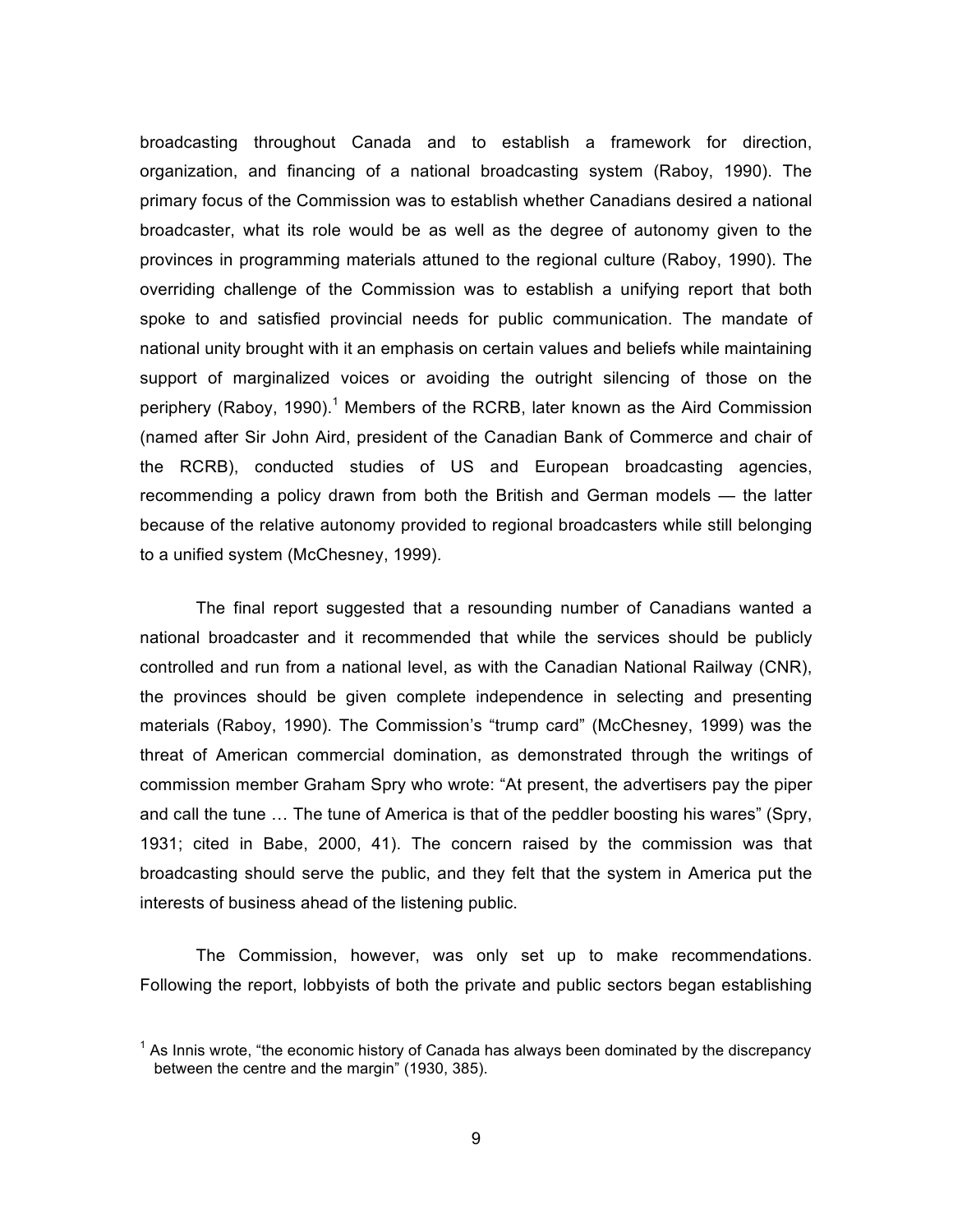broadcasting throughout Canada and to establish a framework for direction, organization, and financing of a national broadcasting system (Raboy, 1990). The primary focus of the Commission was to establish whether Canadians desired a national broadcaster, what its role would be as well as the degree of autonomy given to the provinces in programming materials attuned to the regional culture (Raboy, 1990). The overriding challenge of the Commission was to establish a unifying report that both spoke to and satisfied provincial needs for public communication. The mandate of national unity brought with it an emphasis on certain values and beliefs while maintaining support of marginalized voices or avoiding the outright silencing of those on the periphery (Raboy, 1990).[1] Members of the RCRB, later known as the Aird Commission (named after Sir John Aird, president of the Canadian Bank of Commerce and chair of the RCRB), conducted studies of US and European broadcasting agencies, recommending a policy drawn from both the British and German models — the latter because of the relative autonomy provided to regional broadcasters while still belonging to a unified system (McChesney, 1999).

The final report suggested that a resounding number of Canadians wanted a national broadcaster and it recommended that while the services should be publicly controlled and run from a national level, as with the Canadian National Railway (CNR), the provinces should be given complete independence in selecting and presenting materials (Raboy, 1990). The Commission's "trump card" (McChesney, 1999) was the threat of American commercial domination, as demonstrated through the writings of commission member Graham Spry who wrote: "At present, the advertisers pay the piper and call the tune … The tune of America is that of the peddler boosting his wares" (Spry, 1931; cited in Babe, 2000, 41). The concern raised by the commission was that broadcasting should serve the public, and they felt that the system in America put the interests of business ahead of the listening public.

The Commission, however, was only set up to make recommendations. Following the report, lobbyists of both the private and public sectors began establishing

[1] As Innis wrote, "the economic history of Canada has always been dominated by the discrepancy between the centre and the margin" (1930, 385).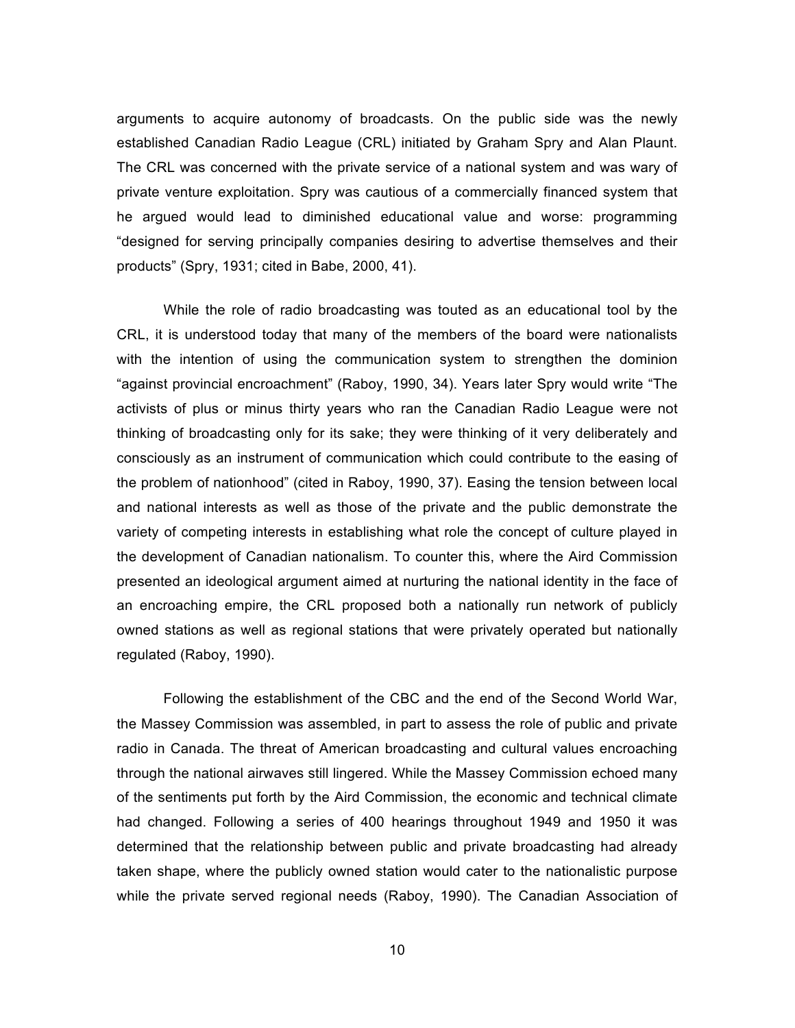arguments to acquire autonomy of broadcasts. On the public side was the newly established Canadian Radio League (CRL) initiated by Graham Spry and Alan Plaunt. The CRL was concerned with the private service of a national system and was wary of private venture exploitation. Spry was cautious of a commercially financed system that he argued would lead to diminished educational value and worse: programming "designed for serving principally companies desiring to advertise themselves and their products" (Spry, 1931; cited in Babe, 2000, 41).

While the role of radio broadcasting was touted as an educational tool by the CRL, it is understood today that many of the members of the board were nationalists with the intention of using the communication system to strengthen the dominion "against provincial encroachment" (Raboy, 1990, 34). Years later Spry would write "The activists of plus or minus thirty years who ran the Canadian Radio League were not thinking of broadcasting only for its sake; they were thinking of it very deliberately and consciously as an instrument of communication which could contribute to the easing of the problem of nationhood" (cited in Raboy, 1990, 37). Easing the tension between local and national interests as well as those of the private and the public demonstrate the variety of competing interests in establishing what role the concept of culture played in the development of Canadian nationalism. To counter this, where the Aird Commission presented an ideological argument aimed at nurturing the national identity in the face of an encroaching empire, the CRL proposed both a nationally run network of publicly owned stations as well as regional stations that were privately operated but nationally regulated (Raboy, 1990).

Following the establishment of the CBC and the end of the Second World War, the Massey Commission was assembled, in part to assess the role of public and private radio in Canada. The threat of American broadcasting and cultural values encroaching through the national airwaves still lingered. While the Massey Commission echoed many of the sentiments put forth by the Aird Commission, the economic and technical climate had changed. Following a series of 400 hearings throughout 1949 and 1950 it was determined that the relationship between public and private broadcasting had already taken shape, where the publicly owned station would cater to the nationalistic purpose while the private served regional needs (Raboy, 1990). The Canadian Association of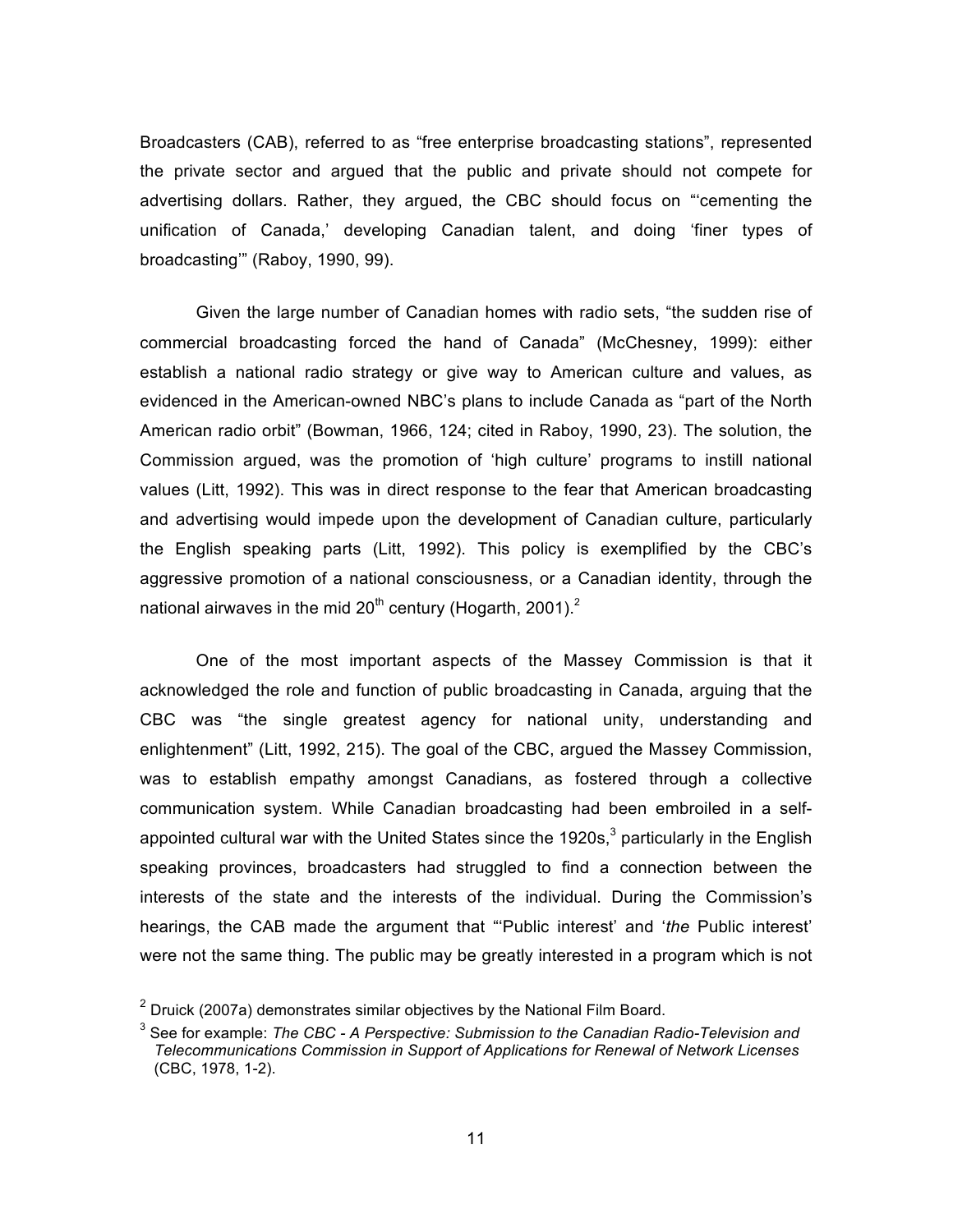Broadcasters (CAB), referred to as "free enterprise broadcasting stations", represented the private sector and argued that the public and private should not compete for advertising dollars. Rather, they argued, the CBC should focus on "'cementing the unification of Canada,' developing Canadian talent, and doing 'finer types of broadcasting'" (Raboy, 1990, 99).

Given the large number of Canadian homes with radio sets, "the sudden rise of commercial broadcasting forced the hand of Canada" (McChesney, 1999): either establish a national radio strategy or give way to American culture and values, as evidenced in the American-owned NBC's plans to include Canada as "part of the North American radio orbit" (Bowman, 1966, 124; cited in Raboy, 1990, 23). The solution, the Commission argued, was the promotion of 'high culture' programs to instill national values (Litt, 1992). This was in direct response to the fear that American broadcasting and advertising would impede upon the development of Canadian culture, particularly the English speaking parts (Litt, 1992). This policy is exemplified by the CBC's aggressive promotion of a national consciousness, or a Canadian identity, through the national airwaves in the mid 20th century (Hogarth, 2001).[2]

One of the most important aspects of the Massey Commission is that it acknowledged the role and function of public broadcasting in Canada, arguing that the CBC was "the single greatest agency for national unity, understanding and enlightenment" (Litt, 1992, 215). The goal of the CBC, argued the Massey Commission, was to establish empathy amongst Canadians, as fostered through a collective communication system. While Canadian broadcasting had been embroiled in a self-appointed cultural war with the United States since the 1920s,[3] particularly in the English speaking provinces, broadcasters had struggled to find a connection between the interests of the state and the interests of the individual. During the Commission's hearings, the CAB made the argument that "'Public interest' and '*the* Public interest' were not the same thing. The public may be greatly interested in a program which is not

[2] Druick (2007a) demonstrates similar objectives by the National Film Board.

[3] See for example: *The CBC - A Perspective: Submission to the Canadian Radio-Television and Telecommunications Commission in Support of Applications for Renewal of Network Licenses* (CBC, 1978, 1-2).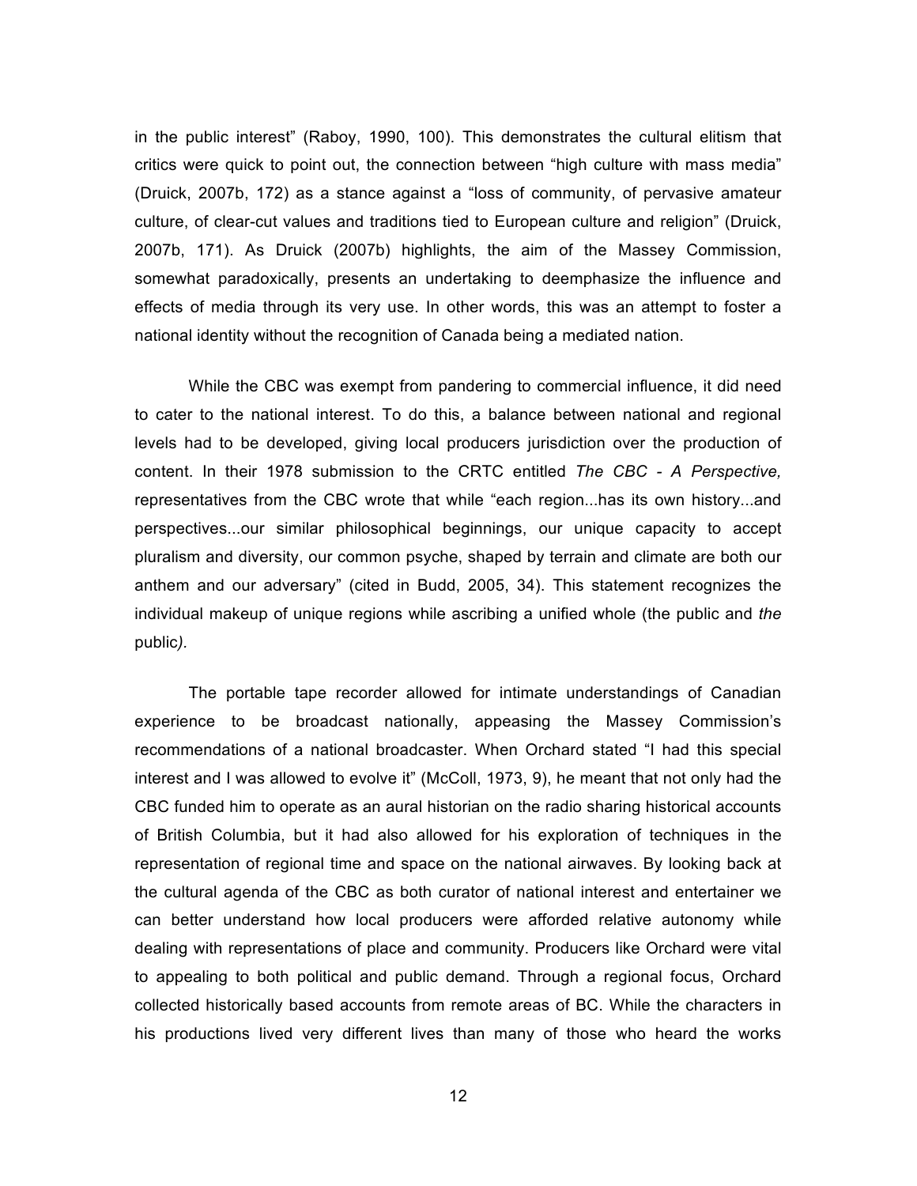in the public interest" (Raboy, 1990, 100). This demonstrates the cultural elitism that critics were quick to point out, the connection between "high culture with mass media" (Druick, 2007b, 172) as a stance against a "loss of community, of pervasive amateur culture, of clear-cut values and traditions tied to European culture and religion" (Druick, 2007b, 171). As Druick (2007b) highlights, the aim of the Massey Commission, somewhat paradoxically, presents an undertaking to deemphasize the influence and effects of media through its very use. In other words, this was an attempt to foster a national identity without the recognition of Canada being a mediated nation.

While the CBC was exempt from pandering to commercial influence, it did need to cater to the national interest. To do this, a balance between national and regional levels had to be developed, giving local producers jurisdiction over the production of content. In their 1978 submission to the CRTC entitled *The CBC - A Perspective,* representatives from the CBC wrote that while "each region...has its own history...and perspectives...our similar philosophical beginnings, our unique capacity to accept pluralism and diversity, our common psyche, shaped by terrain and climate are both our anthem and our adversary" (cited in Budd, 2005, 34). This statement recognizes the individual makeup of unique regions while ascribing a unified whole (the public and *the* public*).*

The portable tape recorder allowed for intimate understandings of Canadian experience to be broadcast nationally, appeasing the Massey Commission's recommendations of a national broadcaster. When Orchard stated "I had this special interest and I was allowed to evolve it" (McColl, 1973, 9), he meant that not only had the CBC funded him to operate as an aural historian on the radio sharing historical accounts of British Columbia, but it had also allowed for his exploration of techniques in the representation of regional time and space on the national airwaves. By looking back at the cultural agenda of the CBC as both curator of national interest and entertainer we can better understand how local producers were afforded relative autonomy while dealing with representations of place and community. Producers like Orchard were vital to appealing to both political and public demand. Through a regional focus, Orchard collected historically based accounts from remote areas of BC. While the characters in his productions lived very different lives than many of those who heard the works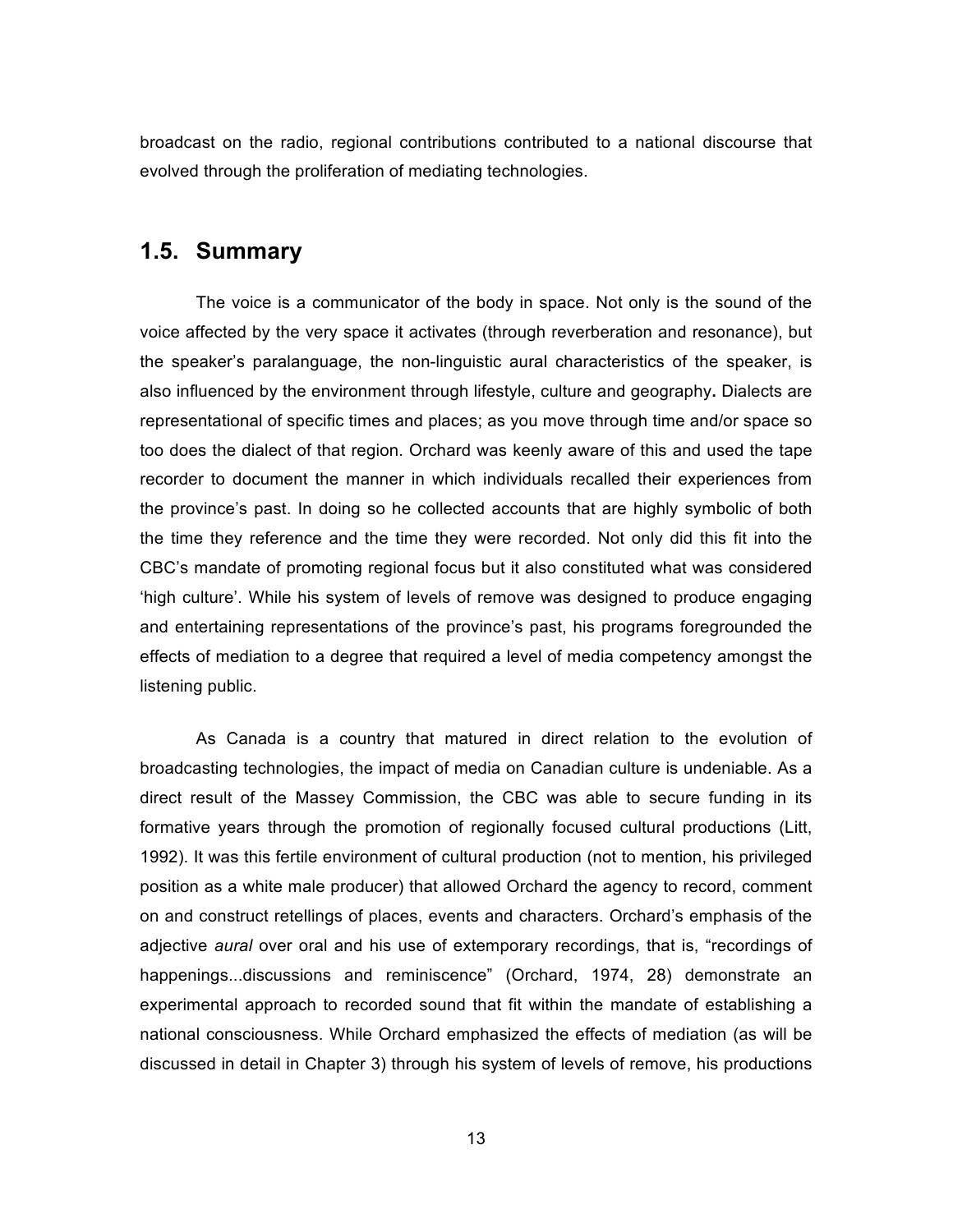broadcast on the radio, regional contributions contributed to a national discourse that evolved through the proliferation of mediating technologies.

## 1.5. Summary

The voice is a communicator of the body in space. Not only is the sound of the voice affected by the very space it activates (through reverberation and resonance), but the speaker's paralanguage, the non-linguistic aural characteristics of the speaker, is also influenced by the environment through lifestyle, culture and geography. Dialects are representational of specific times and places; as you move through time and/or space so too does the dialect of that region. Orchard was keenly aware of this and used the tape recorder to document the manner in which individuals recalled their experiences from the province's past. In doing so he collected accounts that are highly symbolic of both the time they reference and the time they were recorded. Not only did this fit into the CBC's mandate of promoting regional focus but it also constituted what was considered 'high culture'. While his system of levels of remove was designed to produce engaging and entertaining representations of the province's past, his programs foregrounded the effects of mediation to a degree that required a level of media competency amongst the listening public.

As Canada is a country that matured in direct relation to the evolution of broadcasting technologies, the impact of media on Canadian culture is undeniable. As a direct result of the Massey Commission, the CBC was able to secure funding in its formative years through the promotion of regionally focused cultural productions (Litt, 1992). It was this fertile environment of cultural production (not to mention, his privileged position as a white male producer) that allowed Orchard the agency to record, comment on and construct retellings of places, events and characters. Orchard's emphasis of the adjective *aural* over oral and his use of extemporary recordings, that is, "recordings of happenings...discussions and reminiscence" (Orchard, 1974, 28) demonstrate an experimental approach to recorded sound that fit within the mandate of establishing a national consciousness. While Orchard emphasized the effects of mediation (as will be discussed in detail in Chapter 3) through his system of levels of remove, his productions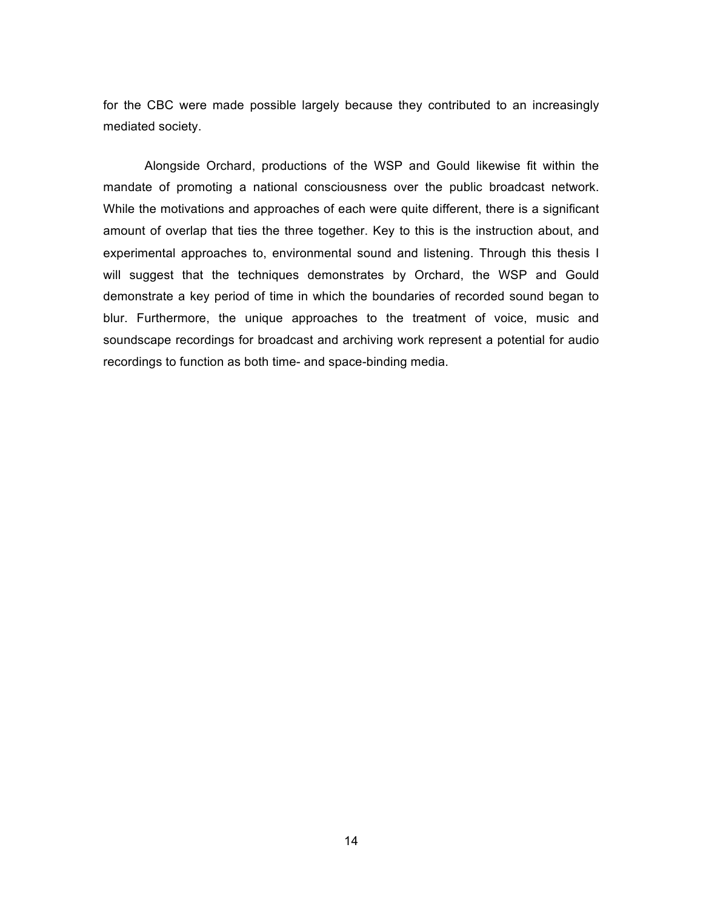for the CBC were made possible largely because they contributed to an increasingly mediated society.

Alongside Orchard, productions of the WSP and Gould likewise fit within the mandate of promoting a national consciousness over the public broadcast network. While the motivations and approaches of each were quite different, there is a significant amount of overlap that ties the three together. Key to this is the instruction about, and experimental approaches to, environmental sound and listening. Through this thesis I will suggest that the techniques demonstrates by Orchard, the WSP and Gould demonstrate a key period of time in which the boundaries of recorded sound began to blur. Furthermore, the unique approaches to the treatment of voice, music and soundscape recordings for broadcast and archiving work represent a potential for audio recordings to function as both time- and space-binding media.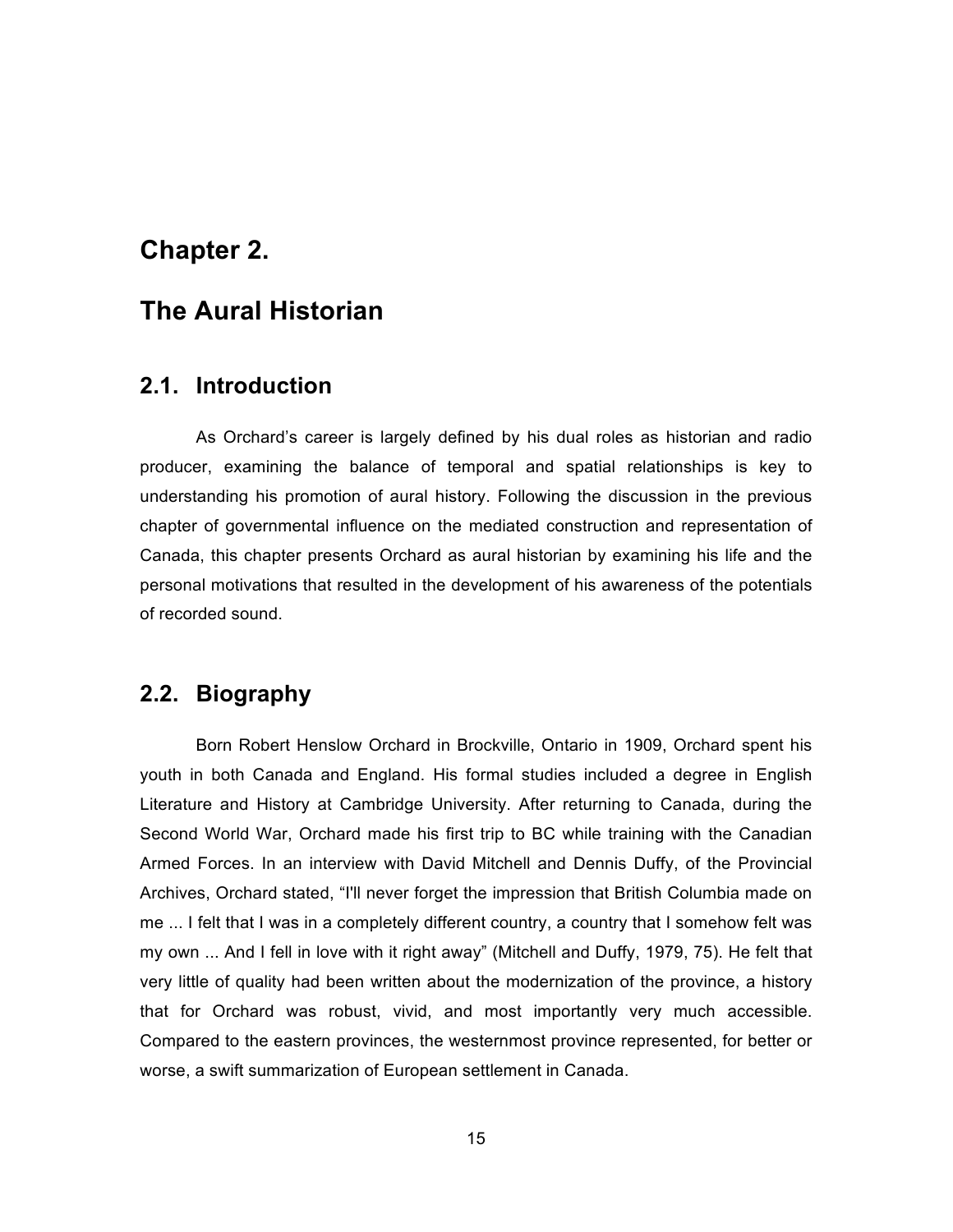# Chapter 2.

# The Aural Historian

## 2.1. Introduction

As Orchard's career is largely defined by his dual roles as historian and radio producer, examining the balance of temporal and spatial relationships is key to understanding his promotion of aural history. Following the discussion in the previous chapter of governmental influence on the mediated construction and representation of Canada, this chapter presents Orchard as aural historian by examining his life and the personal motivations that resulted in the development of his awareness of the potentials of recorded sound.

## 2.2. Biography

Born Robert Henslow Orchard in Brockville, Ontario in 1909, Orchard spent his youth in both Canada and England. His formal studies included a degree in English Literature and History at Cambridge University. After returning to Canada, during the Second World War, Orchard made his first trip to BC while training with the Canadian Armed Forces. In an interview with David Mitchell and Dennis Duffy, of the Provincial Archives, Orchard stated, "I'll never forget the impression that British Columbia made on me ... I felt that I was in a completely different country, a country that I somehow felt was my own ... And I fell in love with it right away" (Mitchell and Duffy, 1979, 75). He felt that very little of quality had been written about the modernization of the province, a history that for Orchard was robust, vivid, and most importantly very much accessible. Compared to the eastern provinces, the westernmost province represented, for better or worse, a swift summarization of European settlement in Canada.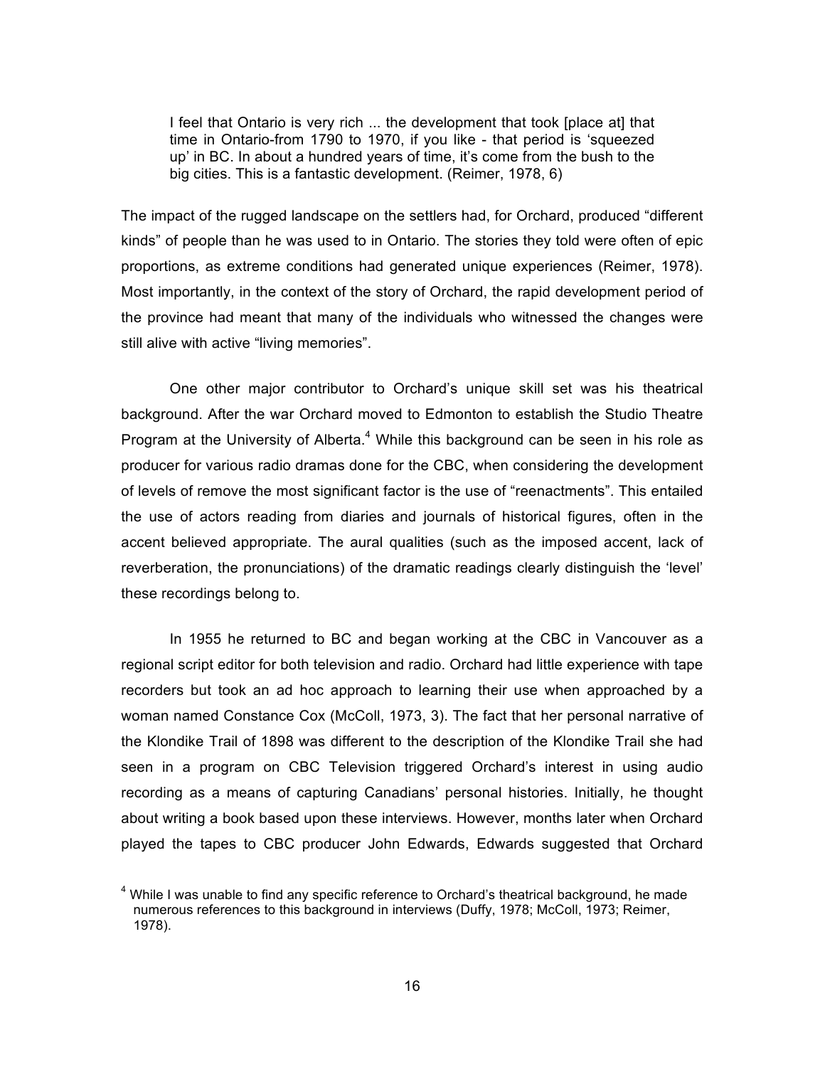> I feel that Ontario is very rich ... the development that took [place at] that time in Ontario-from 1790 to 1970, if you like - that period is 'squeezed up' in BC. In about a hundred years of time, it's come from the bush to the big cities. This is a fantastic development. (Reimer, 1978, 6)

The impact of the rugged landscape on the settlers had, for Orchard, produced "different kinds" of people than he was used to in Ontario. The stories they told were often of epic proportions, as extreme conditions had generated unique experiences (Reimer, 1978). Most importantly, in the context of the story of Orchard, the rapid development period of the province had meant that many of the individuals who witnessed the changes were still alive with active "living memories".

One other major contributor to Orchard's unique skill set was his theatrical background. After the war Orchard moved to Edmonton to establish the Studio Theatre Program at the University of Alberta.[4] While this background can be seen in his role as producer for various radio dramas done for the CBC, when considering the development of levels of remove the most significant factor is the use of "reenactments". This entailed the use of actors reading from diaries and journals of historical figures, often in the accent believed appropriate. The aural qualities (such as the imposed accent, lack of reverberation, the pronunciations) of the dramatic readings clearly distinguish the 'level' these recordings belong to.

In 1955 he returned to BC and began working at the CBC in Vancouver as a regional script editor for both television and radio. Orchard had little experience with tape recorders but took an ad hoc approach to learning their use when approached by a woman named Constance Cox (McColl, 1973, 3). The fact that her personal narrative of the Klondike Trail of 1898 was different to the description of the Klondike Trail she had seen in a program on CBC Television triggered Orchard's interest in using audio recording as a means of capturing Canadians' personal histories. Initially, he thought about writing a book based upon these interviews. However, months later when Orchard played the tapes to CBC producer John Edwards, Edwards suggested that Orchard

[4] While I was unable to find any specific reference to Orchard's theatrical background, he made numerous references to this background in interviews (Duffy, 1978; McColl, 1973; Reimer, 1978).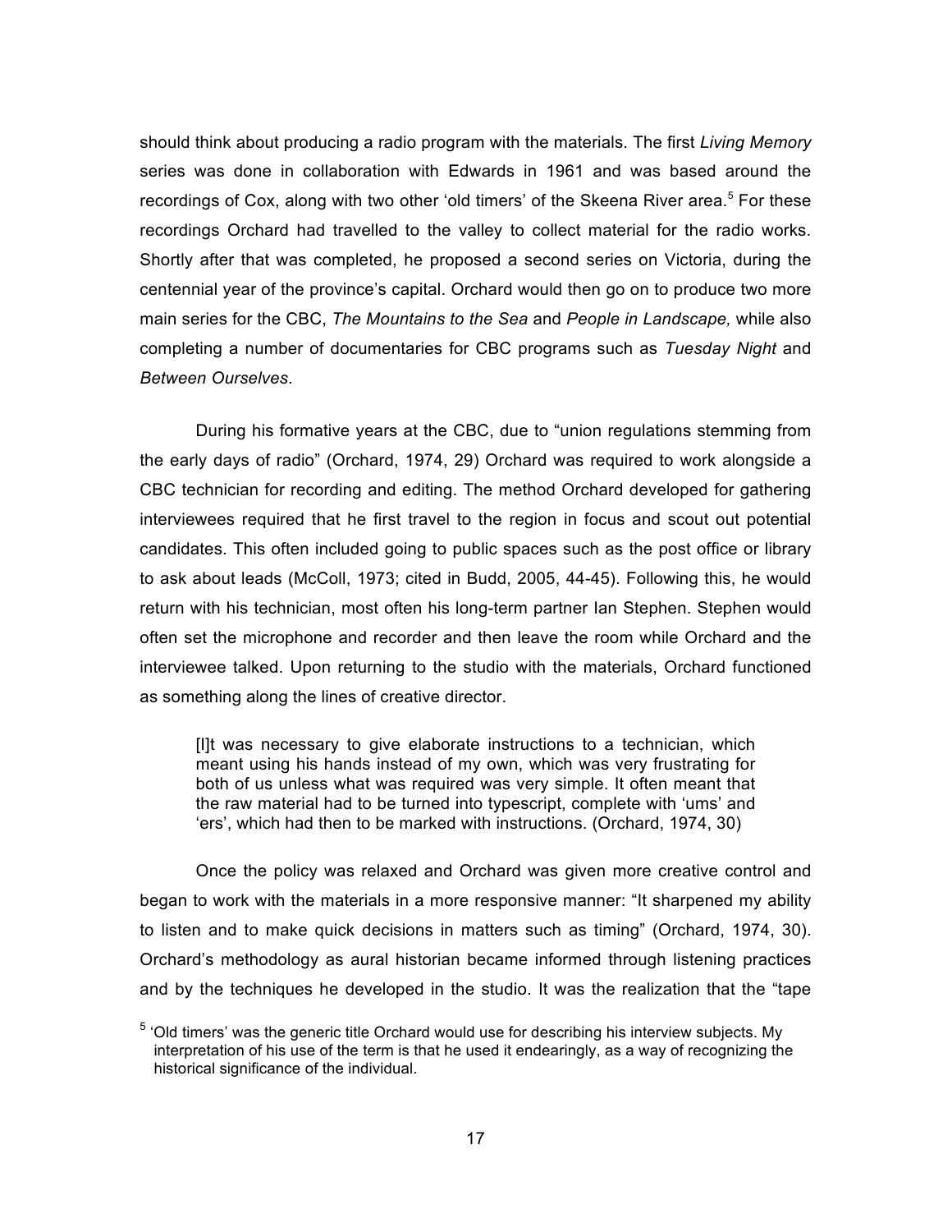should think about producing a radio program with the materials. The first *Living Memory* series was done in collaboration with Edwards in 1961 and was based around the recordings of Cox, along with two other 'old timers' of the Skeena River area.[5] For these recordings Orchard had travelled to the valley to collect material for the radio works. Shortly after that was completed, he proposed a second series on Victoria, during the centennial year of the province's capital. Orchard would then go on to produce two more main series for the CBC, *The Mountains to the Sea* and *People in Landscape,* while also completing a number of documentaries for CBC programs such as *Tuesday Night* and *Between Ourselves*.

During his formative years at the CBC, due to "union regulations stemming from the early days of radio" (Orchard, 1974, 29) Orchard was required to work alongside a CBC technician for recording and editing. The method Orchard developed for gathering interviewees required that he first travel to the region in focus and scout out potential candidates. This often included going to public spaces such as the post office or library to ask about leads (McColl, 1973; cited in Budd, 2005, 44-45). Following this, he would return with his technician, most often his long-term partner Ian Stephen. Stephen would often set the microphone and recorder and then leave the room while Orchard and the interviewee talked. Upon returning to the studio with the materials, Orchard functioned as something along the lines of creative director.

> [I]t was necessary to give elaborate instructions to a technician, which meant using his hands instead of my own, which was very frustrating for both of us unless what was required was very simple. It often meant that the raw material had to be turned into typescript, complete with 'ums' and 'ers', which had then to be marked with instructions. (Orchard, 1974, 30)

Once the policy was relaxed and Orchard was given more creative control and began to work with the materials in a more responsive manner: "It sharpened my ability to listen and to make quick decisions in matters such as timing" (Orchard, 1974, 30). Orchard's methodology as aural historian became informed through listening practices and by the techniques he developed in the studio. It was the realization that the "tape

[5] 'Old timers' was the generic title Orchard would use for describing his interview subjects. My interpretation of his use of the term is that he used it endearingly, as a way of recognizing the historical significance of the individual.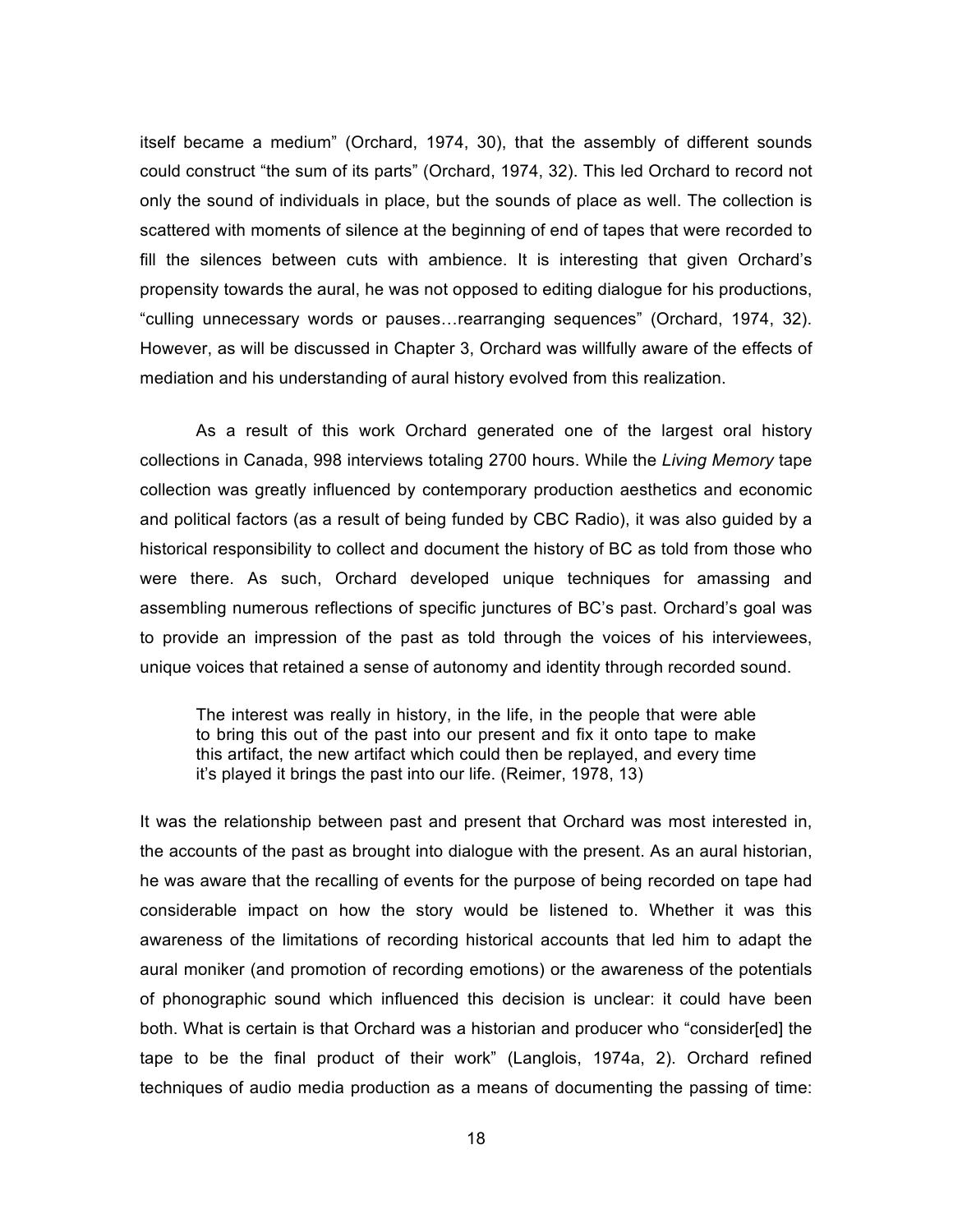itself became a medium" (Orchard, 1974, 30), that the assembly of different sounds could construct "the sum of its parts" (Orchard, 1974, 32). This led Orchard to record not only the sound of individuals in place, but the sounds of place as well. The collection is scattered with moments of silence at the beginning of end of tapes that were recorded to fill the silences between cuts with ambience. It is interesting that given Orchard's propensity towards the aural, he was not opposed to editing dialogue for his productions, "culling unnecessary words or pauses…rearranging sequences" (Orchard, 1974, 32). However, as will be discussed in Chapter 3, Orchard was willfully aware of the effects of mediation and his understanding of aural history evolved from this realization.

As a result of this work Orchard generated one of the largest oral history collections in Canada, 998 interviews totaling 2700 hours. While the *Living Memory* tape collection was greatly influenced by contemporary production aesthetics and economic and political factors (as a result of being funded by CBC Radio), it was also guided by a historical responsibility to collect and document the history of BC as told from those who were there. As such, Orchard developed unique techniques for amassing and assembling numerous reflections of specific junctures of BC's past. Orchard's goal was to provide an impression of the past as told through the voices of his interviewees, unique voices that retained a sense of autonomy and identity through recorded sound.

> The interest was really in history, in the life, in the people that were able to bring this out of the past into our present and fix it onto tape to make this artifact, the new artifact which could then be replayed, and every time it's played it brings the past into our life. (Reimer, 1978, 13)

It was the relationship between past and present that Orchard was most interested in, the accounts of the past as brought into dialogue with the present. As an aural historian, he was aware that the recalling of events for the purpose of being recorded on tape had considerable impact on how the story would be listened to. Whether it was this awareness of the limitations of recording historical accounts that led him to adapt the aural moniker (and promotion of recording emotions) or the awareness of the potentials of phonographic sound which influenced this decision is unclear: it could have been both. What is certain is that Orchard was a historian and producer who "consider[ed] the tape to be the final product of their work" (Langlois, 1974a, 2). Orchard refined techniques of audio media production as a means of documenting the passing of time: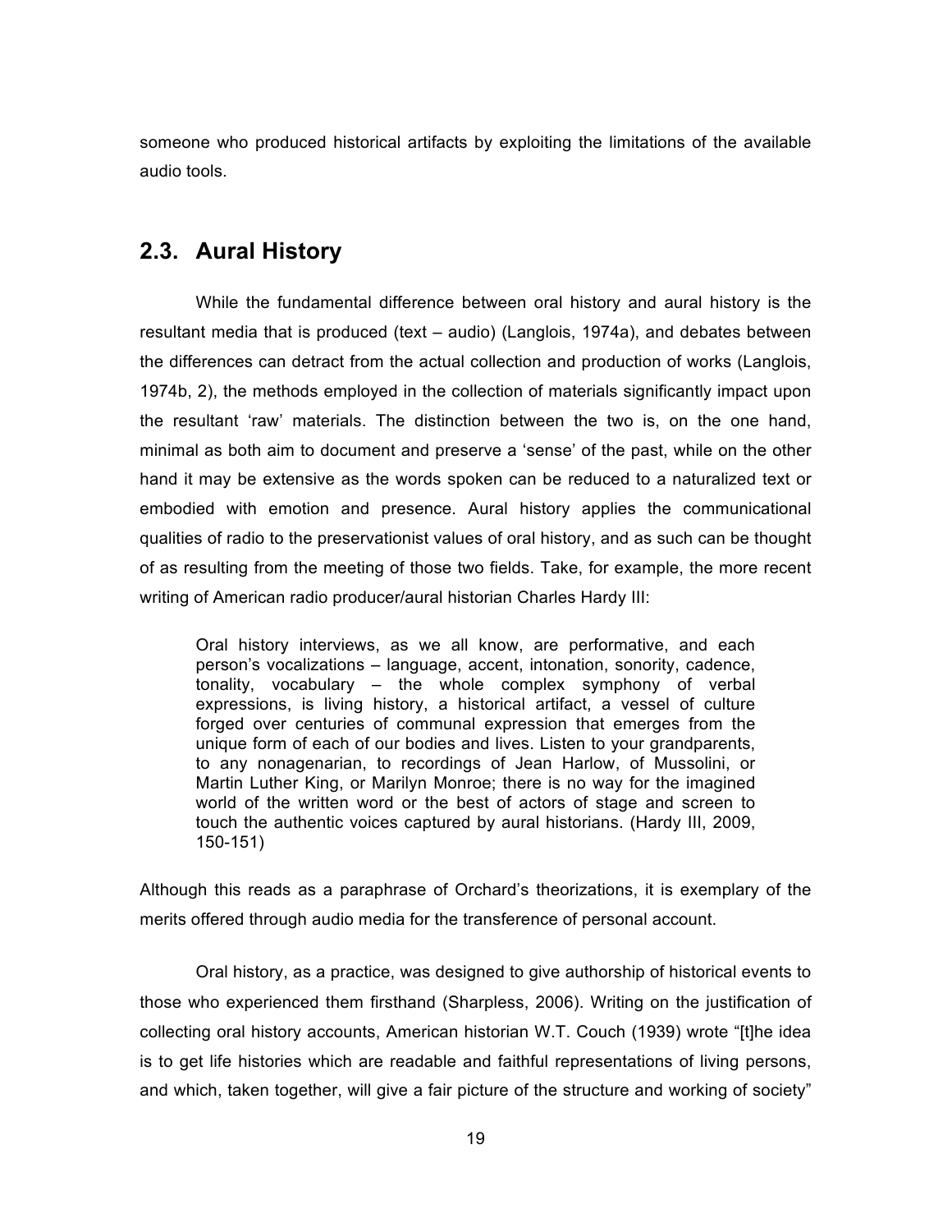someone who produced historical artifacts by exploiting the limitations of the available audio tools.

## 2.3. Aural History

While the fundamental difference between oral history and aural history is the resultant media that is produced (text – audio) (Langlois, 1974a), and debates between the differences can detract from the actual collection and production of works (Langlois, 1974b, 2), the methods employed in the collection of materials significantly impact upon the resultant 'raw' materials. The distinction between the two is, on the one hand, minimal as both aim to document and preserve a 'sense' of the past, while on the other hand it may be extensive as the words spoken can be reduced to a naturalized text or embodied with emotion and presence. Aural history applies the communicational qualities of radio to the preservationist values of oral history, and as such can be thought of as resulting from the meeting of those two fields. Take, for example, the more recent writing of American radio producer/aural historian Charles Hardy III:

> Oral history interviews, as we all know, are performative, and each person's vocalizations – language, accent, intonation, sonority, cadence, tonality, vocabulary – the whole complex symphony of verbal expressions, is living history, a historical artifact, a vessel of culture forged over centuries of communal expression that emerges from the unique form of each of our bodies and lives. Listen to your grandparents, to any nonagenarian, to recordings of Jean Harlow, of Mussolini, or Martin Luther King, or Marilyn Monroe; there is no way for the imagined world of the written word or the best of actors of stage and screen to touch the authentic voices captured by aural historians. (Hardy III, 2009, 150-151)

Although this reads as a paraphrase of Orchard's theorizations, it is exemplary of the merits offered through audio media for the transference of personal account.

Oral history, as a practice, was designed to give authorship of historical events to those who experienced them firsthand (Sharpless, 2006). Writing on the justification of collecting oral history accounts, American historian W.T. Couch (1939) wrote "[t]he idea is to get life histories which are readable and faithful representations of living persons, and which, taken together, will give a fair picture of the structure and working of society"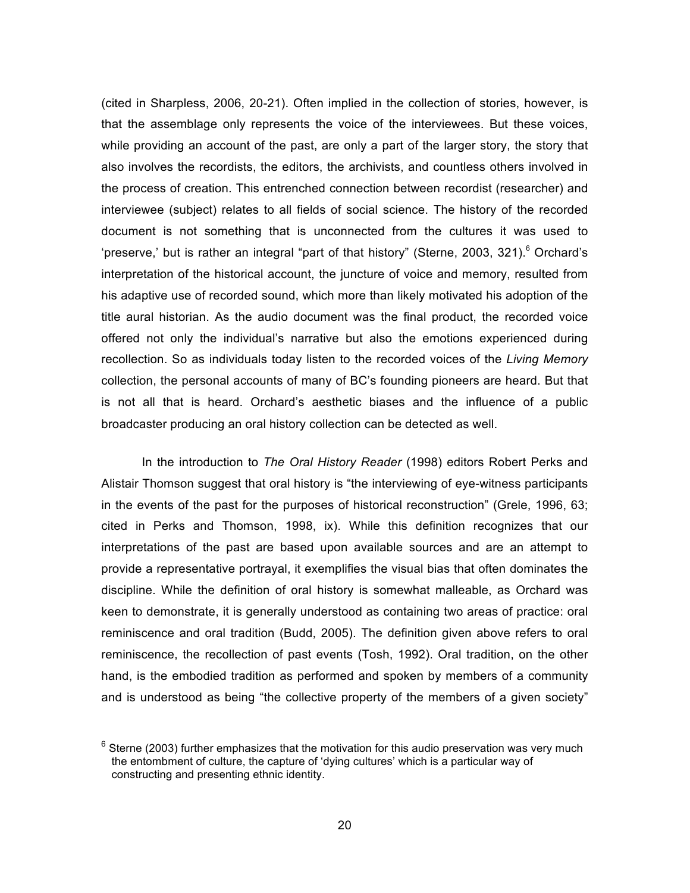(cited in Sharpless, 2006, 20-21). Often implied in the collection of stories, however, is that the assemblage only represents the voice of the interviewees. But these voices, while providing an account of the past, are only a part of the larger story, the story that also involves the recordists, the editors, the archivists, and countless others involved in the process of creation. This entrenched connection between recordist (researcher) and interviewee (subject) relates to all fields of social science. The history of the recorded document is not something that is unconnected from the cultures it was used to 'preserve,' but is rather an integral "part of that history" (Sterne, 2003, 321).[6] Orchard's interpretation of the historical account, the juncture of voice and memory, resulted from his adaptive use of recorded sound, which more than likely motivated his adoption of the title aural historian. As the audio document was the final product, the recorded voice offered not only the individual's narrative but also the emotions experienced during recollection. So as individuals today listen to the recorded voices of the *Living Memory* collection, the personal accounts of many of BC's founding pioneers are heard. But that is not all that is heard. Orchard's aesthetic biases and the influence of a public broadcaster producing an oral history collection can be detected as well.

In the introduction to *The Oral History Reader* (1998) editors Robert Perks and Alistair Thomson suggest that oral history is "the interviewing of eye-witness participants in the events of the past for the purposes of historical reconstruction" (Grele, 1996, 63; cited in Perks and Thomson, 1998, ix). While this definition recognizes that our interpretations of the past are based upon available sources and are an attempt to provide a representative portrayal, it exemplifies the visual bias that often dominates the discipline. While the definition of oral history is somewhat malleable, as Orchard was keen to demonstrate, it is generally understood as containing two areas of practice: oral reminiscence and oral tradition (Budd, 2005). The definition given above refers to oral reminiscence, the recollection of past events (Tosh, 1992). Oral tradition, on the other hand, is the embodied tradition as performed and spoken by members of a community and is understood as being "the collective property of the members of a given society"

[6] Sterne (2003) further emphasizes that the motivation for this audio preservation was very much the entombment of culture, the capture of 'dying cultures' which is a particular way of constructing and presenting ethnic identity.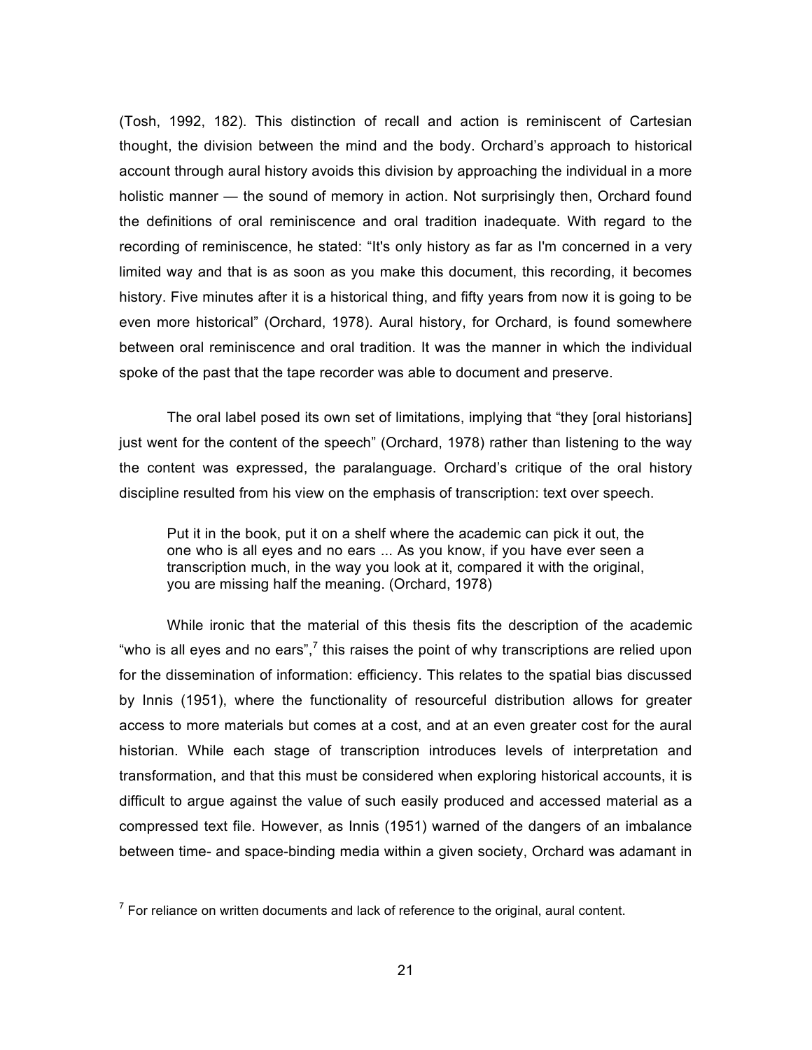(Tosh, 1992, 182). This distinction of recall and action is reminiscent of Cartesian thought, the division between the mind and the body. Orchard's approach to historical account through aural history avoids this division by approaching the individual in a more holistic manner — the sound of memory in action. Not surprisingly then, Orchard found the definitions of oral reminiscence and oral tradition inadequate. With regard to the recording of reminiscence, he stated: "It's only history as far as I'm concerned in a very limited way and that is as soon as you make this document, this recording, it becomes history. Five minutes after it is a historical thing, and fifty years from now it is going to be even more historical" (Orchard, 1978). Aural history, for Orchard, is found somewhere between oral reminiscence and oral tradition. It was the manner in which the individual spoke of the past that the tape recorder was able to document and preserve.

The oral label posed its own set of limitations, implying that "they [oral historians] just went for the content of the speech" (Orchard, 1978) rather than listening to the way the content was expressed, the paralanguage. Orchard's critique of the oral history discipline resulted from his view on the emphasis of transcription: text over speech.

> Put it in the book, put it on a shelf where the academic can pick it out, the one who is all eyes and no ears ... As you know, if you have ever seen a transcription much, in the way you look at it, compared it with the original, you are missing half the meaning. (Orchard, 1978)

While ironic that the material of this thesis fits the description of the academic "who is all eyes and no ears",[7] this raises the point of why transcriptions are relied upon for the dissemination of information: efficiency. This relates to the spatial bias discussed by Innis (1951), where the functionality of resourceful distribution allows for greater access to more materials but comes at a cost, and at an even greater cost for the aural historian. While each stage of transcription introduces levels of interpretation and transformation, and that this must be considered when exploring historical accounts, it is difficult to argue against the value of such easily produced and accessed material as a compressed text file. However, as Innis (1951) warned of the dangers of an imbalance between time- and space-binding media within a given society, Orchard was adamant in

[7] For reliance on written documents and lack of reference to the original, aural content.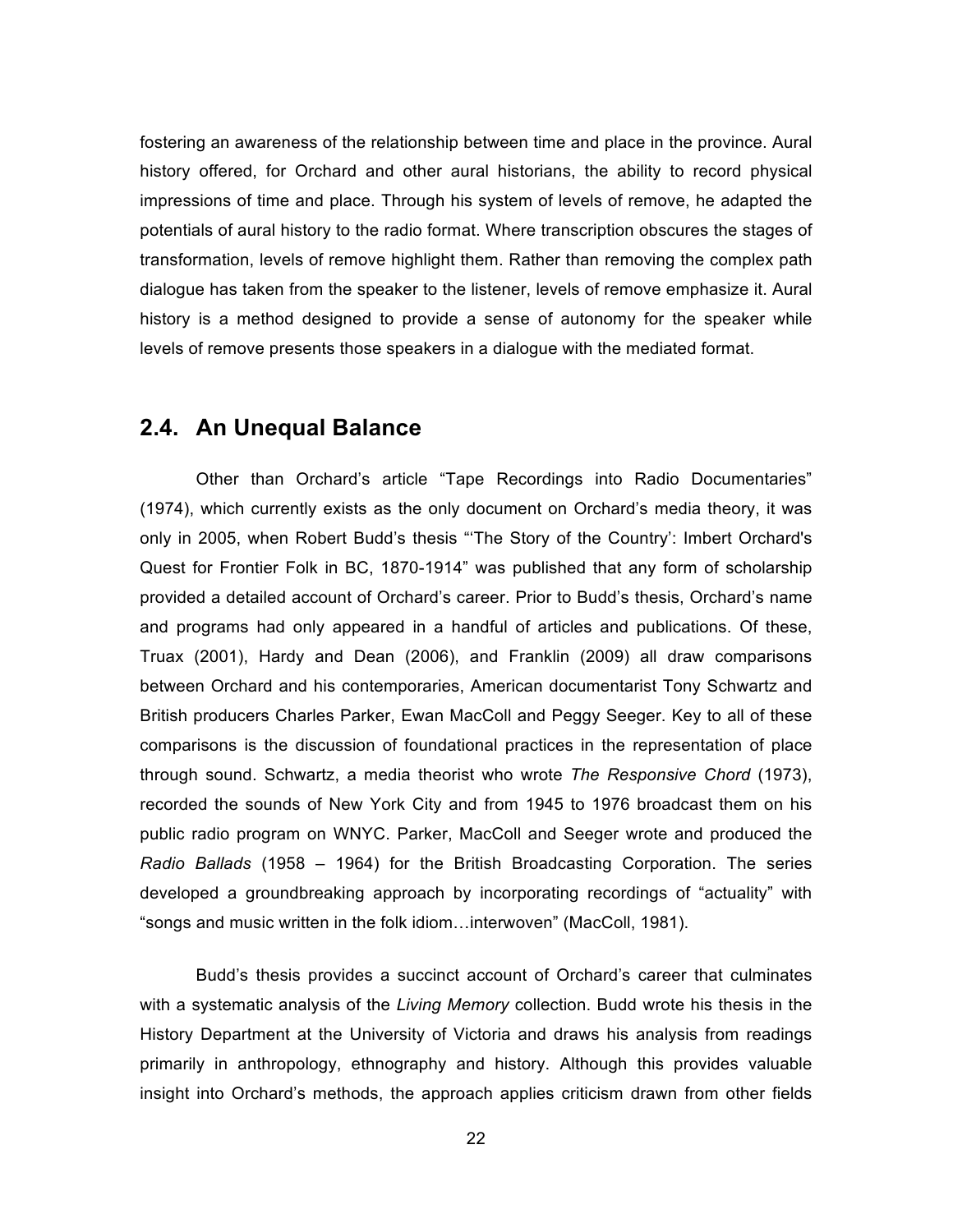fostering an awareness of the relationship between time and place in the province. Aural history offered, for Orchard and other aural historians, the ability to record physical impressions of time and place. Through his system of levels of remove, he adapted the potentials of aural history to the radio format. Where transcription obscures the stages of transformation, levels of remove highlight them. Rather than removing the complex path dialogue has taken from the speaker to the listener, levels of remove emphasize it. Aural history is a method designed to provide a sense of autonomy for the speaker while levels of remove presents those speakers in a dialogue with the mediated format.

## 2.4. An Unequal Balance

Other than Orchard's article "Tape Recordings into Radio Documentaries" (1974), which currently exists as the only document on Orchard's media theory, it was only in 2005, when Robert Budd's thesis "'The Story of the Country': Imbert Orchard's Quest for Frontier Folk in BC, 1870-1914" was published that any form of scholarship provided a detailed account of Orchard's career. Prior to Budd's thesis, Orchard's name and programs had only appeared in a handful of articles and publications. Of these, Truax (2001), Hardy and Dean (2006), and Franklin (2009) all draw comparisons between Orchard and his contemporaries, American documentarist Tony Schwartz and British producers Charles Parker, Ewan MacColl and Peggy Seeger. Key to all of these comparisons is the discussion of foundational practices in the representation of place through sound. Schwartz, a media theorist who wrote *The Responsive Chord* (1973), recorded the sounds of New York City and from 1945 to 1976 broadcast them on his public radio program on WNYC. Parker, MacColl and Seeger wrote and produced the *Radio Ballads* (1958 – 1964) for the British Broadcasting Corporation. The series developed a groundbreaking approach by incorporating recordings of "actuality" with "songs and music written in the folk idiom…interwoven" (MacColl, 1981).

Budd's thesis provides a succinct account of Orchard's career that culminates with a systematic analysis of the *Living Memory* collection. Budd wrote his thesis in the History Department at the University of Victoria and draws his analysis from readings primarily in anthropology, ethnography and history. Although this provides valuable insight into Orchard's methods, the approach applies criticism drawn from other fields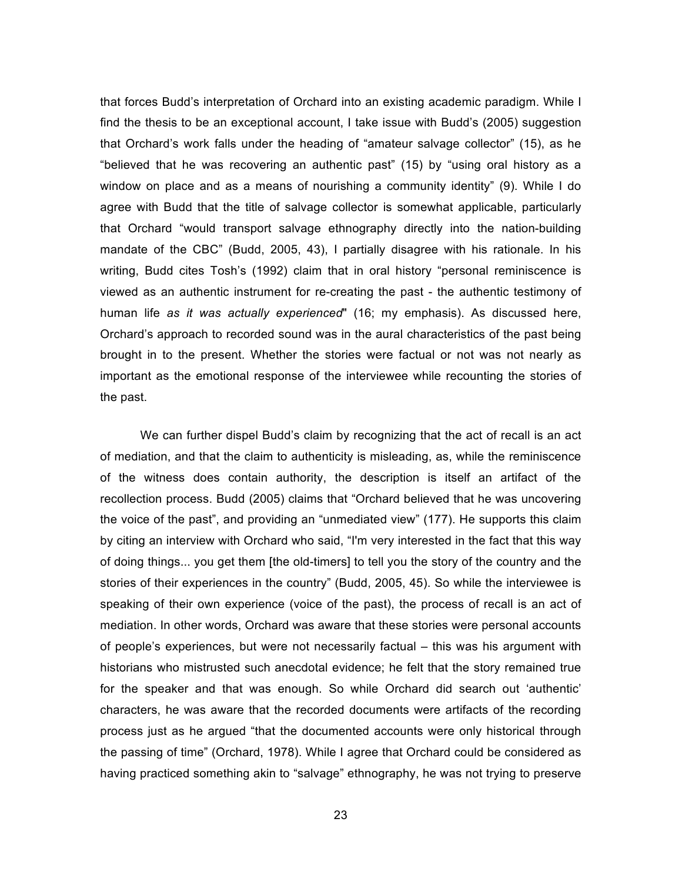that forces Budd's interpretation of Orchard into an existing academic paradigm. While I find the thesis to be an exceptional account, I take issue with Budd's (2005) suggestion that Orchard's work falls under the heading of "amateur salvage collector" (15), as he "believed that he was recovering an authentic past" (15) by "using oral history as a window on place and as a means of nourishing a community identity" (9). While I do agree with Budd that the title of salvage collector is somewhat applicable, particularly that Orchard "would transport salvage ethnography directly into the nation-building mandate of the CBC" (Budd, 2005, 43), I partially disagree with his rationale. In his writing, Budd cites Tosh's (1992) claim that in oral history "personal reminiscence is viewed as an authentic instrument for re-creating the past - the authentic testimony of human life *as it was actually experienced*" (16; my emphasis). As discussed here, Orchard's approach to recorded sound was in the aural characteristics of the past being brought in to the present. Whether the stories were factual or not was not nearly as important as the emotional response of the interviewee while recounting the stories of the past.

We can further dispel Budd's claim by recognizing that the act of recall is an act of mediation, and that the claim to authenticity is misleading, as, while the reminiscence of the witness does contain authority, the description is itself an artifact of the recollection process. Budd (2005) claims that "Orchard believed that he was uncovering the voice of the past", and providing an "unmediated view" (177). He supports this claim by citing an interview with Orchard who said, "I'm very interested in the fact that this way of doing things... you get them [the old-timers] to tell you the story of the country and the stories of their experiences in the country" (Budd, 2005, 45). So while the interviewee is speaking of their own experience (voice of the past), the process of recall is an act of mediation. In other words, Orchard was aware that these stories were personal accounts of people's experiences, but were not necessarily factual – this was his argument with historians who mistrusted such anecdotal evidence; he felt that the story remained true for the speaker and that was enough. So while Orchard did search out 'authentic' characters, he was aware that the recorded documents were artifacts of the recording process just as he argued "that the documented accounts were only historical through the passing of time" (Orchard, 1978). While I agree that Orchard could be considered as having practiced something akin to "salvage" ethnography, he was not trying to preserve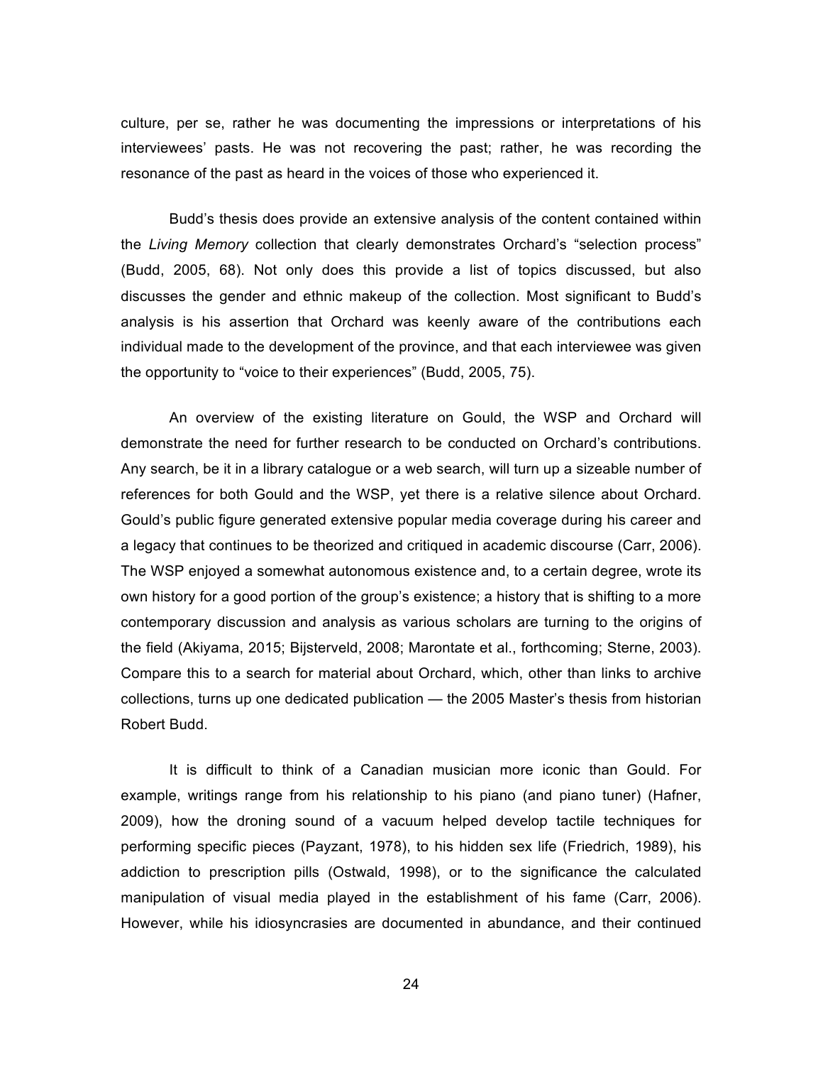culture, per se, rather he was documenting the impressions or interpretations of his interviewees' pasts. He was not recovering the past; rather, he was recording the resonance of the past as heard in the voices of those who experienced it.

Budd's thesis does provide an extensive analysis of the content contained within the *Living Memory* collection that clearly demonstrates Orchard's "selection process" (Budd, 2005, 68). Not only does this provide a list of topics discussed, but also discusses the gender and ethnic makeup of the collection. Most significant to Budd's analysis is his assertion that Orchard was keenly aware of the contributions each individual made to the development of the province, and that each interviewee was given the opportunity to "voice to their experiences" (Budd, 2005, 75).

An overview of the existing literature on Gould, the WSP and Orchard will demonstrate the need for further research to be conducted on Orchard's contributions. Any search, be it in a library catalogue or a web search, will turn up a sizeable number of references for both Gould and the WSP, yet there is a relative silence about Orchard. Gould's public figure generated extensive popular media coverage during his career and a legacy that continues to be theorized and critiqued in academic discourse (Carr, 2006). The WSP enjoyed a somewhat autonomous existence and, to a certain degree, wrote its own history for a good portion of the group's existence; a history that is shifting to a more contemporary discussion and analysis as various scholars are turning to the origins of the field (Akiyama, 2015; Bijsterveld, 2008; Marontate et al., forthcoming; Sterne, 2003). Compare this to a search for material about Orchard, which, other than links to archive collections, turns up one dedicated publication — the 2005 Master's thesis from historian Robert Budd.

It is difficult to think of a Canadian musician more iconic than Gould. For example, writings range from his relationship to his piano (and piano tuner) (Hafner, 2009), how the droning sound of a vacuum helped develop tactile techniques for performing specific pieces (Payzant, 1978), to his hidden sex life (Friedrich, 1989), his addiction to prescription pills (Ostwald, 1998), or to the significance the calculated manipulation of visual media played in the establishment of his fame (Carr, 2006). However, while his idiosyncrasies are documented in abundance, and their continued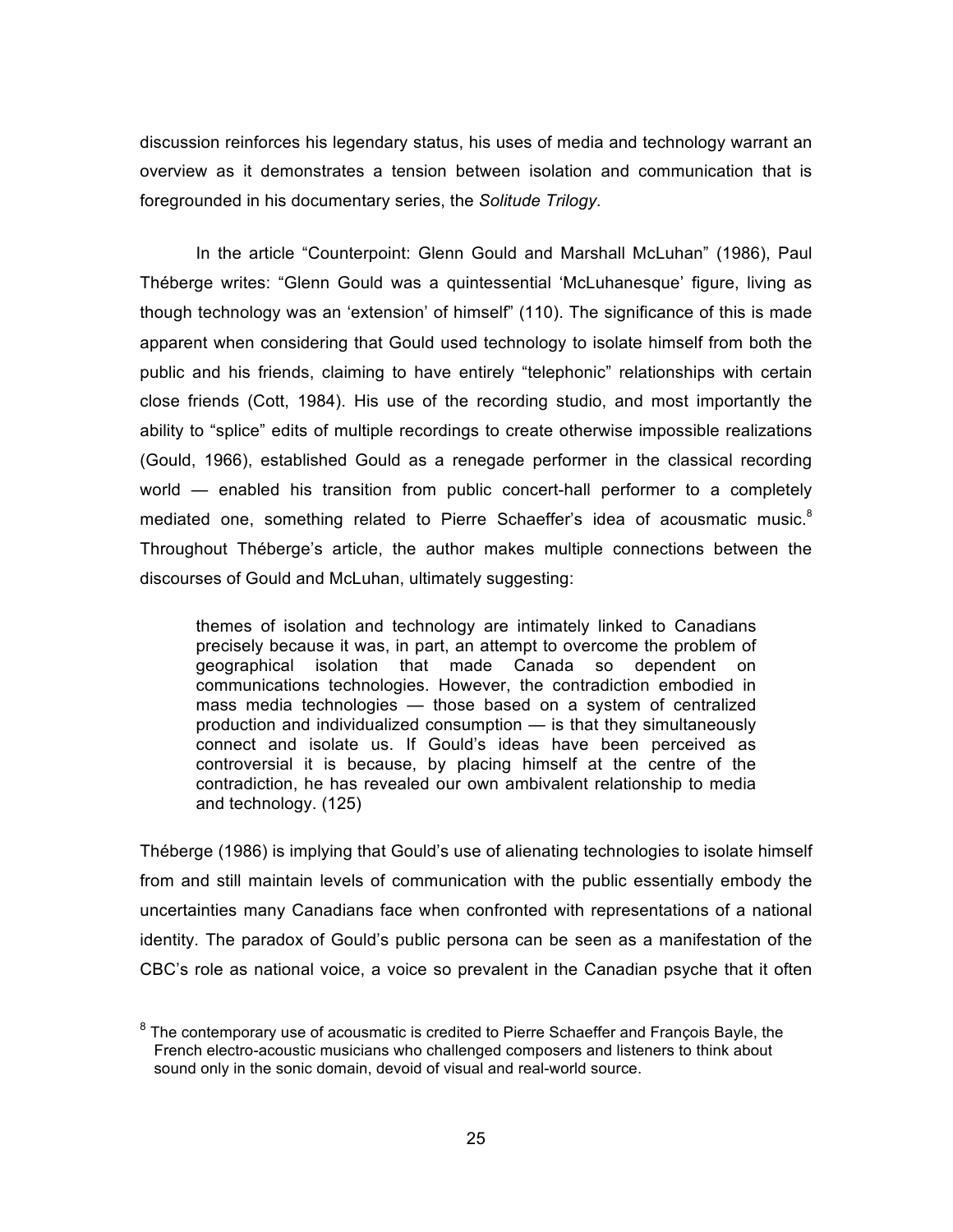discussion reinforces his legendary status, his uses of media and technology warrant an overview as it demonstrates a tension between isolation and communication that is foregrounded in his documentary series, the *Solitude Trilogy.*

In the article "Counterpoint: Glenn Gould and Marshall McLuhan" (1986), Paul Théberge writes: "Glenn Gould was a quintessential 'McLuhanesque' figure, living as though technology was an 'extension' of himself" (110). The significance of this is made apparent when considering that Gould used technology to isolate himself from both the public and his friends, claiming to have entirely "telephonic" relationships with certain close friends (Cott, 1984). His use of the recording studio, and most importantly the ability to "splice" edits of multiple recordings to create otherwise impossible realizations (Gould, 1966), established Gould as a renegade performer in the classical recording world — enabled his transition from public concert-hall performer to a completely mediated one, something related to Pierre Schaeffer's idea of acousmatic music.[8] Throughout Théberge's article, the author makes multiple connections between the discourses of Gould and McLuhan, ultimately suggesting:

> themes of isolation and technology are intimately linked to Canadians precisely because it was, in part, an attempt to overcome the problem of geographical isolation that made Canada so dependent on communications technologies. However, the contradiction embodied in mass media technologies — those based on a system of centralized production and individualized consumption — is that they simultaneously connect and isolate us. If Gould's ideas have been perceived as controversial it is because, by placing himself at the centre of the contradiction, he has revealed our own ambivalent relationship to media and technology. (125)

Théberge (1986) is implying that Gould's use of alienating technologies to isolate himself from and still maintain levels of communication with the public essentially embody the uncertainties many Canadians face when confronted with representations of a national identity. The paradox of Gould's public persona can be seen as a manifestation of the CBC's role as national voice, a voice so prevalent in the Canadian psyche that it often

[8] The contemporary use of acousmatic is credited to Pierre Schaeffer and François Bayle, the French electro-acoustic musicians who challenged composers and listeners to think about sound only in the sonic domain, devoid of visual and real-world source.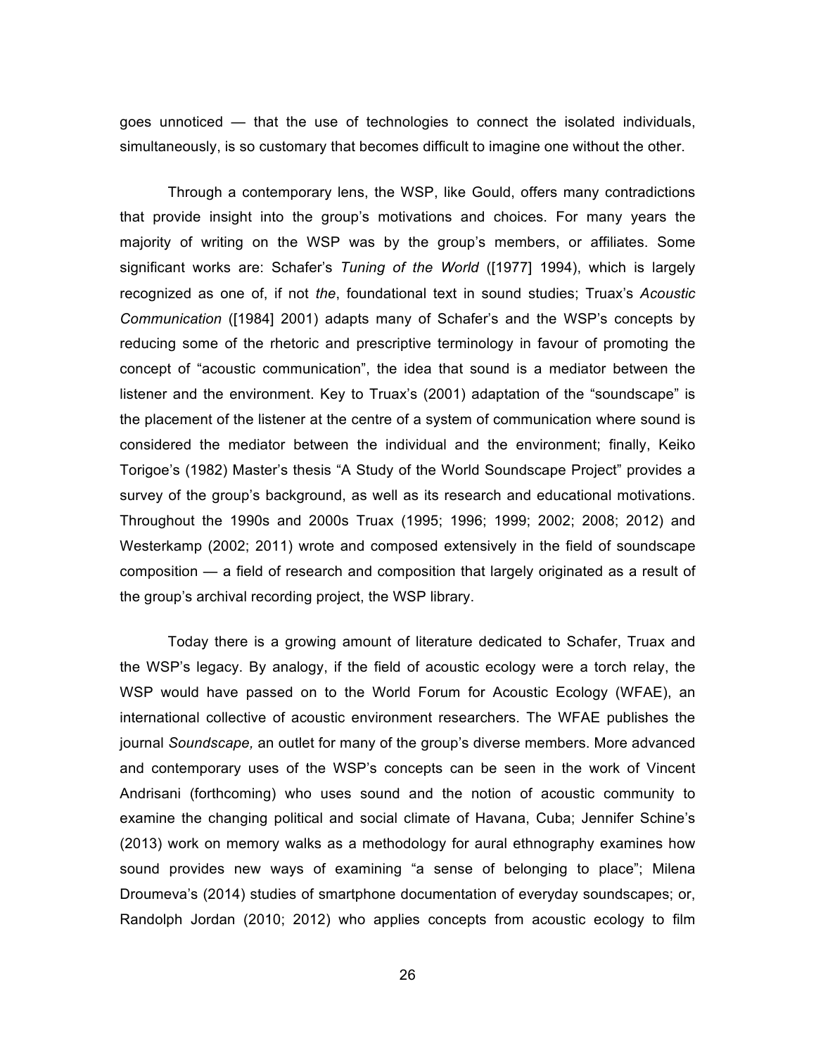goes unnoticed — that the use of technologies to connect the isolated individuals, simultaneously, is so customary that becomes difficult to imagine one without the other.

Through a contemporary lens, the WSP, like Gould, offers many contradictions that provide insight into the group's motivations and choices. For many years the majority of writing on the WSP was by the group's members, or affiliates. Some significant works are: Schafer's *Tuning of the World* ([1977] 1994), which is largely recognized as one of, if not *the*, foundational text in sound studies; Truax's *Acoustic Communication* ([1984] 2001) adapts many of Schafer's and the WSP's concepts by reducing some of the rhetoric and prescriptive terminology in favour of promoting the concept of "acoustic communication", the idea that sound is a mediator between the listener and the environment. Key to Truax's (2001) adaptation of the "soundscape" is the placement of the listener at the centre of a system of communication where sound is considered the mediator between the individual and the environment; finally, Keiko Torigoe's (1982) Master's thesis "A Study of the World Soundscape Project" provides a survey of the group's background, as well as its research and educational motivations. Throughout the 1990s and 2000s Truax (1995; 1996; 1999; 2002; 2008; 2012) and Westerkamp (2002; 2011) wrote and composed extensively in the field of soundscape composition — a field of research and composition that largely originated as a result of the group's archival recording project, the WSP library.

Today there is a growing amount of literature dedicated to Schafer, Truax and the WSP's legacy. By analogy, if the field of acoustic ecology were a torch relay, the WSP would have passed on to the World Forum for Acoustic Ecology (WFAE), an international collective of acoustic environment researchers. The WFAE publishes the journal *Soundscape,* an outlet for many of the group's diverse members. More advanced and contemporary uses of the WSP's concepts can be seen in the work of Vincent Andrisani (forthcoming) who uses sound and the notion of acoustic community to examine the changing political and social climate of Havana, Cuba; Jennifer Schine's (2013) work on memory walks as a methodology for aural ethnography examines how sound provides new ways of examining "a sense of belonging to place"; Milena Droumeva's (2014) studies of smartphone documentation of everyday soundscapes; or, Randolph Jordan (2010; 2012) who applies concepts from acoustic ecology to film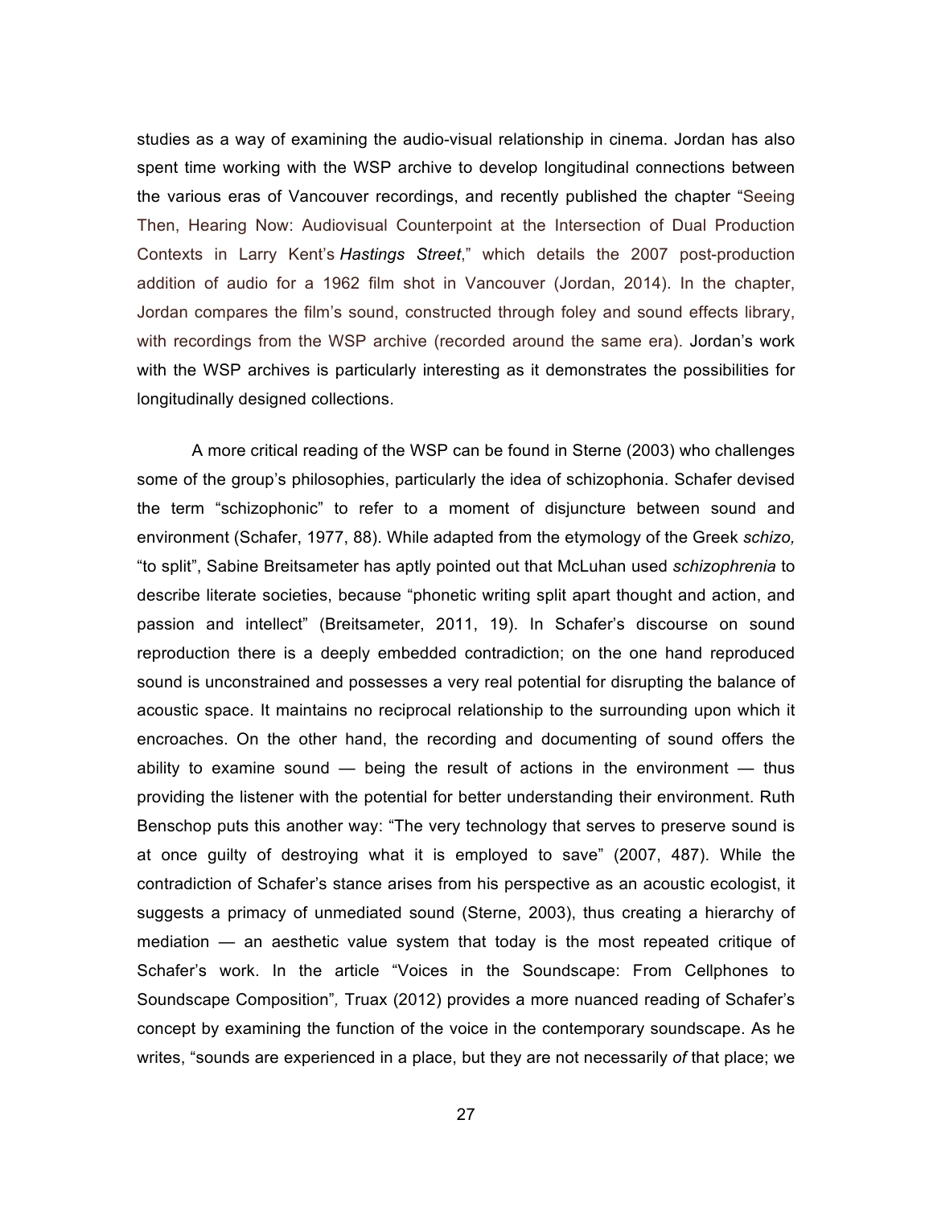studies as a way of examining the audio-visual relationship in cinema. Jordan has also spent time working with the WSP archive to develop longitudinal connections between the various eras of Vancouver recordings, and recently published the chapter "Seeing Then, Hearing Now: Audiovisual Counterpoint at the Intersection of Dual Production Contexts in Larry Kent's *Hastings Street*," which details the 2007 post-production addition of audio for a 1962 film shot in Vancouver (Jordan, 2014). In the chapter, Jordan compares the film's sound, constructed through foley and sound effects library, with recordings from the WSP archive (recorded around the same era). Jordan's work with the WSP archives is particularly interesting as it demonstrates the possibilities for longitudinally designed collections.

A more critical reading of the WSP can be found in Sterne (2003) who challenges some of the group's philosophies, particularly the idea of schizophonia. Schafer devised the term "schizophonic" to refer to a moment of disjuncture between sound and environment (Schafer, 1977, 88). While adapted from the etymology of the Greek *schizo,* "to split", Sabine Breitsameter has aptly pointed out that McLuhan used *schizophrenia* to describe literate societies, because "phonetic writing split apart thought and action, and passion and intellect" (Breitsameter, 2011, 19). In Schafer's discourse on sound reproduction there is a deeply embedded contradiction; on the one hand reproduced sound is unconstrained and possesses a very real potential for disrupting the balance of acoustic space. It maintains no reciprocal relationship to the surrounding upon which it encroaches. On the other hand, the recording and documenting of sound offers the ability to examine sound — being the result of actions in the environment — thus providing the listener with the potential for better understanding their environment. Ruth Benschop puts this another way: "The very technology that serves to preserve sound is at once guilty of destroying what it is employed to save" (2007, 487). While the contradiction of Schafer's stance arises from his perspective as an acoustic ecologist, it suggests a primacy of unmediated sound (Sterne, 2003), thus creating a hierarchy of mediation — an aesthetic value system that today is the most repeated critique of Schafer's work. In the article "Voices in the Soundscape: From Cellphones to Soundscape Composition", Truax (2012) provides a more nuanced reading of Schafer's concept by examining the function of the voice in the contemporary soundscape. As he writes, "sounds are experienced in a place, but they are not necessarily *of* that place; we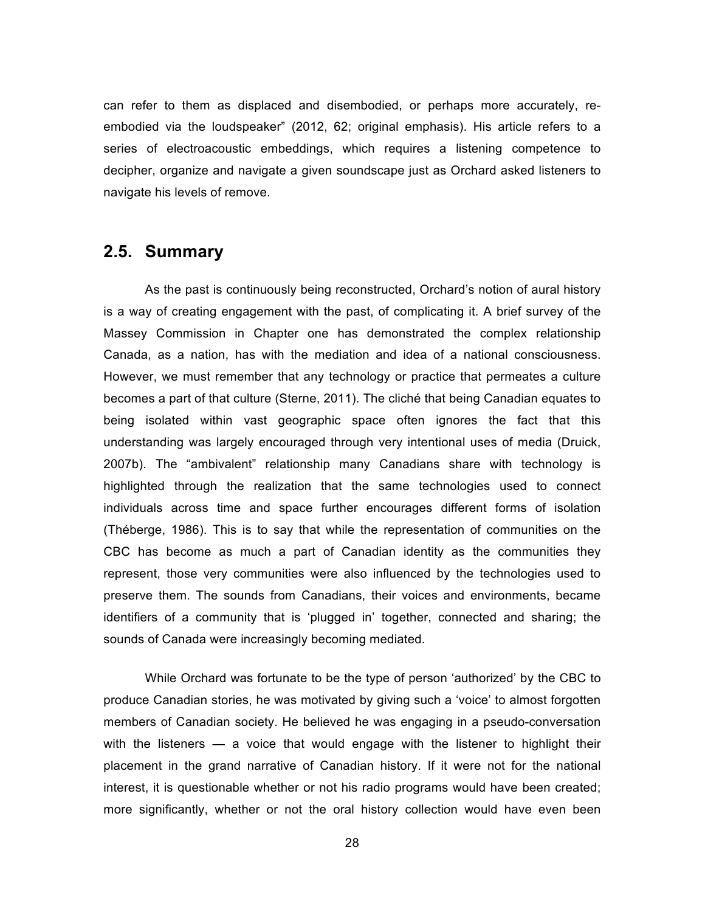can refer to them as displaced and disembodied, or perhaps more accurately, re-embodied via the loudspeaker" (2012, 62; original emphasis). His article refers to a series of electroacoustic embeddings, which requires a listening competence to decipher, organize and navigate a given soundscape just as Orchard asked listeners to navigate his levels of remove.

## 2.5. Summary

As the past is continuously being reconstructed, Orchard's notion of aural history is a way of creating engagement with the past, of complicating it. A brief survey of the Massey Commission in Chapter one has demonstrated the complex relationship Canada, as a nation, has with the mediation and idea of a national consciousness. However, we must remember that any technology or practice that permeates a culture becomes a part of that culture (Sterne, 2011). The cliché that being Canadian equates to being isolated within vast geographic space often ignores the fact that this understanding was largely encouraged through very intentional uses of media (Druick, 2007b). The "ambivalent" relationship many Canadians share with technology is highlighted through the realization that the same technologies used to connect individuals across time and space further encourages different forms of isolation (Théberge, 1986). This is to say that while the representation of communities on the CBC has become as much a part of Canadian identity as the communities they represent, those very communities were also influenced by the technologies used to preserve them. The sounds from Canadians, their voices and environments, became identifiers of a community that is 'plugged in' together, connected and sharing; the sounds of Canada were increasingly becoming mediated.

While Orchard was fortunate to be the type of person 'authorized' by the CBC to produce Canadian stories, he was motivated by giving such a 'voice' to almost forgotten members of Canadian society. He believed he was engaging in a pseudo-conversation with the listeners — a voice that would engage with the listener to highlight their placement in the grand narrative of Canadian history. If it were not for the national interest, it is questionable whether or not his radio programs would have been created; more significantly, whether or not the oral history collection would have even been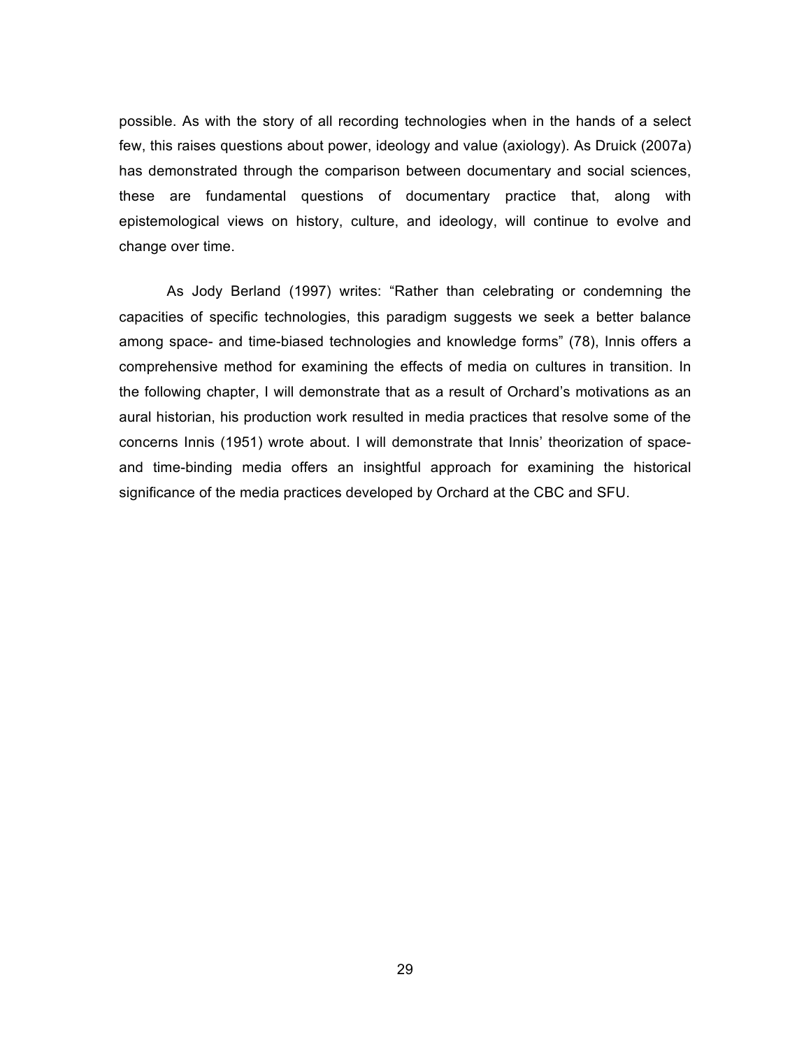possible. As with the story of all recording technologies when in the hands of a select few, this raises questions about power, ideology and value (axiology). As Druick (2007a) has demonstrated through the comparison between documentary and social sciences, these are fundamental questions of documentary practice that, along with epistemological views on history, culture, and ideology, will continue to evolve and change over time.

As Jody Berland (1997) writes: “Rather than celebrating or condemning the capacities of specific technologies, this paradigm suggests we seek a better balance among space- and time-biased technologies and knowledge forms” (78), Innis offers a comprehensive method for examining the effects of media on cultures in transition. In the following chapter, I will demonstrate that as a result of Orchard’s motivations as an aural historian, his production work resulted in media practices that resolve some of the concerns Innis (1951) wrote about. I will demonstrate that Innis’ theorization of space- and time-binding media offers an insightful approach for examining the historical significance of the media practices developed by Orchard at the CBC and SFU.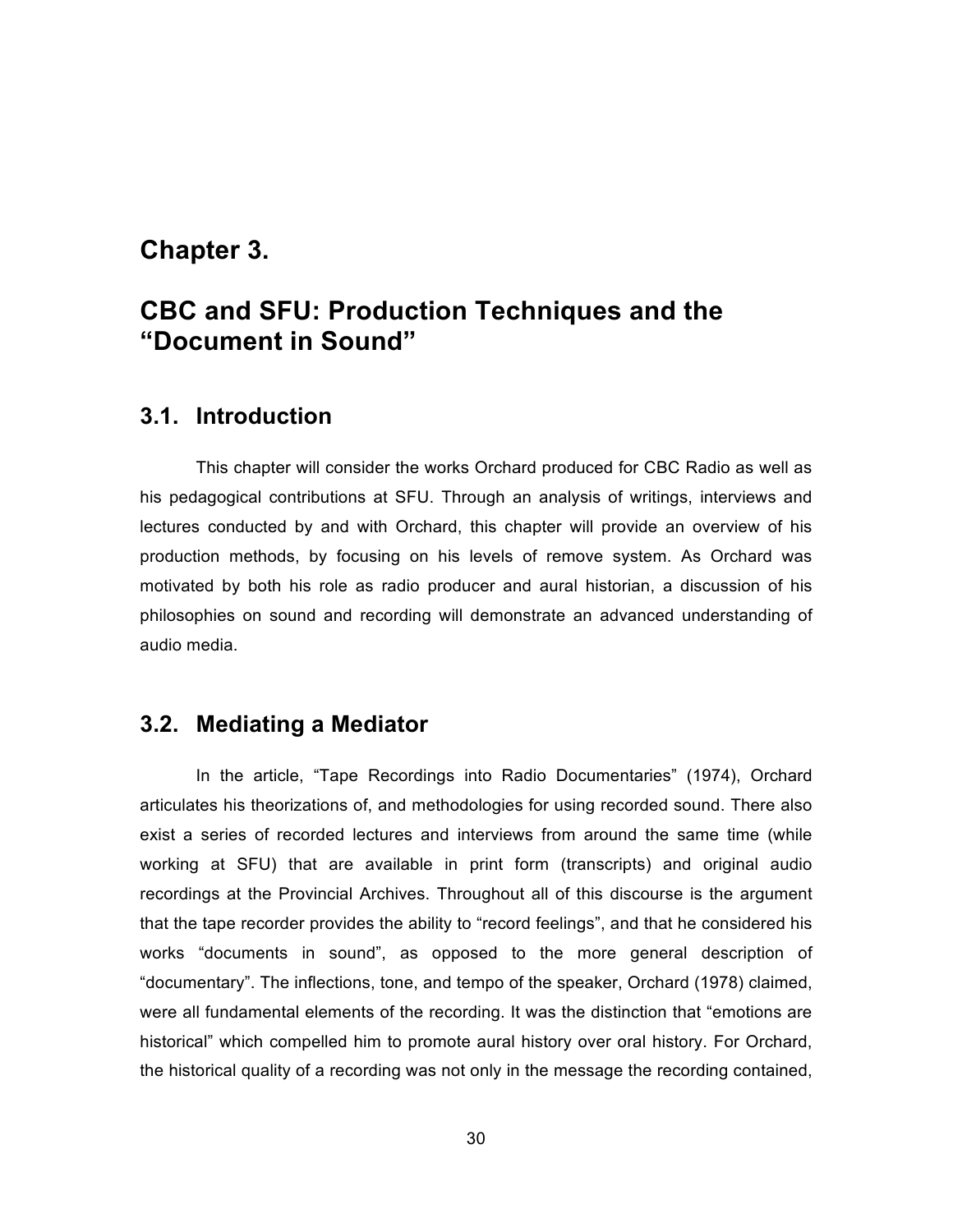# Chapter 3.

# CBC and SFU: Production Techniques and the "Document in Sound"

## 3.1. Introduction

This chapter will consider the works Orchard produced for CBC Radio as well as his pedagogical contributions at SFU. Through an analysis of writings, interviews and lectures conducted by and with Orchard, this chapter will provide an overview of his production methods, by focusing on his levels of remove system. As Orchard was motivated by both his role as radio producer and aural historian, a discussion of his philosophies on sound and recording will demonstrate an advanced understanding of audio media.

## 3.2. Mediating a Mediator

In the article, "Tape Recordings into Radio Documentaries" (1974), Orchard articulates his theorizations of, and methodologies for using recorded sound. There also exist a series of recorded lectures and interviews from around the same time (while working at SFU) that are available in print form (transcripts) and original audio recordings at the Provincial Archives. Throughout all of this discourse is the argument that the tape recorder provides the ability to "record feelings", and that he considered his works "documents in sound", as opposed to the more general description of "documentary". The inflections, tone, and tempo of the speaker, Orchard (1978) claimed, were all fundamental elements of the recording. It was the distinction that "emotions are historical" which compelled him to promote aural history over oral history. For Orchard, the historical quality of a recording was not only in the message the recording contained,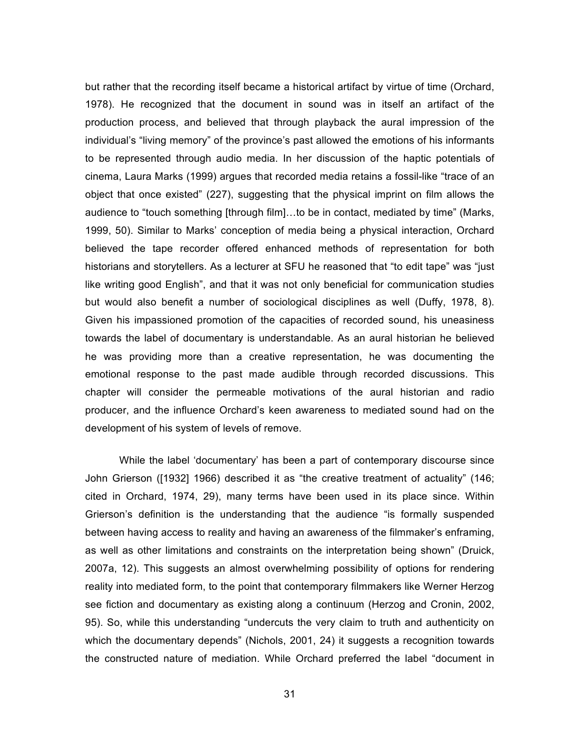but rather that the recording itself became a historical artifact by virtue of time (Orchard, 1978). He recognized that the document in sound was in itself an artifact of the production process, and believed that through playback the aural impression of the individual's "living memory" of the province's past allowed the emotions of his informants to be represented through audio media. In her discussion of the haptic potentials of cinema, Laura Marks (1999) argues that recorded media retains a fossil-like "trace of an object that once existed" (227), suggesting that the physical imprint on film allows the audience to "touch something [through film]…to be in contact, mediated by time" (Marks, 1999, 50). Similar to Marks' conception of media being a physical interaction, Orchard believed the tape recorder offered enhanced methods of representation for both historians and storytellers. As a lecturer at SFU he reasoned that "to edit tape" was "just like writing good English", and that it was not only beneficial for communication studies but would also benefit a number of sociological disciplines as well (Duffy, 1978, 8). Given his impassioned promotion of the capacities of recorded sound, his uneasiness towards the label of documentary is understandable. As an aural historian he believed he was providing more than a creative representation, he was documenting the emotional response to the past made audible through recorded discussions. This chapter will consider the permeable motivations of the aural historian and radio producer, and the influence Orchard's keen awareness to mediated sound had on the development of his system of levels of remove.

While the label 'documentary' has been a part of contemporary discourse since John Grierson ([1932] 1966) described it as "the creative treatment of actuality" (146; cited in Orchard, 1974, 29), many terms have been used in its place since. Within Grierson's definition is the understanding that the audience "is formally suspended between having access to reality and having an awareness of the filmmaker's enframing, as well as other limitations and constraints on the interpretation being shown" (Druick, 2007a, 12). This suggests an almost overwhelming possibility of options for rendering reality into mediated form, to the point that contemporary filmmakers like Werner Herzog see fiction and documentary as existing along a continuum (Herzog and Cronin, 2002, 95). So, while this understanding "undercuts the very claim to truth and authenticity on which the documentary depends" (Nichols, 2001, 24) it suggests a recognition towards the constructed nature of mediation. While Orchard preferred the label "document in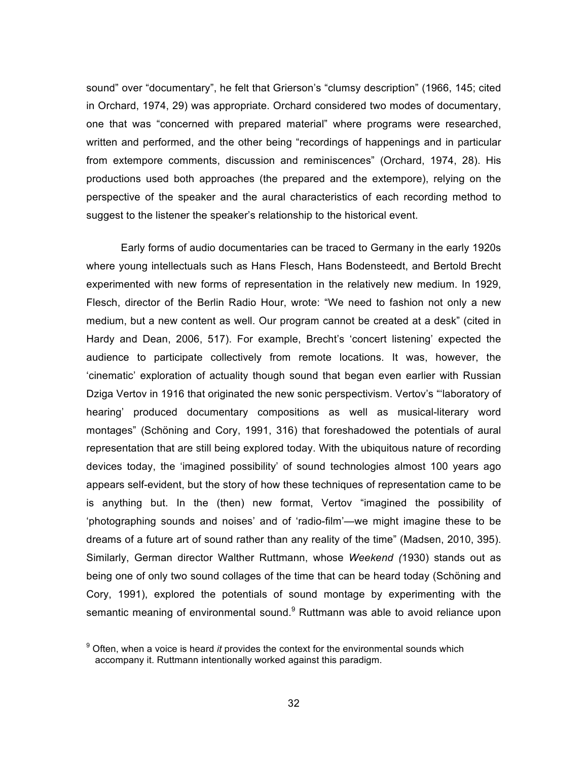sound" over "documentary", he felt that Grierson's "clumsy description" (1966, 145; cited in Orchard, 1974, 29) was appropriate. Orchard considered two modes of documentary, one that was "concerned with prepared material" where programs were researched, written and performed, and the other being "recordings of happenings and in particular from extempore comments, discussion and reminiscences" (Orchard, 1974, 28). His productions used both approaches (the prepared and the extempore), relying on the perspective of the speaker and the aural characteristics of each recording method to suggest to the listener the speaker's relationship to the historical event.

Early forms of audio documentaries can be traced to Germany in the early 1920s where young intellectuals such as Hans Flesch, Hans Bodensteedt, and Bertold Brecht experimented with new forms of representation in the relatively new medium. In 1929, Flesch, director of the Berlin Radio Hour, wrote: "We need to fashion not only a new medium, but a new content as well. Our program cannot be created at a desk" (cited in Hardy and Dean, 2006, 517). For example, Brecht's 'concert listening' expected the audience to participate collectively from remote locations. It was, however, the 'cinematic' exploration of actuality though sound that began even earlier with Russian Dziga Vertov in 1916 that originated the new sonic perspectivism. Vertov's "'laboratory of hearing' produced documentary compositions as well as musical-literary word montages" (Schöning and Cory, 1991, 316) that foreshadowed the potentials of aural representation that are still being explored today. With the ubiquitous nature of recording devices today, the 'imagined possibility' of sound technologies almost 100 years ago appears self-evident, but the story of how these techniques of representation came to be is anything but. In the (then) new format, Vertov "imagined the possibility of 'photographing sounds and noises' and of 'radio-film'—we might imagine these to be dreams of a future art of sound rather than any reality of the time" (Madsen, 2010, 395). Similarly, German director Walther Ruttmann, whose *Weekend (*1930) stands out as being one of only two sound collages of the time that can be heard today (Schöning and Cory, 1991), explored the potentials of sound montage by experimenting with the semantic meaning of environmental sound.[9] Ruttmann was able to avoid reliance upon

[9] Often, when a voice is heard *it* provides the context for the environmental sounds which accompany it. Ruttmann intentionally worked against this paradigm.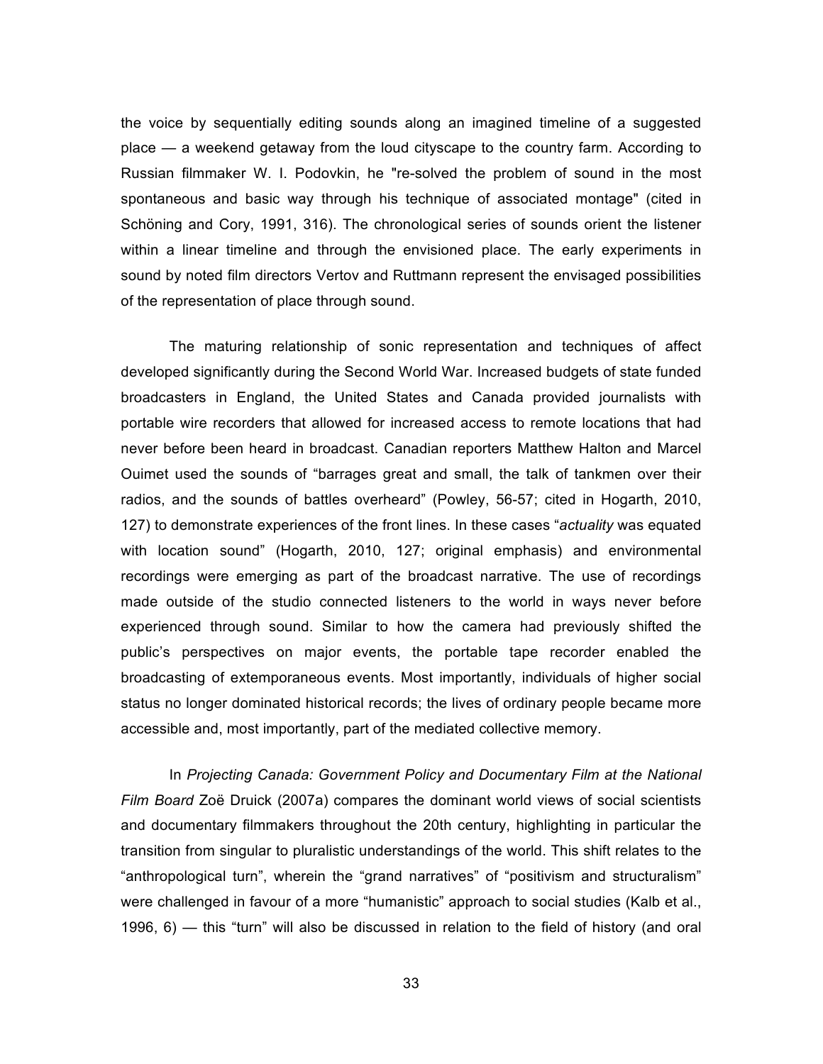the voice by sequentially editing sounds along an imagined timeline of a suggested place — a weekend getaway from the loud cityscape to the country farm. According to Russian filmmaker W. I. Podovkin, he "re-solved the problem of sound in the most spontaneous and basic way through his technique of associated montage" (cited in Schöning and Cory, 1991, 316). The chronological series of sounds orient the listener within a linear timeline and through the envisioned place. The early experiments in sound by noted film directors Vertov and Ruttmann represent the envisaged possibilities of the representation of place through sound.

The maturing relationship of sonic representation and techniques of affect developed significantly during the Second World War. Increased budgets of state funded broadcasters in England, the United States and Canada provided journalists with portable wire recorders that allowed for increased access to remote locations that had never before been heard in broadcast. Canadian reporters Matthew Halton and Marcel Ouimet used the sounds of "barrages great and small, the talk of tankmen over their radios, and the sounds of battles overheard" (Powley, 56-57; cited in Hogarth, 2010, 127) to demonstrate experiences of the front lines. In these cases "*actuality* was equated with location sound" (Hogarth, 2010, 127; original emphasis) and environmental recordings were emerging as part of the broadcast narrative. The use of recordings made outside of the studio connected listeners to the world in ways never before experienced through sound. Similar to how the camera had previously shifted the public's perspectives on major events, the portable tape recorder enabled the broadcasting of extemporaneous events. Most importantly, individuals of higher social status no longer dominated historical records; the lives of ordinary people became more accessible and, most importantly, part of the mediated collective memory.

In *Projecting Canada: Government Policy and Documentary Film at the National Film Board* Zoë Druick (2007a) compares the dominant world views of social scientists and documentary filmmakers throughout the 20th century, highlighting in particular the transition from singular to pluralistic understandings of the world. This shift relates to the "anthropological turn", wherein the "grand narratives" of "positivism and structuralism" were challenged in favour of a more "humanistic" approach to social studies (Kalb et al., 1996, 6) — this "turn" will also be discussed in relation to the field of history (and oral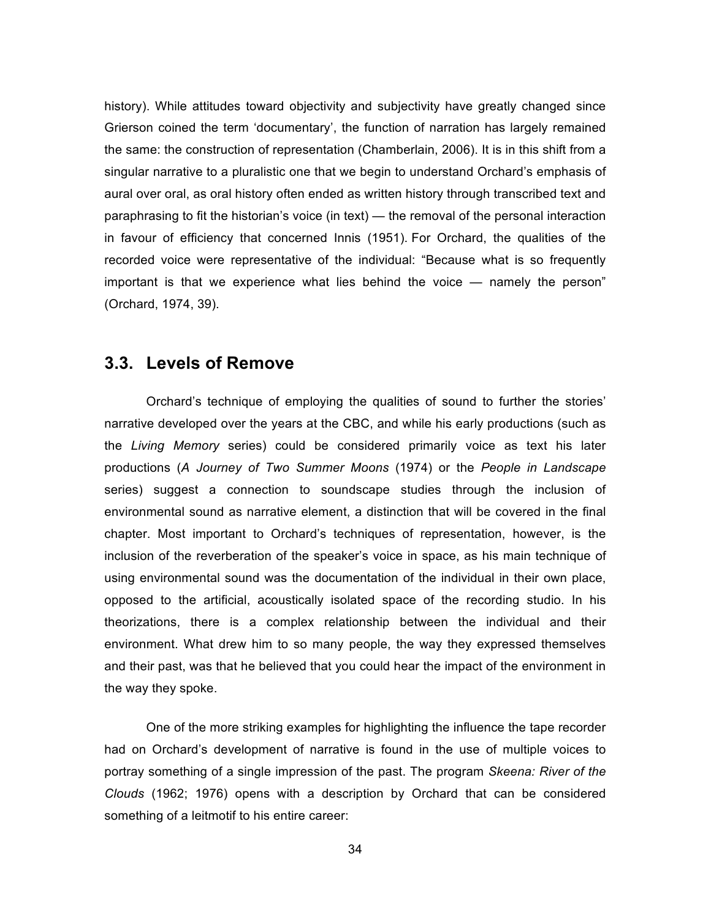history). While attitudes toward objectivity and subjectivity have greatly changed since Grierson coined the term 'documentary', the function of narration has largely remained the same: the construction of representation (Chamberlain, 2006). It is in this shift from a singular narrative to a pluralistic one that we begin to understand Orchard's emphasis of aural over oral, as oral history often ended as written history through transcribed text and paraphrasing to fit the historian's voice (in text) — the removal of the personal interaction in favour of efficiency that concerned Innis (1951). For Orchard, the qualities of the recorded voice were representative of the individual: "Because what is so frequently important is that we experience what lies behind the voice — namely the person" (Orchard, 1974, 39).

## 3.3. Levels of Remove

Orchard's technique of employing the qualities of sound to further the stories' narrative developed over the years at the CBC, and while his early productions (such as the *Living Memory* series) could be considered primarily voice as text his later productions (*A Journey of Two Summer Moons* (1974) or the *People in Landscape* series) suggest a connection to soundscape studies through the inclusion of environmental sound as narrative element, a distinction that will be covered in the final chapter. Most important to Orchard's techniques of representation, however, is the inclusion of the reverberation of the speaker's voice in space, as his main technique of using environmental sound was the documentation of the individual in their own place, opposed to the artificial, acoustically isolated space of the recording studio. In his theorizations, there is a complex relationship between the individual and their environment. What drew him to so many people, the way they expressed themselves and their past, was that he believed that you could hear the impact of the environment in the way they spoke.

One of the more striking examples for highlighting the influence the tape recorder had on Orchard's development of narrative is found in the use of multiple voices to portray something of a single impression of the past. The program *Skeena: River of the Clouds* (1962; 1976) opens with a description by Orchard that can be considered something of a leitmotif to his entire career: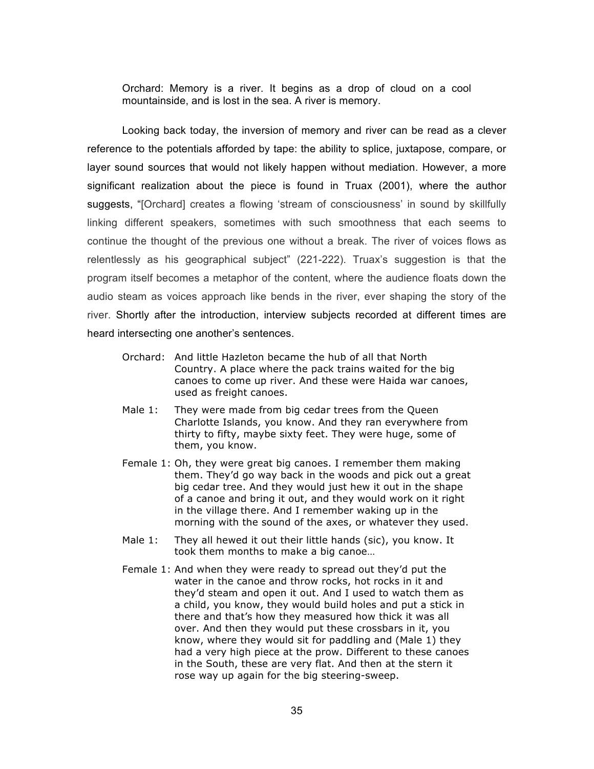> Orchard: Memory is a river. It begins as a drop of cloud on a cool mountainside, and is lost in the sea. A river is memory.

Looking back today, the inversion of memory and river can be read as a clever reference to the potentials afforded by tape: the ability to splice, juxtapose, compare, or layer sound sources that would not likely happen without mediation. However, a more significant realization about the piece is found in Truax (2001), where the author suggests, "[Orchard] creates a flowing 'stream of consciousness' in sound by skillfully linking different speakers, sometimes with such smoothness that each seems to continue the thought of the previous one without a break. The river of voices flows as relentlessly as his geographical subject" (221-222). Truax's suggestion is that the program itself becomes a metaphor of the content, where the audience floats down the audio steam as voices approach like bends in the river, ever shaping the story of the river. Shortly after the introduction, interview subjects recorded at different times are heard intersecting one another's sentences.

> Orchard: And little Hazleton became the hub of all that North Country. A place where the pack trains waited for the big canoes to come up river. And these were Haida war canoes, used as freight canoes.
>
> Male 1: They were made from big cedar trees from the Queen Charlotte Islands, you know. And they ran everywhere from thirty to fifty, maybe sixty feet. They were huge, some of them, you know.
>
> Female 1: Oh, they were great big canoes. I remember them making them. They'd go way back in the woods and pick out a great big cedar tree. And they would just hew it out in the shape of a canoe and bring it out, and they would work on it right in the village there. And I remember waking up in the morning with the sound of the axes, or whatever they used.
>
> Male 1: They all hewed it out their little hands (sic), you know. It took them months to make a big canoe…
>
> Female 1: And when they were ready to spread out they'd put the water in the canoe and throw rocks, hot rocks in it and they'd steam and open it out. And I used to watch them as a child, you know, they would build holes and put a stick in there and that's how they measured how thick it was all over. And then they would put these crossbars in it, you know, where they would sit for paddling and (Male 1) they had a very high piece at the prow. Different to these canoes in the South, these are very flat. And then at the stern it rose way up again for the big steering-sweep.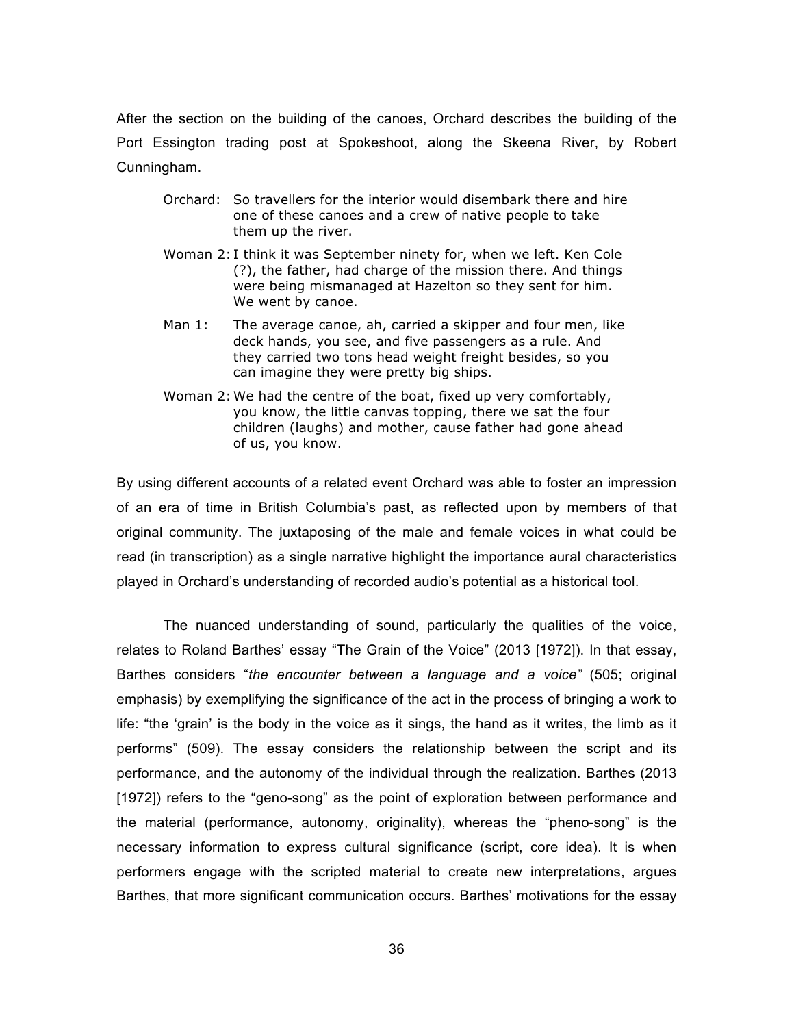After the section on the building of the canoes, Orchard describes the building of the Port Essington trading post at Spokeshoot, along the Skeena River, by Robert Cunningham.

> Orchard: So travellers for the interior would disembark there and hire one of these canoes and a crew of native people to take them up the river.
>
> Woman 2: I think it was September ninety for, when we left. Ken Cole (?), the father, had charge of the mission there. And things were being mismanaged at Hazelton so they sent for him. We went by canoe.
>
> Man 1: The average canoe, ah, carried a skipper and four men, like deck hands, you see, and five passengers as a rule. And they carried two tons head weight freight besides, so you can imagine they were pretty big ships.
>
> Woman 2: We had the centre of the boat, fixed up very comfortably, you know, the little canvas topping, there we sat the four children (laughs) and mother, cause father had gone ahead of us, you know.

By using different accounts of a related event Orchard was able to foster an impression of an era of time in British Columbia's past, as reflected upon by members of that original community. The juxtaposing of the male and female voices in what could be read (in transcription) as a single narrative highlight the importance aural characteristics played in Orchard's understanding of recorded audio's potential as a historical tool.

The nuanced understanding of sound, particularly the qualities of the voice, relates to Roland Barthes' essay "The Grain of the Voice" (2013 [1972]). In that essay, Barthes considers "*the encounter between a language and a voice"* (505; original emphasis) by exemplifying the significance of the act in the process of bringing a work to life: "the 'grain' is the body in the voice as it sings, the hand as it writes, the limb as it performs" (509). The essay considers the relationship between the script and its performance, and the autonomy of the individual through the realization. Barthes (2013 [1972]) refers to the "geno-song" as the point of exploration between performance and the material (performance, autonomy, originality), whereas the "pheno-song" is the necessary information to express cultural significance (script, core idea). It is when performers engage with the scripted material to create new interpretations, argues Barthes, that more significant communication occurs. Barthes' motivations for the essay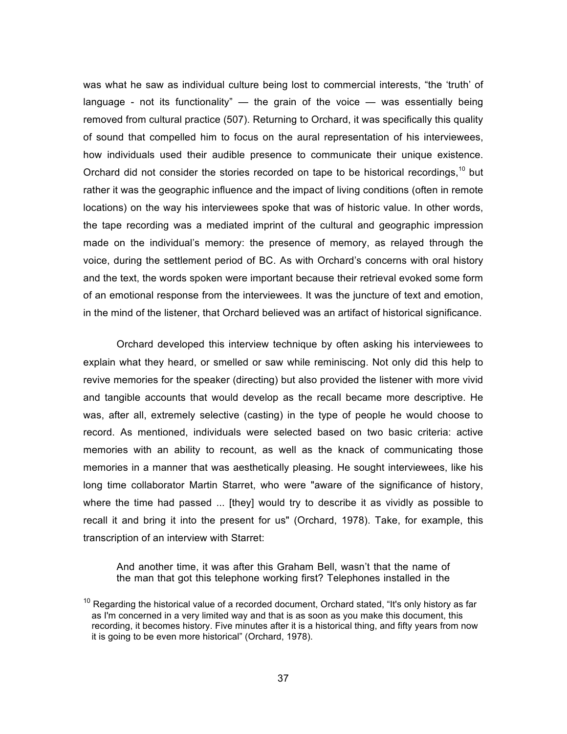was what he saw as individual culture being lost to commercial interests, "the 'truth' of language - not its functionality" — the grain of the voice — was essentially being removed from cultural practice (507). Returning to Orchard, it was specifically this quality of sound that compelled him to focus on the aural representation of his interviewees, how individuals used their audible presence to communicate their unique existence. Orchard did not consider the stories recorded on tape to be historical recordings,[10] but rather it was the geographic influence and the impact of living conditions (often in remote locations) on the way his interviewees spoke that was of historic value. In other words, the tape recording was a mediated imprint of the cultural and geographic impression made on the individual's memory: the presence of memory, as relayed through the voice, during the settlement period of BC. As with Orchard's concerns with oral history and the text, the words spoken were important because their retrieval evoked some form of an emotional response from the interviewees. It was the juncture of text and emotion, in the mind of the listener, that Orchard believed was an artifact of historical significance.

Orchard developed this interview technique by often asking his interviewees to explain what they heard, or smelled or saw while reminiscing. Not only did this help to revive memories for the speaker (directing) but also provided the listener with more vivid and tangible accounts that would develop as the recall became more descriptive. He was, after all, extremely selective (casting) in the type of people he would choose to record. As mentioned, individuals were selected based on two basic criteria: active memories with an ability to recount, as well as the knack of communicating those memories in a manner that was aesthetically pleasing. He sought interviewees, like his long time collaborator Martin Starret, who were "aware of the significance of history, where the time had passed ... [they] would try to describe it as vividly as possible to recall it and bring it into the present for us" (Orchard, 1978). Take, for example, this transcription of an interview with Starret:

> And another time, it was after this Graham Bell, wasn't that the name of the man that got this telephone working first? Telephones installed in the

[10] Regarding the historical value of a recorded document, Orchard stated, "It's only history as far as I'm concerned in a very limited way and that is as soon as you make this document, this recording, it becomes history. Five minutes after it is a historical thing, and fifty years from now it is going to be even more historical" (Orchard, 1978).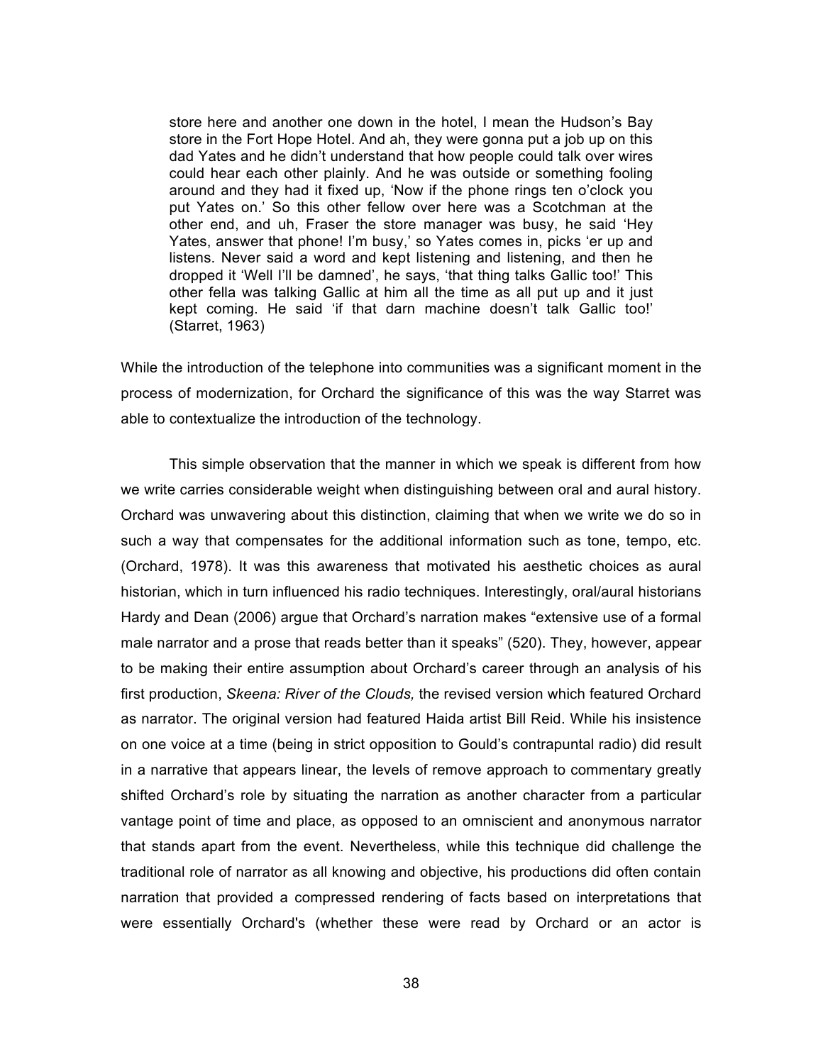> store here and another one down in the hotel, I mean the Hudson's Bay store in the Fort Hope Hotel. And ah, they were gonna put a job up on this dad Yates and he didn't understand that how people could talk over wires could hear each other plainly. And he was outside or something fooling around and they had it fixed up, 'Now if the phone rings ten o'clock you put Yates on.' So this other fellow over here was a Scotchman at the other end, and uh, Fraser the store manager was busy, he said 'Hey Yates, answer that phone! I'm busy,' so Yates comes in, picks 'er up and listens. Never said a word and kept listening and listening, and then he dropped it 'Well I'll be damned', he says, 'that thing talks Gallic too!' This other fella was talking Gallic at him all the time as all put up and it just kept coming. He said 'if that darn machine doesn't talk Gallic too!' (Starret, 1963)

While the introduction of the telephone into communities was a significant moment in the process of modernization, for Orchard the significance of this was the way Starret was able to contextualize the introduction of the technology.

This simple observation that the manner in which we speak is different from how we write carries considerable weight when distinguishing between oral and aural history. Orchard was unwavering about this distinction, claiming that when we write we do so in such a way that compensates for the additional information such as tone, tempo, etc. (Orchard, 1978). It was this awareness that motivated his aesthetic choices as aural historian, which in turn influenced his radio techniques. Interestingly, oral/aural historians Hardy and Dean (2006) argue that Orchard's narration makes "extensive use of a formal male narrator and a prose that reads better than it speaks" (520). They, however, appear to be making their entire assumption about Orchard's career through an analysis of his first production, *Skeena: River of the Clouds,* the revised version which featured Orchard as narrator. The original version had featured Haida artist Bill Reid. While his insistence on one voice at a time (being in strict opposition to Gould's contrapuntal radio) did result in a narrative that appears linear, the levels of remove approach to commentary greatly shifted Orchard's role by situating the narration as another character from a particular vantage point of time and place, as opposed to an omniscient and anonymous narrator that stands apart from the event. Nevertheless, while this technique did challenge the traditional role of narrator as all knowing and objective, his productions did often contain narration that provided a compressed rendering of facts based on interpretations that were essentially Orchard's (whether these were read by Orchard or an actor is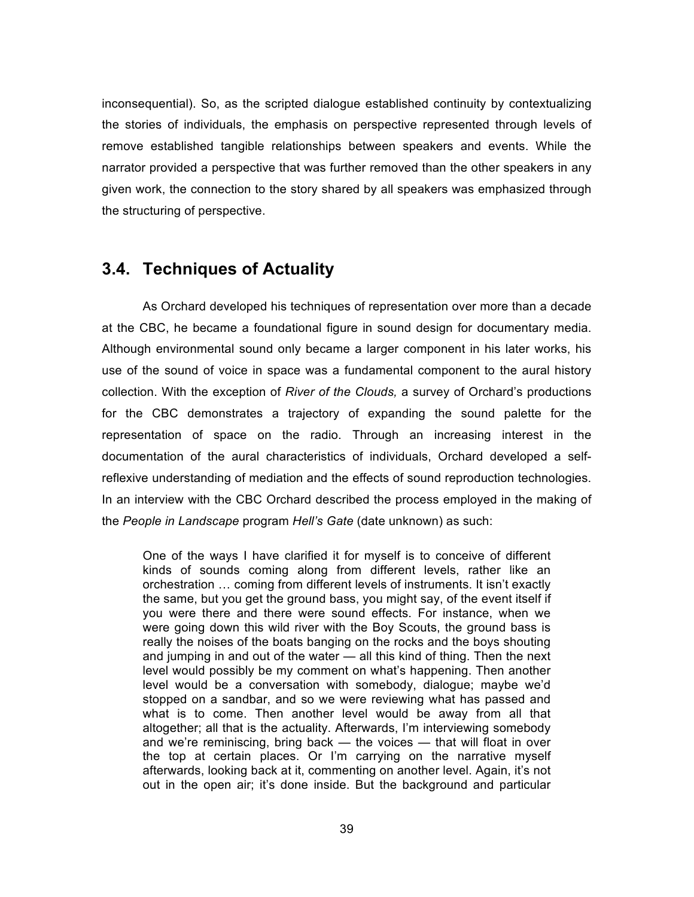inconsequential). So, as the scripted dialogue established continuity by contextualizing the stories of individuals, the emphasis on perspective represented through levels of remove established tangible relationships between speakers and events. While the narrator provided a perspective that was further removed than the other speakers in any given work, the connection to the story shared by all speakers was emphasized through the structuring of perspective.

## 3.4. Techniques of Actuality

As Orchard developed his techniques of representation over more than a decade at the CBC, he became a foundational figure in sound design for documentary media. Although environmental sound only became a larger component in his later works, his use of the sound of voice in space was a fundamental component to the aural history collection. With the exception of *River of the Clouds,* a survey of Orchard's productions for the CBC demonstrates a trajectory of expanding the sound palette for the representation of space on the radio. Through an increasing interest in the documentation of the aural characteristics of individuals, Orchard developed a self-reflexive understanding of mediation and the effects of sound reproduction technologies. In an interview with the CBC Orchard described the process employed in the making of the *People in Landscape* program *Hell's Gate* (date unknown) as such:

> One of the ways I have clarified it for myself is to conceive of different kinds of sounds coming along from different levels, rather like an orchestration … coming from different levels of instruments. It isn't exactly the same, but you get the ground bass, you might say, of the event itself if you were there and there were sound effects. For instance, when we were going down this wild river with the Boy Scouts, the ground bass is really the noises of the boats banging on the rocks and the boys shouting and jumping in and out of the water — all this kind of thing. Then the next level would be possibly be my comment on what's happening. Then another level would be a conversation with somebody, dialogue; maybe we'd stopped on a sandbar, and so we were reviewing what has passed and what is to come. Then another level would be away from all that altogether; all that is the actuality. Afterwards, I'm interviewing somebody and we're reminiscing, bring back — the voices — that will float in over the top at certain places. Or I'm carrying on the narrative myself afterwards, looking back at it, commenting on another level. Again, it's not out in the open air; it's done inside. But the background and particular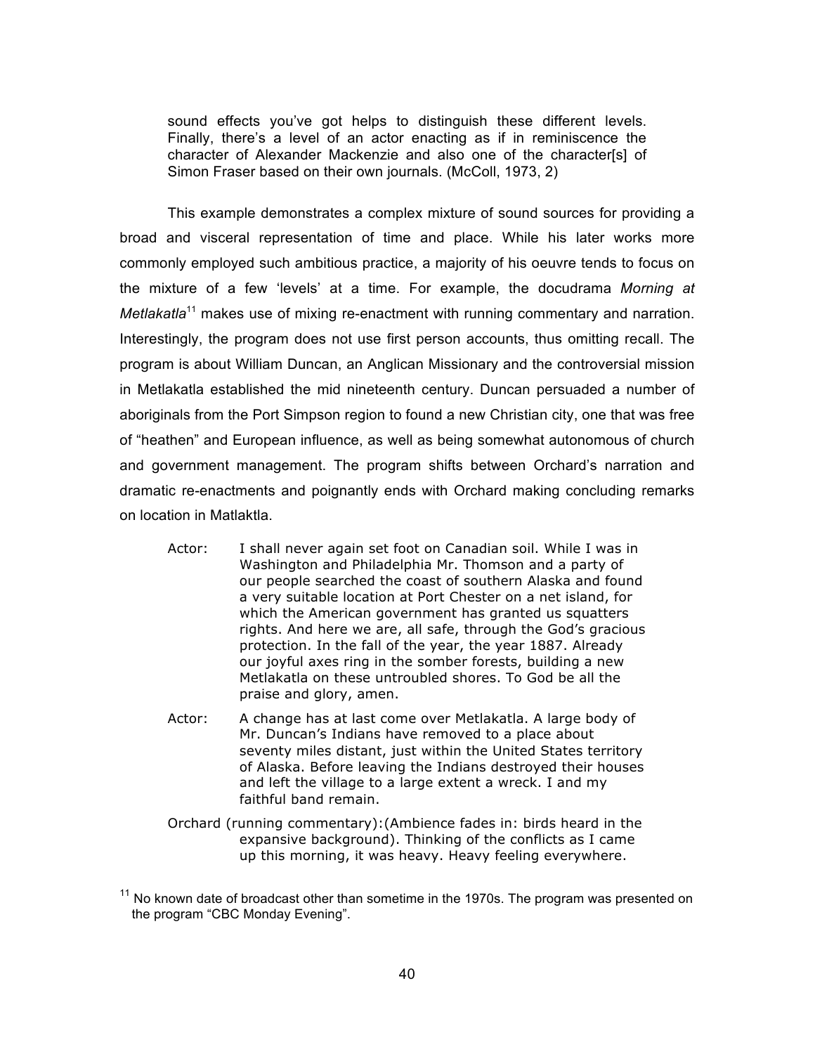> sound effects you've got helps to distinguish these different levels. Finally, there's a level of an actor enacting as if in reminiscence the character of Alexander Mackenzie and also one of the character[s] of Simon Fraser based on their own journals. (McColl, 1973, 2)

This example demonstrates a complex mixture of sound sources for providing a broad and visceral representation of time and place. While his later works more commonly employed such ambitious practice, a majority of his oeuvre tends to focus on the mixture of a few 'levels' at a time. For example, the docudrama *Morning at Metlakatla*[11] makes use of mixing re-enactment with running commentary and narration. Interestingly, the program does not use first person accounts, thus omitting recall. The program is about William Duncan, an Anglican Missionary and the controversial mission in Metlakatla established the mid nineteenth century. Duncan persuaded a number of aboriginals from the Port Simpson region to found a new Christian city, one that was free of "heathen" and European influence, as well as being somewhat autonomous of church and government management. The program shifts between Orchard's narration and dramatic re-enactments and poignantly ends with Orchard making concluding remarks on location in Matlaktla.

> Actor: I shall never again set foot on Canadian soil. While I was in Washington and Philadelphia Mr. Thomson and a party of our people searched the coast of southern Alaska and found a very suitable location at Port Chester on a net island, for which the American government has granted us squatters rights. And here we are, all safe, through the God's gracious protection. In the fall of the year, the year 1887. Already our joyful axes ring in the somber forests, building a new Metlakatla on these untroubled shores. To God be all the praise and glory, amen.
>
> Actor: A change has at last come over Metlakatla. A large body of Mr. Duncan's Indians have removed to a place about seventy miles distant, just within the United States territory of Alaska. Before leaving the Indians destroyed their houses and left the village to a large extent a wreck. I and my faithful band remain.
>
> Orchard (running commentary):(Ambience fades in: birds heard in the expansive background). Thinking of the conflicts as I came up this morning, it was heavy. Heavy feeling everywhere.

[11] No known date of broadcast other than sometime in the 1970s. The program was presented on the program "CBC Monday Evening".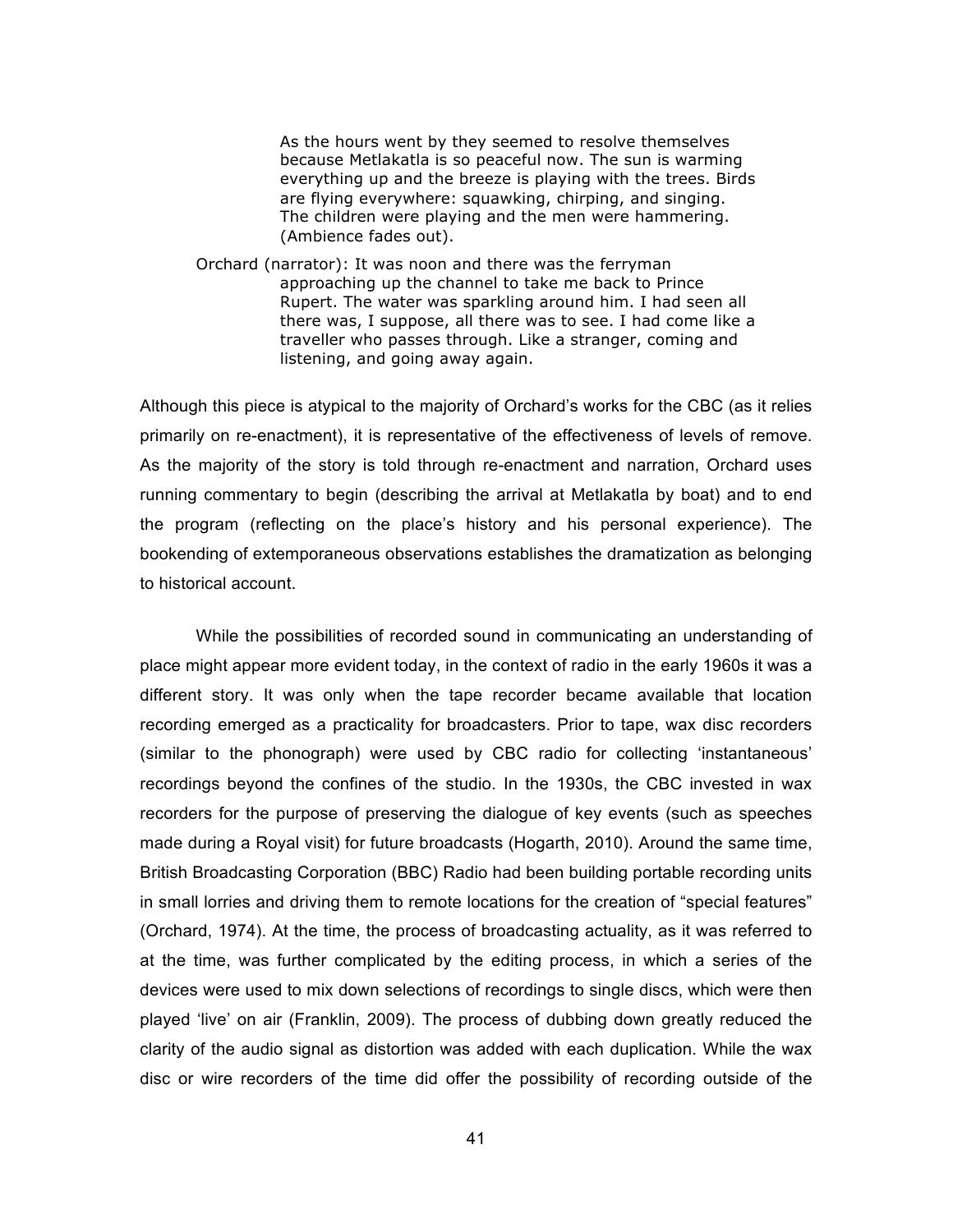> As the hours went by they seemed to resolve themselves because Metlakatla is so peaceful now. The sun is warming everything up and the breeze is playing with the trees. Birds are flying everywhere: squawking, chirping, and singing. The children were playing and the men were hammering. (Ambience fades out).
>
> Orchard (narrator): It was noon and there was the ferryman approaching up the channel to take me back to Prince Rupert. The water was sparkling around him. I had seen all there was, I suppose, all there was to see. I had come like a traveller who passes through. Like a stranger, coming and listening, and going away again.

Although this piece is atypical to the majority of Orchard's works for the CBC (as it relies primarily on re-enactment), it is representative of the effectiveness of levels of remove. As the majority of the story is told through re-enactment and narration, Orchard uses running commentary to begin (describing the arrival at Metlakatla by boat) and to end the program (reflecting on the place's history and his personal experience). The bookending of extemporaneous observations establishes the dramatization as belonging to historical account.

While the possibilities of recorded sound in communicating an understanding of place might appear more evident today, in the context of radio in the early 1960s it was a different story. It was only when the tape recorder became available that location recording emerged as a practicality for broadcasters. Prior to tape, wax disc recorders (similar to the phonograph) were used by CBC radio for collecting 'instantaneous' recordings beyond the confines of the studio. In the 1930s, the CBC invested in wax recorders for the purpose of preserving the dialogue of key events (such as speeches made during a Royal visit) for future broadcasts (Hogarth, 2010). Around the same time, British Broadcasting Corporation (BBC) Radio had been building portable recording units in small lorries and driving them to remote locations for the creation of "special features" (Orchard, 1974). At the time, the process of broadcasting actuality, as it was referred to at the time, was further complicated by the editing process, in which a series of the devices were used to mix down selections of recordings to single discs, which were then played 'live' on air (Franklin, 2009). The process of dubbing down greatly reduced the clarity of the audio signal as distortion was added with each duplication. While the wax disc or wire recorders of the time did offer the possibility of recording outside of the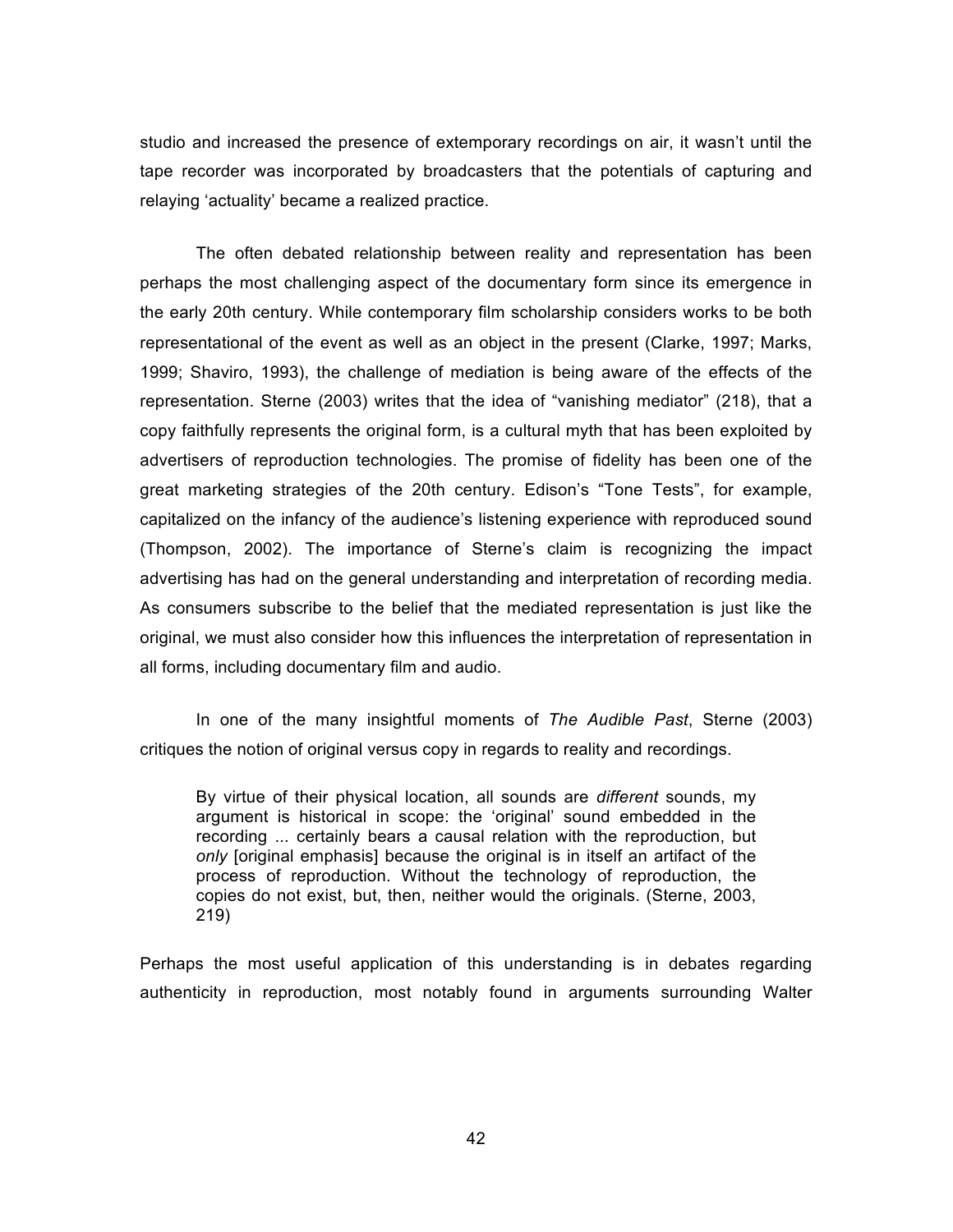studio and increased the presence of extemporary recordings on air, it wasn't until the tape recorder was incorporated by broadcasters that the potentials of capturing and relaying 'actuality' became a realized practice.

The often debated relationship between reality and representation has been perhaps the most challenging aspect of the documentary form since its emergence in the early 20th century. While contemporary film scholarship considers works to be both representational of the event as well as an object in the present (Clarke, 1997; Marks, 1999; Shaviro, 1993), the challenge of mediation is being aware of the effects of the representation. Sterne (2003) writes that the idea of "vanishing mediator" (218), that a copy faithfully represents the original form, is a cultural myth that has been exploited by advertisers of reproduction technologies. The promise of fidelity has been one of the great marketing strategies of the 20th century. Edison's "Tone Tests", for example, capitalized on the infancy of the audience's listening experience with reproduced sound (Thompson, 2002). The importance of Sterne's claim is recognizing the impact advertising has had on the general understanding and interpretation of recording media. As consumers subscribe to the belief that the mediated representation is just like the original, we must also consider how this influences the interpretation of representation in all forms, including documentary film and audio.

In one of the many insightful moments of *The Audible Past*, Sterne (2003) critiques the notion of original versus copy in regards to reality and recordings.

> By virtue of their physical location, all sounds are *different* sounds, my argument is historical in scope: the 'original' sound embedded in the recording ... certainly bears a causal relation with the reproduction, but *only* [original emphasis] because the original is in itself an artifact of the process of reproduction. Without the technology of reproduction, the copies do not exist, but, then, neither would the originals. (Sterne, 2003, 219)

Perhaps the most useful application of this understanding is in debates regarding authenticity in reproduction, most notably found in arguments surrounding Walter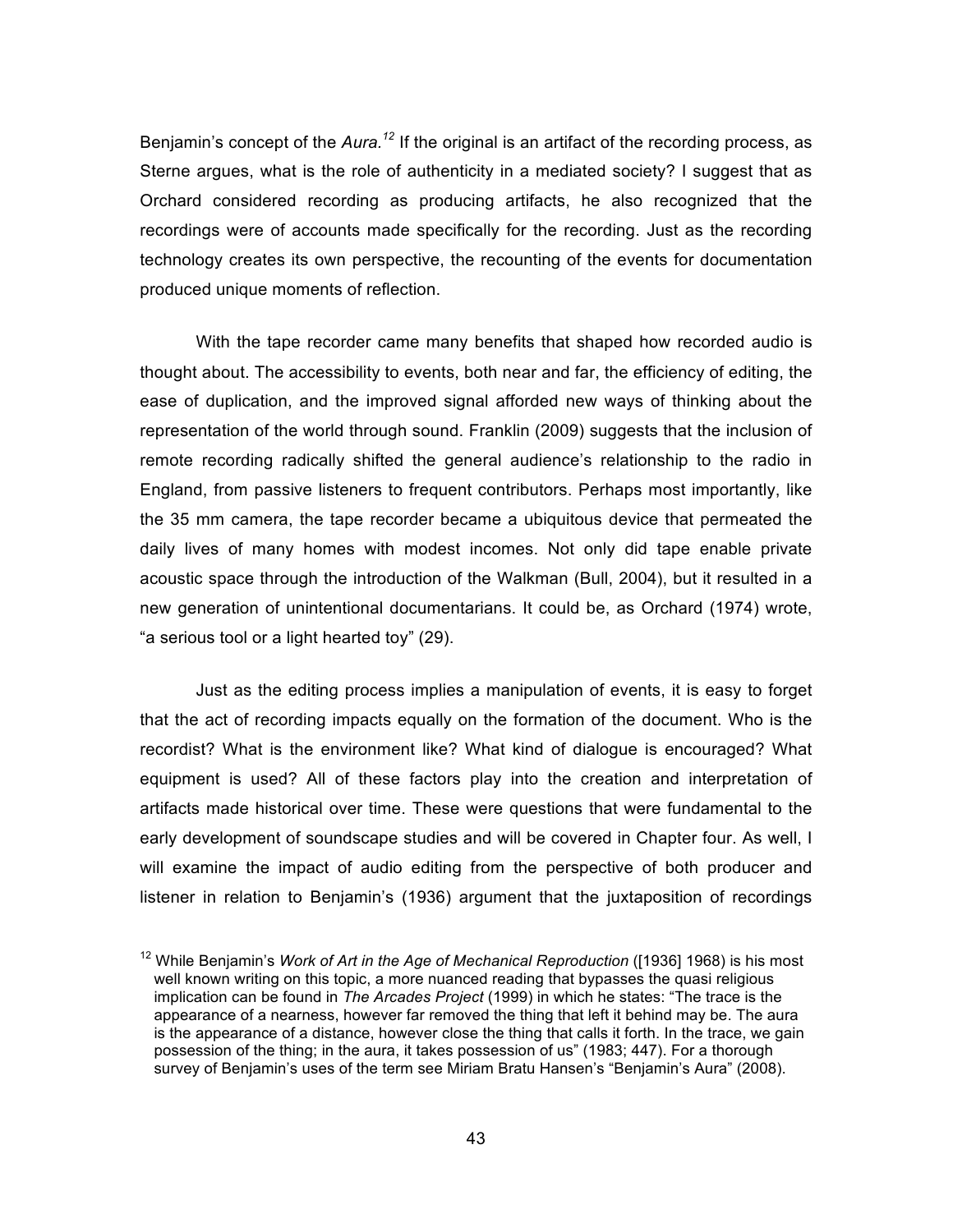Benjamin's concept of the *Aura.*[12] If the original is an artifact of the recording process, as Sterne argues, what is the role of authenticity in a mediated society? I suggest that as Orchard considered recording as producing artifacts, he also recognized that the recordings were of accounts made specifically for the recording. Just as the recording technology creates its own perspective, the recounting of the events for documentation produced unique moments of reflection.

With the tape recorder came many benefits that shaped how recorded audio is thought about. The accessibility to events, both near and far, the efficiency of editing, the ease of duplication, and the improved signal afforded new ways of thinking about the representation of the world through sound. Franklin (2009) suggests that the inclusion of remote recording radically shifted the general audience's relationship to the radio in England, from passive listeners to frequent contributors. Perhaps most importantly, like the 35 mm camera, the tape recorder became a ubiquitous device that permeated the daily lives of many homes with modest incomes. Not only did tape enable private acoustic space through the introduction of the Walkman (Bull, 2004), but it resulted in a new generation of unintentional documentarians. It could be, as Orchard (1974) wrote, "a serious tool or a light hearted toy" (29).

Just as the editing process implies a manipulation of events, it is easy to forget that the act of recording impacts equally on the formation of the document. Who is the recordist? What is the environment like? What kind of dialogue is encouraged? What equipment is used? All of these factors play into the creation and interpretation of artifacts made historical over time. These were questions that were fundamental to the early development of soundscape studies and will be covered in Chapter four. As well, I will examine the impact of audio editing from the perspective of both producer and listener in relation to Benjamin's (1936) argument that the juxtaposition of recordings

[12] While Benjamin's *Work of Art in the Age of Mechanical Reproduction* ([1936] 1968) is his most well known writing on this topic, a more nuanced reading that bypasses the quasi religious implication can be found in *The Arcades Project* (1999) in which he states: "The trace is the appearance of a nearness, however far removed the thing that left it behind may be. The aura is the appearance of a distance, however close the thing that calls it forth. In the trace, we gain possession of the thing; in the aura, it takes possession of us" (1983; 447). For a thorough survey of Benjamin's uses of the term see Miriam Bratu Hansen's "Benjamin's Aura" (2008).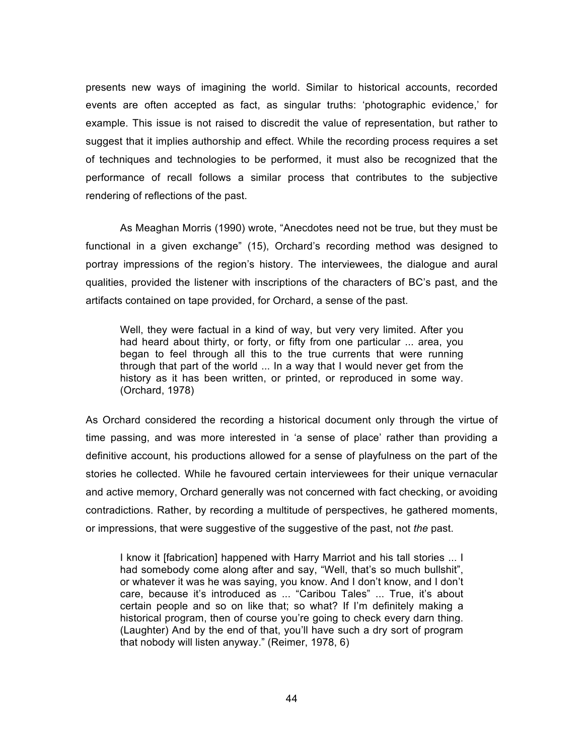presents new ways of imagining the world. Similar to historical accounts, recorded events are often accepted as fact, as singular truths: 'photographic evidence,' for example. This issue is not raised to discredit the value of representation, but rather to suggest that it implies authorship and effect. While the recording process requires a set of techniques and technologies to be performed, it must also be recognized that the performance of recall follows a similar process that contributes to the subjective rendering of reflections of the past.

As Meaghan Morris (1990) wrote, "Anecdotes need not be true, but they must be functional in a given exchange" (15), Orchard's recording method was designed to portray impressions of the region's history. The interviewees, the dialogue and aural qualities, provided the listener with inscriptions of the characters of BC's past, and the artifacts contained on tape provided, for Orchard, a sense of the past.

> Well, they were factual in a kind of way, but very very limited. After you had heard about thirty, or forty, or fifty from one particular ... area, you began to feel through all this to the true currents that were running through that part of the world ... In a way that I would never get from the history as it has been written, or printed, or reproduced in some way. (Orchard, 1978)

As Orchard considered the recording a historical document only through the virtue of time passing, and was more interested in 'a sense of place' rather than providing a definitive account, his productions allowed for a sense of playfulness on the part of the stories he collected. While he favoured certain interviewees for their unique vernacular and active memory, Orchard generally was not concerned with fact checking, or avoiding contradictions. Rather, by recording a multitude of perspectives, he gathered moments, or impressions, that were suggestive of the suggestive of the past, not *the* past.

> I know it [fabrication] happened with Harry Marriot and his tall stories ... I had somebody come along after and say, "Well, that's so much bullshit", or whatever it was he was saying, you know. And I don't know, and I don't care, because it's introduced as ... "Caribou Tales" ... True, it's about certain people and so on like that; so what? If I'm definitely making a historical program, then of course you're going to check every darn thing. (Laughter) And by the end of that, you'll have such a dry sort of program that nobody will listen anyway." (Reimer, 1978, 6)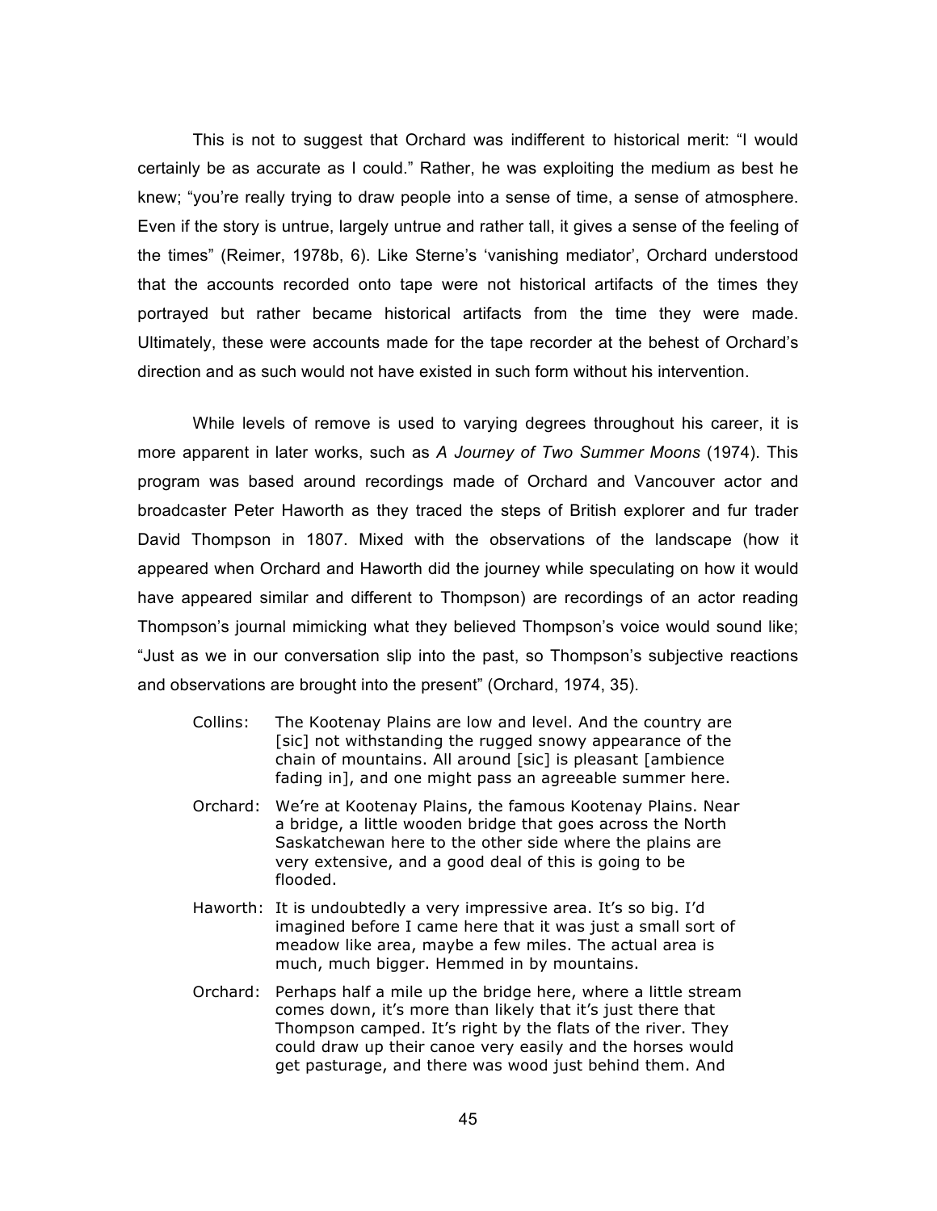This is not to suggest that Orchard was indifferent to historical merit: "I would certainly be as accurate as I could." Rather, he was exploiting the medium as best he knew; "you're really trying to draw people into a sense of time, a sense of atmosphere. Even if the story is untrue, largely untrue and rather tall, it gives a sense of the feeling of the times" (Reimer, 1978b, 6). Like Sterne's 'vanishing mediator', Orchard understood that the accounts recorded onto tape were not historical artifacts of the times they portrayed but rather became historical artifacts from the time they were made. Ultimately, these were accounts made for the tape recorder at the behest of Orchard's direction and as such would not have existed in such form without his intervention.

While levels of remove is used to varying degrees throughout his career, it is more apparent in later works, such as *A Journey of Two Summer Moons* (1974). This program was based around recordings made of Orchard and Vancouver actor and broadcaster Peter Haworth as they traced the steps of British explorer and fur trader David Thompson in 1807. Mixed with the observations of the landscape (how it appeared when Orchard and Haworth did the journey while speculating on how it would have appeared similar and different to Thompson) are recordings of an actor reading Thompson's journal mimicking what they believed Thompson's voice would sound like; "Just as we in our conversation slip into the past, so Thompson's subjective reactions and observations are brought into the present" (Orchard, 1974, 35).

> Collins: The Kootenay Plains are low and level. And the country are [sic] not withstanding the rugged snowy appearance of the chain of mountains. All around [sic] is pleasant [ambience fading in], and one might pass an agreeable summer here.
>
> Orchard: We're at Kootenay Plains, the famous Kootenay Plains. Near a bridge, a little wooden bridge that goes across the North Saskatchewan here to the other side where the plains are very extensive, and a good deal of this is going to be flooded.
>
> Haworth: It is undoubtedly a very impressive area. It's so big. I'd imagined before I came here that it was just a small sort of meadow like area, maybe a few miles. The actual area is much, much bigger. Hemmed in by mountains.
>
> Orchard: Perhaps half a mile up the bridge here, where a little stream comes down, it's more than likely that it's just there that Thompson camped. It's right by the flats of the river. They could draw up their canoe very easily and the horses would get pasturage, and there was wood just behind them. And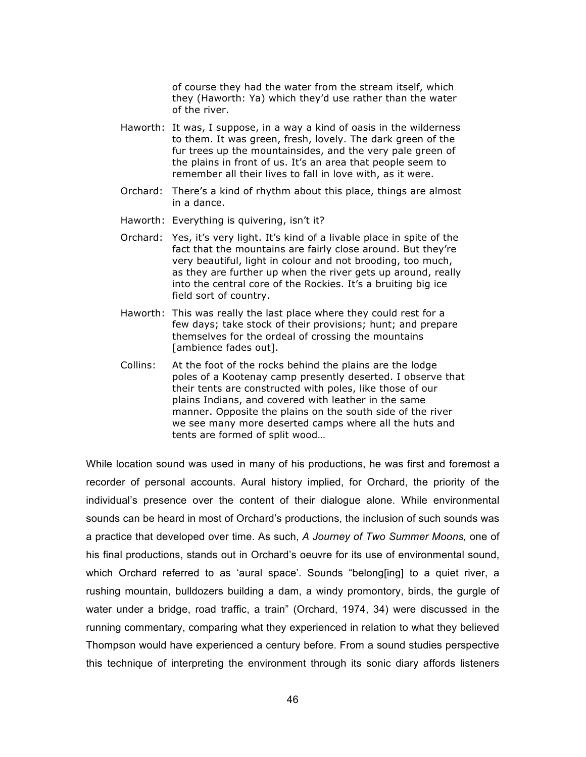of course they had the water from the stream itself, which they (Haworth: Ya) which they'd use rather than the water of the river.

Haworth: It was, I suppose, in a way a kind of oasis in the wilderness to them. It was green, fresh, lovely. The dark green of the fur trees up the mountainsides, and the very pale green of the plains in front of us. It's an area that people seem to remember all their lives to fall in love with, as it were.

Orchard: There's a kind of rhythm about this place, things are almost in a dance.

Haworth: Everything is quivering, isn't it?

Orchard: Yes, it's very light. It's kind of a livable place in spite of the fact that the mountains are fairly close around. But they're very beautiful, light in colour and not brooding, too much, as they are further up when the river gets up around, really into the central core of the Rockies. It's a bruiting big ice field sort of country.

Haworth: This was really the last place where they could rest for a few days; take stock of their provisions; hunt; and prepare themselves for the ordeal of crossing the mountains [ambience fades out].

Collins: At the foot of the rocks behind the plains are the lodge poles of a Kootenay camp presently deserted. I observe that their tents are constructed with poles, like those of our plains Indians, and covered with leather in the same manner. Opposite the plains on the south side of the river we see many more deserted camps where all the huts and tents are formed of split wood…

While location sound was used in many of his productions, he was first and foremost a recorder of personal accounts. Aural history implied, for Orchard, the priority of the individual's presence over the content of their dialogue alone. While environmental sounds can be heard in most of Orchard's productions, the inclusion of such sounds was a practice that developed over time. As such, *A Journey of Two Summer Moons,* one of his final productions, stands out in Orchard's oeuvre for its use of environmental sound, which Orchard referred to as 'aural space'. Sounds "belong[ing] to a quiet river, a rushing mountain, bulldozers building a dam, a windy promontory, birds, the gurgle of water under a bridge, road traffic, a train" (Orchard, 1974, 34) were discussed in the running commentary, comparing what they experienced in relation to what they believed Thompson would have experienced a century before. From a sound studies perspective this technique of interpreting the environment through its sonic diary affords listeners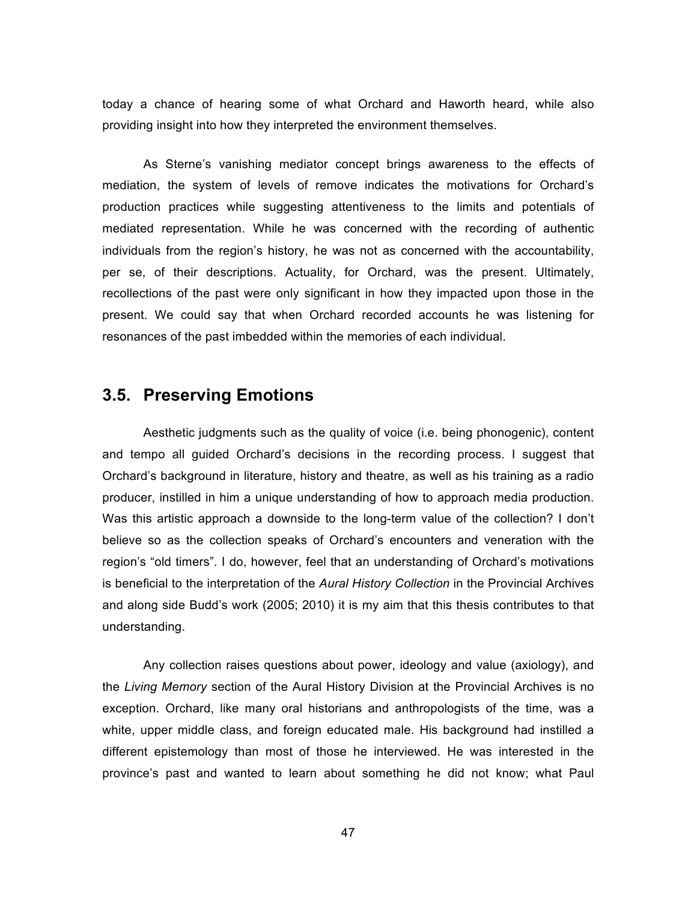today a chance of hearing some of what Orchard and Haworth heard, while also providing insight into how they interpreted the environment themselves.

As Sterne's vanishing mediator concept brings awareness to the effects of mediation, the system of levels of remove indicates the motivations for Orchard's production practices while suggesting attentiveness to the limits and potentials of mediated representation. While he was concerned with the recording of authentic individuals from the region's history, he was not as concerned with the accountability, per se, of their descriptions. Actuality, for Orchard, was the present. Ultimately, recollections of the past were only significant in how they impacted upon those in the present. We could say that when Orchard recorded accounts he was listening for resonances of the past imbedded within the memories of each individual.

## 3.5. Preserving Emotions

Aesthetic judgments such as the quality of voice (i.e. being phonogenic), content and tempo all guided Orchard's decisions in the recording process. I suggest that Orchard's background in literature, history and theatre, as well as his training as a radio producer, instilled in him a unique understanding of how to approach media production. Was this artistic approach a downside to the long-term value of the collection? I don't believe so as the collection speaks of Orchard's encounters and veneration with the region's "old timers". I do, however, feel that an understanding of Orchard's motivations is beneficial to the interpretation of the *Aural History Collection* in the Provincial Archives and along side Budd's work (2005; 2010) it is my aim that this thesis contributes to that understanding.

Any collection raises questions about power, ideology and value (axiology), and the *Living Memory* section of the Aural History Division at the Provincial Archives is no exception. Orchard, like many oral historians and anthropologists of the time, was a white, upper middle class, and foreign educated male. His background had instilled a different epistemology than most of those he interviewed. He was interested in the province's past and wanted to learn about something he did not know; what Paul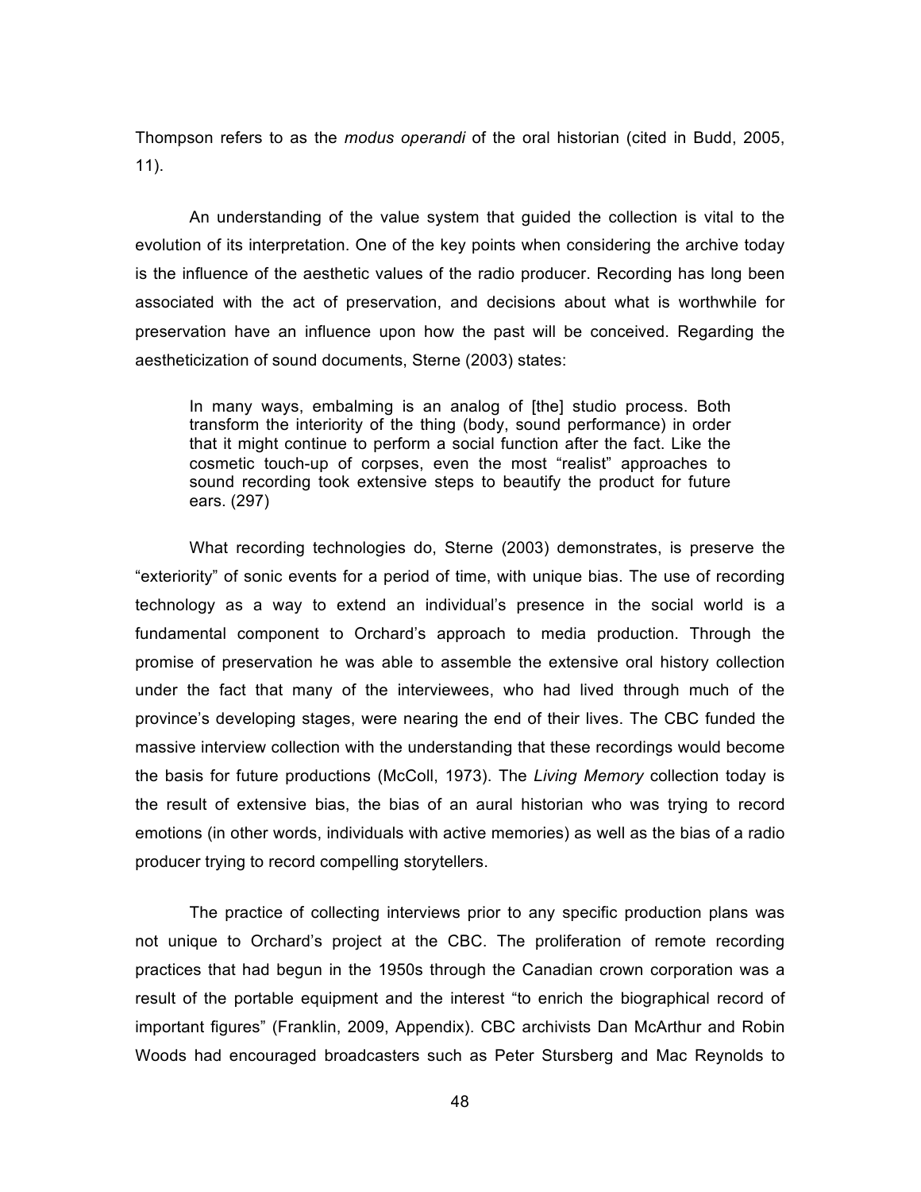Thompson refers to as the *modus operandi* of the oral historian (cited in Budd, 2005, 11).

An understanding of the value system that guided the collection is vital to the evolution of its interpretation. One of the key points when considering the archive today is the influence of the aesthetic values of the radio producer. Recording has long been associated with the act of preservation, and decisions about what is worthwhile for preservation have an influence upon how the past will be conceived. Regarding the aestheticization of sound documents, Sterne (2003) states:

> In many ways, embalming is an analog of [the] studio process. Both transform the interiority of the thing (body, sound performance) in order that it might continue to perform a social function after the fact. Like the cosmetic touch-up of corpses, even the most "realist" approaches to sound recording took extensive steps to beautify the product for future ears. (297)

What recording technologies do, Sterne (2003) demonstrates, is preserve the "exteriority" of sonic events for a period of time, with unique bias. The use of recording technology as a way to extend an individual's presence in the social world is a fundamental component to Orchard's approach to media production. Through the promise of preservation he was able to assemble the extensive oral history collection under the fact that many of the interviewees, who had lived through much of the province's developing stages, were nearing the end of their lives. The CBC funded the massive interview collection with the understanding that these recordings would become the basis for future productions (McColl, 1973). The *Living Memory* collection today is the result of extensive bias, the bias of an aural historian who was trying to record emotions (in other words, individuals with active memories) as well as the bias of a radio producer trying to record compelling storytellers.

The practice of collecting interviews prior to any specific production plans was not unique to Orchard's project at the CBC. The proliferation of remote recording practices that had begun in the 1950s through the Canadian crown corporation was a result of the portable equipment and the interest "to enrich the biographical record of important figures" (Franklin, 2009, Appendix). CBC archivists Dan McArthur and Robin Woods had encouraged broadcasters such as Peter Stursberg and Mac Reynolds to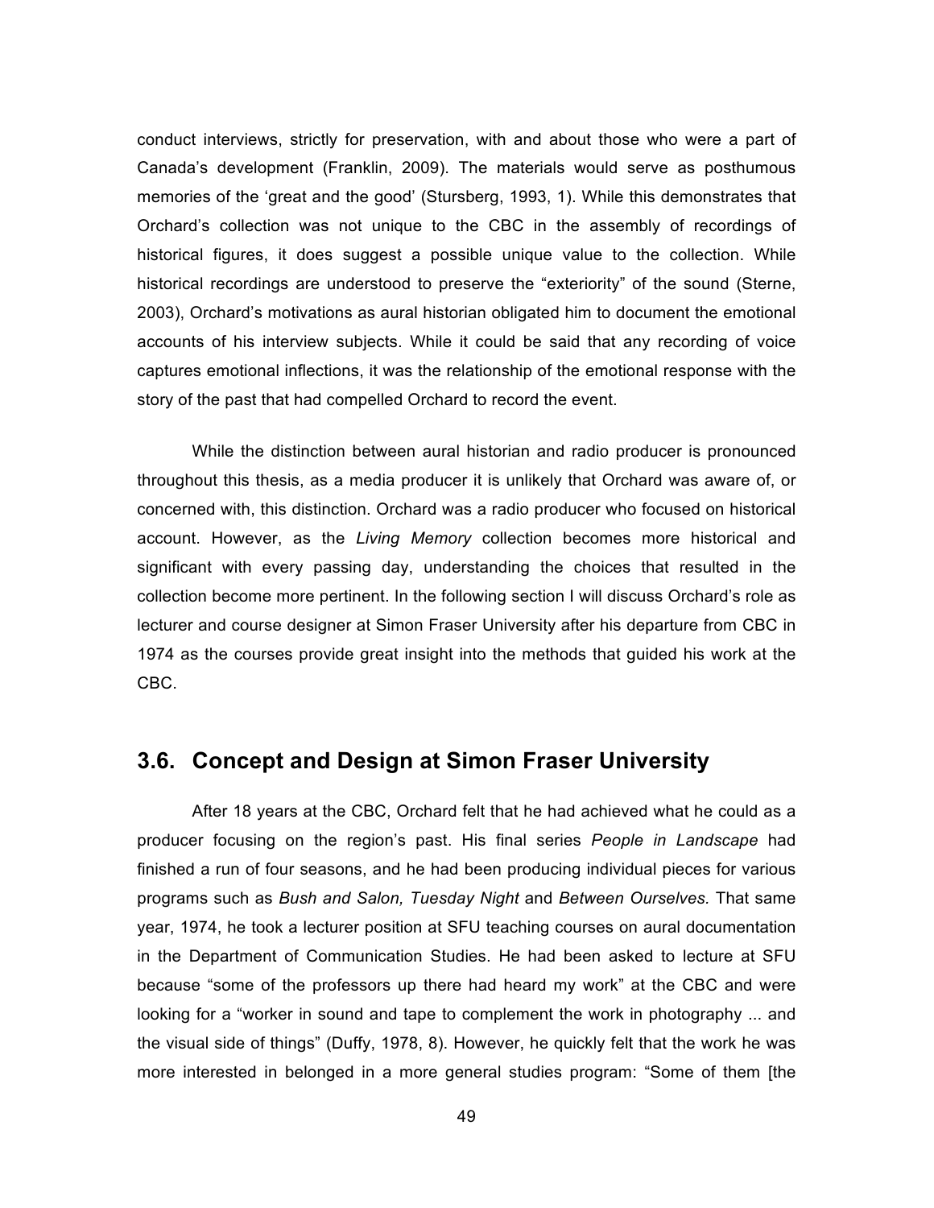conduct interviews, strictly for preservation, with and about those who were a part of Canada's development (Franklin, 2009). The materials would serve as posthumous memories of the 'great and the good' (Stursberg, 1993, 1). While this demonstrates that Orchard's collection was not unique to the CBC in the assembly of recordings of historical figures, it does suggest a possible unique value to the collection. While historical recordings are understood to preserve the "exteriority" of the sound (Sterne, 2003), Orchard's motivations as aural historian obligated him to document the emotional accounts of his interview subjects. While it could be said that any recording of voice captures emotional inflections, it was the relationship of the emotional response with the story of the past that had compelled Orchard to record the event.

While the distinction between aural historian and radio producer is pronounced throughout this thesis, as a media producer it is unlikely that Orchard was aware of, or concerned with, this distinction. Orchard was a radio producer who focused on historical account. However, as the *Living Memory* collection becomes more historical and significant with every passing day, understanding the choices that resulted in the collection become more pertinent. In the following section I will discuss Orchard's role as lecturer and course designer at Simon Fraser University after his departure from CBC in 1974 as the courses provide great insight into the methods that guided his work at the CBC.

## 3.6. Concept and Design at Simon Fraser University

After 18 years at the CBC, Orchard felt that he had achieved what he could as a producer focusing on the region's past. His final series *People in Landscape* had finished a run of four seasons, and he had been producing individual pieces for various programs such as *Bush and Salon, Tuesday Night* and *Between Ourselves.* That same year, 1974, he took a lecturer position at SFU teaching courses on aural documentation in the Department of Communication Studies. He had been asked to lecture at SFU because "some of the professors up there had heard my work" at the CBC and were looking for a "worker in sound and tape to complement the work in photography ... and the visual side of things" (Duffy, 1978, 8). However, he quickly felt that the work he was more interested in belonged in a more general studies program: "Some of them [the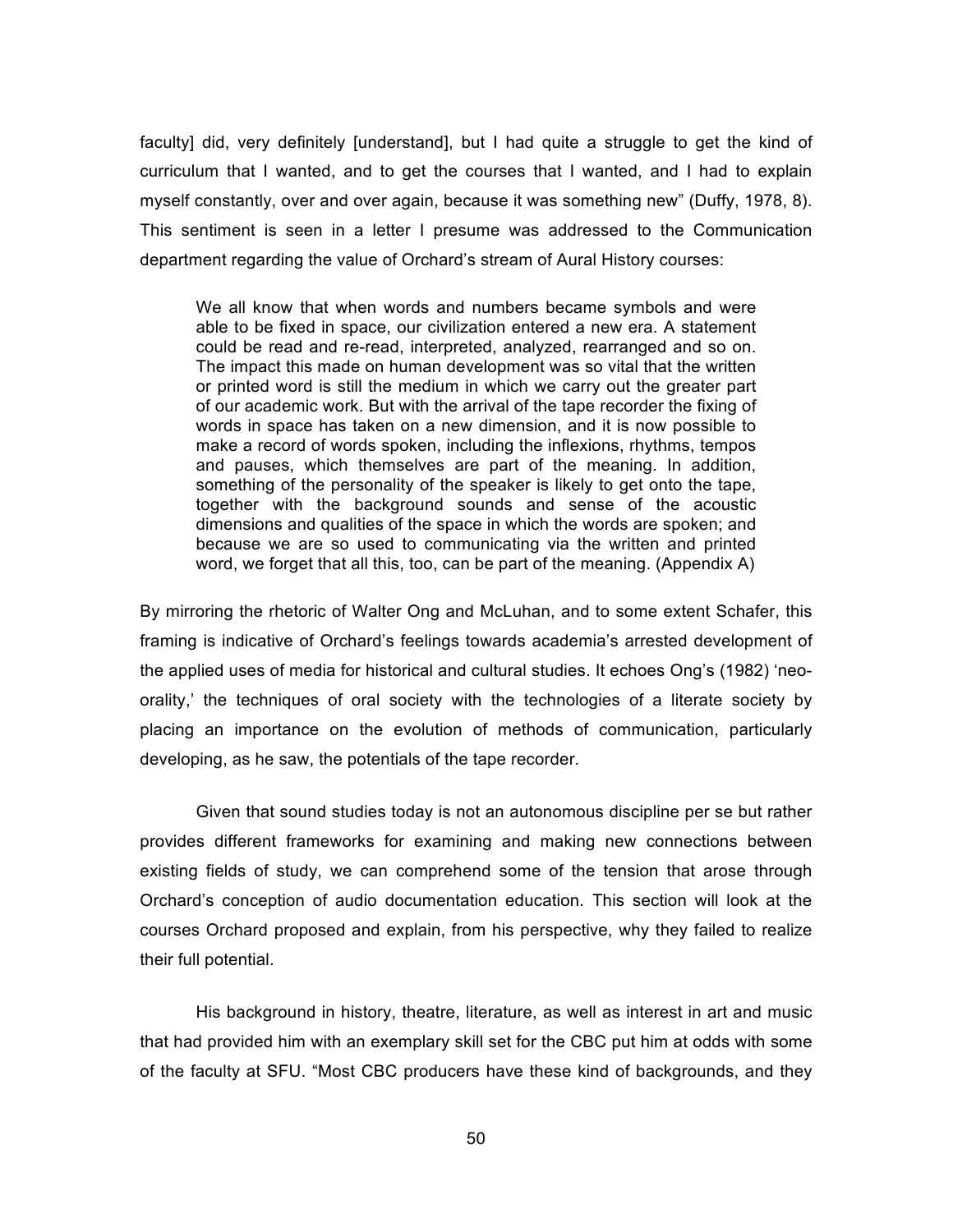faculty] did, very definitely [understand], but I had quite a struggle to get the kind of curriculum that I wanted, and to get the courses that I wanted, and I had to explain myself constantly, over and over again, because it was something new" (Duffy, 1978, 8). This sentiment is seen in a letter I presume was addressed to the Communication department regarding the value of Orchard's stream of Aural History courses:

> We all know that when words and numbers became symbols and were able to be fixed in space, our civilization entered a new era. A statement could be read and re-read, interpreted, analyzed, rearranged and so on. The impact this made on human development was so vital that the written or printed word is still the medium in which we carry out the greater part of our academic work. But with the arrival of the tape recorder the fixing of words in space has taken on a new dimension, and it is now possible to make a record of words spoken, including the inflexions, rhythms, tempos and pauses, which themselves are part of the meaning. In addition, something of the personality of the speaker is likely to get onto the tape, together with the background sounds and sense of the acoustic dimensions and qualities of the space in which the words are spoken; and because we are so used to communicating via the written and printed word, we forget that all this, too, can be part of the meaning. (Appendix A)

By mirroring the rhetoric of Walter Ong and McLuhan, and to some extent Schafer, this framing is indicative of Orchard's feelings towards academia's arrested development of the applied uses of media for historical and cultural studies. It echoes Ong's (1982) 'neo-orality,' the techniques of oral society with the technologies of a literate society by placing an importance on the evolution of methods of communication, particularly developing, as he saw, the potentials of the tape recorder.

Given that sound studies today is not an autonomous discipline per se but rather provides different frameworks for examining and making new connections between existing fields of study, we can comprehend some of the tension that arose through Orchard's conception of audio documentation education. This section will look at the courses Orchard proposed and explain, from his perspective, why they failed to realize their full potential.

His background in history, theatre, literature, as well as interest in art and music that had provided him with an exemplary skill set for the CBC put him at odds with some of the faculty at SFU. "Most CBC producers have these kind of backgrounds, and they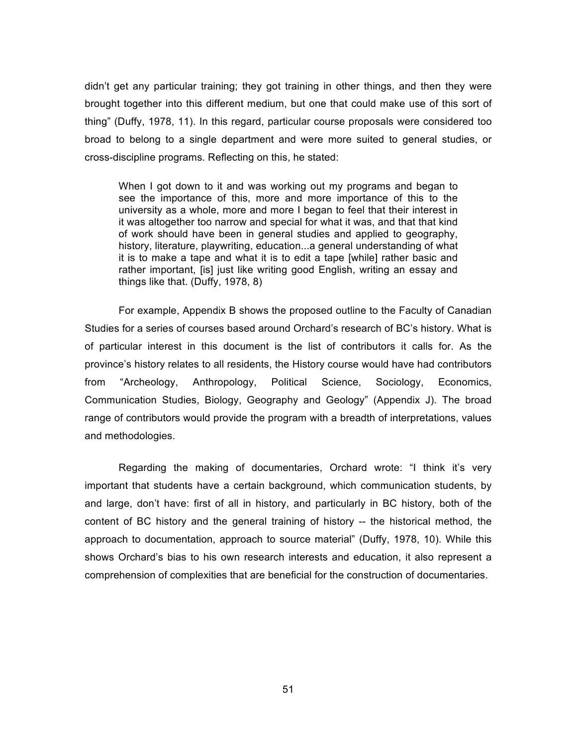didn't get any particular training; they got training in other things, and then they were brought together into this different medium, but one that could make use of this sort of thing" (Duffy, 1978, 11). In this regard, particular course proposals were considered too broad to belong to a single department and were more suited to general studies, or cross-discipline programs. Reflecting on this, he stated:

> When I got down to it and was working out my programs and began to see the importance of this, more and more importance of this to the university as a whole, more and more I began to feel that their interest in it was altogether too narrow and special for what it was, and that that kind of work should have been in general studies and applied to geography, history, literature, playwriting, education...a general understanding of what it is to make a tape and what it is to edit a tape [while] rather basic and rather important, [is] just like writing good English, writing an essay and things like that. (Duffy, 1978, 8)

For example, Appendix B shows the proposed outline to the Faculty of Canadian Studies for a series of courses based around Orchard's research of BC's history. What is of particular interest in this document is the list of contributors it calls for. As the province's history relates to all residents, the History course would have had contributors from "Archeology, Anthropology, Political Science, Sociology, Economics, Communication Studies, Biology, Geography and Geology" (Appendix J). The broad range of contributors would provide the program with a breadth of interpretations, values and methodologies.

Regarding the making of documentaries, Orchard wrote: "I think it's very important that students have a certain background, which communication students, by and large, don't have: first of all in history, and particularly in BC history, both of the content of BC history and the general training of history -- the historical method, the approach to documentation, approach to source material" (Duffy, 1978, 10). While this shows Orchard's bias to his own research interests and education, it also represent a comprehension of complexities that are beneficial for the construction of documentaries.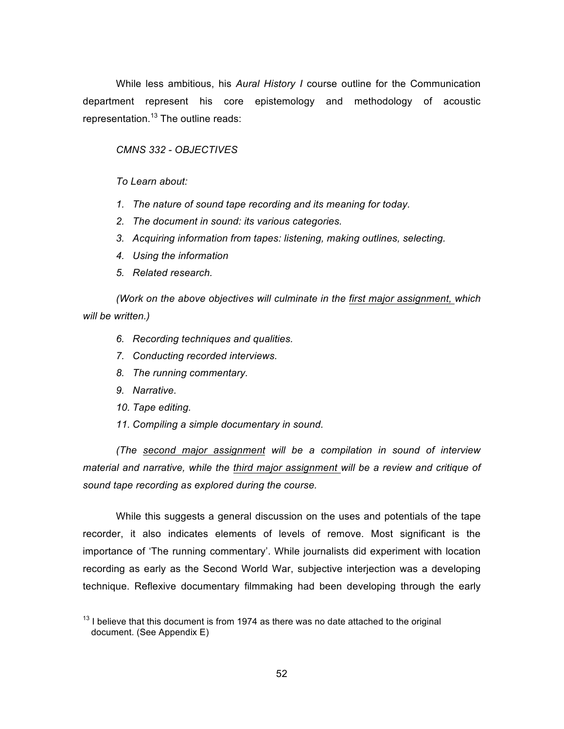While less ambitious, his *Aural History I* course outline for the Communication department represent his core epistemology and methodology of acoustic representation.[13] The outline reads:

*CMNS 332 - OBJECTIVES*

*To Learn about:*

1. *The nature of sound tape recording and its meaning for today.*
2. *The document in sound: its various categories.*
3. *Acquiring information from tapes: listening, making outlines, selecting.*
4. *Using the information*
5. *Related research.*

*(Work on the above objectives will culminate in the first major assignment, which will be written.)*

6. *Recording techniques and qualities.*
7. *Conducting recorded interviews.*
8. *The running commentary.*
9. *Narrative.*
10. *Tape editing.*
11. *Compiling a simple documentary in sound.*

*(The second major assignment will be a compilation in sound of interview material and narrative, while the third major assignment will be a review and critique of sound tape recording as explored during the course.*

While this suggests a general discussion on the uses and potentials of the tape recorder, it also indicates elements of levels of remove. Most significant is the importance of 'The running commentary'. While journalists did experiment with location recording as early as the Second World War, subjective interjection was a developing technique. Reflexive documentary filmmaking had been developing through the early

[13] I believe that this document is from 1974 as there was no date attached to the original document. (See Appendix E)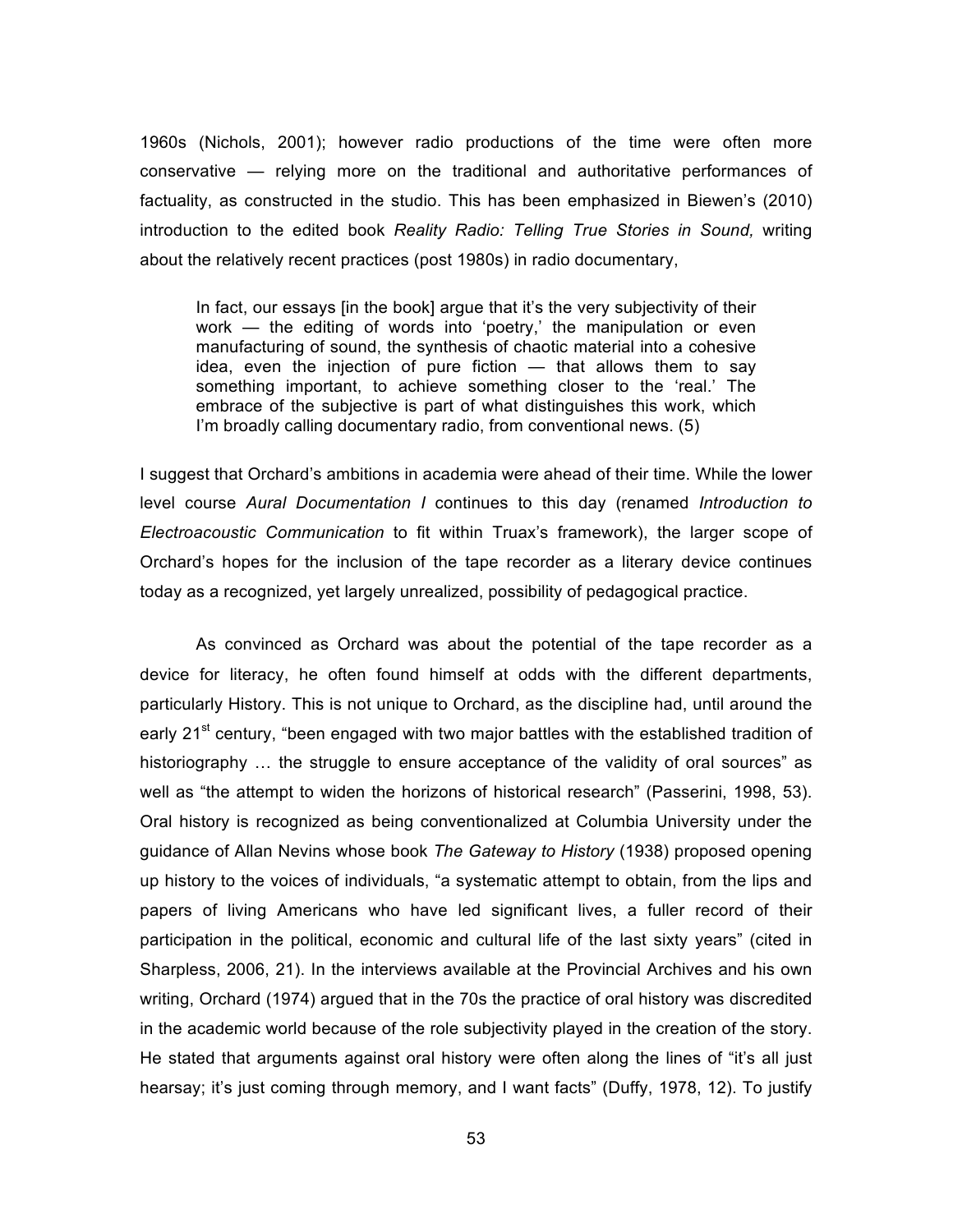1960s (Nichols, 2001); however radio productions of the time were often more conservative — relying more on the traditional and authoritative performances of factuality, as constructed in the studio. This has been emphasized in Biewen's (2010) introduction to the edited book *Reality Radio: Telling True Stories in Sound,* writing about the relatively recent practices (post 1980s) in radio documentary,

> In fact, our essays [in the book] argue that it's the very subjectivity of their work — the editing of words into 'poetry,' the manipulation or even manufacturing of sound, the synthesis of chaotic material into a cohesive idea, even the injection of pure fiction — that allows them to say something important, to achieve something closer to the 'real.' The embrace of the subjective is part of what distinguishes this work, which I'm broadly calling documentary radio, from conventional news. (5)

I suggest that Orchard's ambitions in academia were ahead of their time. While the lower level course *Aural Documentation I* continues to this day (renamed *Introduction to Electroacoustic Communication* to fit within Truax's framework), the larger scope of Orchard's hopes for the inclusion of the tape recorder as a literary device continues today as a recognized, yet largely unrealized, possibility of pedagogical practice.

As convinced as Orchard was about the potential of the tape recorder as a device for literacy, he often found himself at odds with the different departments, particularly History. This is not unique to Orchard, as the discipline had, until around the early 21st century, "been engaged with two major battles with the established tradition of historiography … the struggle to ensure acceptance of the validity of oral sources" as well as "the attempt to widen the horizons of historical research" (Passerini, 1998, 53). Oral history is recognized as being conventionalized at Columbia University under the guidance of Allan Nevins whose book *The Gateway to History* (1938) proposed opening up history to the voices of individuals, "a systematic attempt to obtain, from the lips and papers of living Americans who have led significant lives, a fuller record of their participation in the political, economic and cultural life of the last sixty years" (cited in Sharpless, 2006, 21). In the interviews available at the Provincial Archives and his own writing, Orchard (1974) argued that in the 70s the practice of oral history was discredited in the academic world because of the role subjectivity played in the creation of the story. He stated that arguments against oral history were often along the lines of "it's all just hearsay; it's just coming through memory, and I want facts" (Duffy, 1978, 12). To justify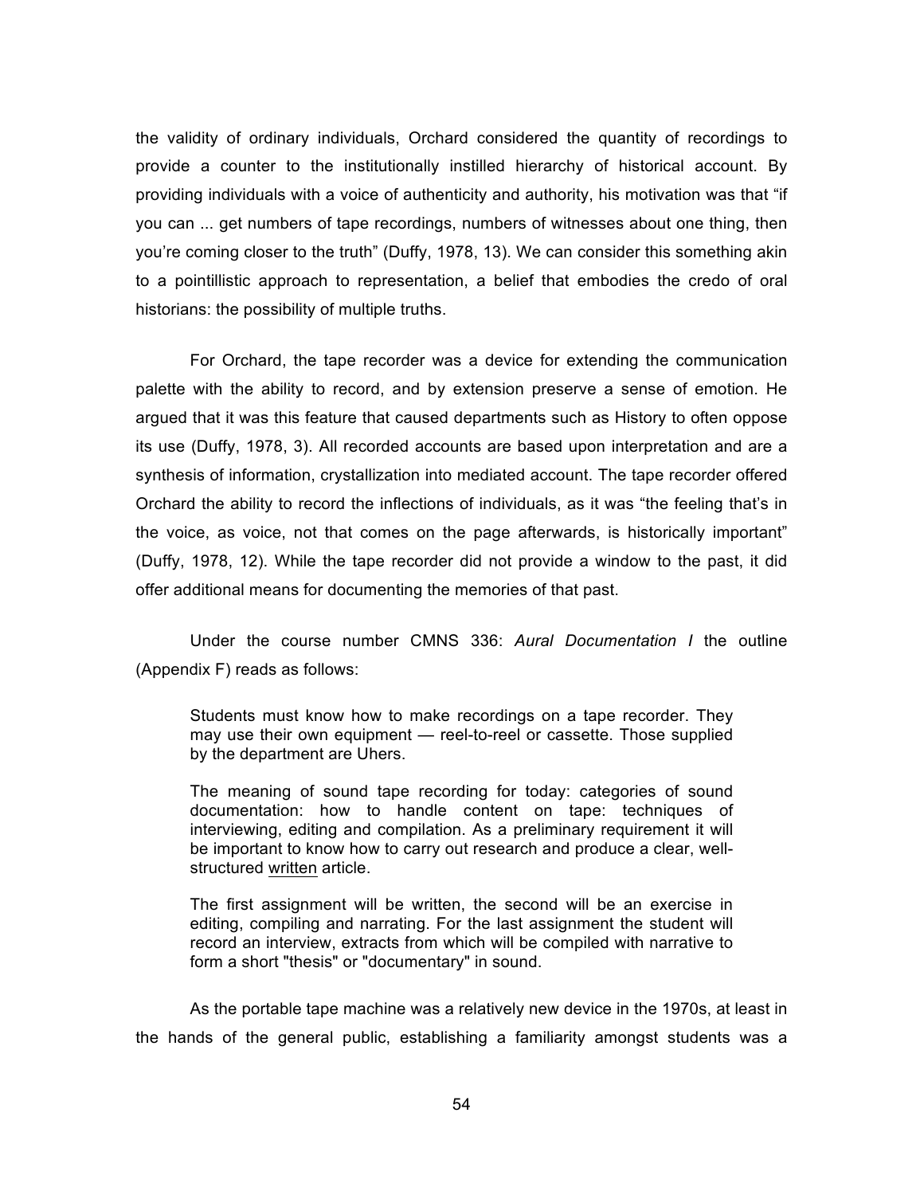the validity of ordinary individuals, Orchard considered the quantity of recordings to provide a counter to the institutionally instilled hierarchy of historical account. By providing individuals with a voice of authenticity and authority, his motivation was that "if you can ... get numbers of tape recordings, numbers of witnesses about one thing, then you're coming closer to the truth" (Duffy, 1978, 13). We can consider this something akin to a pointillistic approach to representation, a belief that embodies the credo of oral historians: the possibility of multiple truths.

For Orchard, the tape recorder was a device for extending the communication palette with the ability to record, and by extension preserve a sense of emotion. He argued that it was this feature that caused departments such as History to often oppose its use (Duffy, 1978, 3). All recorded accounts are based upon interpretation and are a synthesis of information, crystallization into mediated account. The tape recorder offered Orchard the ability to record the inflections of individuals, as it was "the feeling that's in the voice, as voice, not that comes on the page afterwards, is historically important" (Duffy, 1978, 12). While the tape recorder did not provide a window to the past, it did offer additional means for documenting the memories of that past.

Under the course number CMNS 336: *Aural Documentation I* the outline (Appendix F) reads as follows:

> Students must know how to make recordings on a tape recorder. They may use their own equipment — reel-to-reel or cassette. Those supplied by the department are Uhers.
>
> The meaning of sound tape recording for today: categories of sound documentation: how to handle content on tape: techniques of interviewing, editing and compilation. As a preliminary requirement it will be important to know how to carry out research and produce a clear, well-structured <u>written</u> article.
>
> The first assignment will be written, the second will be an exercise in editing, compiling and narrating. For the last assignment the student will record an interview, extracts from which will be compiled with narrative to form a short "thesis" or "documentary" in sound.

As the portable tape machine was a relatively new device in the 1970s, at least in the hands of the general public, establishing a familiarity amongst students was a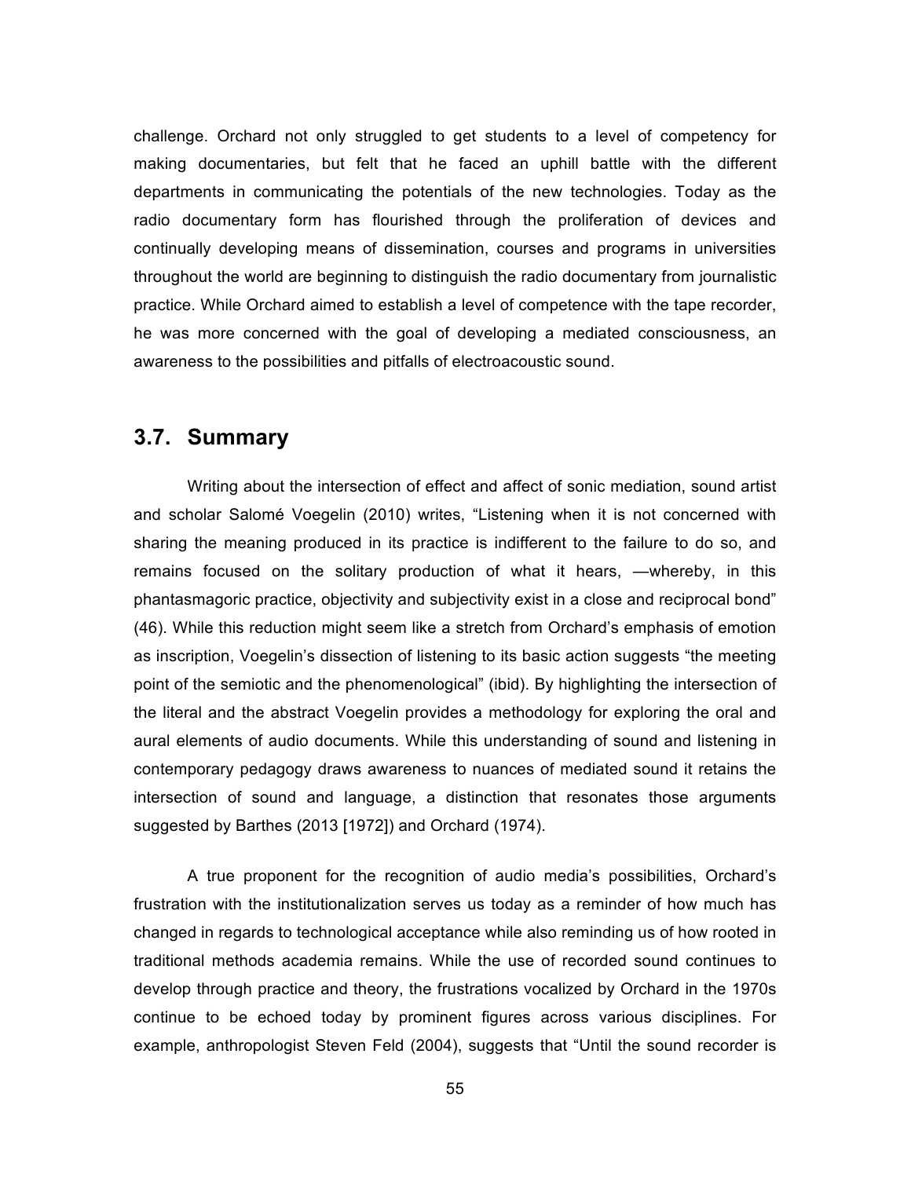challenge. Orchard not only struggled to get students to a level of competency for making documentaries, but felt that he faced an uphill battle with the different departments in communicating the potentials of the new technologies. Today as the radio documentary form has flourished through the proliferation of devices and continually developing means of dissemination, courses and programs in universities throughout the world are beginning to distinguish the radio documentary from journalistic practice. While Orchard aimed to establish a level of competence with the tape recorder, he was more concerned with the goal of developing a mediated consciousness, an awareness to the possibilities and pitfalls of electroacoustic sound.

## 3.7. Summary

Writing about the intersection of effect and affect of sonic mediation, sound artist and scholar Salomé Voegelin (2010) writes, "Listening when it is not concerned with sharing the meaning produced in its practice is indifferent to the failure to do so, and remains focused on the solitary production of what it hears, —whereby, in this phantasmagoric practice, objectivity and subjectivity exist in a close and reciprocal bond" (46). While this reduction might seem like a stretch from Orchard's emphasis of emotion as inscription, Voegelin's dissection of listening to its basic action suggests "the meeting point of the semiotic and the phenomenological" (ibid). By highlighting the intersection of the literal and the abstract Voegelin provides a methodology for exploring the oral and aural elements of audio documents. While this understanding of sound and listening in contemporary pedagogy draws awareness to nuances of mediated sound it retains the intersection of sound and language, a distinction that resonates those arguments suggested by Barthes (2013 [1972]) and Orchard (1974).

A true proponent for the recognition of audio media's possibilities, Orchard's frustration with the institutionalization serves us today as a reminder of how much has changed in regards to technological acceptance while also reminding us of how rooted in traditional methods academia remains. While the use of recorded sound continues to develop through practice and theory, the frustrations vocalized by Orchard in the 1970s continue to be echoed today by prominent figures across various disciplines. For example, anthropologist Steven Feld (2004), suggests that "Until the sound recorder is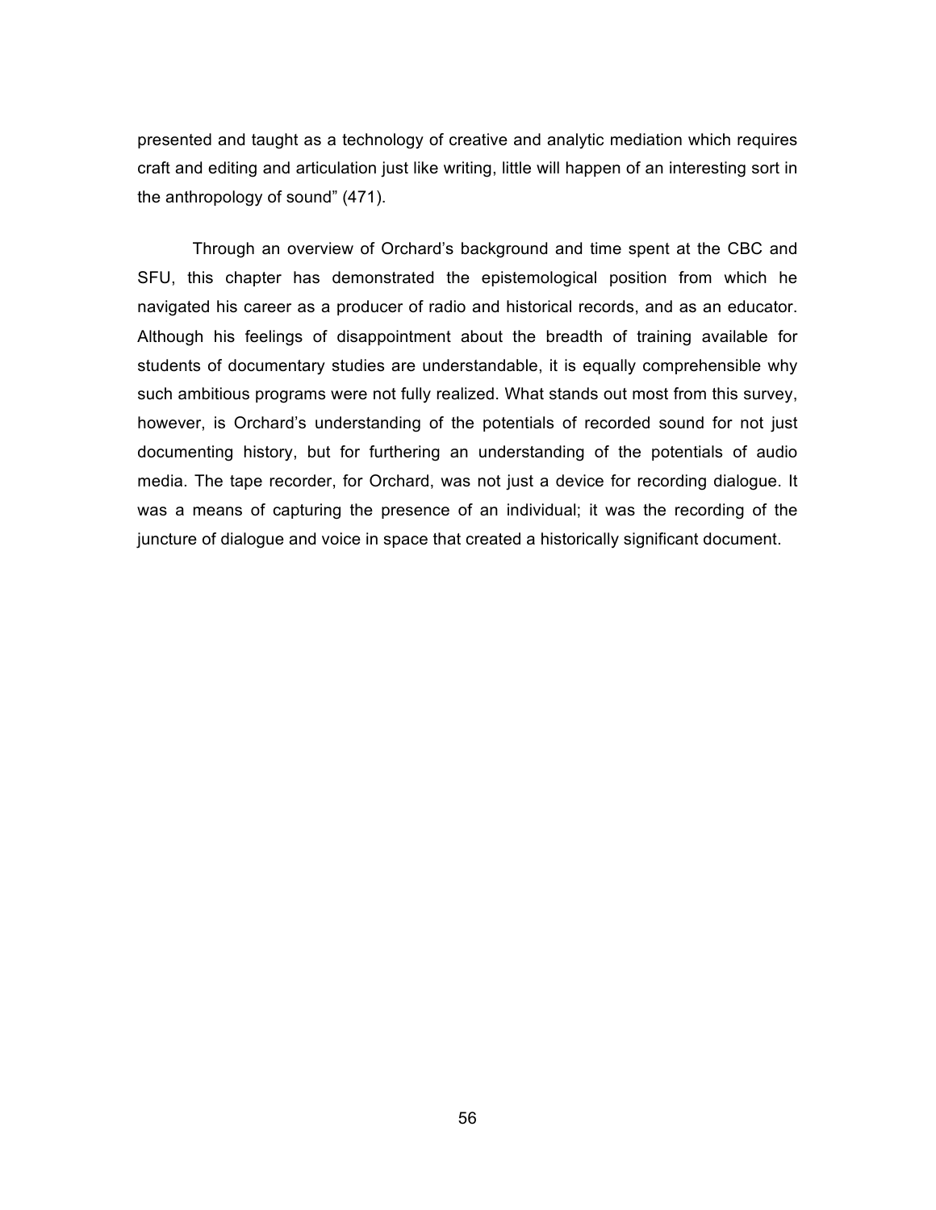presented and taught as a technology of creative and analytic mediation which requires craft and editing and articulation just like writing, little will happen of an interesting sort in the anthropology of sound" (471).

Through an overview of Orchard's background and time spent at the CBC and SFU, this chapter has demonstrated the epistemological position from which he navigated his career as a producer of radio and historical records, and as an educator. Although his feelings of disappointment about the breadth of training available for students of documentary studies are understandable, it is equally comprehensible why such ambitious programs were not fully realized. What stands out most from this survey, however, is Orchard's understanding of the potentials of recorded sound for not just documenting history, but for furthering an understanding of the potentials of audio media. The tape recorder, for Orchard, was not just a device for recording dialogue. It was a means of capturing the presence of an individual; it was the recording of the juncture of dialogue and voice in space that created a historically significant document.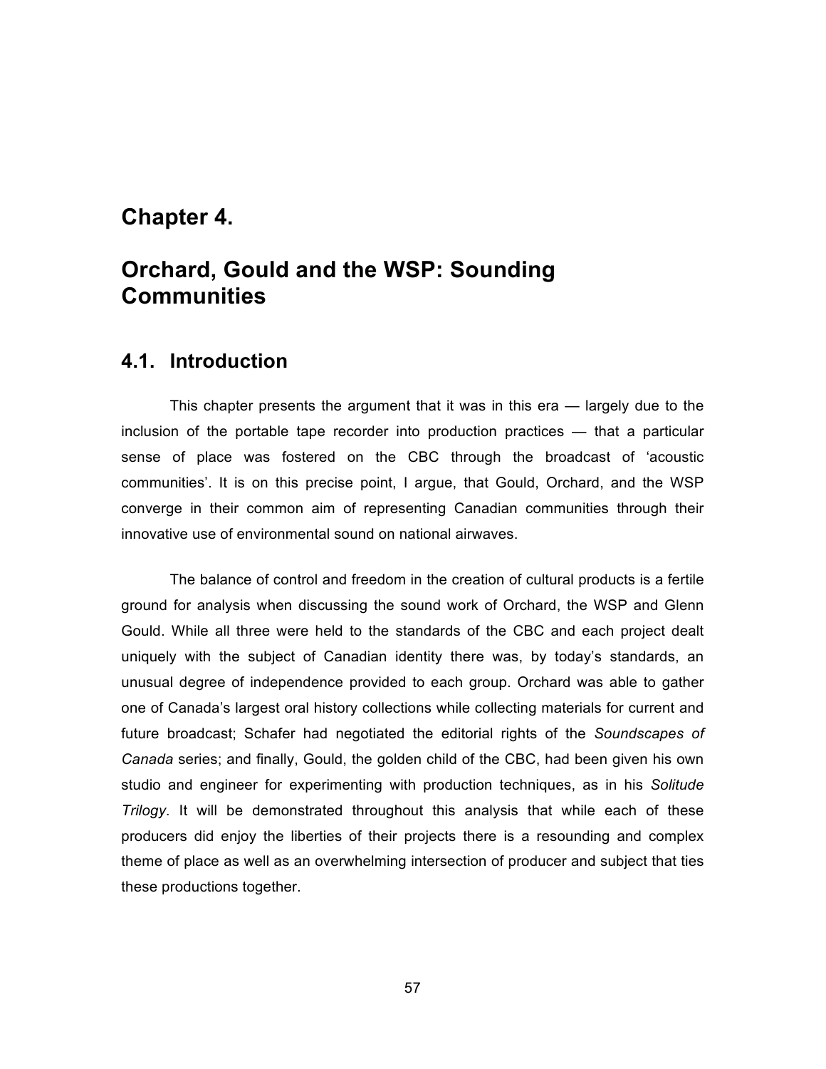# Chapter 4.

# Orchard, Gould and the WSP: Sounding Communities

## 4.1. Introduction

This chapter presents the argument that it was in this era — largely due to the inclusion of the portable tape recorder into production practices — that a particular sense of place was fostered on the CBC through the broadcast of 'acoustic communities'. It is on this precise point, I argue, that Gould, Orchard, and the WSP converge in their common aim of representing Canadian communities through their innovative use of environmental sound on national airwaves.

The balance of control and freedom in the creation of cultural products is a fertile ground for analysis when discussing the sound work of Orchard, the WSP and Glenn Gould. While all three were held to the standards of the CBC and each project dealt uniquely with the subject of Canadian identity there was, by today's standards, an unusual degree of independence provided to each group. Orchard was able to gather one of Canada's largest oral history collections while collecting materials for current and future broadcast; Schafer had negotiated the editorial rights of the *Soundscapes of Canada* series; and finally, Gould, the golden child of the CBC, had been given his own studio and engineer for experimenting with production techniques, as in his *Solitude Trilogy*. It will be demonstrated throughout this analysis that while each of these producers did enjoy the liberties of their projects there is a resounding and complex theme of place as well as an overwhelming intersection of producer and subject that ties these productions together.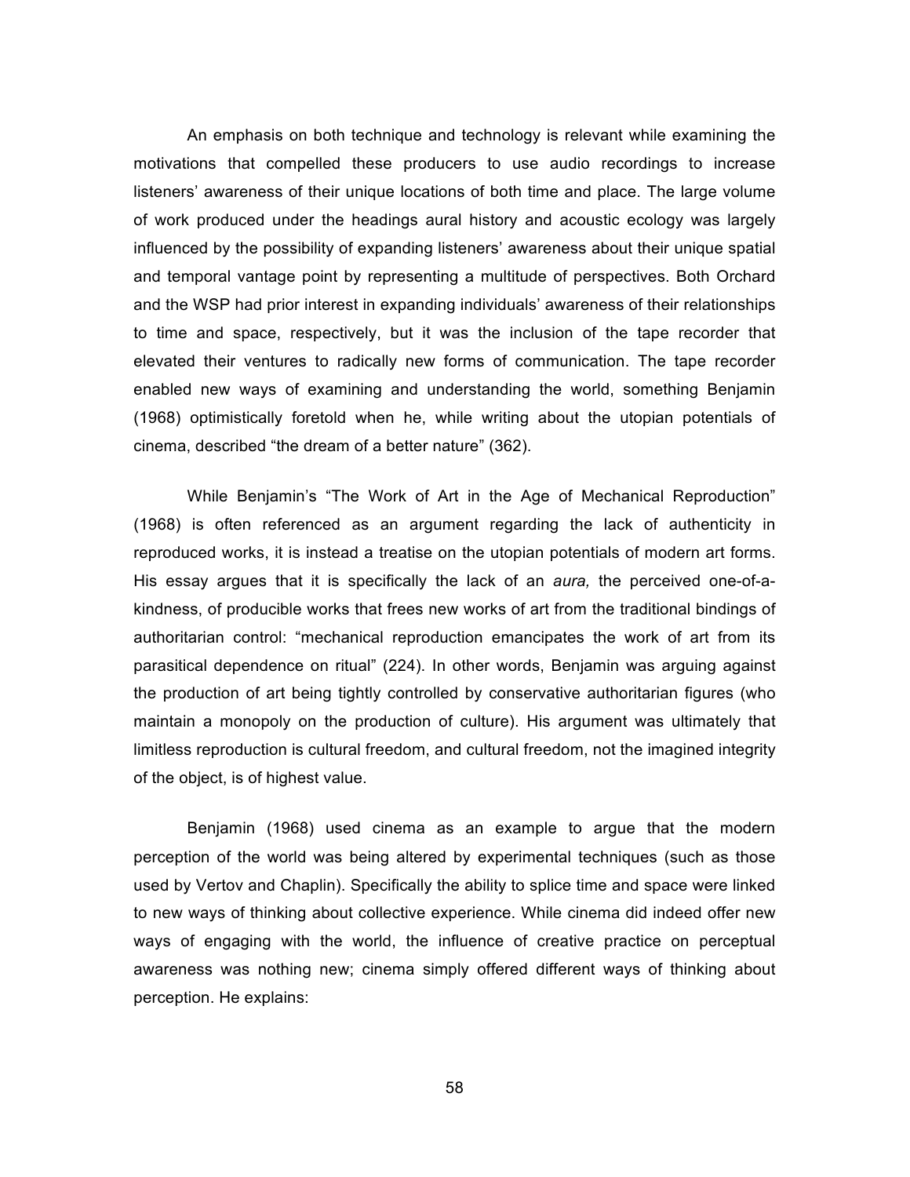An emphasis on both technique and technology is relevant while examining the motivations that compelled these producers to use audio recordings to increase listeners' awareness of their unique locations of both time and place. The large volume of work produced under the headings aural history and acoustic ecology was largely influenced by the possibility of expanding listeners' awareness about their unique spatial and temporal vantage point by representing a multitude of perspectives. Both Orchard and the WSP had prior interest in expanding individuals' awareness of their relationships to time and space, respectively, but it was the inclusion of the tape recorder that elevated their ventures to radically new forms of communication. The tape recorder enabled new ways of examining and understanding the world, something Benjamin (1968) optimistically foretold when he, while writing about the utopian potentials of cinema, described "the dream of a better nature" (362).

While Benjamin's "The Work of Art in the Age of Mechanical Reproduction" (1968) is often referenced as an argument regarding the lack of authenticity in reproduced works, it is instead a treatise on the utopian potentials of modern art forms. His essay argues that it is specifically the lack of an *aura,* the perceived one-of-a-kindness, of producible works that frees new works of art from the traditional bindings of authoritarian control: "mechanical reproduction emancipates the work of art from its parasitical dependence on ritual" (224). In other words, Benjamin was arguing against the production of art being tightly controlled by conservative authoritarian figures (who maintain a monopoly on the production of culture). His argument was ultimately that limitless reproduction is cultural freedom, and cultural freedom, not the imagined integrity of the object, is of highest value.

Benjamin (1968) used cinema as an example to argue that the modern perception of the world was being altered by experimental techniques (such as those used by Vertov and Chaplin). Specifically the ability to splice time and space were linked to new ways of thinking about collective experience. While cinema did indeed offer new ways of engaging with the world, the influence of creative practice on perceptual awareness was nothing new; cinema simply offered different ways of thinking about perception. He explains: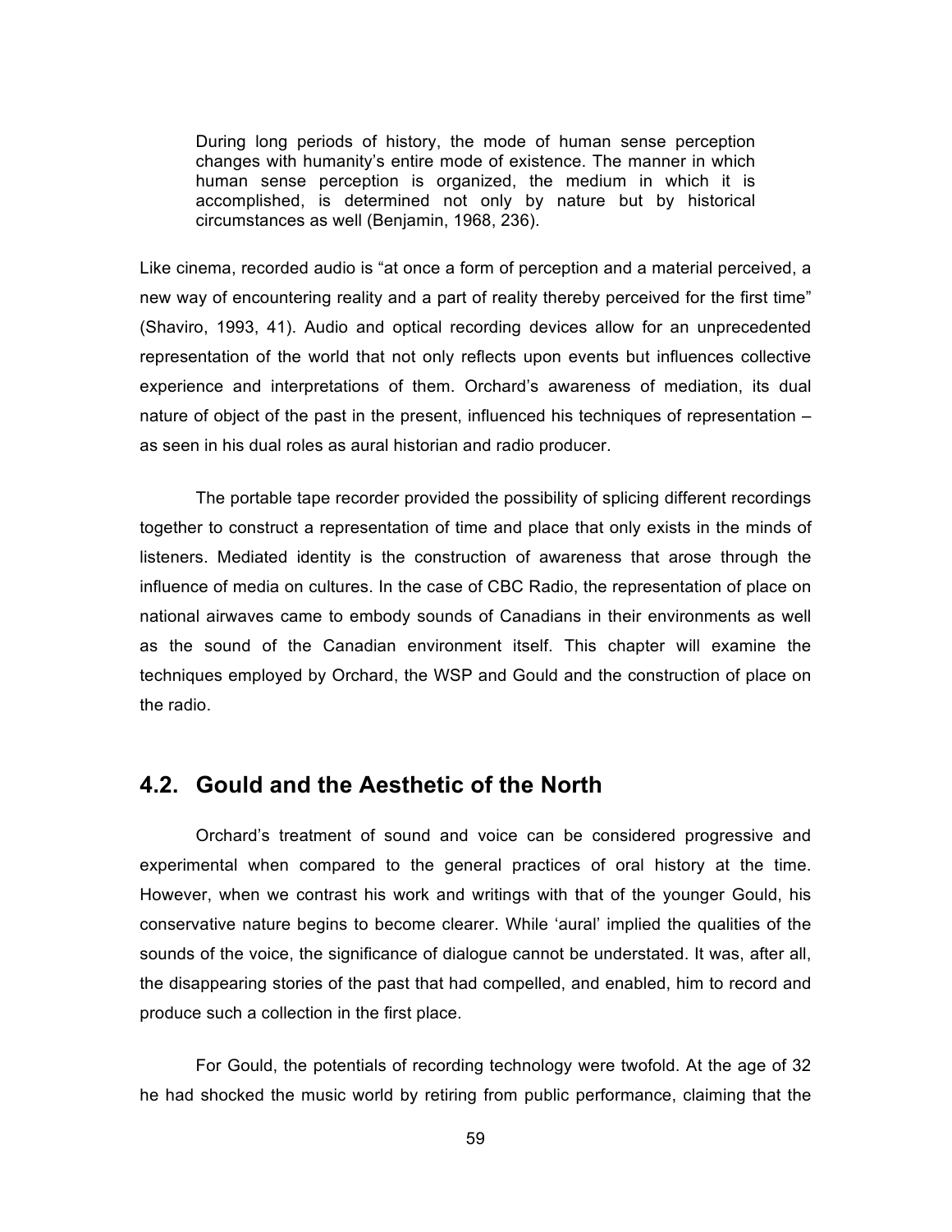> During long periods of history, the mode of human sense perception changes with humanity's entire mode of existence. The manner in which human sense perception is organized, the medium in which it is accomplished, is determined not only by nature but by historical circumstances as well (Benjamin, 1968, 236).

Like cinema, recorded audio is "at once a form of perception and a material perceived, a new way of encountering reality and a part of reality thereby perceived for the first time" (Shaviro, 1993, 41). Audio and optical recording devices allow for an unprecedented representation of the world that not only reflects upon events but influences collective experience and interpretations of them. Orchard's awareness of mediation, its dual nature of object of the past in the present, influenced his techniques of representation – as seen in his dual roles as aural historian and radio producer.

The portable tape recorder provided the possibility of splicing different recordings together to construct a representation of time and place that only exists in the minds of listeners. Mediated identity is the construction of awareness that arose through the influence of media on cultures. In the case of CBC Radio, the representation of place on national airwaves came to embody sounds of Canadians in their environments as well as the sound of the Canadian environment itself. This chapter will examine the techniques employed by Orchard, the WSP and Gould and the construction of place on the radio.

## 4.2. Gould and the Aesthetic of the North

Orchard's treatment of sound and voice can be considered progressive and experimental when compared to the general practices of oral history at the time. However, when we contrast his work and writings with that of the younger Gould, his conservative nature begins to become clearer. While 'aural' implied the qualities of the sounds of the voice, the significance of dialogue cannot be understated. It was, after all, the disappearing stories of the past that had compelled, and enabled, him to record and produce such a collection in the first place.

For Gould, the potentials of recording technology were twofold. At the age of 32 he had shocked the music world by retiring from public performance, claiming that the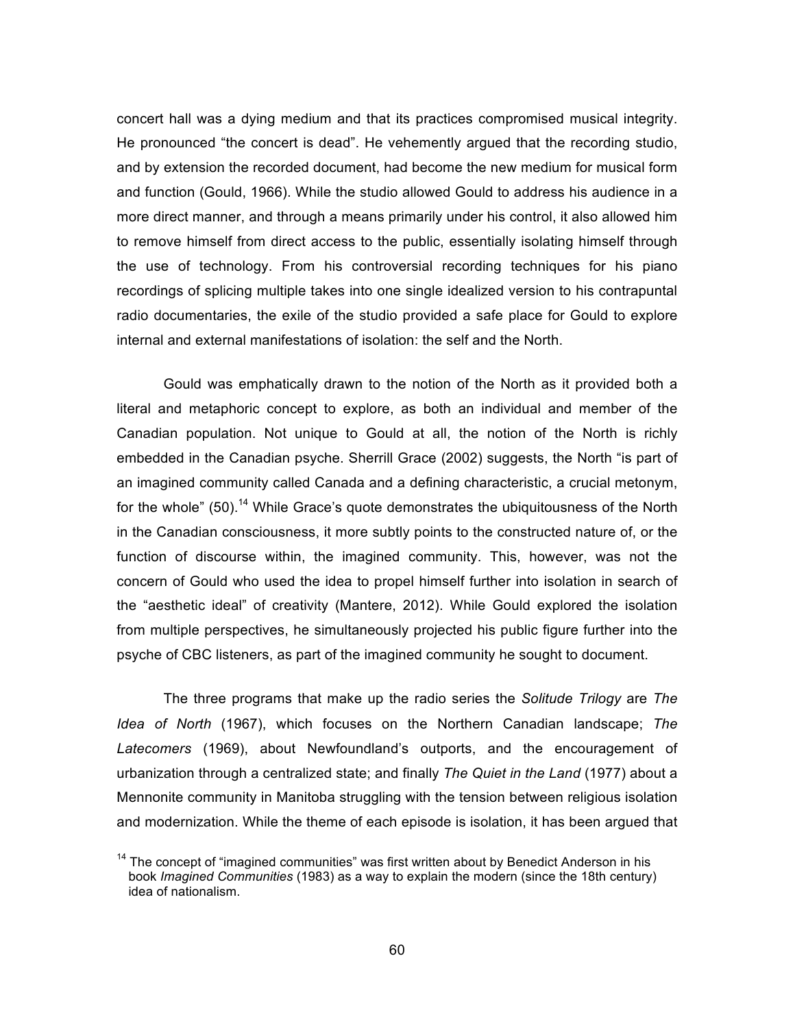concert hall was a dying medium and that its practices compromised musical integrity. He pronounced "the concert is dead". He vehemently argued that the recording studio, and by extension the recorded document, had become the new medium for musical form and function (Gould, 1966). While the studio allowed Gould to address his audience in a more direct manner, and through a means primarily under his control, it also allowed him to remove himself from direct access to the public, essentially isolating himself through the use of technology. From his controversial recording techniques for his piano recordings of splicing multiple takes into one single idealized version to his contrapuntal radio documentaries, the exile of the studio provided a safe place for Gould to explore internal and external manifestations of isolation: the self and the North.

Gould was emphatically drawn to the notion of the North as it provided both a literal and metaphoric concept to explore, as both an individual and member of the Canadian population. Not unique to Gould at all, the notion of the North is richly embedded in the Canadian psyche. Sherrill Grace (2002) suggests, the North "is part of an imagined community called Canada and a defining characteristic, a crucial metonym, for the whole" (50).[14] While Grace's quote demonstrates the ubiquitousness of the North in the Canadian consciousness, it more subtly points to the constructed nature of, or the function of discourse within, the imagined community. This, however, was not the concern of Gould who used the idea to propel himself further into isolation in search of the "aesthetic ideal" of creativity (Mantere, 2012). While Gould explored the isolation from multiple perspectives, he simultaneously projected his public figure further into the psyche of CBC listeners, as part of the imagined community he sought to document.

The three programs that make up the radio series the *Solitude Trilogy* are *The Idea of North* (1967), which focuses on the Northern Canadian landscape; *The Latecomers* (1969), about Newfoundland's outports, and the encouragement of urbanization through a centralized state; and finally *The Quiet in the Land* (1977) about a Mennonite community in Manitoba struggling with the tension between religious isolation and modernization. While the theme of each episode is isolation, it has been argued that

[14] The concept of "imagined communities" was first written about by Benedict Anderson in his book *Imagined Communities* (1983) as a way to explain the modern (since the 18th century) idea of nationalism.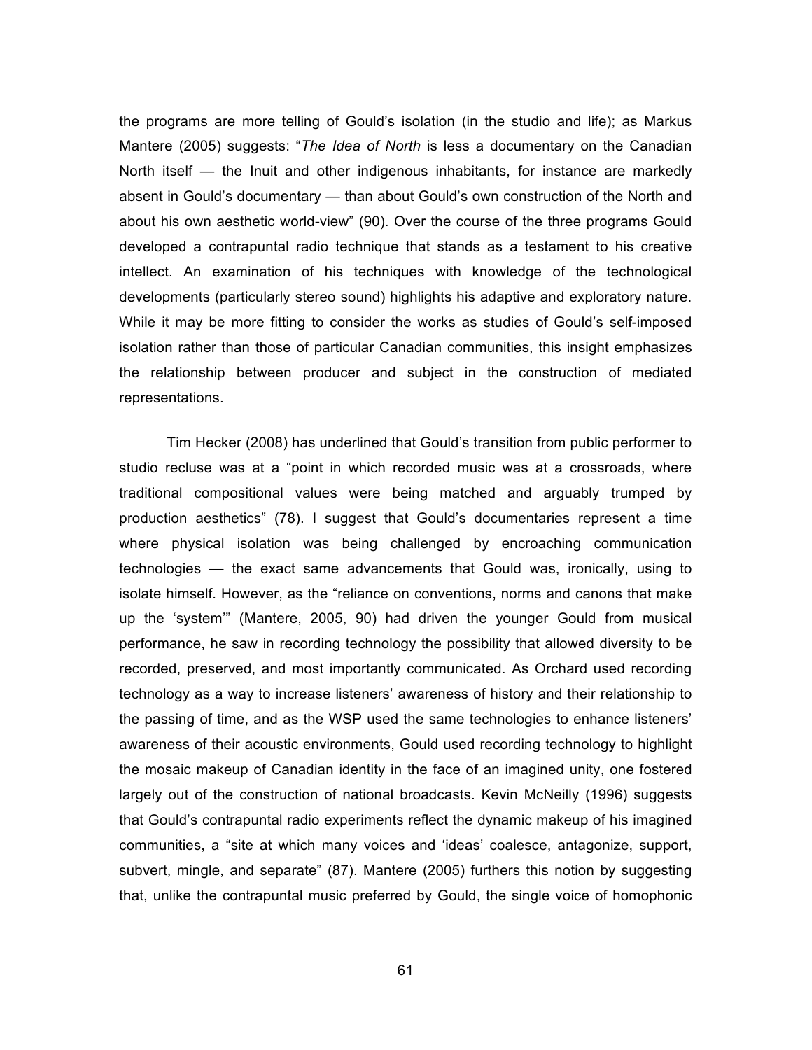the programs are more telling of Gould's isolation (in the studio and life); as Markus Mantere (2005) suggests: "*The Idea of North* is less a documentary on the Canadian North itself — the Inuit and other indigenous inhabitants, for instance are markedly absent in Gould's documentary — than about Gould's own construction of the North and about his own aesthetic world-view" (90). Over the course of the three programs Gould developed a contrapuntal radio technique that stands as a testament to his creative intellect. An examination of his techniques with knowledge of the technological developments (particularly stereo sound) highlights his adaptive and exploratory nature. While it may be more fitting to consider the works as studies of Gould's self-imposed isolation rather than those of particular Canadian communities, this insight emphasizes the relationship between producer and subject in the construction of mediated representations.

Tim Hecker (2008) has underlined that Gould's transition from public performer to studio recluse was at a "point in which recorded music was at a crossroads, where traditional compositional values were being matched and arguably trumped by production aesthetics" (78). I suggest that Gould's documentaries represent a time where physical isolation was being challenged by encroaching communication technologies — the exact same advancements that Gould was, ironically, using to isolate himself. However, as the "reliance on conventions, norms and canons that make up the 'system'" (Mantere, 2005, 90) had driven the younger Gould from musical performance, he saw in recording technology the possibility that allowed diversity to be recorded, preserved, and most importantly communicated. As Orchard used recording technology as a way to increase listeners' awareness of history and their relationship to the passing of time, and as the WSP used the same technologies to enhance listeners' awareness of their acoustic environments, Gould used recording technology to highlight the mosaic makeup of Canadian identity in the face of an imagined unity, one fostered largely out of the construction of national broadcasts. Kevin McNeilly (1996) suggests that Gould's contrapuntal radio experiments reflect the dynamic makeup of his imagined communities, a "site at which many voices and 'ideas' coalesce, antagonize, support, subvert, mingle, and separate" (87). Mantere (2005) furthers this notion by suggesting that, unlike the contrapuntal music preferred by Gould, the single voice of homophonic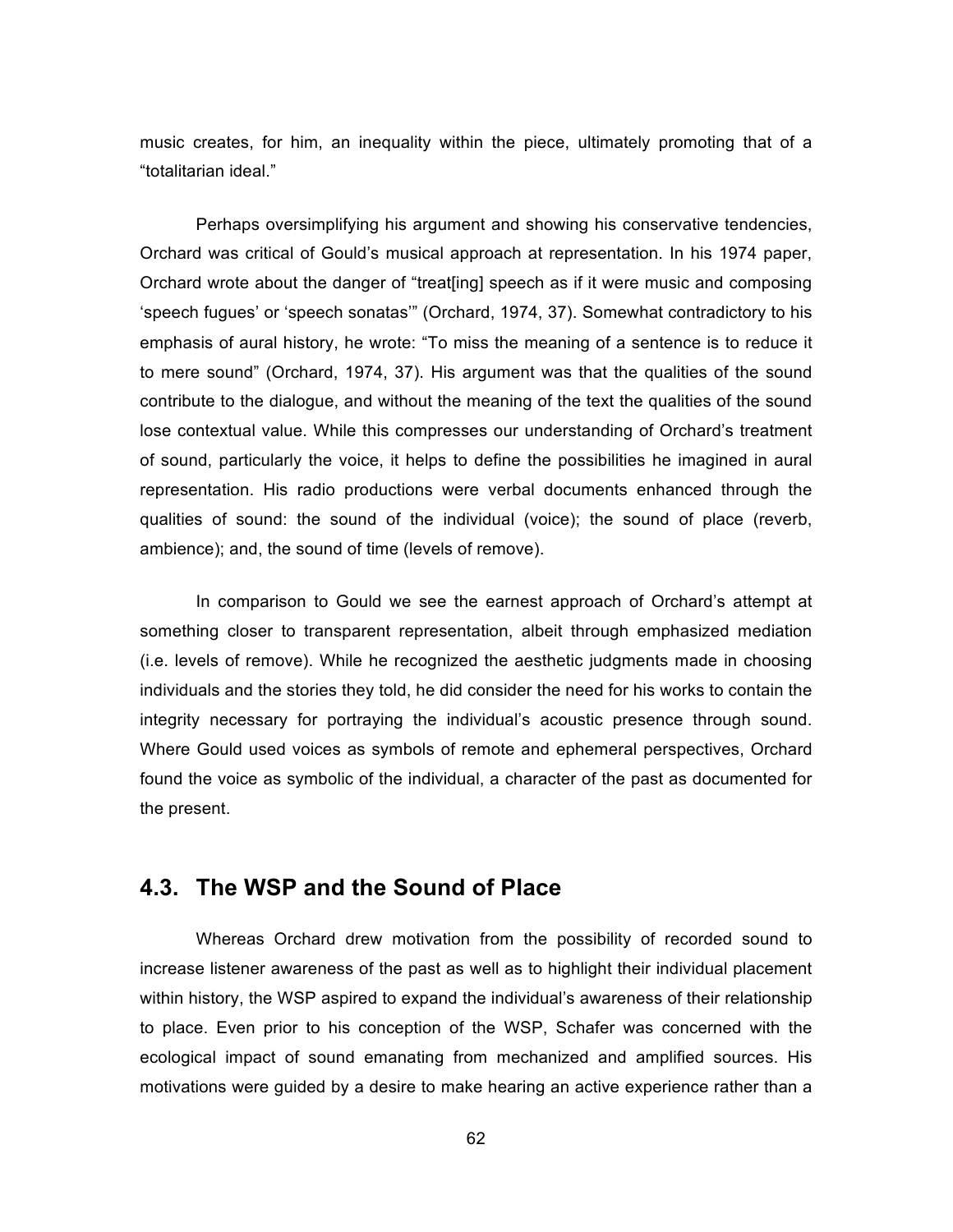music creates, for him, an inequality within the piece, ultimately promoting that of a "totalitarian ideal."

Perhaps oversimplifying his argument and showing his conservative tendencies, Orchard was critical of Gould's musical approach at representation. In his 1974 paper, Orchard wrote about the danger of "treat[ing] speech as if it were music and composing 'speech fugues' or 'speech sonatas'" (Orchard, 1974, 37). Somewhat contradictory to his emphasis of aural history, he wrote: "To miss the meaning of a sentence is to reduce it to mere sound" (Orchard, 1974, 37). His argument was that the qualities of the sound contribute to the dialogue, and without the meaning of the text the qualities of the sound lose contextual value. While this compresses our understanding of Orchard's treatment of sound, particularly the voice, it helps to define the possibilities he imagined in aural representation. His radio productions were verbal documents enhanced through the qualities of sound: the sound of the individual (voice); the sound of place (reverb, ambience); and, the sound of time (levels of remove).

In comparison to Gould we see the earnest approach of Orchard's attempt at something closer to transparent representation, albeit through emphasized mediation (i.e. levels of remove). While he recognized the aesthetic judgments made in choosing individuals and the stories they told, he did consider the need for his works to contain the integrity necessary for portraying the individual's acoustic presence through sound. Where Gould used voices as symbols of remote and ephemeral perspectives, Orchard found the voice as symbolic of the individual, a character of the past as documented for the present.

## 4.3. The WSP and the Sound of Place

Whereas Orchard drew motivation from the possibility of recorded sound to increase listener awareness of the past as well as to highlight their individual placement within history, the WSP aspired to expand the individual's awareness of their relationship to place. Even prior to his conception of the WSP, Schafer was concerned with the ecological impact of sound emanating from mechanized and amplified sources. His motivations were guided by a desire to make hearing an active experience rather than a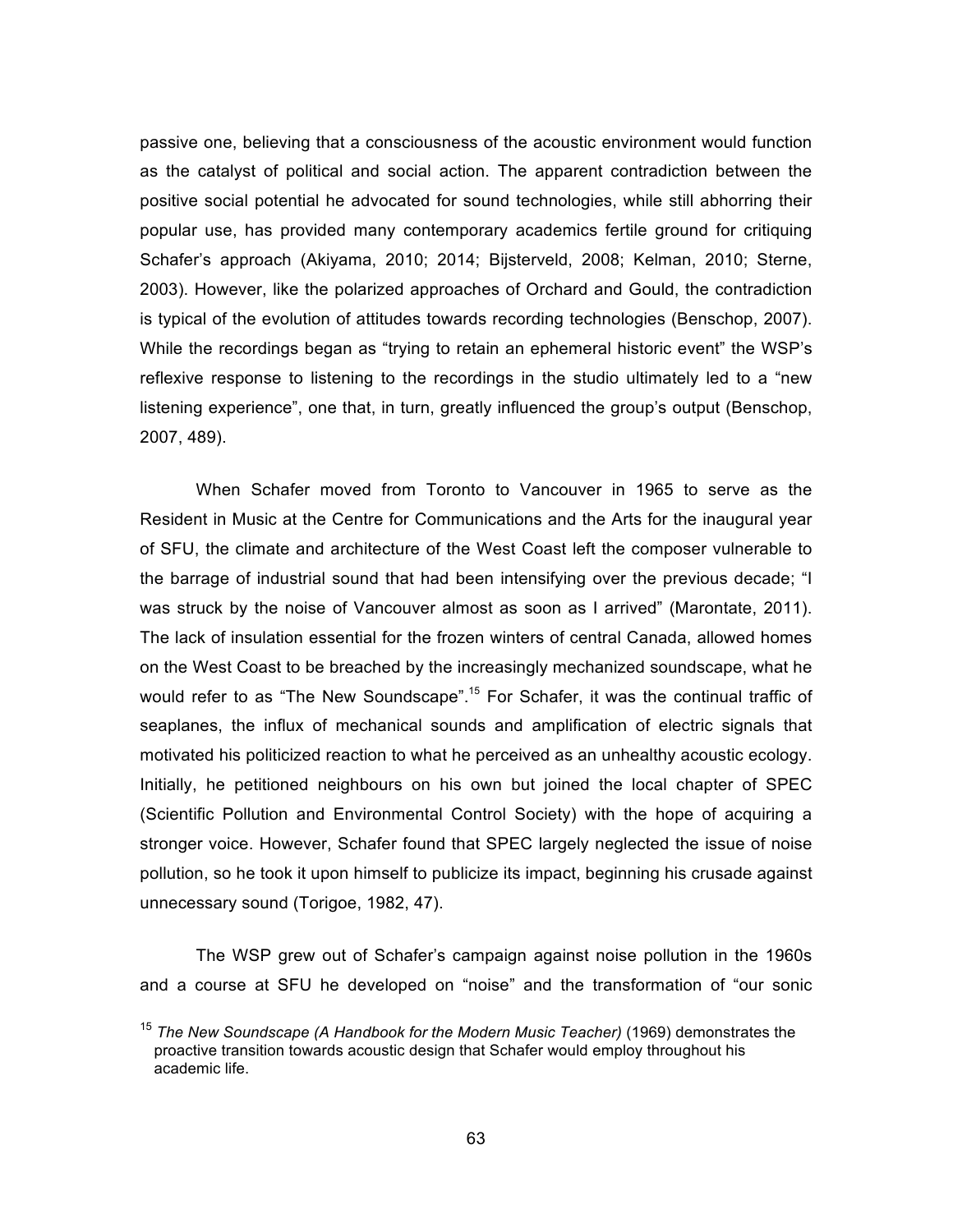passive one, believing that a consciousness of the acoustic environment would function as the catalyst of political and social action. The apparent contradiction between the positive social potential he advocated for sound technologies, while still abhorring their popular use, has provided many contemporary academics fertile ground for critiquing Schafer's approach (Akiyama, 2010; 2014; Bijsterveld, 2008; Kelman, 2010; Sterne, 2003). However, like the polarized approaches of Orchard and Gould, the contradiction is typical of the evolution of attitudes towards recording technologies (Benschop, 2007). While the recordings began as "trying to retain an ephemeral historic event" the WSP's reflexive response to listening to the recordings in the studio ultimately led to a "new listening experience", one that, in turn, greatly influenced the group's output (Benschop, 2007, 489).

When Schafer moved from Toronto to Vancouver in 1965 to serve as the Resident in Music at the Centre for Communications and the Arts for the inaugural year of SFU, the climate and architecture of the West Coast left the composer vulnerable to the barrage of industrial sound that had been intensifying over the previous decade; "I was struck by the noise of Vancouver almost as soon as I arrived" (Marontate, 2011). The lack of insulation essential for the frozen winters of central Canada, allowed homes on the West Coast to be breached by the increasingly mechanized soundscape, what he would refer to as "The New Soundscape".[15] For Schafer, it was the continual traffic of seaplanes, the influx of mechanical sounds and amplification of electric signals that motivated his politicized reaction to what he perceived as an unhealthy acoustic ecology. Initially, he petitioned neighbours on his own but joined the local chapter of SPEC (Scientific Pollution and Environmental Control Society) with the hope of acquiring a stronger voice. However, Schafer found that SPEC largely neglected the issue of noise pollution, so he took it upon himself to publicize its impact, beginning his crusade against unnecessary sound (Torigoe, 1982, 47).

The WSP grew out of Schafer's campaign against noise pollution in the 1960s and a course at SFU he developed on "noise" and the transformation of "our sonic

[15] *The New Soundscape (A Handbook for the Modern Music Teacher)* (1969) demonstrates the proactive transition towards acoustic design that Schafer would employ throughout his academic life.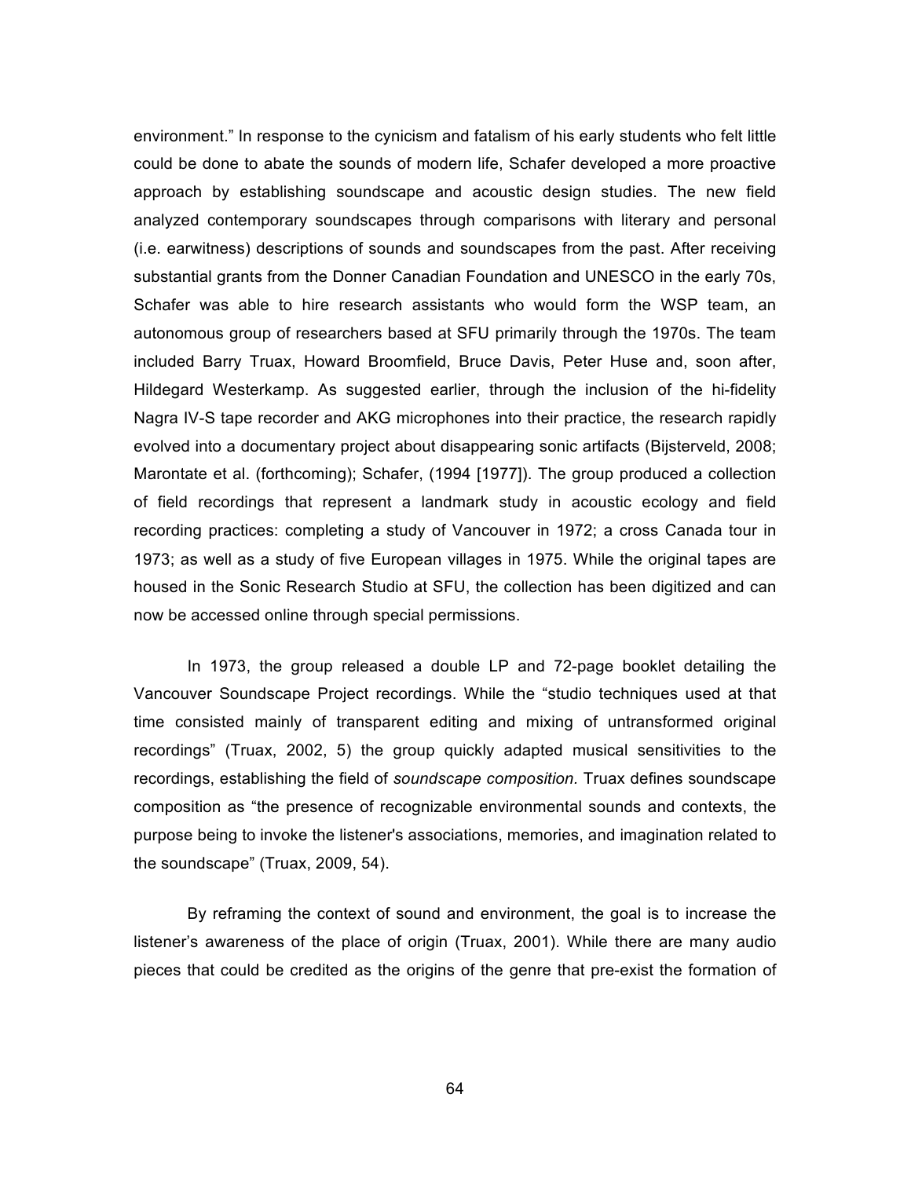environment." In response to the cynicism and fatalism of his early students who felt little could be done to abate the sounds of modern life, Schafer developed a more proactive approach by establishing soundscape and acoustic design studies. The new field analyzed contemporary soundscapes through comparisons with literary and personal (i.e. earwitness) descriptions of sounds and soundscapes from the past. After receiving substantial grants from the Donner Canadian Foundation and UNESCO in the early 70s, Schafer was able to hire research assistants who would form the WSP team, an autonomous group of researchers based at SFU primarily through the 1970s. The team included Barry Truax, Howard Broomfield, Bruce Davis, Peter Huse and, soon after, Hildegard Westerkamp. As suggested earlier, through the inclusion of the hi-fidelity Nagra IV-S tape recorder and AKG microphones into their practice, the research rapidly evolved into a documentary project about disappearing sonic artifacts (Bijsterveld, 2008; Marontate et al. (forthcoming); Schafer, (1994 [1977]). The group produced a collection of field recordings that represent a landmark study in acoustic ecology and field recording practices: completing a study of Vancouver in 1972; a cross Canada tour in 1973; as well as a study of five European villages in 1975. While the original tapes are housed in the Sonic Research Studio at SFU, the collection has been digitized and can now be accessed online through special permissions.

In 1973, the group released a double LP and 72-page booklet detailing the Vancouver Soundscape Project recordings. While the "studio techniques used at that time consisted mainly of transparent editing and mixing of untransformed original recordings" (Truax, 2002, 5) the group quickly adapted musical sensitivities to the recordings, establishing the field of *soundscape composition*. Truax defines soundscape composition as "the presence of recognizable environmental sounds and contexts, the purpose being to invoke the listener's associations, memories, and imagination related to the soundscape" (Truax, 2009, 54).

By reframing the context of sound and environment, the goal is to increase the listener's awareness of the place of origin (Truax, 2001). While there are many audio pieces that could be credited as the origins of the genre that pre-exist the formation of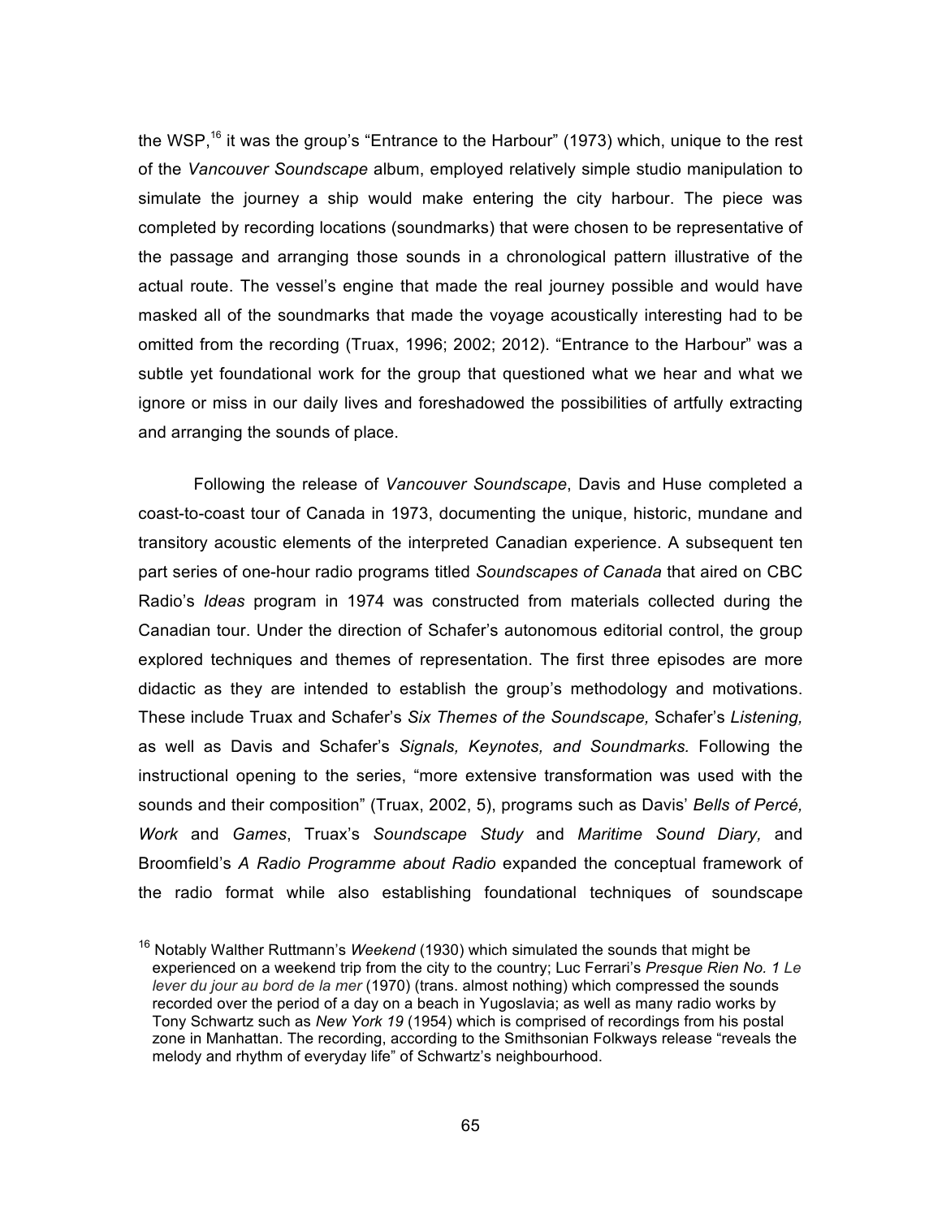the WSP,[16] it was the group's "Entrance to the Harbour" (1973) which, unique to the rest of the *Vancouver Soundscape* album, employed relatively simple studio manipulation to simulate the journey a ship would make entering the city harbour. The piece was completed by recording locations (soundmarks) that were chosen to be representative of the passage and arranging those sounds in a chronological pattern illustrative of the actual route. The vessel's engine that made the real journey possible and would have masked all of the soundmarks that made the voyage acoustically interesting had to be omitted from the recording (Truax, 1996; 2002; 2012). "Entrance to the Harbour" was a subtle yet foundational work for the group that questioned what we hear and what we ignore or miss in our daily lives and foreshadowed the possibilities of artfully extracting and arranging the sounds of place.

Following the release of *Vancouver Soundscape*, Davis and Huse completed a coast-to-coast tour of Canada in 1973, documenting the unique, historic, mundane and transitory acoustic elements of the interpreted Canadian experience. A subsequent ten part series of one-hour radio programs titled *Soundscapes of Canada* that aired on CBC Radio's *Ideas* program in 1974 was constructed from materials collected during the Canadian tour. Under the direction of Schafer's autonomous editorial control, the group explored techniques and themes of representation. The first three episodes are more didactic as they are intended to establish the group's methodology and motivations. These include Truax and Schafer's *Six Themes of the Soundscape,* Schafer's *Listening,* as well as Davis and Schafer's *Signals, Keynotes, and Soundmarks.* Following the instructional opening to the series, "more extensive transformation was used with the sounds and their composition" (Truax, 2002, 5), programs such as Davis' *Bells of Percé, Work* and *Games*, Truax's *Soundscape Study* and *Maritime Sound Diary,* and Broomfield's *A Radio Programme about Radio* expanded the conceptual framework of the radio format while also establishing foundational techniques of soundscape

[16] Notably Walther Ruttmann's *Weekend* (1930) which simulated the sounds that might be experienced on a weekend trip from the city to the country; Luc Ferrari's *Presque Rien No. 1 Le lever du jour au bord de la mer* (1970) (trans. almost nothing) which compressed the sounds recorded over the period of a day on a beach in Yugoslavia; as well as many radio works by Tony Schwartz such as *New York 19* (1954) which is comprised of recordings from his postal zone in Manhattan. The recording, according to the Smithsonian Folkways release "reveals the melody and rhythm of everyday life" of Schwartz's neighbourhood.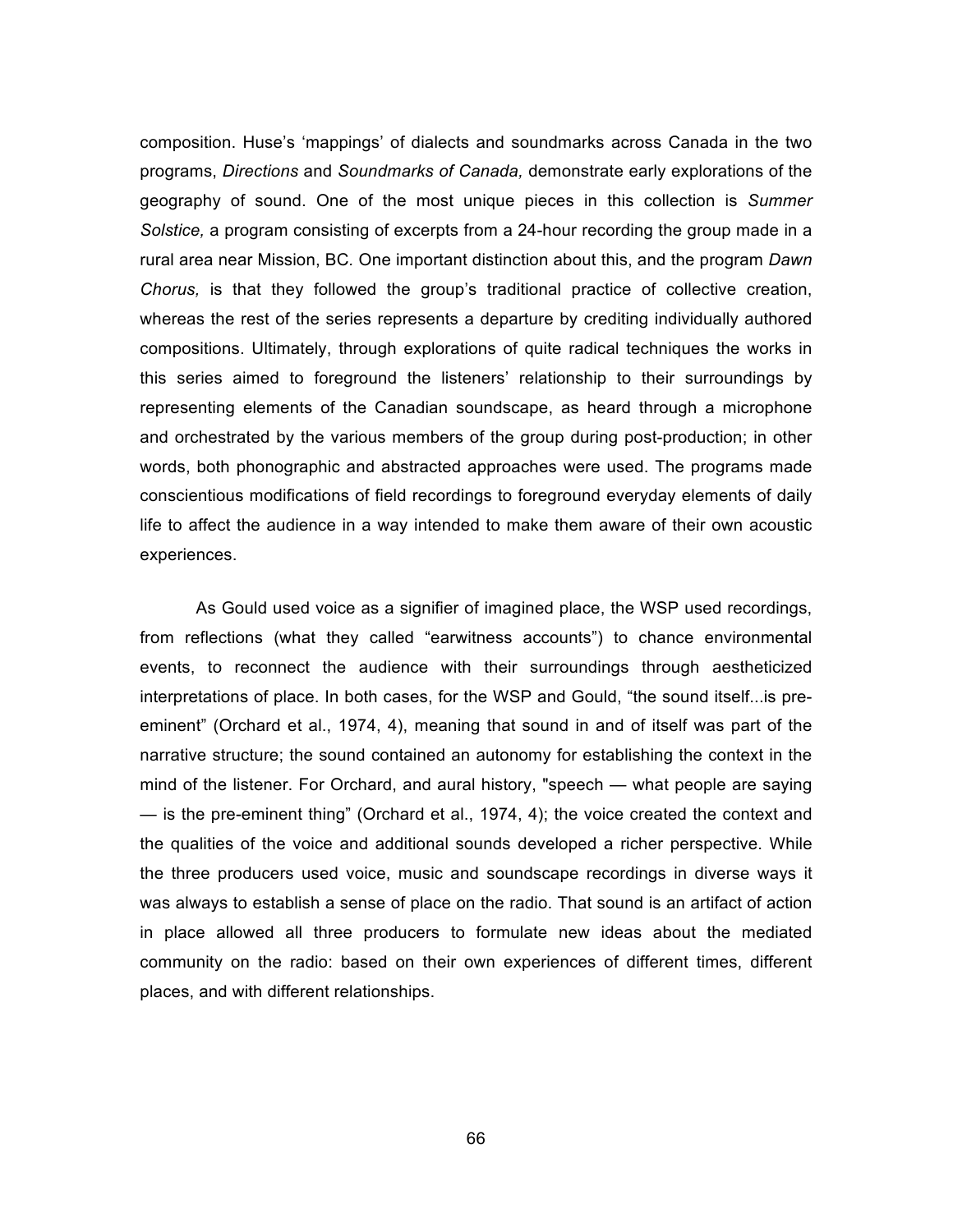composition. Huse's 'mappings' of dialects and soundmarks across Canada in the two programs, *Directions* and *Soundmarks of Canada,* demonstrate early explorations of the geography of sound. One of the most unique pieces in this collection is *Summer Solstice,* a program consisting of excerpts from a 24-hour recording the group made in a rural area near Mission, BC. One important distinction about this, and the program *Dawn Chorus,* is that they followed the group's traditional practice of collective creation, whereas the rest of the series represents a departure by crediting individually authored compositions. Ultimately, through explorations of quite radical techniques the works in this series aimed to foreground the listeners' relationship to their surroundings by representing elements of the Canadian soundscape, as heard through a microphone and orchestrated by the various members of the group during post-production; in other words, both phonographic and abstracted approaches were used. The programs made conscientious modifications of field recordings to foreground everyday elements of daily life to affect the audience in a way intended to make them aware of their own acoustic experiences.

As Gould used voice as a signifier of imagined place, the WSP used recordings, from reflections (what they called "earwitness accounts") to chance environmental events, to reconnect the audience with their surroundings through aestheticized interpretations of place. In both cases, for the WSP and Gould, "the sound itself...is pre-eminent" (Orchard et al., 1974, 4), meaning that sound in and of itself was part of the narrative structure; the sound contained an autonomy for establishing the context in the mind of the listener. For Orchard, and aural history, "speech — what people are saying — is the pre-eminent thing" (Orchard et al., 1974, 4); the voice created the context and the qualities of the voice and additional sounds developed a richer perspective. While the three producers used voice, music and soundscape recordings in diverse ways it was always to establish a sense of place on the radio. That sound is an artifact of action in place allowed all three producers to formulate new ideas about the mediated community on the radio: based on their own experiences of different times, different places, and with different relationships.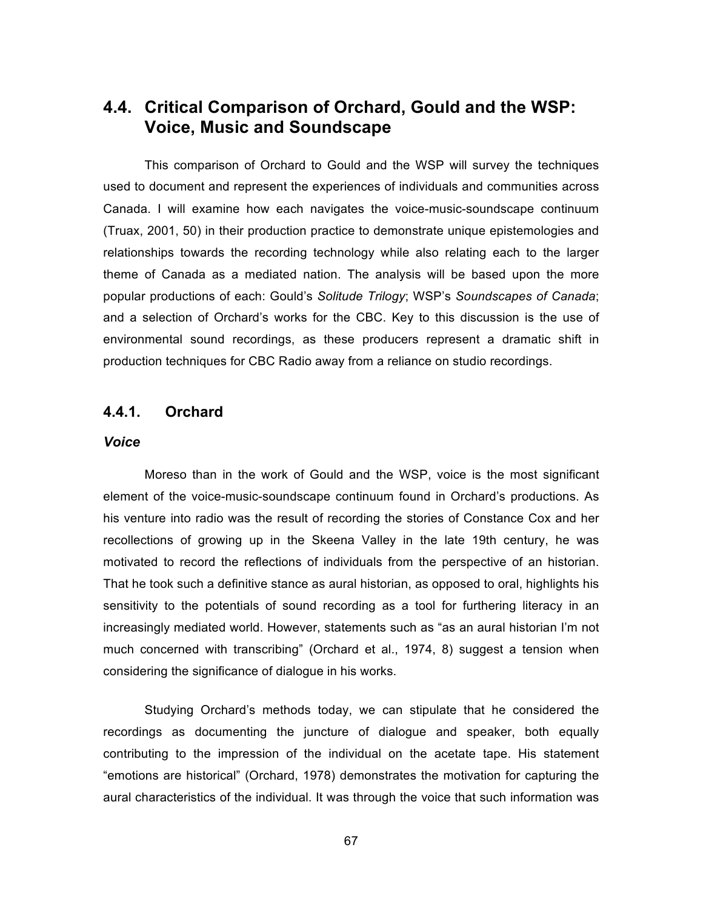## 4.4. Critical Comparison of Orchard, Gould and the WSP: Voice, Music and Soundscape

This comparison of Orchard to Gould and the WSP will survey the techniques used to document and represent the experiences of individuals and communities across Canada. I will examine how each navigates the voice-music-soundscape continuum (Truax, 2001, 50) in their production practice to demonstrate unique epistemologies and relationships towards the recording technology while also relating each to the larger theme of Canada as a mediated nation. The analysis will be based upon the more popular productions of each: Gould's *Solitude Trilogy*; WSP's *Soundscapes of Canada*; and a selection of Orchard's works for the CBC. Key to this discussion is the use of environmental sound recordings, as these producers represent a dramatic shift in production techniques for CBC Radio away from a reliance on studio recordings.

### 4.4.1. Orchard

#### *Voice*

Moreso than in the work of Gould and the WSP, voice is the most significant element of the voice-music-soundscape continuum found in Orchard's productions. As his venture into radio was the result of recording the stories of Constance Cox and her recollections of growing up in the Skeena Valley in the late 19th century, he was motivated to record the reflections of individuals from the perspective of an historian. That he took such a definitive stance as aural historian, as opposed to oral, highlights his sensitivity to the potentials of sound recording as a tool for furthering literacy in an increasingly mediated world. However, statements such as "as an aural historian I'm not much concerned with transcribing" (Orchard et al., 1974, 8) suggest a tension when considering the significance of dialogue in his works.

Studying Orchard's methods today, we can stipulate that he considered the recordings as documenting the juncture of dialogue and speaker, both equally contributing to the impression of the individual on the acetate tape. His statement "emotions are historical" (Orchard, 1978) demonstrates the motivation for capturing the aural characteristics of the individual. It was through the voice that such information was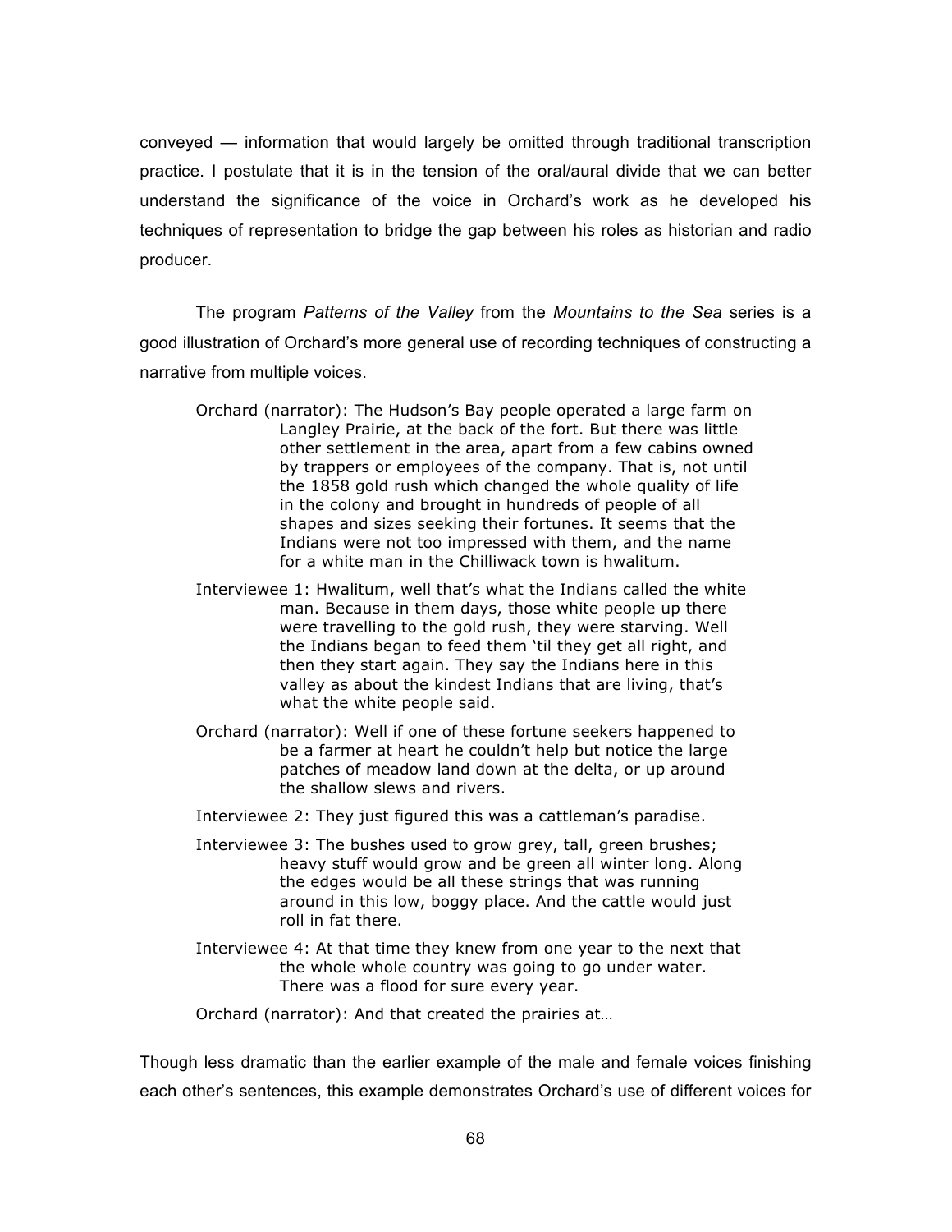conveyed — information that would largely be omitted through traditional transcription practice. I postulate that it is in the tension of the oral/aural divide that we can better understand the significance of the voice in Orchard's work as he developed his techniques of representation to bridge the gap between his roles as historian and radio producer.

The program *Patterns of the Valley* from the *Mountains to the Sea* series is a good illustration of Orchard's more general use of recording techniques of constructing a narrative from multiple voices.

> Orchard (narrator): The Hudson's Bay people operated a large farm on Langley Prairie, at the back of the fort. But there was little other settlement in the area, apart from a few cabins owned by trappers or employees of the company. That is, not until the 1858 gold rush which changed the whole quality of life in the colony and brought in hundreds of people of all shapes and sizes seeking their fortunes. It seems that the Indians were not too impressed with them, and the name for a white man in the Chilliwack town is hwalitum.
>
> Interviewee 1: Hwalitum, well that's what the Indians called the white man. Because in them days, those white people up there were travelling to the gold rush, they were starving. Well the Indians began to feed them 'til they get all right, and then they start again. They say the Indians here in this valley as about the kindest Indians that are living, that's what the white people said.
>
> Orchard (narrator): Well if one of these fortune seekers happened to be a farmer at heart he couldn't help but notice the large patches of meadow land down at the delta, or up around the shallow slews and rivers.
>
> Interviewee 2: They just figured this was a cattleman's paradise.
>
> Interviewee 3: The bushes used to grow grey, tall, green brushes; heavy stuff would grow and be green all winter long. Along the edges would be all these strings that was running around in this low, boggy place. And the cattle would just roll in fat there.
>
> Interviewee 4: At that time they knew from one year to the next that the whole whole country was going to go under water. There was a flood for sure every year.
>
> Orchard (narrator): And that created the prairies at…

Though less dramatic than the earlier example of the male and female voices finishing each other's sentences, this example demonstrates Orchard's use of different voices for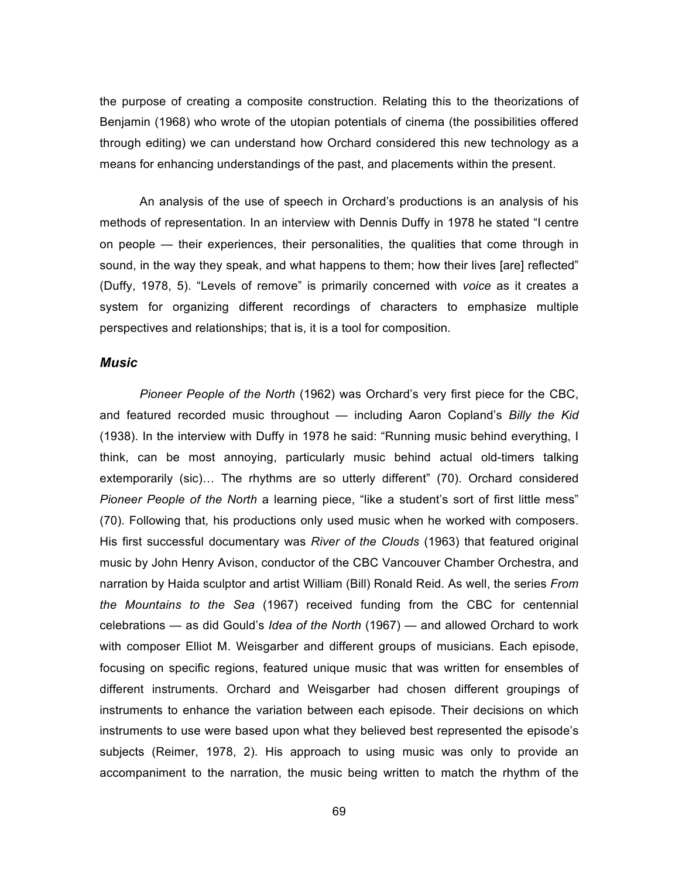the purpose of creating a composite construction. Relating this to the theorizations of Benjamin (1968) who wrote of the utopian potentials of cinema (the possibilities offered through editing) we can understand how Orchard considered this new technology as a means for enhancing understandings of the past, and placements within the present.

An analysis of the use of speech in Orchard's productions is an analysis of his methods of representation. In an interview with Dennis Duffy in 1978 he stated "I centre on people — their experiences, their personalities, the qualities that come through in sound, in the way they speak, and what happens to them; how their lives [are] reflected" (Duffy, 1978, 5). "Levels of remove" is primarily concerned with *voice* as it creates a system for organizing different recordings of characters to emphasize multiple perspectives and relationships; that is, it is a tool for composition.

### *Music*

*Pioneer People of the North* (1962) was Orchard's very first piece for the CBC, and featured recorded music throughout — including Aaron Copland's *Billy the Kid* (1938). In the interview with Duffy in 1978 he said: "Running music behind everything, I think, can be most annoying, particularly music behind actual old-timers talking extemporarily (sic)… The rhythms are so utterly different" (70). Orchard considered *Pioneer People of the North* a learning piece, "like a student's sort of first little mess" (70). Following that, his productions only used music when he worked with composers. His first successful documentary was *River of the Clouds* (1963) that featured original music by John Henry Avison, conductor of the CBC Vancouver Chamber Orchestra, and narration by Haida sculptor and artist William (Bill) Ronald Reid. As well, the series *From the Mountains to the Sea* (1967) received funding from the CBC for centennial celebrations — as did Gould's *Idea of the North* (1967) — and allowed Orchard to work with composer Elliot M. Weisgarber and different groups of musicians. Each episode, focusing on specific regions, featured unique music that was written for ensembles of different instruments. Orchard and Weisgarber had chosen different groupings of instruments to enhance the variation between each episode. Their decisions on which instruments to use were based upon what they believed best represented the episode's subjects (Reimer, 1978, 2). His approach to using music was only to provide an accompaniment to the narration, the music being written to match the rhythm of the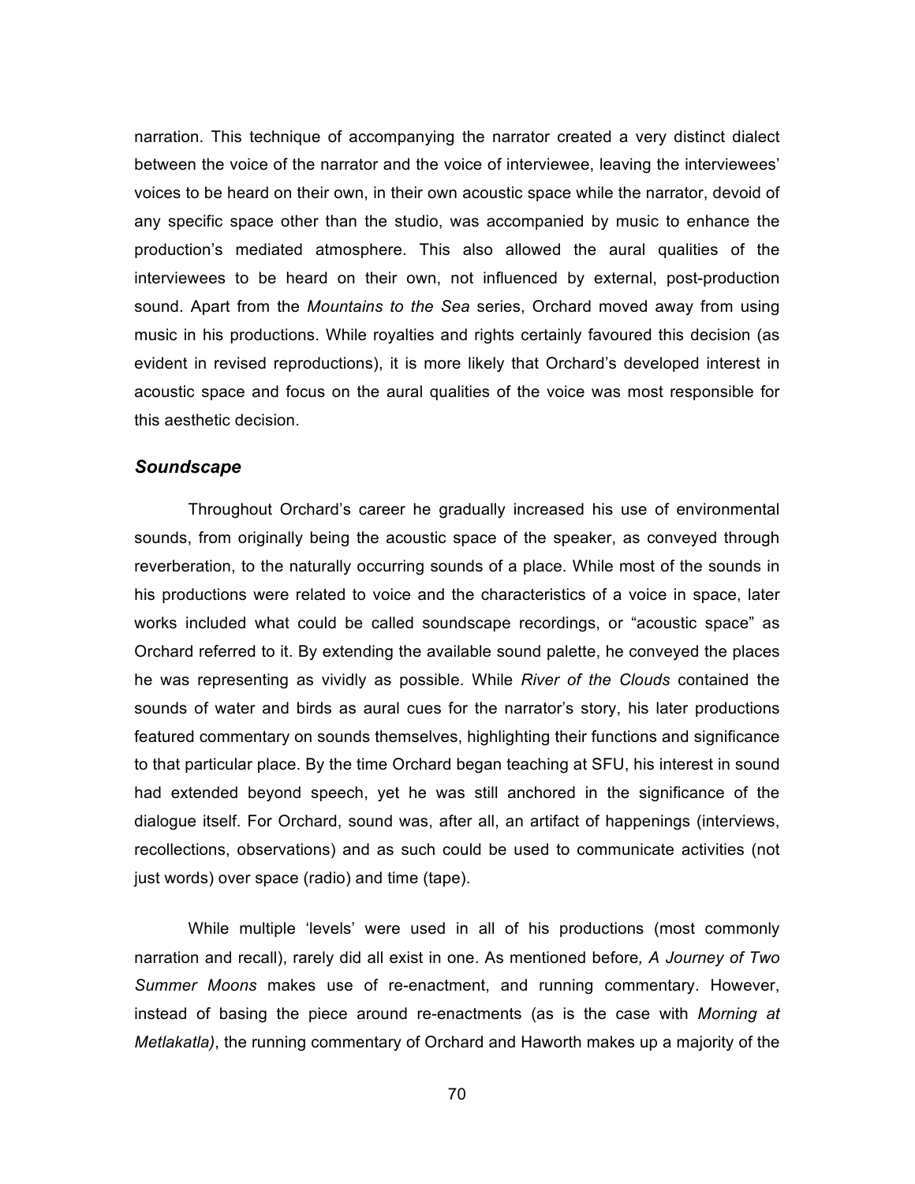narration. This technique of accompanying the narrator created a very distinct dialect between the voice of the narrator and the voice of interviewee, leaving the interviewees' voices to be heard on their own, in their own acoustic space while the narrator, devoid of any specific space other than the studio, was accompanied by music to enhance the production's mediated atmosphere. This also allowed the aural qualities of the interviewees to be heard on their own, not influenced by external, post-production sound. Apart from the *Mountains to the Sea* series, Orchard moved away from using music in his productions. While royalties and rights certainly favoured this decision (as evident in revised reproductions), it is more likely that Orchard's developed interest in acoustic space and focus on the aural qualities of the voice was most responsible for this aesthetic decision.

### *Soundscape*

Throughout Orchard's career he gradually increased his use of environmental sounds, from originally being the acoustic space of the speaker, as conveyed through reverberation, to the naturally occurring sounds of a place. While most of the sounds in his productions were related to voice and the characteristics of a voice in space, later works included what could be called soundscape recordings, or "acoustic space" as Orchard referred to it. By extending the available sound palette, he conveyed the places he was representing as vividly as possible. While *River of the Clouds* contained the sounds of water and birds as aural cues for the narrator's story, his later productions featured commentary on sounds themselves, highlighting their functions and significance to that particular place. By the time Orchard began teaching at SFU, his interest in sound had extended beyond speech, yet he was still anchored in the significance of the dialogue itself. For Orchard, sound was, after all, an artifact of happenings (interviews, recollections, observations) and as such could be used to communicate activities (not just words) over space (radio) and time (tape).

While multiple 'levels' were used in all of his productions (most commonly narration and recall), rarely did all exist in one. As mentioned before*, A Journey of Two Summer Moons* makes use of re-enactment, and running commentary. However, instead of basing the piece around re-enactments (as is the case with *Morning at Metlakatla)*, the running commentary of Orchard and Haworth makes up a majority of the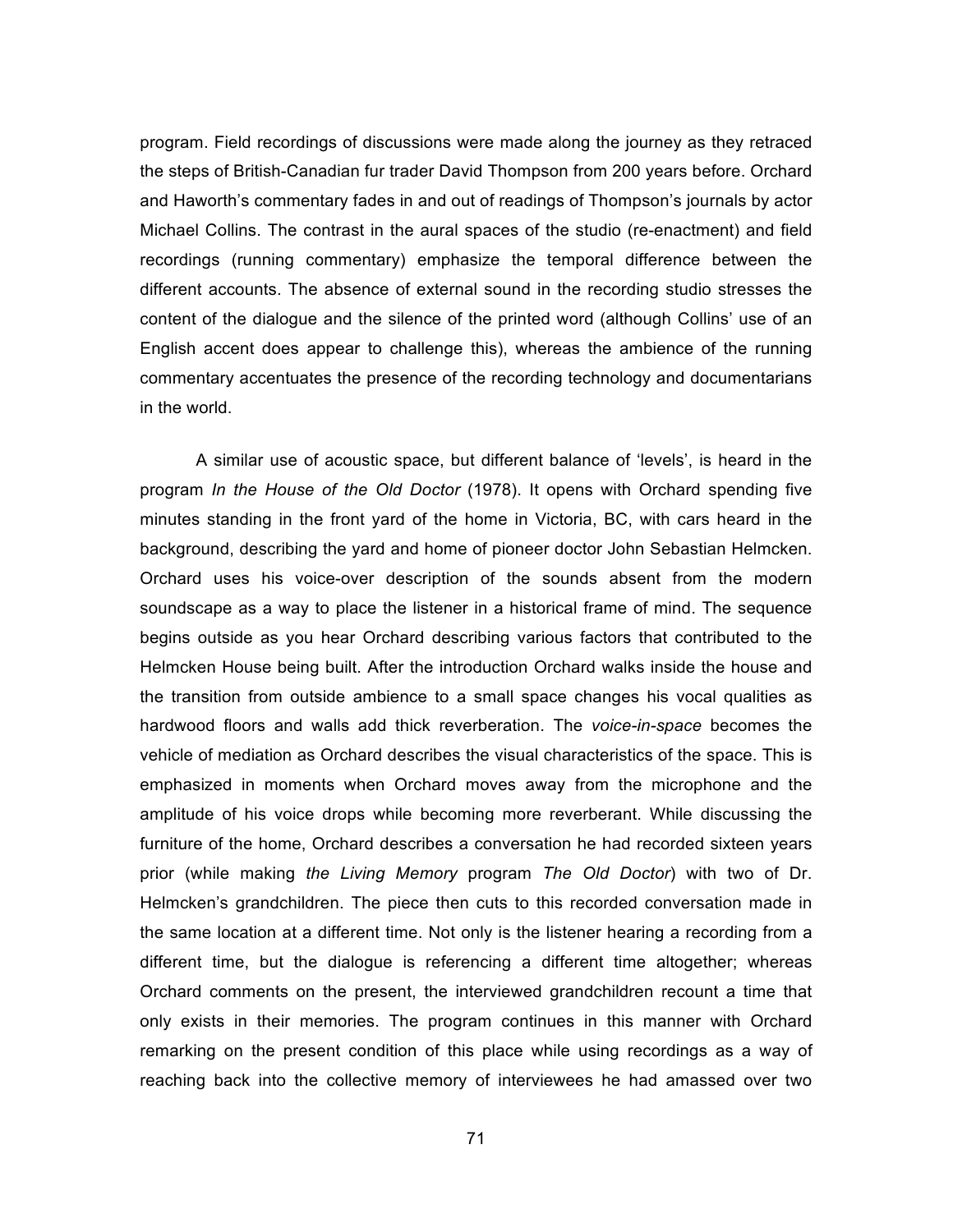program. Field recordings of discussions were made along the journey as they retraced the steps of British-Canadian fur trader David Thompson from 200 years before. Orchard and Haworth's commentary fades in and out of readings of Thompson's journals by actor Michael Collins. The contrast in the aural spaces of the studio (re-enactment) and field recordings (running commentary) emphasize the temporal difference between the different accounts. The absence of external sound in the recording studio stresses the content of the dialogue and the silence of the printed word (although Collins' use of an English accent does appear to challenge this), whereas the ambience of the running commentary accentuates the presence of the recording technology and documentarians in the world.

A similar use of acoustic space, but different balance of 'levels', is heard in the program *In the House of the Old Doctor* (1978). It opens with Orchard spending five minutes standing in the front yard of the home in Victoria, BC, with cars heard in the background, describing the yard and home of pioneer doctor John Sebastian Helmcken. Orchard uses his voice-over description of the sounds absent from the modern soundscape as a way to place the listener in a historical frame of mind. The sequence begins outside as you hear Orchard describing various factors that contributed to the Helmcken House being built. After the introduction Orchard walks inside the house and the transition from outside ambience to a small space changes his vocal qualities as hardwood floors and walls add thick reverberation. The *voice-in-space* becomes the vehicle of mediation as Orchard describes the visual characteristics of the space. This is emphasized in moments when Orchard moves away from the microphone and the amplitude of his voice drops while becoming more reverberant. While discussing the furniture of the home, Orchard describes a conversation he had recorded sixteen years prior (while making *the Living Memory* program *The Old Doctor*) with two of Dr. Helmcken's grandchildren. The piece then cuts to this recorded conversation made in the same location at a different time. Not only is the listener hearing a recording from a different time, but the dialogue is referencing a different time altogether; whereas Orchard comments on the present, the interviewed grandchildren recount a time that only exists in their memories. The program continues in this manner with Orchard remarking on the present condition of this place while using recordings as a way of reaching back into the collective memory of interviewees he had amassed over two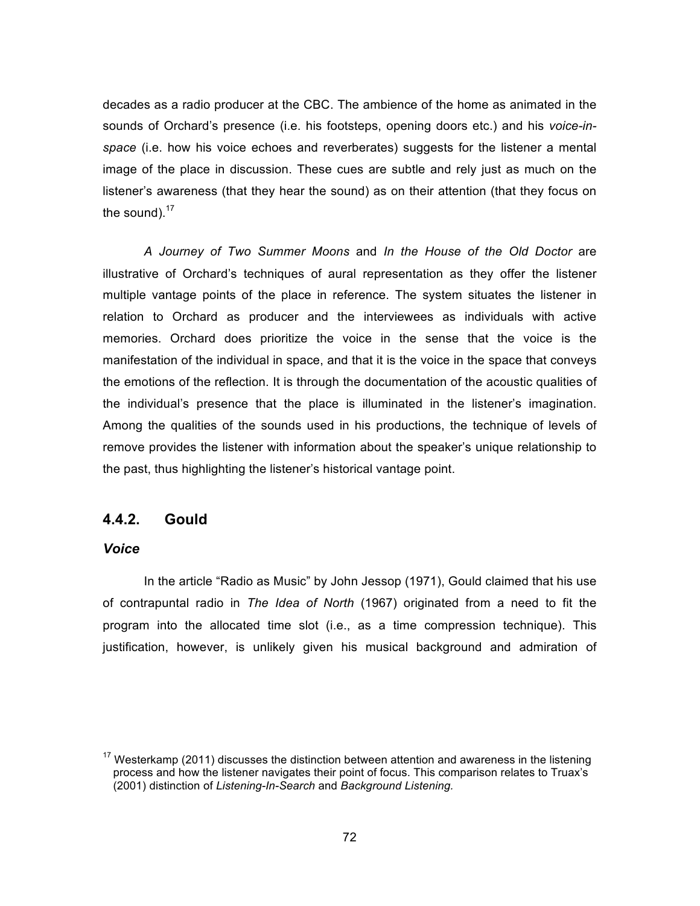decades as a radio producer at the CBC. The ambience of the home as animated in the sounds of Orchard's presence (i.e. his footsteps, opening doors etc.) and his *voice-in-space* (i.e. how his voice echoes and reverberates) suggests for the listener a mental image of the place in discussion. These cues are subtle and rely just as much on the listener's awareness (that they hear the sound) as on their attention (that they focus on the sound).[17]

*A Journey of Two Summer Moons* and *In the House of the Old Doctor* are illustrative of Orchard's techniques of aural representation as they offer the listener multiple vantage points of the place in reference. The system situates the listener in relation to Orchard as producer and the interviewees as individuals with active memories. Orchard does prioritize the voice in the sense that the voice is the manifestation of the individual in space, and that it is the voice in the space that conveys the emotions of the reflection. It is through the documentation of the acoustic qualities of the individual's presence that the place is illuminated in the listener's imagination. Among the qualities of the sounds used in his productions, the technique of levels of remove provides the listener with information about the speaker's unique relationship to the past, thus highlighting the listener's historical vantage point.

### 4.4.2. Gould

#### *Voice*

In the article "Radio as Music" by John Jessop (1971), Gould claimed that his use of contrapuntal radio in *The Idea of North* (1967) originated from a need to fit the program into the allocated time slot (i.e., as a time compression technique). This justification, however, is unlikely given his musical background and admiration of

[17] Westerkamp (2011) discusses the distinction between attention and awareness in the listening process and how the listener navigates their point of focus. This comparison relates to Truax's (2001) distinction of *Listening-In-Search* and *Background Listening.*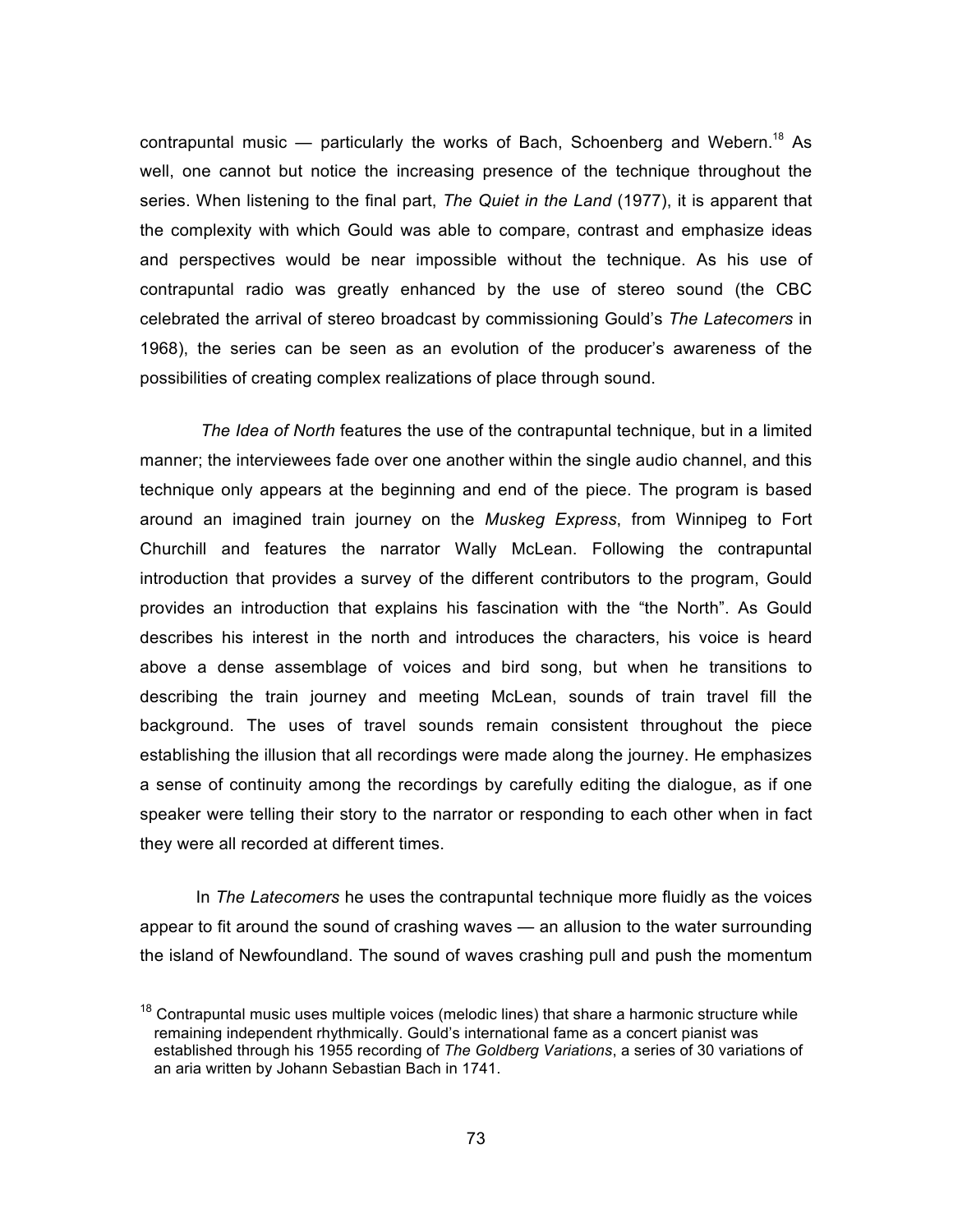contrapuntal music — particularly the works of Bach, Schoenberg and Webern.[18] As well, one cannot but notice the increasing presence of the technique throughout the series. When listening to the final part, *The Quiet in the Land* (1977), it is apparent that the complexity with which Gould was able to compare, contrast and emphasize ideas and perspectives would be near impossible without the technique. As his use of contrapuntal radio was greatly enhanced by the use of stereo sound (the CBC celebrated the arrival of stereo broadcast by commissioning Gould's *The Latecomers* in 1968), the series can be seen as an evolution of the producer's awareness of the possibilities of creating complex realizations of place through sound.

*The Idea of North* features the use of the contrapuntal technique, but in a limited manner; the interviewees fade over one another within the single audio channel, and this technique only appears at the beginning and end of the piece. The program is based around an imagined train journey on the *Muskeg Express*, from Winnipeg to Fort Churchill and features the narrator Wally McLean. Following the contrapuntal introduction that provides a survey of the different contributors to the program, Gould provides an introduction that explains his fascination with the "the North". As Gould describes his interest in the north and introduces the characters, his voice is heard above a dense assemblage of voices and bird song, but when he transitions to describing the train journey and meeting McLean, sounds of train travel fill the background. The uses of travel sounds remain consistent throughout the piece establishing the illusion that all recordings were made along the journey. He emphasizes a sense of continuity among the recordings by carefully editing the dialogue, as if one speaker were telling their story to the narrator or responding to each other when in fact they were all recorded at different times.

In *The Latecomers* he uses the contrapuntal technique more fluidly as the voices appear to fit around the sound of crashing waves — an allusion to the water surrounding the island of Newfoundland. The sound of waves crashing pull and push the momentum

[18] Contrapuntal music uses multiple voices (melodic lines) that share a harmonic structure while remaining independent rhythmically. Gould's international fame as a concert pianist was established through his 1955 recording of *The Goldberg Variations*, a series of 30 variations of an aria written by Johann Sebastian Bach in 1741.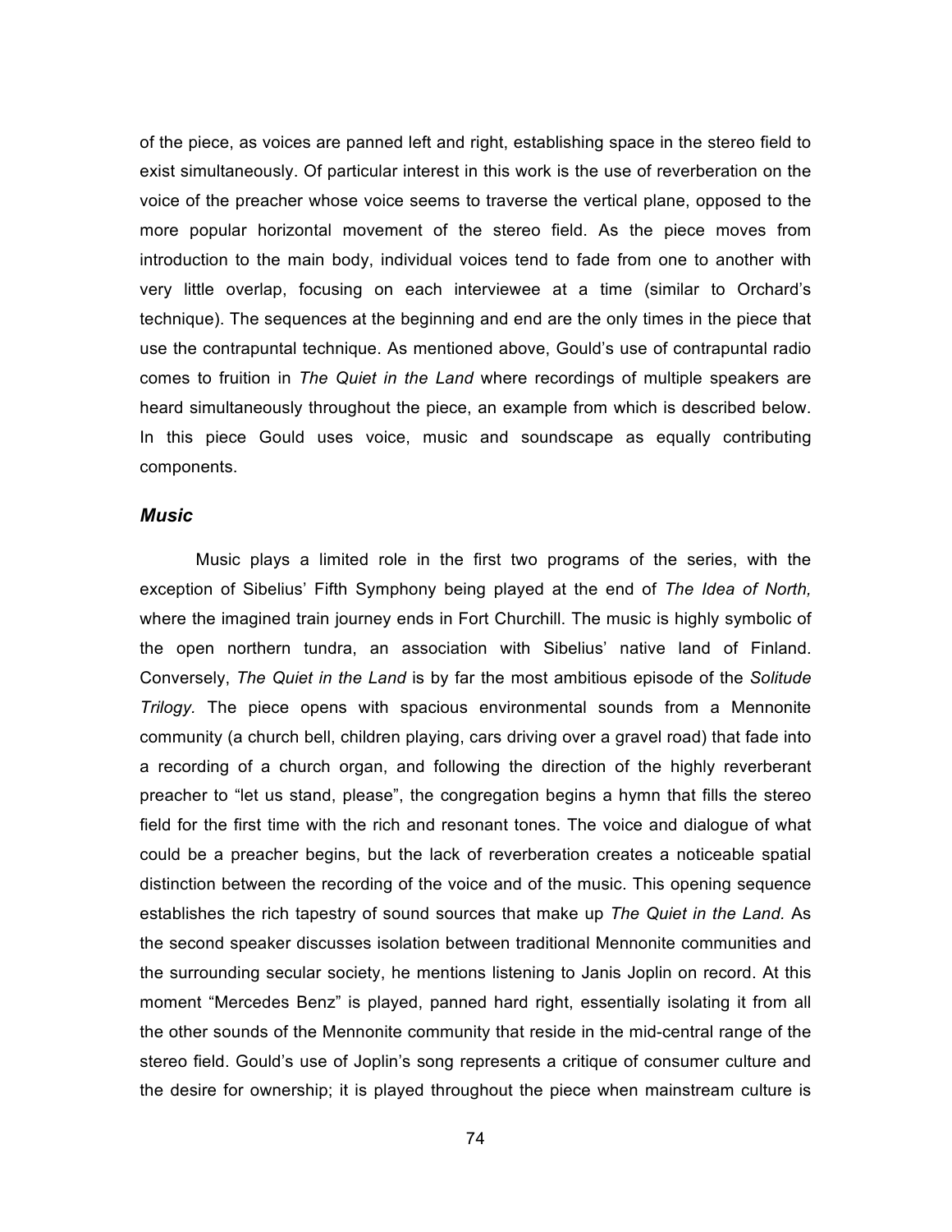of the piece, as voices are panned left and right, establishing space in the stereo field to exist simultaneously. Of particular interest in this work is the use of reverberation on the voice of the preacher whose voice seems to traverse the vertical plane, opposed to the more popular horizontal movement of the stereo field. As the piece moves from introduction to the main body, individual voices tend to fade from one to another with very little overlap, focusing on each interviewee at a time (similar to Orchard's technique). The sequences at the beginning and end are the only times in the piece that use the contrapuntal technique. As mentioned above, Gould's use of contrapuntal radio comes to fruition in *The Quiet in the Land* where recordings of multiple speakers are heard simultaneously throughout the piece, an example from which is described below. In this piece Gould uses voice, music and soundscape as equally contributing components.

### *Music*

Music plays a limited role in the first two programs of the series, with the exception of Sibelius' Fifth Symphony being played at the end of *The Idea of North,* where the imagined train journey ends in Fort Churchill. The music is highly symbolic of the open northern tundra, an association with Sibelius' native land of Finland. Conversely, *The Quiet in the Land* is by far the most ambitious episode of the *Solitude Trilogy*. The piece opens with spacious environmental sounds from a Mennonite community (a church bell, children playing, cars driving over a gravel road) that fade into a recording of a church organ, and following the direction of the highly reverberant preacher to "let us stand, please", the congregation begins a hymn that fills the stereo field for the first time with the rich and resonant tones. The voice and dialogue of what could be a preacher begins, but the lack of reverberation creates a noticeable spatial distinction between the recording of the voice and of the music. This opening sequence establishes the rich tapestry of sound sources that make up *The Quiet in the Land.* As the second speaker discusses isolation between traditional Mennonite communities and the surrounding secular society, he mentions listening to Janis Joplin on record. At this moment "Mercedes Benz" is played, panned hard right, essentially isolating it from all the other sounds of the Mennonite community that reside in the mid-central range of the stereo field. Gould's use of Joplin's song represents a critique of consumer culture and the desire for ownership; it is played throughout the piece when mainstream culture is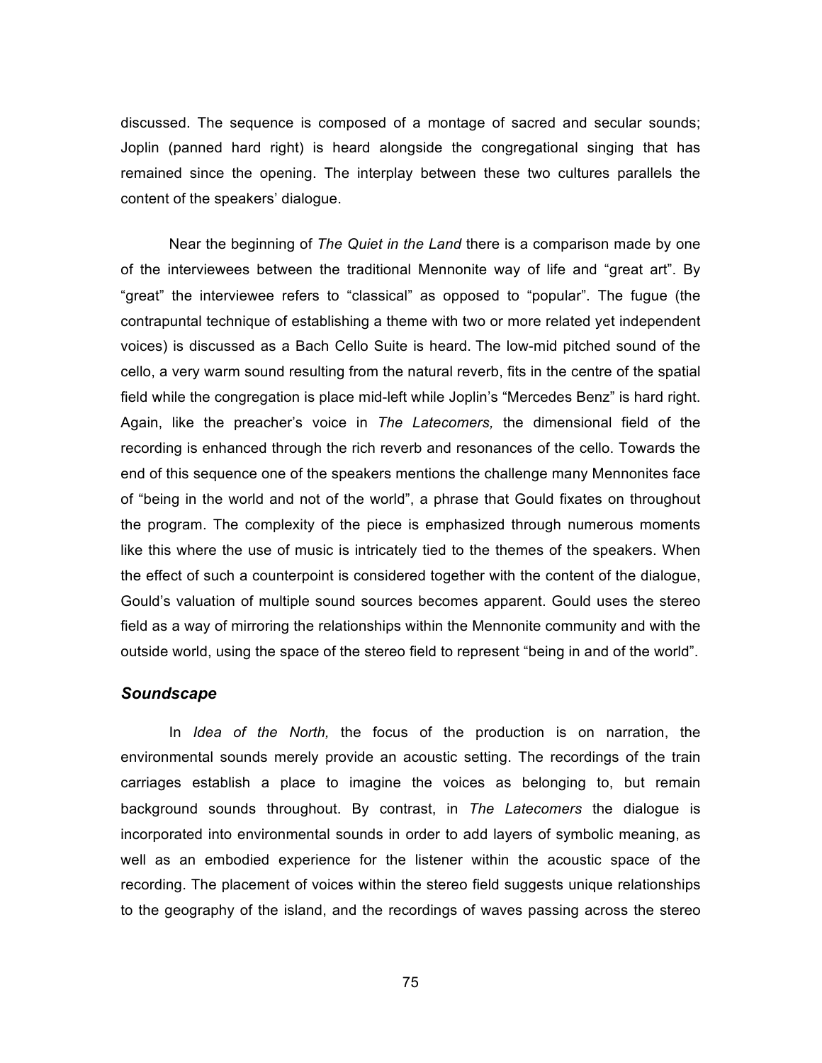discussed. The sequence is composed of a montage of sacred and secular sounds; Joplin (panned hard right) is heard alongside the congregational singing that has remained since the opening. The interplay between these two cultures parallels the content of the speakers' dialogue.

Near the beginning of *The Quiet in the Land* there is a comparison made by one of the interviewees between the traditional Mennonite way of life and "great art". By "great" the interviewee refers to "classical" as opposed to "popular". The fugue (the contrapuntal technique of establishing a theme with two or more related yet independent voices) is discussed as a Bach Cello Suite is heard. The low-mid pitched sound of the cello, a very warm sound resulting from the natural reverb, fits in the centre of the spatial field while the congregation is place mid-left while Joplin's "Mercedes Benz" is hard right. Again, like the preacher's voice in *The Latecomers,* the dimensional field of the recording is enhanced through the rich reverb and resonances of the cello. Towards the end of this sequence one of the speakers mentions the challenge many Mennonites face of "being in the world and not of the world", a phrase that Gould fixates on throughout the program. The complexity of the piece is emphasized through numerous moments like this where the use of music is intricately tied to the themes of the speakers. When the effect of such a counterpoint is considered together with the content of the dialogue, Gould's valuation of multiple sound sources becomes apparent. Gould uses the stereo field as a way of mirroring the relationships within the Mennonite community and with the outside world, using the space of the stereo field to represent "being in and of the world".

### *Soundscape*

In *Idea of the North,* the focus of the production is on narration, the environmental sounds merely provide an acoustic setting. The recordings of the train carriages establish a place to imagine the voices as belonging to, but remain background sounds throughout. By contrast, in *The Latecomers* the dialogue is incorporated into environmental sounds in order to add layers of symbolic meaning, as well as an embodied experience for the listener within the acoustic space of the recording. The placement of voices within the stereo field suggests unique relationships to the geography of the island, and the recordings of waves passing across the stereo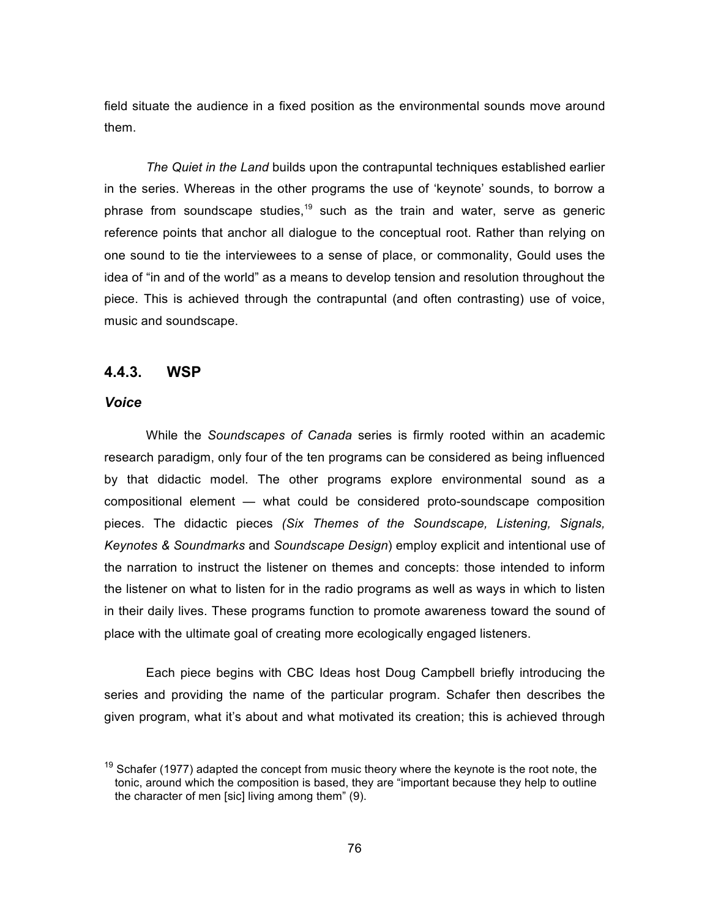field situate the audience in a fixed position as the environmental sounds move around them.

*The Quiet in the Land* builds upon the contrapuntal techniques established earlier in the series. Whereas in the other programs the use of 'keynote' sounds, to borrow a phrase from soundscape studies,[19] such as the train and water, serve as generic reference points that anchor all dialogue to the conceptual root. Rather than relying on one sound to tie the interviewees to a sense of place, or commonality, Gould uses the idea of "in and of the world" as a means to develop tension and resolution throughout the piece. This is achieved through the contrapuntal (and often contrasting) use of voice, music and soundscape.

### 4.4.3. WSP

#### *Voice*

While the *Soundscapes of Canada* series is firmly rooted within an academic research paradigm, only four of the ten programs can be considered as being influenced by that didactic model. The other programs explore environmental sound as a compositional element — what could be considered proto-soundscape composition pieces. The didactic pieces *(Six Themes of the Soundscape, Listening, Signals, Keynotes & Soundmarks* and *Soundscape Design*) employ explicit and intentional use of the narration to instruct the listener on themes and concepts: those intended to inform the listener on what to listen for in the radio programs as well as ways in which to listen in their daily lives. These programs function to promote awareness toward the sound of place with the ultimate goal of creating more ecologically engaged listeners.

Each piece begins with CBC Ideas host Doug Campbell briefly introducing the series and providing the name of the particular program. Schafer then describes the given program, what it's about and what motivated its creation; this is achieved through

[19] Schafer (1977) adapted the concept from music theory where the keynote is the root note, the tonic, around which the composition is based, they are "important because they help to outline the character of men [sic] living among them" (9).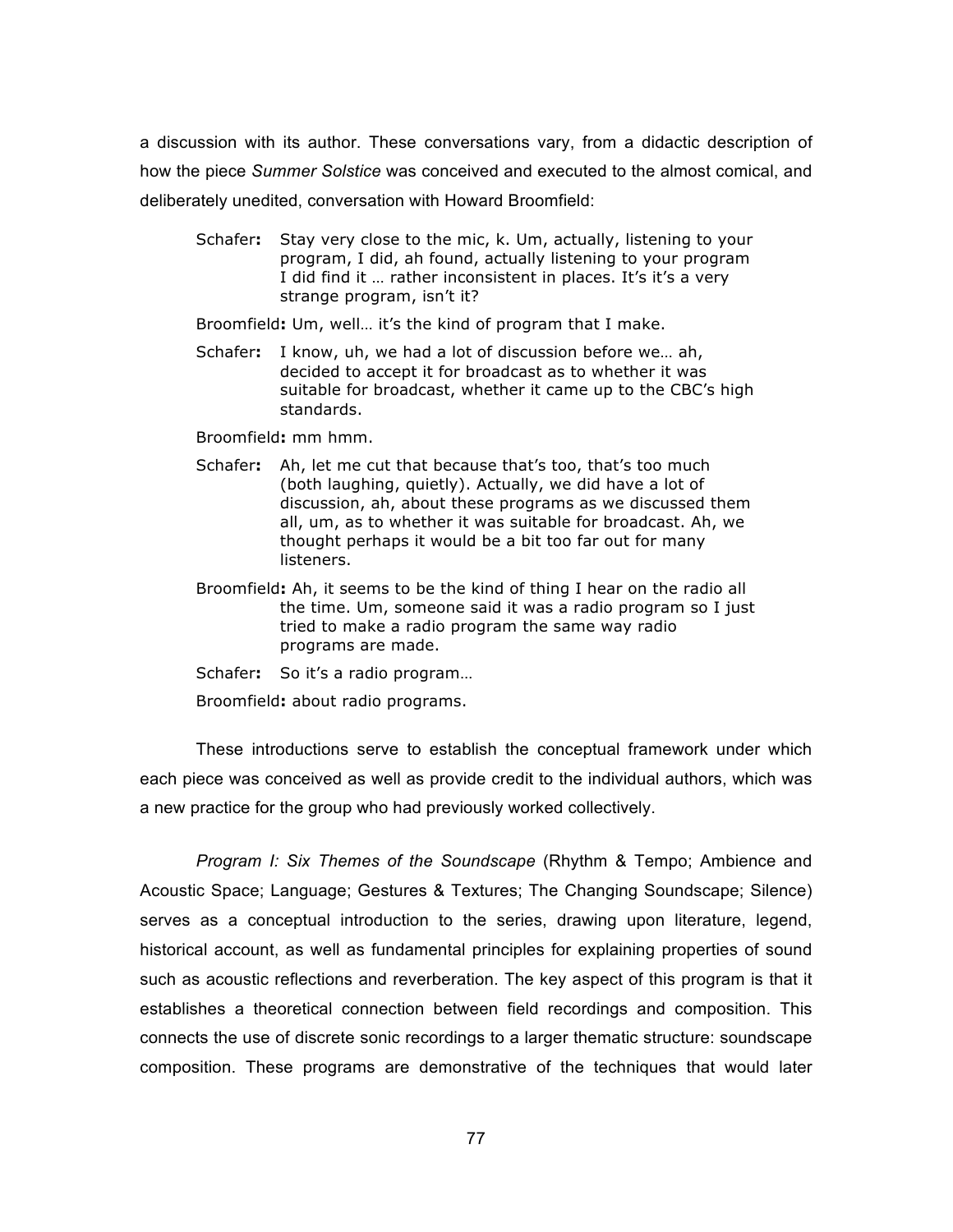a discussion with its author. These conversations vary, from a didactic description of how the piece *Summer Solstice* was conceived and executed to the almost comical, and deliberately unedited, conversation with Howard Broomfield:

> Schafer**:** Stay very close to the mic, k. Um, actually, listening to your program, I did, ah found, actually listening to your program I did find it … rather inconsistent in places. It's it's a very strange program, isn't it?
>
> Broomfield**:** Um, well… it's the kind of program that I make.
>
> Schafer**:** I know, uh, we had a lot of discussion before we… ah, decided to accept it for broadcast as to whether it was suitable for broadcast, whether it came up to the CBC's high standards.
>
> Broomfield**:** mm hmm.
>
> Schafer**:** Ah, let me cut that because that's too, that's too much (both laughing, quietly). Actually, we did have a lot of discussion, ah, about these programs as we discussed them all, um, as to whether it was suitable for broadcast. Ah, we thought perhaps it would be a bit too far out for many listeners.
>
> Broomfield**:** Ah, it seems to be the kind of thing I hear on the radio all the time. Um, someone said it was a radio program so I just tried to make a radio program the same way radio programs are made.
>
> Schafer**:** So it's a radio program…
>
> Broomfield**:** about radio programs.

These introductions serve to establish the conceptual framework under which each piece was conceived as well as provide credit to the individual authors, which was a new practice for the group who had previously worked collectively.

*Program I: Six Themes of the Soundscape* (Rhythm & Tempo; Ambience and Acoustic Space; Language; Gestures & Textures; The Changing Soundscape; Silence) serves as a conceptual introduction to the series, drawing upon literature, legend, historical account, as well as fundamental principles for explaining properties of sound such as acoustic reflections and reverberation. The key aspect of this program is that it establishes a theoretical connection between field recordings and composition. This connects the use of discrete sonic recordings to a larger thematic structure: soundscape composition. These programs are demonstrative of the techniques that would later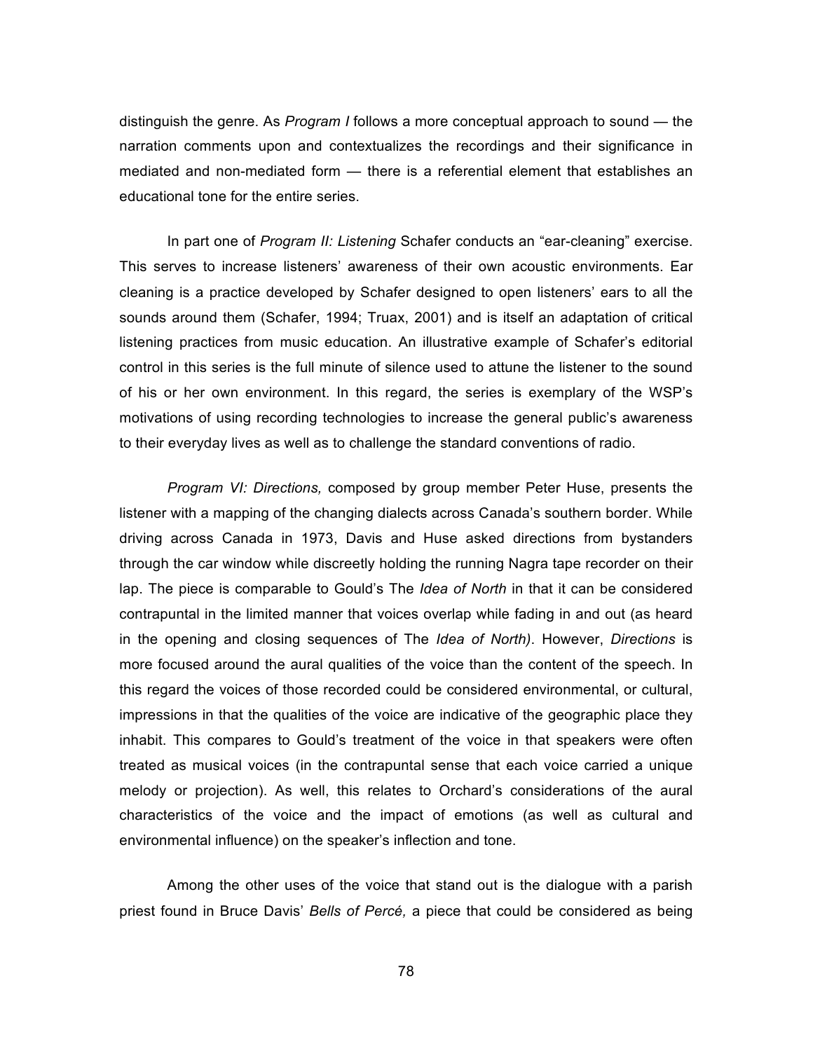distinguish the genre. As *Program I* follows a more conceptual approach to sound — the narration comments upon and contextualizes the recordings and their significance in mediated and non-mediated form — there is a referential element that establishes an educational tone for the entire series.

In part one of *Program II: Listening* Schafer conducts an "ear-cleaning" exercise. This serves to increase listeners' awareness of their own acoustic environments. Ear cleaning is a practice developed by Schafer designed to open listeners' ears to all the sounds around them (Schafer, 1994; Truax, 2001) and is itself an adaptation of critical listening practices from music education. An illustrative example of Schafer's editorial control in this series is the full minute of silence used to attune the listener to the sound of his or her own environment. In this regard, the series is exemplary of the WSP's motivations of using recording technologies to increase the general public's awareness to their everyday lives as well as to challenge the standard conventions of radio.

*Program VI: Directions,* composed by group member Peter Huse, presents the listener with a mapping of the changing dialects across Canada's southern border. While driving across Canada in 1973, Davis and Huse asked directions from bystanders through the car window while discreetly holding the running Nagra tape recorder on their lap. The piece is comparable to Gould's The *Idea of North* in that it can be considered contrapuntal in the limited manner that voices overlap while fading in and out (as heard in the opening and closing sequences of The *Idea of North)*. However, *Directions* is more focused around the aural qualities of the voice than the content of the speech. In this regard the voices of those recorded could be considered environmental, or cultural, impressions in that the qualities of the voice are indicative of the geographic place they inhabit. This compares to Gould's treatment of the voice in that speakers were often treated as musical voices (in the contrapuntal sense that each voice carried a unique melody or projection). As well, this relates to Orchard's considerations of the aural characteristics of the voice and the impact of emotions (as well as cultural and environmental influence) on the speaker's inflection and tone.

Among the other uses of the voice that stand out is the dialogue with a parish priest found in Bruce Davis' *Bells of Percé,* a piece that could be considered as being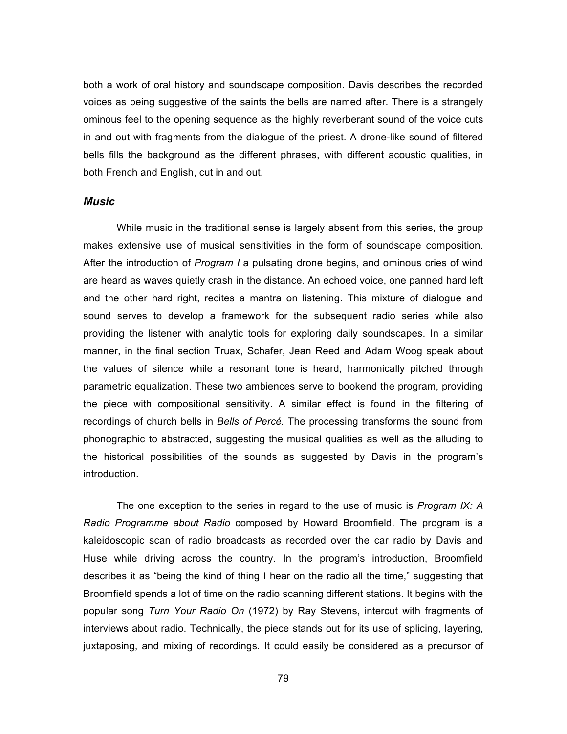both a work of oral history and soundscape composition. Davis describes the recorded voices as being suggestive of the saints the bells are named after. There is a strangely ominous feel to the opening sequence as the highly reverberant sound of the voice cuts in and out with fragments from the dialogue of the priest. A drone-like sound of filtered bells fills the background as the different phrases, with different acoustic qualities, in both French and English, cut in and out.

### *Music*

While music in the traditional sense is largely absent from this series, the group makes extensive use of musical sensitivities in the form of soundscape composition. After the introduction of *Program I* a pulsating drone begins, and ominous cries of wind are heard as waves quietly crash in the distance. An echoed voice, one panned hard left and the other hard right, recites a mantra on listening. This mixture of dialogue and sound serves to develop a framework for the subsequent radio series while also providing the listener with analytic tools for exploring daily soundscapes. In a similar manner, in the final section Truax, Schafer, Jean Reed and Adam Woog speak about the values of silence while a resonant tone is heard, harmonically pitched through parametric equalization. These two ambiences serve to bookend the program, providing the piece with compositional sensitivity. A similar effect is found in the filtering of recordings of church bells in *Bells of Percé.* The processing transforms the sound from phonographic to abstracted, suggesting the musical qualities as well as the alluding to the historical possibilities of the sounds as suggested by Davis in the program's introduction.

The one exception to the series in regard to the use of music is *Program IX: A Radio Programme about Radio* composed by Howard Broomfield. The program is a kaleidoscopic scan of radio broadcasts as recorded over the car radio by Davis and Huse while driving across the country. In the program's introduction, Broomfield describes it as "being the kind of thing I hear on the radio all the time," suggesting that Broomfield spends a lot of time on the radio scanning different stations. It begins with the popular song *Turn Your Radio On* (1972) by Ray Stevens, intercut with fragments of interviews about radio. Technically, the piece stands out for its use of splicing, layering, juxtaposing, and mixing of recordings. It could easily be considered as a precursor of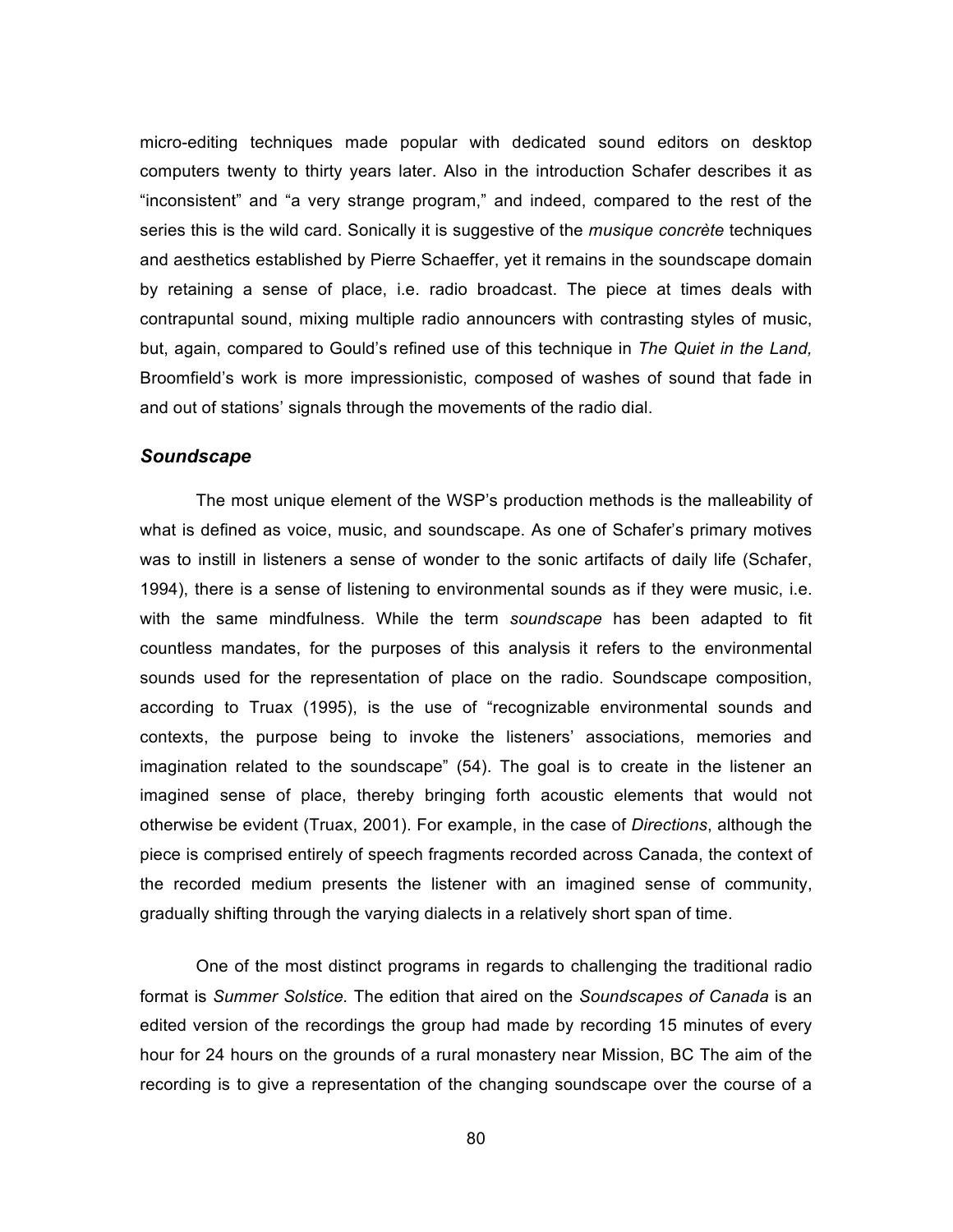micro-editing techniques made popular with dedicated sound editors on desktop computers twenty to thirty years later. Also in the introduction Schafer describes it as "inconsistent" and "a very strange program," and indeed, compared to the rest of the series this is the wild card. Sonically it is suggestive of the *musique concrète* techniques and aesthetics established by Pierre Schaeffer, yet it remains in the soundscape domain by retaining a sense of place, i.e. radio broadcast. The piece at times deals with contrapuntal sound, mixing multiple radio announcers with contrasting styles of music, but, again, compared to Gould's refined use of this technique in *The Quiet in the Land,* Broomfield's work is more impressionistic, composed of washes of sound that fade in and out of stations' signals through the movements of the radio dial.

### *Soundscape*

The most unique element of the WSP's production methods is the malleability of what is defined as voice, music, and soundscape. As one of Schafer's primary motives was to instill in listeners a sense of wonder to the sonic artifacts of daily life (Schafer, 1994), there is a sense of listening to environmental sounds as if they were music, i.e. with the same mindfulness. While the term *soundscape* has been adapted to fit countless mandates, for the purposes of this analysis it refers to the environmental sounds used for the representation of place on the radio. Soundscape composition, according to Truax (1995), is the use of "recognizable environmental sounds and contexts, the purpose being to invoke the listeners' associations, memories and imagination related to the soundscape" (54). The goal is to create in the listener an imagined sense of place, thereby bringing forth acoustic elements that would not otherwise be evident (Truax, 2001). For example, in the case of *Directions*, although the piece is comprised entirely of speech fragments recorded across Canada, the context of the recorded medium presents the listener with an imagined sense of community, gradually shifting through the varying dialects in a relatively short span of time.

One of the most distinct programs in regards to challenging the traditional radio format is *Summer Solstice.* The edition that aired on the *Soundscapes of Canada* is an edited version of the recordings the group had made by recording 15 minutes of every hour for 24 hours on the grounds of a rural monastery near Mission, BC The aim of the recording is to give a representation of the changing soundscape over the course of a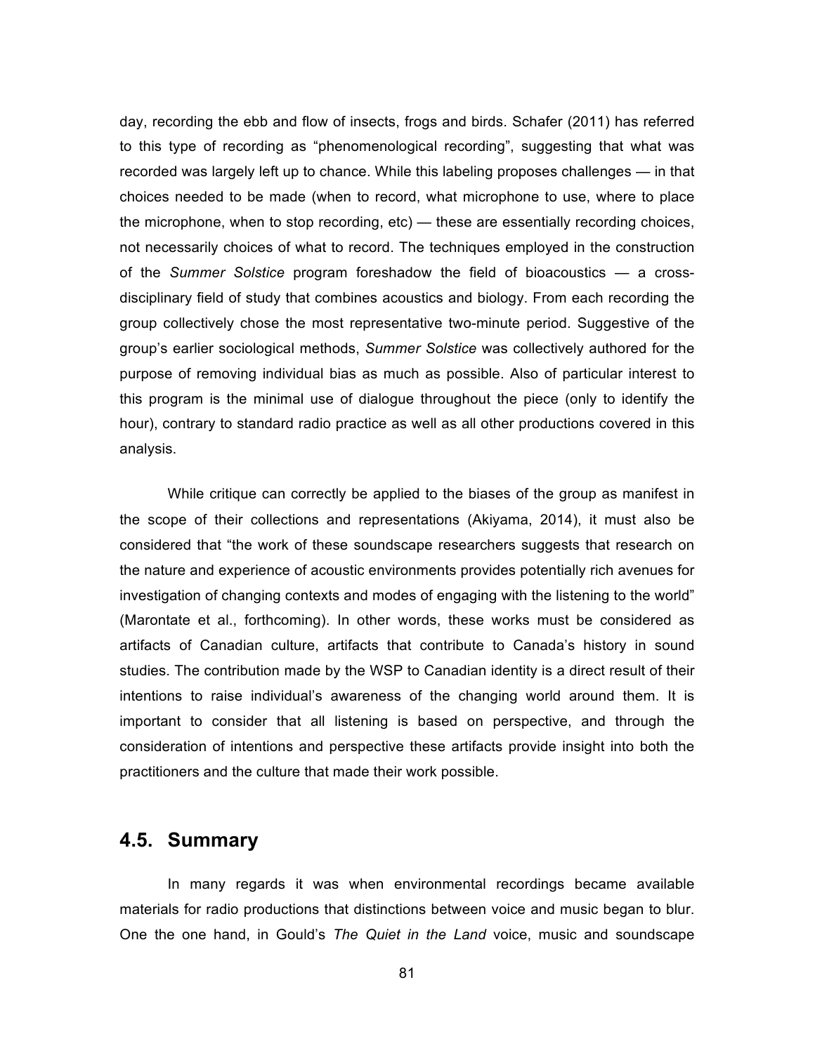day, recording the ebb and flow of insects, frogs and birds. Schafer (2011) has referred to this type of recording as "phenomenological recording", suggesting that what was recorded was largely left up to chance. While this labeling proposes challenges — in that choices needed to be made (when to record, what microphone to use, where to place the microphone, when to stop recording, etc) — these are essentially recording choices, not necessarily choices of what to record. The techniques employed in the construction of the *Summer Solstice* program foreshadow the field of bioacoustics — a cross-disciplinary field of study that combines acoustics and biology. From each recording the group collectively chose the most representative two-minute period. Suggestive of the group's earlier sociological methods, *Summer Solstice* was collectively authored for the purpose of removing individual bias as much as possible. Also of particular interest to this program is the minimal use of dialogue throughout the piece (only to identify the hour), contrary to standard radio practice as well as all other productions covered in this analysis.

While critique can correctly be applied to the biases of the group as manifest in the scope of their collections and representations (Akiyama, 2014), it must also be considered that "the work of these soundscape researchers suggests that research on the nature and experience of acoustic environments provides potentially rich avenues for investigation of changing contexts and modes of engaging with the listening to the world" (Marontate et al., forthcoming). In other words, these works must be considered as artifacts of Canadian culture, artifacts that contribute to Canada's history in sound studies. The contribution made by the WSP to Canadian identity is a direct result of their intentions to raise individual's awareness of the changing world around them. It is important to consider that all listening is based on perspective, and through the consideration of intentions and perspective these artifacts provide insight into both the practitioners and the culture that made their work possible.

## 4.5. Summary

In many regards it was when environmental recordings became available materials for radio productions that distinctions between voice and music began to blur. One the one hand, in Gould's *The Quiet in the Land* voice, music and soundscape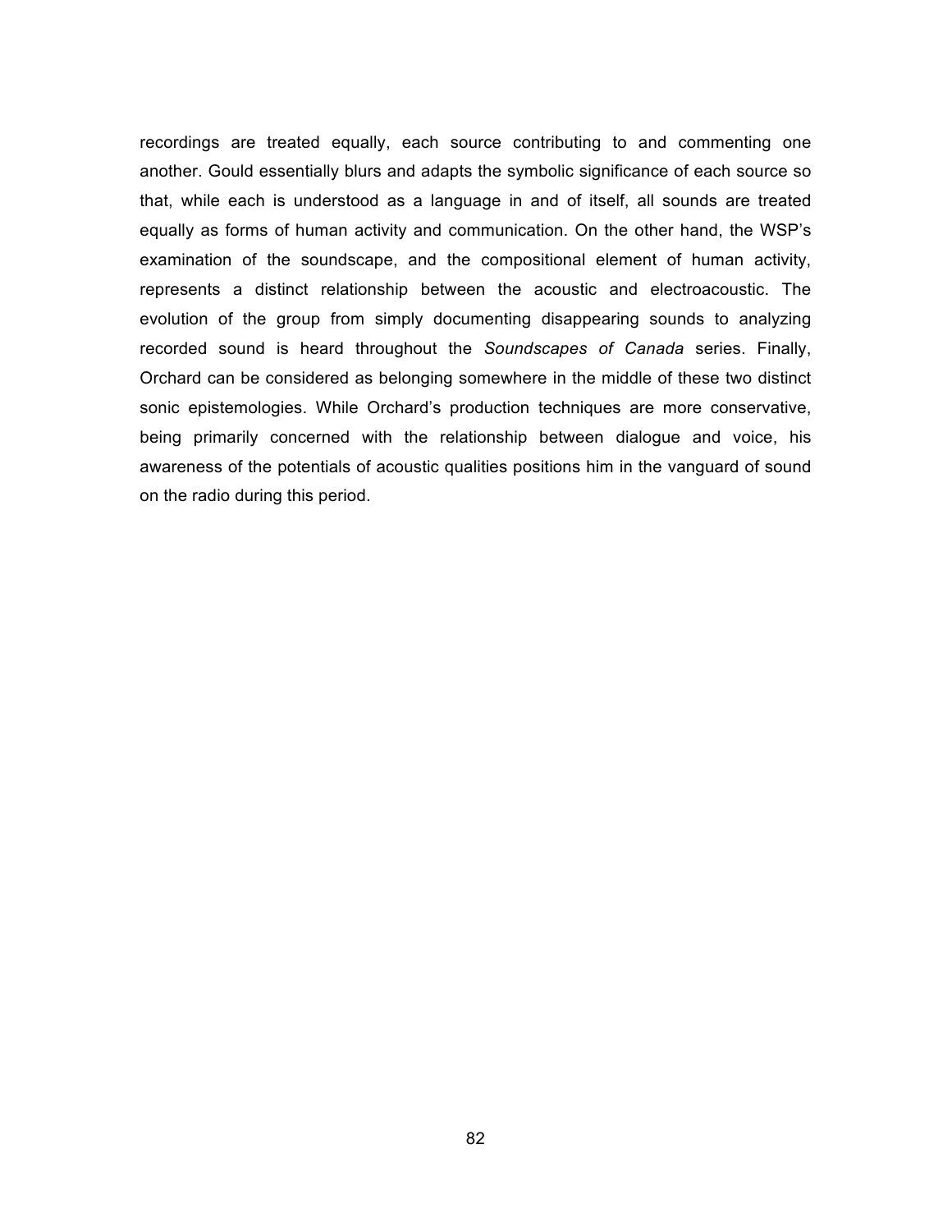recordings are treated equally, each source contributing to and commenting one another. Gould essentially blurs and adapts the symbolic significance of each source so that, while each is understood as a language in and of itself, all sounds are treated equally as forms of human activity and communication. On the other hand, the WSP's examination of the soundscape, and the compositional element of human activity, represents a distinct relationship between the acoustic and electroacoustic. The evolution of the group from simply documenting disappearing sounds to analyzing recorded sound is heard throughout the *Soundscapes of Canada* series. Finally, Orchard can be considered as belonging somewhere in the middle of these two distinct sonic epistemologies. While Orchard's production techniques are more conservative, being primarily concerned with the relationship between dialogue and voice, his awareness of the potentials of acoustic qualities positions him in the vanguard of sound on the radio during this period.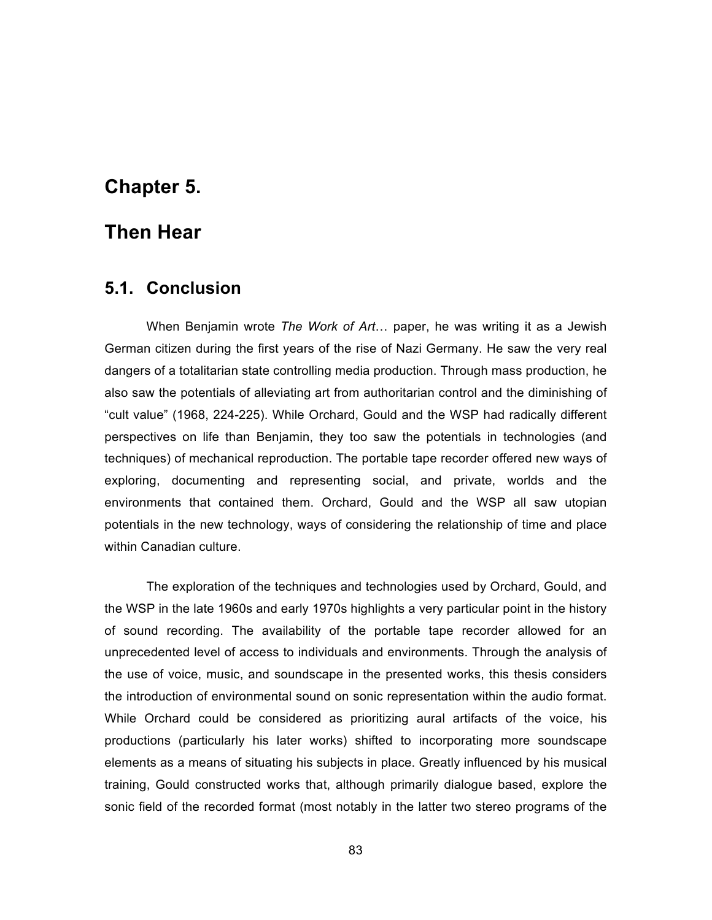# Chapter 5.

# Then Hear

## 5.1. Conclusion

When Benjamin wrote *The Work of Art…* paper, he was writing it as a Jewish German citizen during the first years of the rise of Nazi Germany. He saw the very real dangers of a totalitarian state controlling media production. Through mass production, he also saw the potentials of alleviating art from authoritarian control and the diminishing of "cult value" (1968, 224-225). While Orchard, Gould and the WSP had radically different perspectives on life than Benjamin, they too saw the potentials in technologies (and techniques) of mechanical reproduction. The portable tape recorder offered new ways of exploring, documenting and representing social, and private, worlds and the environments that contained them. Orchard, Gould and the WSP all saw utopian potentials in the new technology, ways of considering the relationship of time and place within Canadian culture.

The exploration of the techniques and technologies used by Orchard, Gould, and the WSP in the late 1960s and early 1970s highlights a very particular point in the history of sound recording. The availability of the portable tape recorder allowed for an unprecedented level of access to individuals and environments. Through the analysis of the use of voice, music, and soundscape in the presented works, this thesis considers the introduction of environmental sound on sonic representation within the audio format. While Orchard could be considered as prioritizing aural artifacts of the voice, his productions (particularly his later works) shifted to incorporating more soundscape elements as a means of situating his subjects in place. Greatly influenced by his musical training, Gould constructed works that, although primarily dialogue based, explore the sonic field of the recorded format (most notably in the latter two stereo programs of the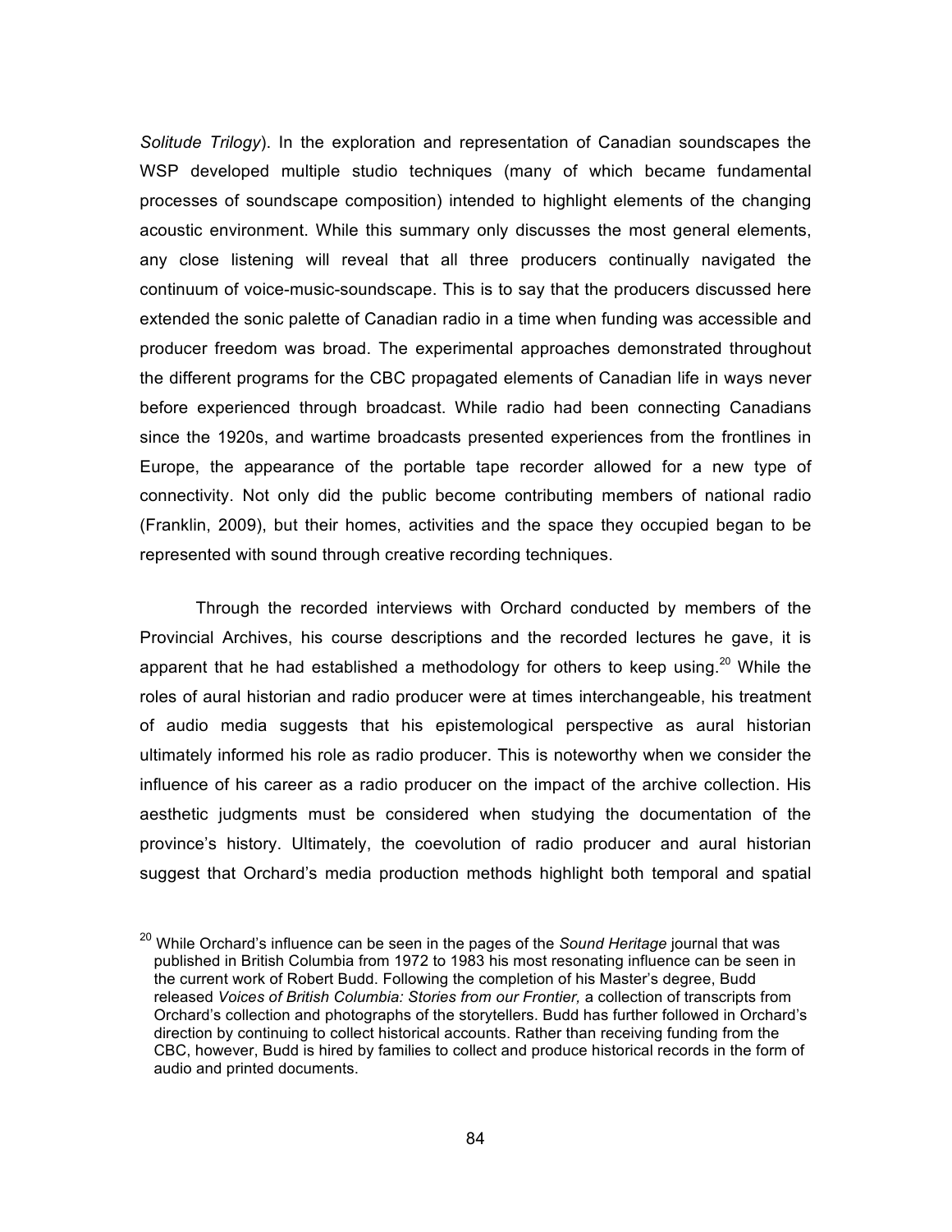*Solitude Trilogy*). In the exploration and representation of Canadian soundscapes the WSP developed multiple studio techniques (many of which became fundamental processes of soundscape composition) intended to highlight elements of the changing acoustic environment. While this summary only discusses the most general elements, any close listening will reveal that all three producers continually navigated the continuum of voice-music-soundscape. This is to say that the producers discussed here extended the sonic palette of Canadian radio in a time when funding was accessible and producer freedom was broad. The experimental approaches demonstrated throughout the different programs for the CBC propagated elements of Canadian life in ways never before experienced through broadcast. While radio had been connecting Canadians since the 1920s, and wartime broadcasts presented experiences from the frontlines in Europe, the appearance of the portable tape recorder allowed for a new type of connectivity. Not only did the public become contributing members of national radio (Franklin, 2009), but their homes, activities and the space they occupied began to be represented with sound through creative recording techniques.

Through the recorded interviews with Orchard conducted by members of the Provincial Archives, his course descriptions and the recorded lectures he gave, it is apparent that he had established a methodology for others to keep using.[20] While the roles of aural historian and radio producer were at times interchangeable, his treatment of audio media suggests that his epistemological perspective as aural historian ultimately informed his role as radio producer. This is noteworthy when we consider the influence of his career as a radio producer on the impact of the archive collection. His aesthetic judgments must be considered when studying the documentation of the province's history. Ultimately, the coevolution of radio producer and aural historian suggest that Orchard's media production methods highlight both temporal and spatial

[20] While Orchard's influence can be seen in the pages of the *Sound Heritage* journal that was published in British Columbia from 1972 to 1983 his most resonating influence can be seen in the current work of Robert Budd. Following the completion of his Master's degree, Budd released *Voices of British Columbia: Stories from our Frontier,* a collection of transcripts from Orchard's collection and photographs of the storytellers. Budd has further followed in Orchard's direction by continuing to collect historical accounts. Rather than receiving funding from the CBC, however, Budd is hired by families to collect and produce historical records in the form of audio and printed documents.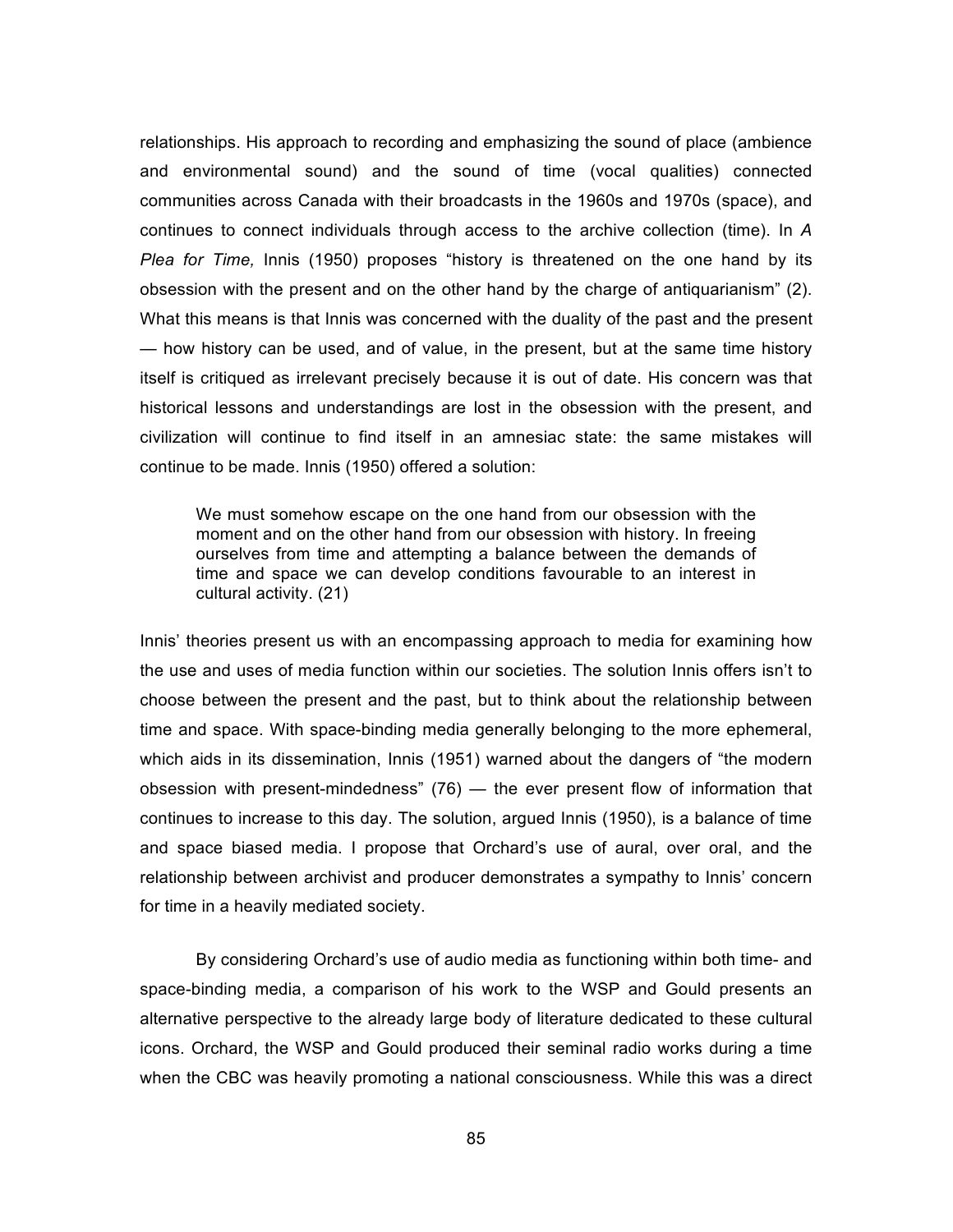relationships. His approach to recording and emphasizing the sound of place (ambience and environmental sound) and the sound of time (vocal qualities) connected communities across Canada with their broadcasts in the 1960s and 1970s (space), and continues to connect individuals through access to the archive collection (time). In *A Plea for Time,* Innis (1950) proposes "history is threatened on the one hand by its obsession with the present and on the other hand by the charge of antiquarianism" (2). What this means is that Innis was concerned with the duality of the past and the present — how history can be used, and of value, in the present, but at the same time history itself is critiqued as irrelevant precisely because it is out of date. His concern was that historical lessons and understandings are lost in the obsession with the present, and civilization will continue to find itself in an amnesiac state: the same mistakes will continue to be made. Innis (1950) offered a solution:

> We must somehow escape on the one hand from our obsession with the moment and on the other hand from our obsession with history. In freeing ourselves from time and attempting a balance between the demands of time and space we can develop conditions favourable to an interest in cultural activity. (21)

Innis' theories present us with an encompassing approach to media for examining how the use and uses of media function within our societies. The solution Innis offers isn't to choose between the present and the past, but to think about the relationship between time and space. With space-binding media generally belonging to the more ephemeral, which aids in its dissemination, Innis (1951) warned about the dangers of "the modern obsession with present-mindedness" (76) — the ever present flow of information that continues to increase to this day. The solution, argued Innis (1950), is a balance of time and space biased media. I propose that Orchard's use of aural, over oral, and the relationship between archivist and producer demonstrates a sympathy to Innis' concern for time in a heavily mediated society.

By considering Orchard's use of audio media as functioning within both time- and space-binding media, a comparison of his work to the WSP and Gould presents an alternative perspective to the already large body of literature dedicated to these cultural icons. Orchard, the WSP and Gould produced their seminal radio works during a time when the CBC was heavily promoting a national consciousness. While this was a direct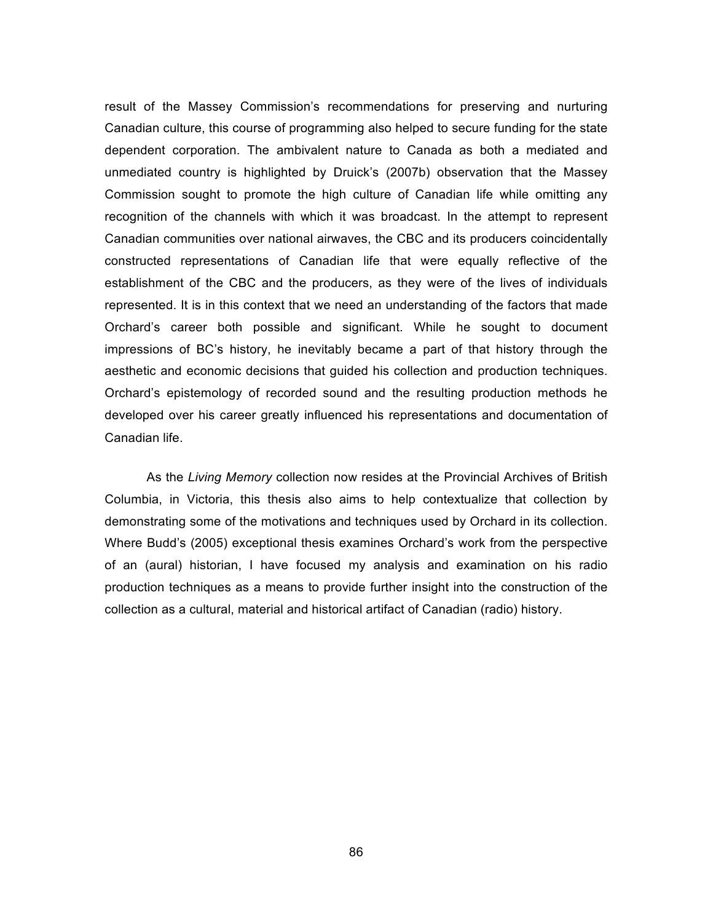result of the Massey Commission's recommendations for preserving and nurturing Canadian culture, this course of programming also helped to secure funding for the state dependent corporation. The ambivalent nature to Canada as both a mediated and unmediated country is highlighted by Druick's (2007b) observation that the Massey Commission sought to promote the high culture of Canadian life while omitting any recognition of the channels with which it was broadcast. In the attempt to represent Canadian communities over national airwaves, the CBC and its producers coincidentally constructed representations of Canadian life that were equally reflective of the establishment of the CBC and the producers, as they were of the lives of individuals represented. It is in this context that we need an understanding of the factors that made Orchard's career both possible and significant. While he sought to document impressions of BC's history, he inevitably became a part of that history through the aesthetic and economic decisions that guided his collection and production techniques. Orchard's epistemology of recorded sound and the resulting production methods he developed over his career greatly influenced his representations and documentation of Canadian life.

As the *Living Memory* collection now resides at the Provincial Archives of British Columbia, in Victoria, this thesis also aims to help contextualize that collection by demonstrating some of the motivations and techniques used by Orchard in its collection. Where Budd's (2005) exceptional thesis examines Orchard's work from the perspective of an (aural) historian, I have focused my analysis and examination on his radio production techniques as a means to provide further insight into the construction of the collection as a cultural, material and historical artifact of Canadian (radio) history.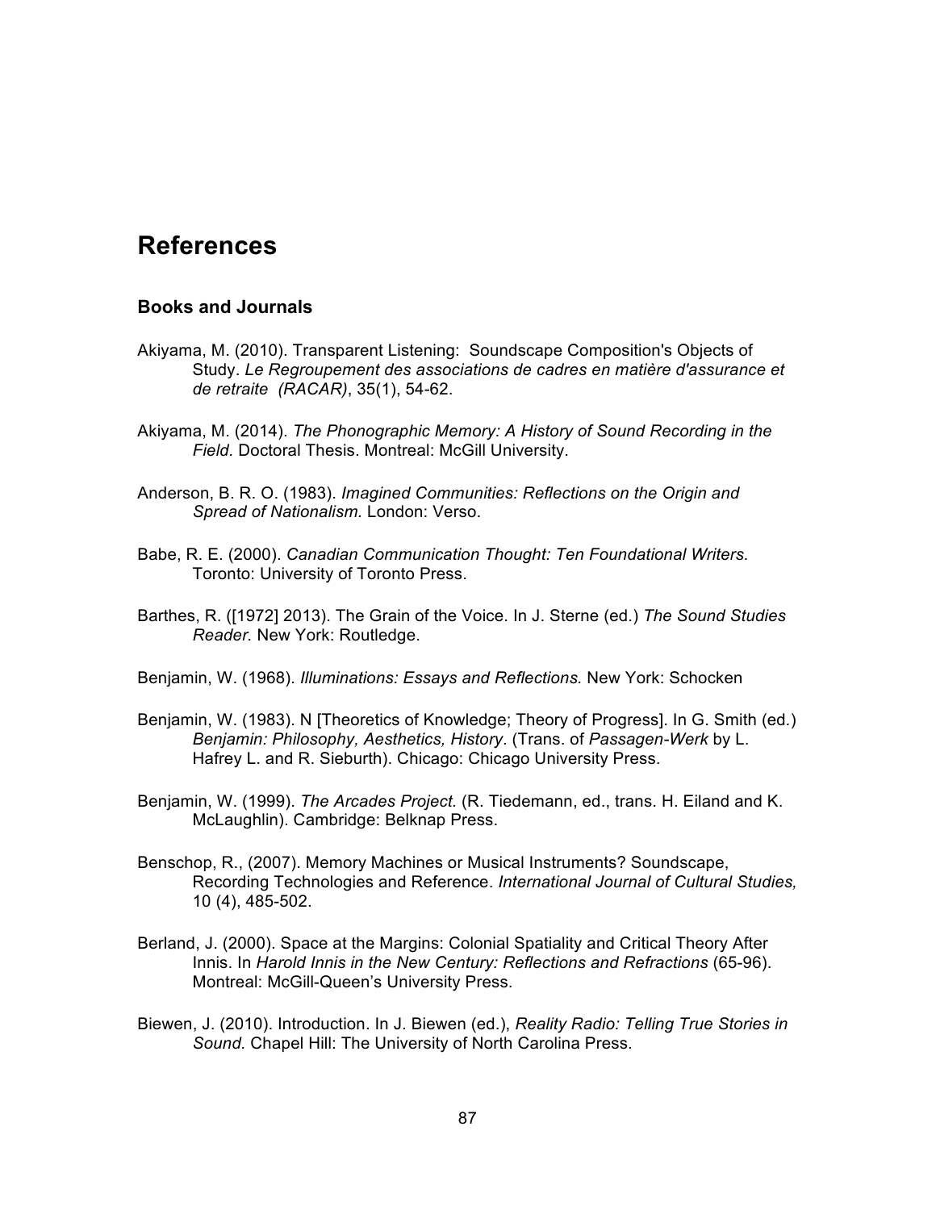# References

## Books and Journals

Akiyama, M. (2010). Transparent Listening: Soundscape Composition's Objects of Study. *Le Regroupement des associations de cadres en matière d'assurance et de retraite (RACAR)*, 35(1), 54-62.

Akiyama, M. (2014). *The Phonographic Memory: A History of Sound Recording in the Field.* Doctoral Thesis. Montreal: McGill University.

Anderson, B. R. O. (1983). *Imagined Communities: Reflections on the Origin and Spread of Nationalism.* London: Verso.

Babe, R. E. (2000). *Canadian Communication Thought: Ten Foundational Writers.* Toronto: University of Toronto Press.

Barthes, R. ([1972] 2013). The Grain of the Voice. In J. Sterne (ed.) *The Sound Studies Reader.* New York: Routledge.

Benjamin, W. (1968). *Illuminations: Essays and Reflections.* New York: Schocken

Benjamin, W. (1983). N [Theoretics of Knowledge; Theory of Progress]. In G. Smith (ed.) *Benjamin: Philosophy, Aesthetics, History*. (Trans. of *Passagen-Werk* by L. Hafrey L. and R. Sieburth). Chicago: Chicago University Press.

Benjamin, W. (1999). *The Arcades Project.* (R. Tiedemann, ed., trans. H. Eiland and K. McLaughlin). Cambridge: Belknap Press.

Benschop, R., (2007). Memory Machines or Musical Instruments? Soundscape, Recording Technologies and Reference. *International Journal of Cultural Studies,* 10 (4), 485-502.

Berland, J. (2000). Space at the Margins: Colonial Spatiality and Critical Theory After Innis. In *Harold Innis in the New Century: Reflections and Refractions* (65-96). Montreal: McGill-Queen's University Press.

Biewen, J. (2010). Introduction. In J. Biewen (ed.), *Reality Radio: Telling True Stories in Sound.* Chapel Hill: The University of North Carolina Press.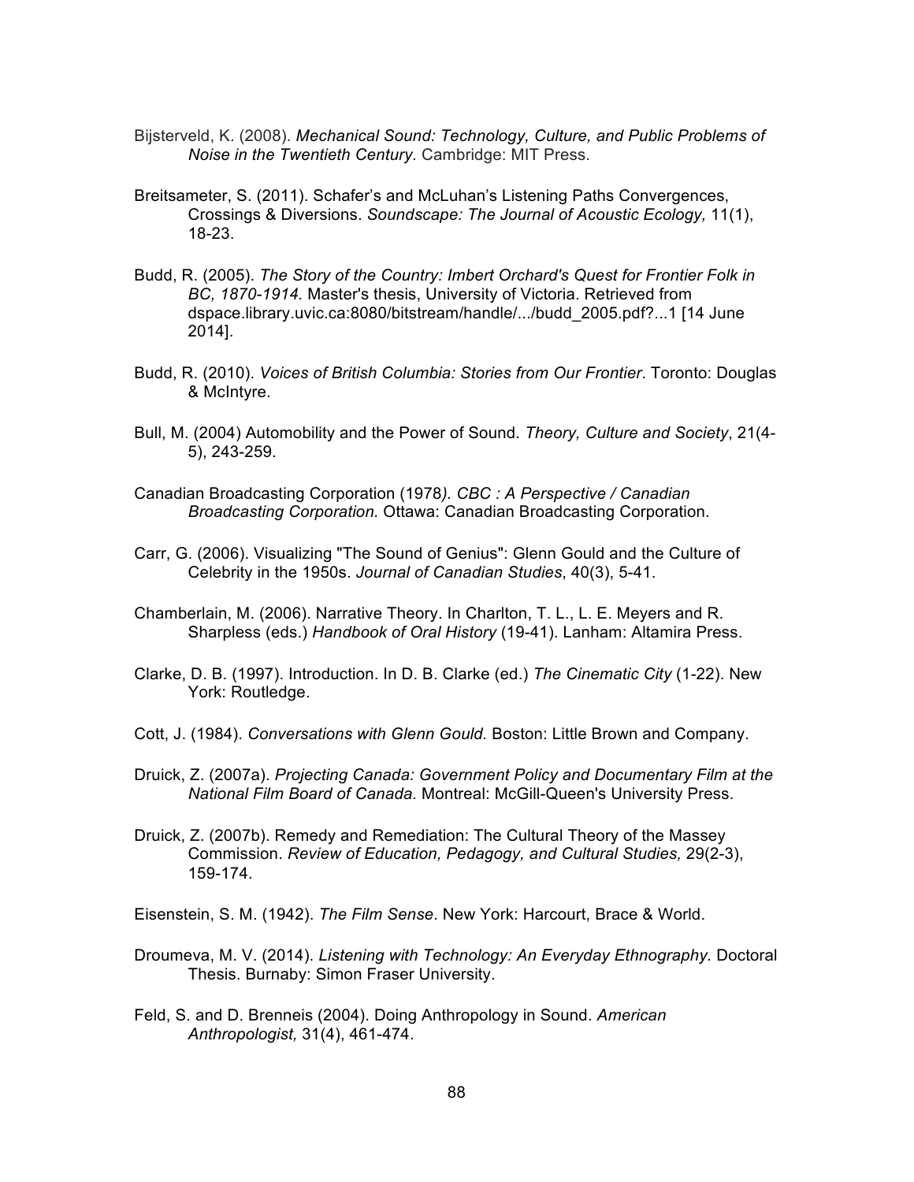Bijsterveld, K. (2008). *Mechanical Sound: Technology, Culture, and Public Problems of Noise in the Twentieth Century*. Cambridge: MIT Press.

Breitsameter, S. (2011). Schafer's and McLuhan's Listening Paths Convergences, Crossings & Diversions. *Soundscape: The Journal of Acoustic Ecology,* 11(1), 18-23.

Budd, R. (2005). *The Story of the Country: Imbert Orchard's Quest for Frontier Folk in BC, 1870-1914.* Master's thesis, University of Victoria. Retrieved from dspace.library.uvic.ca:8080/bitstream/handle/.../budd_2005.pdf?...1 [14 June 2014].

Budd, R. (2010). *Voices of British Columbia: Stories from Our Frontier*. Toronto: Douglas & McIntyre.

Bull, M. (2004) Automobility and the Power of Sound. *Theory, Culture and Society*, 21(4-5), 243-259.

Canadian Broadcasting Corporation (1978*). CBC : A Perspective / Canadian Broadcasting Corporation.* Ottawa: Canadian Broadcasting Corporation.

Carr, G. (2006). Visualizing "The Sound of Genius": Glenn Gould and the Culture of Celebrity in the 1950s. *Journal of Canadian Studies*, 40(3), 5-41.

Chamberlain, M. (2006). Narrative Theory. In Charlton, T. L., L. E. Meyers and R. Sharpless (eds.) *Handbook of Oral History* (19-41). Lanham: Altamira Press.

Clarke, D. B. (1997). Introduction. In D. B. Clarke (ed.) *The Cinematic City* (1-22). New York: Routledge.

Cott, J. (1984). *Conversations with Glenn Gould.* Boston: Little Brown and Company.

Druick, Z. (2007a). *Projecting Canada: Government Policy and Documentary Film at the National Film Board of Canada*. Montreal: McGill-Queen's University Press.

Druick, Z. (2007b). Remedy and Remediation: The Cultural Theory of the Massey Commission. *Review of Education, Pedagogy, and Cultural Studies,* 29(2-3), 159-174.

Eisenstein, S. M. (1942). *The Film Sense*. New York: Harcourt, Brace & World.

Droumeva, M. V. (2014). *Listening with Technology: An Everyday Ethnography.* Doctoral Thesis. Burnaby: Simon Fraser University.

Feld, S. and D. Brenneis (2004). Doing Anthropology in Sound. *American Anthropologist,* 31(4), 461-474.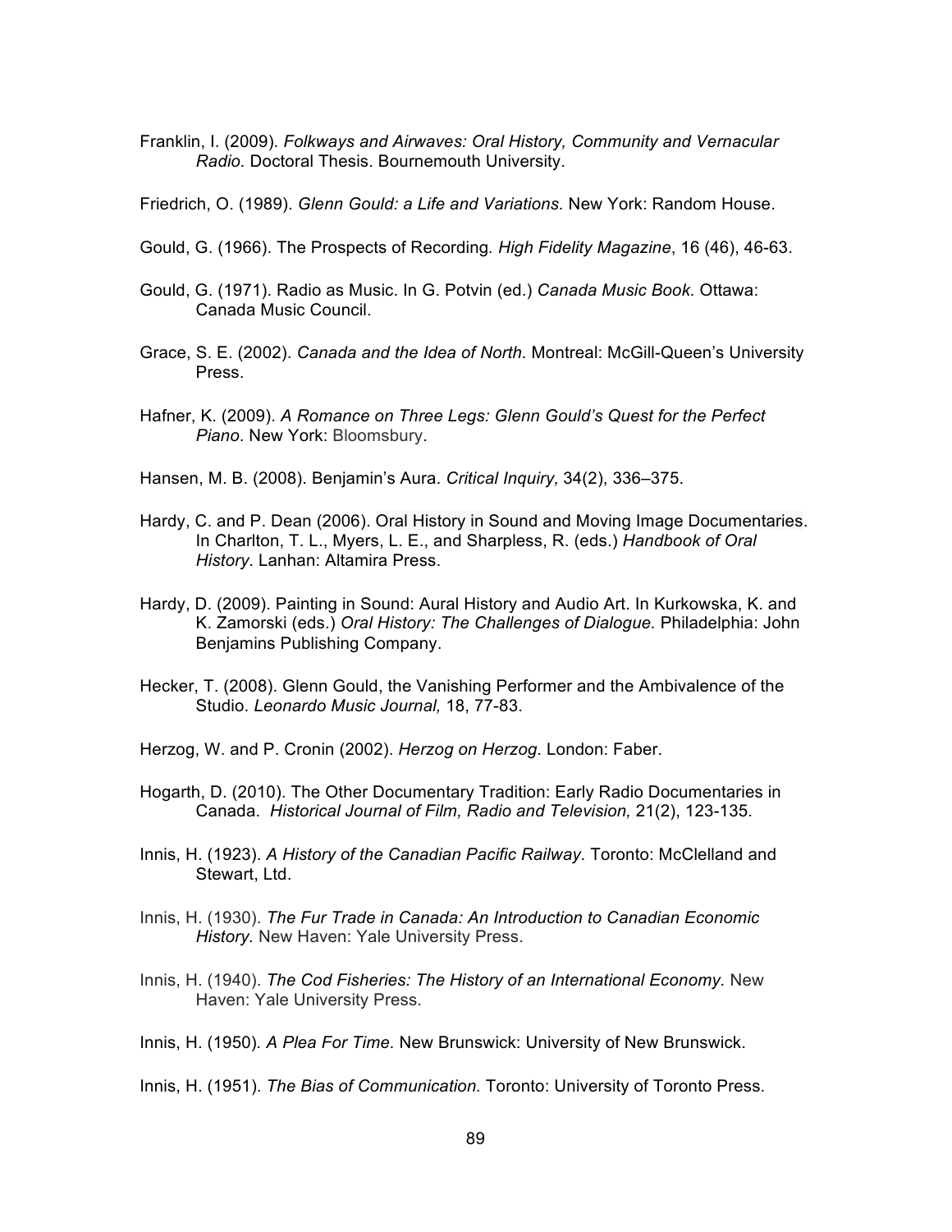Franklin, I. (2009). *Folkways and Airwaves: Oral History, Community and Vernacular Radio.* Doctoral Thesis. Bournemouth University.

Friedrich, O. (1989). *Glenn Gould: a Life and Variations*. New York: Random House.

Gould, G. (1966). The Prospects of Recording*. High Fidelity Magazine*, 16 (46), 46-63.

Gould, G. (1971). Radio as Music. In G. Potvin (ed.) *Canada Music Book.* Ottawa: Canada Music Council.

Grace, S. E. (2002). *Canada and the Idea of North.* Montreal: McGill-Queen's University Press.

Hafner, K. (2009). *A Romance on Three Legs: Glenn Gould's Quest for the Perfect Piano*. New York: Bloomsbury.

Hansen, M. B. (2008). Benjamin's Aura*. Critical Inquiry,* 34(2), 336–375.

Hardy, C. and P. Dean (2006). Oral History in Sound and Moving Image Documentaries. In Charlton, T. L., Myers, L. E., and Sharpless, R. (eds.) *Handbook of Oral History*. Lanhan: Altamira Press.

Hardy, D. (2009). Painting in Sound: Aural History and Audio Art. In Kurkowska, K. and K. Zamorski (eds.) *Oral History: The Challenges of Dialogue*. Philadelphia: John Benjamins Publishing Company.

Hecker, T. (2008). Glenn Gould, the Vanishing Performer and the Ambivalence of the Studio. *Leonardo Music Journal,* 18, 77-83.

Herzog, W. and P. Cronin (2002). *Herzog on Herzog*. London: Faber.

Hogarth, D. (2010). The Other Documentary Tradition: Early Radio Documentaries in Canada. *Historical Journal of Film, Radio and Television,* 21(2), 123-135.

Innis, H. (1923). *A History of the Canadian Pacific Railway*. Toronto: McClelland and Stewart, Ltd.

Innis, H. (1930). *The Fur Trade in Canada: An Introduction to Canadian Economic History.* New Haven: Yale University Press.

Innis, H. (1940). *The Cod Fisheries: The History of an International Economy.* New Haven: Yale University Press.

Innis, H. (1950)*. A Plea For Time.* New Brunswick: University of New Brunswick.

Innis, H. (1951)*. The Bias of Communication.* Toronto: University of Toronto Press.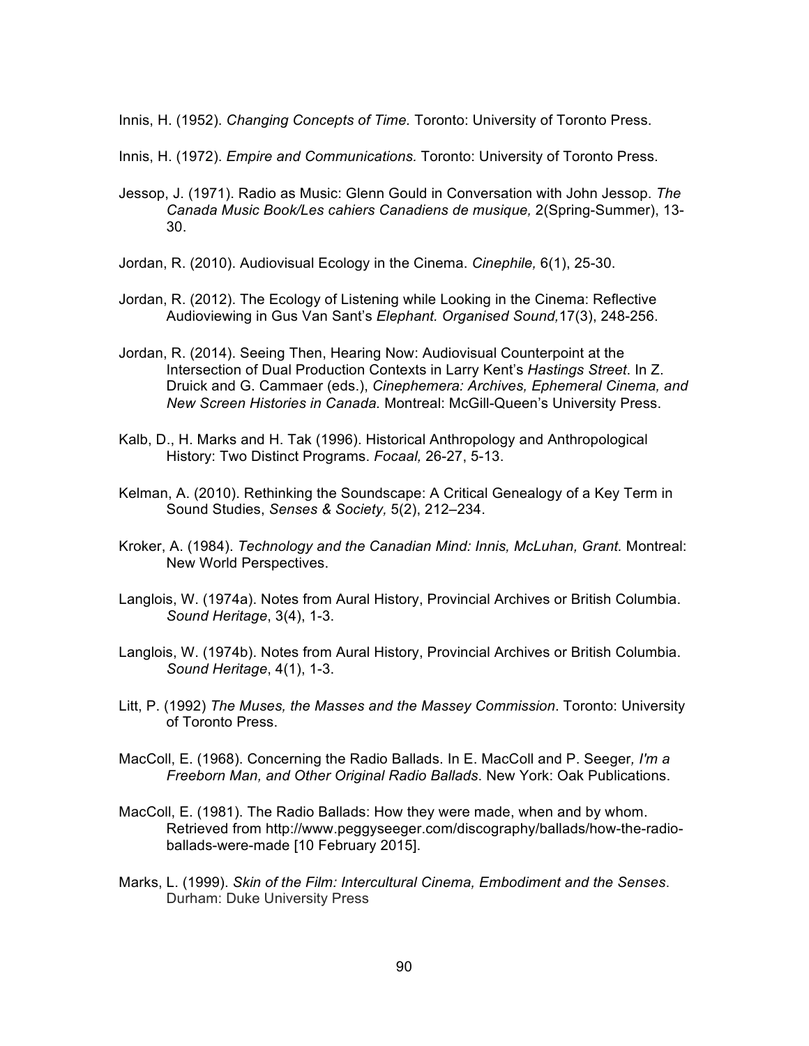Innis, H. (1952). *Changing Concepts of Time.* Toronto: University of Toronto Press.

Innis, H. (1972). *Empire and Communications*. Toronto: University of Toronto Press.

Jessop, J. (1971). Radio as Music: Glenn Gould in Conversation with John Jessop. *The Canada Music Book/Les cahiers Canadiens de musique,* 2(Spring-Summer), 13-30.

Jordan, R. (2010). Audiovisual Ecology in the Cinema. *Cinephile,* 6(1), 25-30.

Jordan, R. (2012). The Ecology of Listening while Looking in the Cinema: Reflective Audioviewing in Gus Van Sant's *Elephant. Organised Sound,*17(3), 248-256.

Jordan, R. (2014). Seeing Then, Hearing Now: Audiovisual Counterpoint at the Intersection of Dual Production Contexts in Larry Kent's *Hastings Street*. In Z. Druick and G. Cammaer (eds.), *Cinephemera: Archives, Ephemeral Cinema, and New Screen Histories in Canada.* Montreal: McGill-Queen's University Press.

Kalb, D., H. Marks and H. Tak (1996). Historical Anthropology and Anthropological History: Two Distinct Programs. *Focaal,* 26-27, 5-13.

Kelman, A. (2010). Rethinking the Soundscape: A Critical Genealogy of a Key Term in Sound Studies, *Senses & Society,* 5(2), 212–234.

Kroker, A. (1984). *Technology and the Canadian Mind: Innis, McLuhan, Grant.* Montreal: New World Perspectives.

Langlois, W. (1974a). Notes from Aural History, Provincial Archives or British Columbia. *Sound Heritage*, 3(4), 1-3.

Langlois, W. (1974b). Notes from Aural History, Provincial Archives or British Columbia. *Sound Heritage*, 4(1), 1-3.

Litt, P. (1992) *The Muses, the Masses and the Massey Commission*. Toronto: University of Toronto Press.

MacColl, E. (1968). Concerning the Radio Ballads. In E. MacColl and P. Seeger*, I'm a Freeborn Man, and Other Original Radio Ballads*. New York: Oak Publications.

MacColl, E. (1981). The Radio Ballads: How they were made, when and by whom. Retrieved from http://www.peggyseeger.com/discography/ballads/how-the-radio-ballads-were-made [10 February 2015].

Marks, L. (1999). *Skin of the Film: Intercultural Cinema, Embodiment and the Senses*. Durham: Duke University Press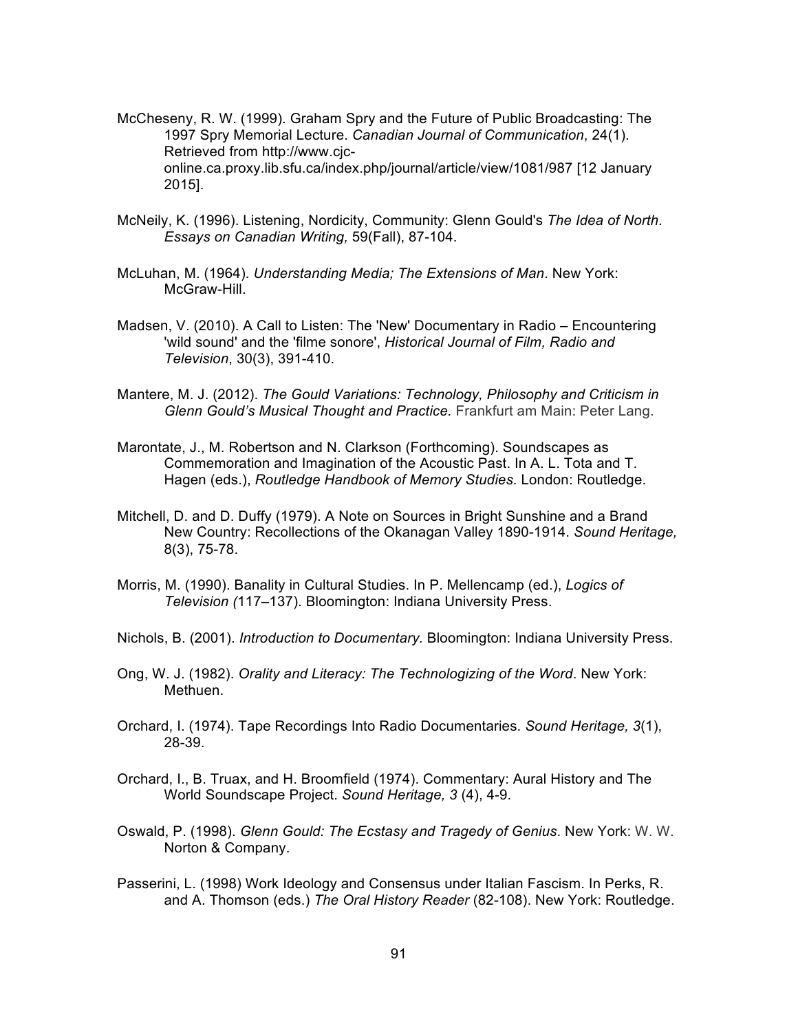McCheseny, R. W. (1999). Graham Spry and the Future of Public Broadcasting: The 1997 Spry Memorial Lecture. *Canadian Journal of Communication*, 24(1). Retrieved from http://www.cjc-online.ca.proxy.lib.sfu.ca/index.php/journal/article/view/1081/987 [12 January 2015].

McNeily, K. (1996). Listening, Nordicity, Community: Glenn Gould's *The Idea of North*. *Essays on Canadian Writing,* 59(Fall), 87-104.

McLuhan, M. (1964). *Understanding Media; The Extensions of Man*. New York: McGraw-Hill.

Madsen, V. (2010). A Call to Listen: The 'New' Documentary in Radio – Encountering 'wild sound' and the 'filme sonore', *Historical Journal of Film, Radio and Television*, 30(3), 391-410.

Mantere, M. J. (2012). *The Gould Variations: Technology, Philosophy and Criticism in Glenn Gould's Musical Thought and Practice.* Frankfurt am Main: Peter Lang.

Marontate, J., M. Robertson and N. Clarkson (Forthcoming). Soundscapes as Commemoration and Imagination of the Acoustic Past. In A. L. Tota and T. Hagen (eds.), *Routledge Handbook of Memory Studies*. London: Routledge.

Mitchell, D. and D. Duffy (1979). A Note on Sources in Bright Sunshine and a Brand New Country: Recollections of the Okanagan Valley 1890-1914. *Sound Heritage,* 8(3), 75-78.

Morris, M. (1990). Banality in Cultural Studies. In P. Mellencamp (ed.), *Logics of Television (*117–137). Bloomington: Indiana University Press.

Nichols, B. (2001). *Introduction to Documentary.* Bloomington: Indiana University Press.

Ong, W. J. (1982). *Orality and Literacy: The Technologizing of the Word*. New York: Methuen.

Orchard, I. (1974). Tape Recordings Into Radio Documentaries. *Sound Heritage, 3*(1), 28-39.

Orchard, I., B. Truax, and H. Broomfield (1974). Commentary: Aural History and The World Soundscape Project. *Sound Heritage, 3* (4), 4-9.

Oswald, P. (1998). *Glenn Gould: The Ecstasy and Tragedy of Genius*. New York: W. W. Norton & Company.

Passerini, L. (1998) Work Ideology and Consensus under Italian Fascism. In Perks, R. and A. Thomson (eds.) *The Oral History Reader* (82-108). New York: Routledge.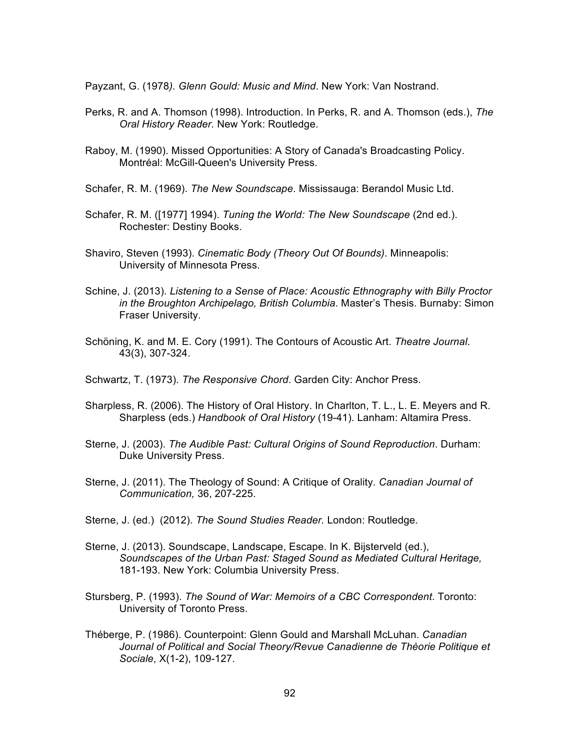Payzant, G. (1978*). Glenn Gould: Music and Mind*. New York: Van Nostrand.

Perks, R. and A. Thomson (1998). Introduction. In Perks, R. and A. Thomson (eds.), *The Oral History Reader.* New York: Routledge.

Raboy, M. (1990). Missed Opportunities: A Story of Canada's Broadcasting Policy. Montréal: McGill-Queen's University Press.

Schafer, R. M. (1969). *The New Soundscape*. Mississauga: Berandol Music Ltd.

Schafer, R. M. ([1977] 1994). *Tuning the World: The New Soundscape* (2nd ed.). Rochester: Destiny Books.

Shaviro, Steven (1993). *Cinematic Body (Theory Out Of Bounds)*. Minneapolis: University of Minnesota Press.

Schine, J. (2013). *Listening to a Sense of Place: Acoustic Ethnography with Billy Proctor in the Broughton Archipelago, British Columbia*. Master's Thesis. Burnaby: Simon Fraser University.

Schöning, K. and M. E. Cory (1991). The Contours of Acoustic Art. *Theatre Journal*. 43(3), 307-324.

Schwartz, T. (1973). *The Responsive Chord*. Garden City: Anchor Press.

Sharpless, R. (2006). The History of Oral History. In Charlton, T. L., L. E. Meyers and R. Sharpless (eds.) *Handbook of Oral History* (19-41). Lanham: Altamira Press.

Sterne, J. (2003). *The Audible Past: Cultural Origins of Sound Reproduction*. Durham: Duke University Press.

Sterne, J. (2011). The Theology of Sound: A Critique of Orality. *Canadian Journal of Communication,* 36, 207-225.

Sterne, J. (ed.) (2012). *The Sound Studies Reader.* London: Routledge.

Sterne, J. (2013). Soundscape, Landscape, Escape. In K. Bijsterveld (ed.), *Soundscapes of the Urban Past: Staged Sound as Mediated Cultural Heritage,* 181-193. New York: Columbia University Press.

Stursberg, P. (1993). *The Sound of War: Memoirs of a CBC Correspondent*. Toronto: University of Toronto Press.

Théberge, P. (1986). Counterpoint: Glenn Gould and Marshall McLuhan. *Canadian Journal of Political and Social Theory/Revue Canadienne de Thèorie Politique et Sociale*, X(1-2), 109-127.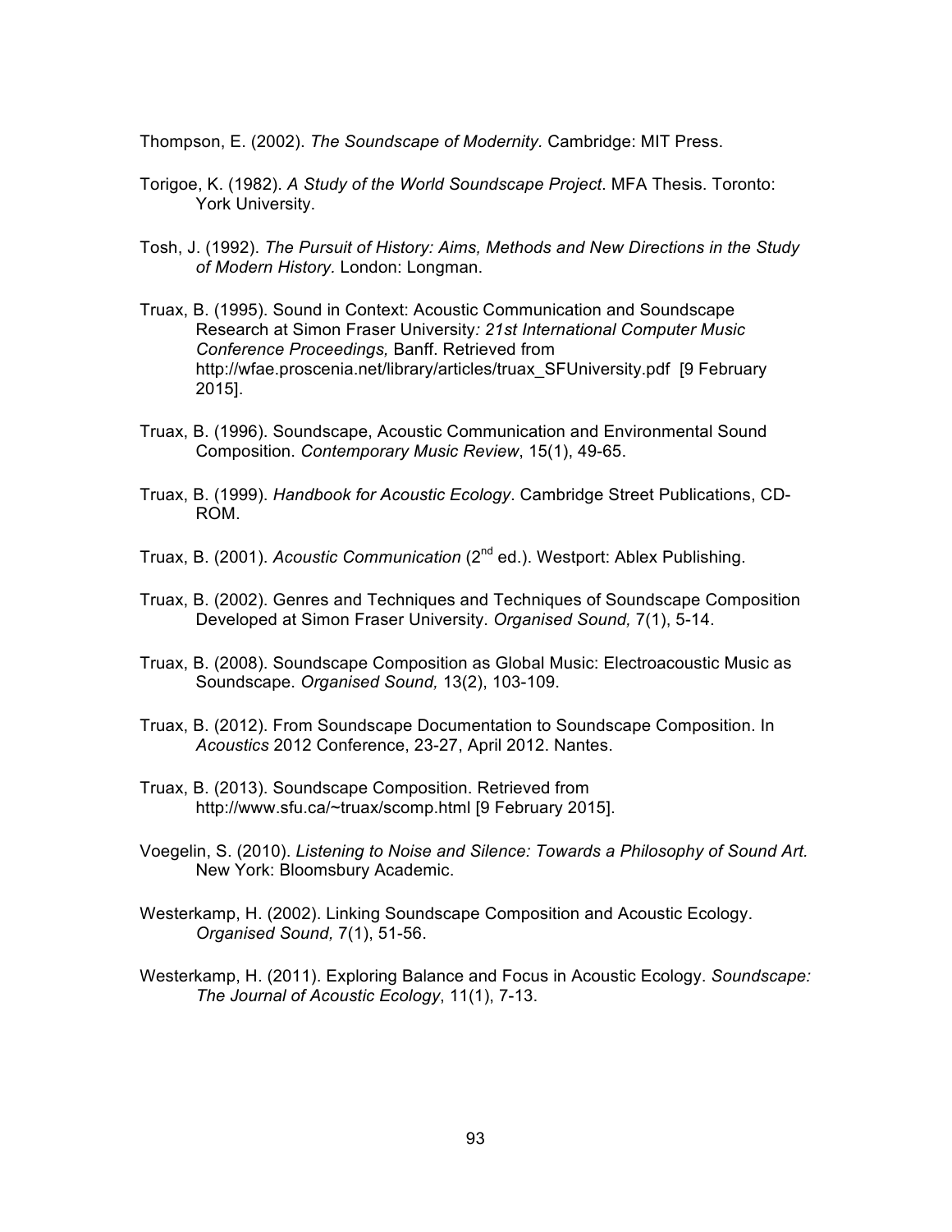Thompson, E. (2002). *The Soundscape of Modernity.* Cambridge: MIT Press.

Torigoe, K. (1982). *A Study of the World Soundscape Project*. MFA Thesis. Toronto: York University.

Tosh, J. (1992). *The Pursuit of History: Aims, Methods and New Directions in the Study of Modern History.* London: Longman.

Truax, B. (1995). Sound in Context: Acoustic Communication and Soundscape Research at Simon Fraser University*: 21st International Computer Music Conference Proceedings,* Banff. Retrieved from http://wfae.proscenia.net/library/articles/truax_SFUniversity.pdf [9 February 2015].

Truax, B. (1996). Soundscape, Acoustic Communication and Environmental Sound Composition. *Contemporary Music Review*, 15(1), 49-65.

Truax, B. (1999). *Handbook for Acoustic Ecology*. Cambridge Street Publications, CD-ROM.

Truax, B. (2001). *Acoustic Communication* (2nd ed.). Westport: Ablex Publishing.

Truax, B. (2002). Genres and Techniques and Techniques of Soundscape Composition Developed at Simon Fraser University. *Organised Sound,* 7(1), 5-14.

Truax, B. (2008). Soundscape Composition as Global Music: Electroacoustic Music as Soundscape. *Organised Sound,* 13(2), 103-109.

Truax, B. (2012). From Soundscape Documentation to Soundscape Composition. In *Acoustics* 2012 Conference, 23-27, April 2012. Nantes.

Truax, B. (2013). Soundscape Composition. Retrieved from http://www.sfu.ca/~truax/scomp.html [9 February 2015].

Voegelin, S. (2010). *Listening to Noise and Silence: Towards a Philosophy of Sound Art.* New York: Bloomsbury Academic.

Westerkamp, H. (2002). Linking Soundscape Composition and Acoustic Ecology. *Organised Sound,* 7(1), 51-56.

Westerkamp, H. (2011). Exploring Balance and Focus in Acoustic Ecology. *Soundscape: The Journal of Acoustic Ecology*, 11(1), 7-13.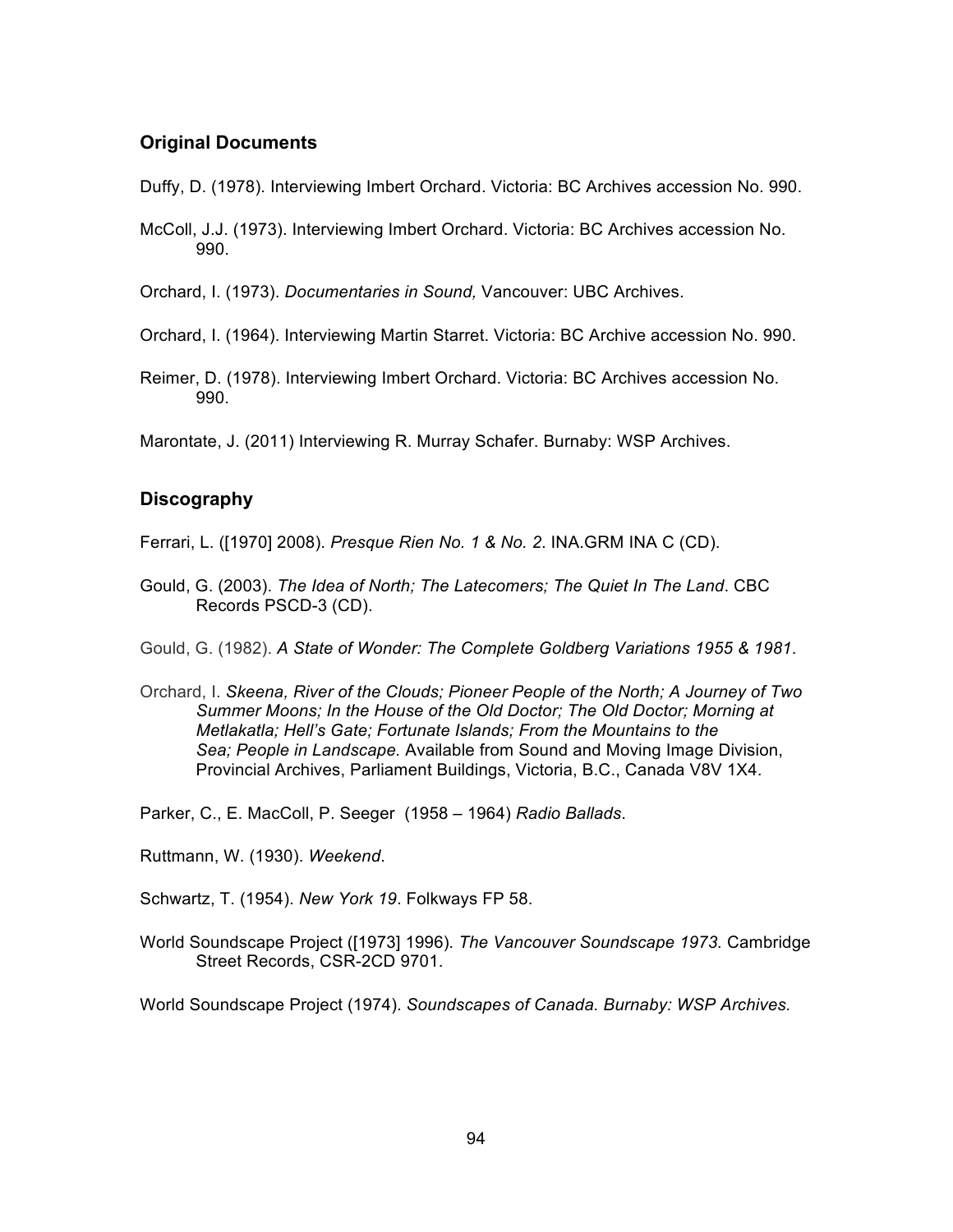## Original Documents

Duffy, D. (1978). Interviewing Imbert Orchard. Victoria: BC Archives accession No. 990.

McColl, J.J. (1973). Interviewing Imbert Orchard. Victoria: BC Archives accession No. 990.

Orchard, I. (1973). *Documentaries in Sound,* Vancouver: UBC Archives.

Orchard, I. (1964). Interviewing Martin Starret. Victoria: BC Archive accession No. 990.

Reimer, D. (1978). Interviewing Imbert Orchard. Victoria: BC Archives accession No. 990.

Marontate, J. (2011) Interviewing R. Murray Schafer. Burnaby: WSP Archives.

## Discography

Ferrari, L. ([1970] 2008). *Presque Rien No. 1 & No. 2*. INA.GRM INA C (CD).

Gould, G. (2003). *The Idea of North; The Latecomers; The Quiet In The Land*. CBC Records PSCD-3 (CD).

Gould, G. (1982). *A State of Wonder: The Complete Goldberg Variations 1955 & 1981*.

Orchard, I. *Skeena, River of the Clouds; Pioneer People of the North; A Journey of Two Summer Moons; In the House of the Old Doctor; The Old Doctor; Morning at Metlakatla; Hell's Gate; Fortunate Islands; From the Mountains to the Sea; People in Landscape.* Available from Sound and Moving Image Division, Provincial Archives, Parliament Buildings, Victoria, B.C., Canada V8V 1X4.

Parker, C., E. MacColl, P. Seeger (1958 – 1964) *Radio Ballads*.

Ruttmann, W. (1930). *Weekend*.

Schwartz, T. (1954). *New York 19*. Folkways FP 58.

World Soundscape Project ([1973] 1996). *The Vancouver Soundscape 1973.* Cambridge Street Records, CSR-2CD 9701.

World Soundscape Project (1974). *Soundscapes of Canada. Burnaby: WSP Archives.*